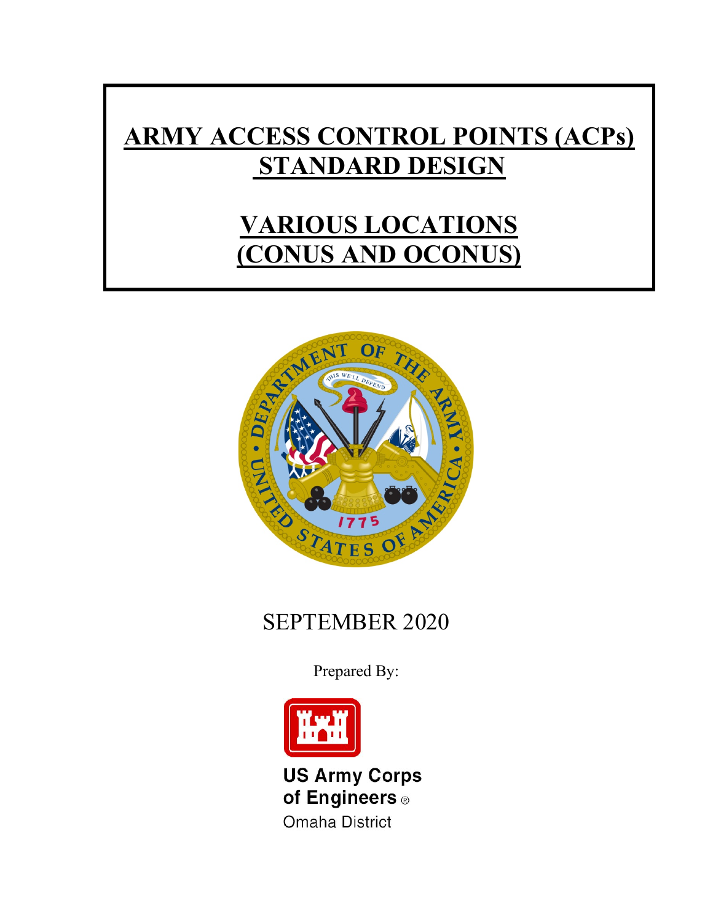# ARMY ACCESS CONTROL POINTS (ACPs) STANDARD DESIGN

# VARIOUS LOCATIONS (CONUS AND OCONUS)

SEPTEMBER 2020

Prepared By:

US Army Corps of Engineers®
Omaha District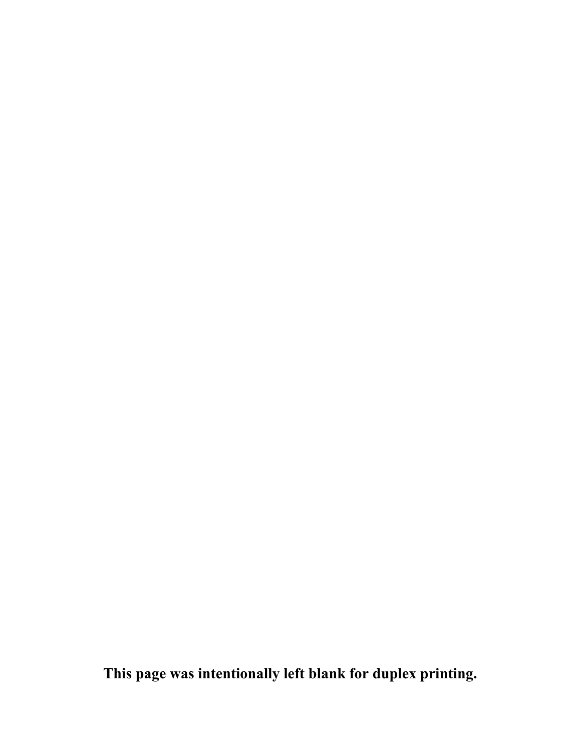**This page was intentionally left blank for duplex printing.**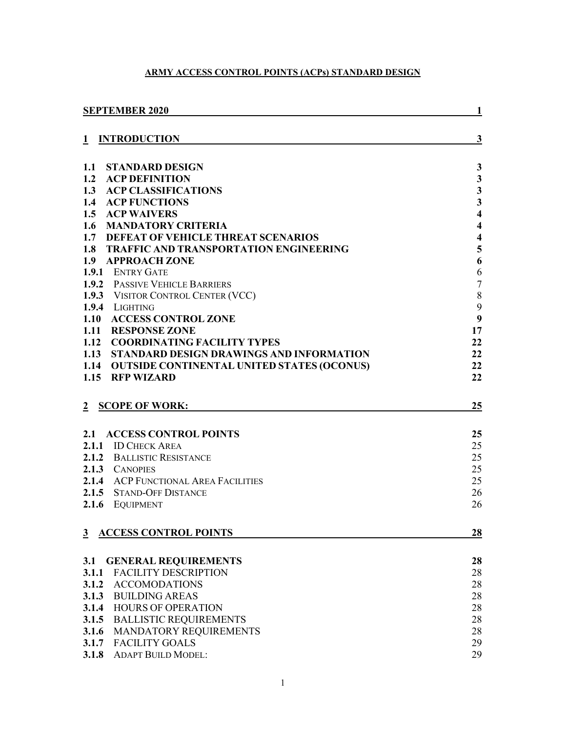**ARMY ACCESS CONTROL POINTS (ACPs) STANDARD DESIGN**

| | |
|---|---|
| **SEPTEMBER 2020** | **1** |
| **1 INTRODUCTION** | **3** |
| **1.1 STANDARD DESIGN** | **3** |
| **1.2 ACP DEFINITION** | **3** |
| **1.3 ACP CLASSIFICATIONS** | **3** |
| **1.4 ACP FUNCTIONS** | **3** |
| **1.5 ACP WAIVERS** | **4** |
| **1.6 MANDATORY CRITERIA** | **4** |
| **1.7 DEFEAT OF VEHICLE THREAT SCENARIOS** | **4** |
| **1.8 TRAFFIC AND TRANSPORTATION ENGINEERING** | **5** |
| **1.9 APPROACH ZONE** | **6** |
| **1.9.1** ENTRY GATE | 6 |
| **1.9.2** PASSIVE VEHICLE BARRIERS | 7 |
| **1.9.3** VISITOR CONTROL CENTER (VCC) | 8 |
| **1.9.4** LIGHTING | 9 |
| **1.10 ACCESS CONTROL ZONE** | **9** |
| **1.11 RESPONSE ZONE** | **17** |
| **1.12 COORDINATING FACILITY TYPES** | **22** |
| **1.13 STANDARD DESIGN DRAWINGS AND INFORMATION** | **22** |
| **1.14 OUTSIDE CONTINENTAL UNITED STATES (OCONUS)** | **22** |
| **1.15 RFP WIZARD** | **22** |
| **2 SCOPE OF WORK:** | **25** |
| **2.1 ACCESS CONTROL POINTS** | **25** |
| **2.1.1** ID CHECK AREA | 25 |
| **2.1.2** BALLISTIC RESISTANCE | 25 |
| **2.1.3** CANOPIES | 25 |
| **2.1.4** ACP FUNCTIONAL AREA FACILITIES | 25 |
| **2.1.5** STAND-OFF DISTANCE | 26 |
| **2.1.6** EQUIPMENT | 26 |
| **3 ACCESS CONTROL POINTS** | **28** |
| **3.1 GENERAL REQUIREMENTS** | **28** |
| **3.1.1** FACILITY DESCRIPTION | 28 |
| **3.1.2** ACCOMODATIONS | 28 |
| **3.1.3** BUILDING AREAS | 28 |
| **3.1.4** HOURS OF OPERATION | 28 |
| **3.1.5** BALLISTIC REQUIREMENTS | 28 |
| **3.1.6** MANDATORY REQUIREMENTS | 28 |
| **3.1.7** FACILITY GOALS | 29 |
| **3.1.8** ADAPT BUILD MODEL: | 29 |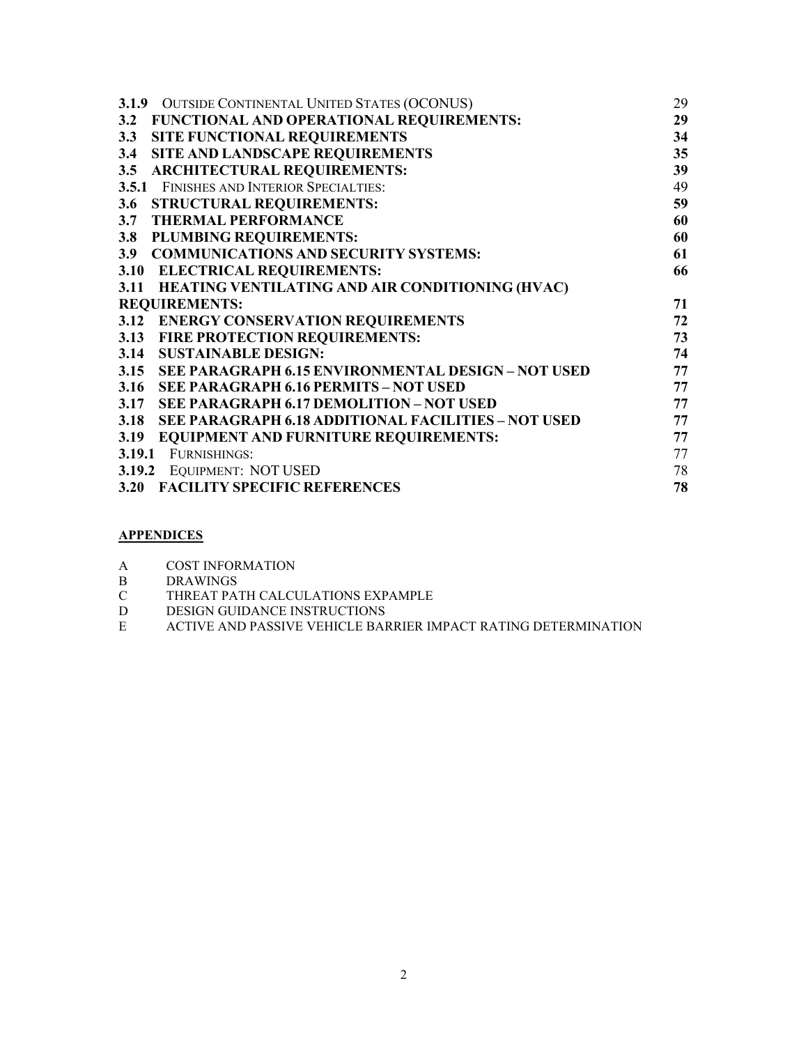| | | |
|---|---|---|
| **3.1.9** | OUTSIDE CONTINENTAL UNITED STATES (OCONUS) | 29 |
| **3.2** | **FUNCTIONAL AND OPERATIONAL REQUIREMENTS:** | **29** |
| **3.3** | **SITE FUNCTIONAL REQUIREMENTS** | **34** |
| **3.4** | **SITE AND LANDSCAPE REQUIREMENTS** | **35** |
| **3.5** | **ARCHITECTURAL REQUIREMENTS:** | **39** |
| **3.5.1** | FINISHES AND INTERIOR SPECIALTIES: | 49 |
| **3.6** | **STRUCTURAL REQUIREMENTS:** | **59** |
| **3.7** | **THERMAL PERFORMANCE** | **60** |
| **3.8** | **PLUMBING REQUIREMENTS:** | **60** |
| **3.9** | **COMMUNICATIONS AND SECURITY SYSTEMS:** | **61** |
| **3.10** | **ELECTRICAL REQUIREMENTS:** | **66** |
| **3.11** | **HEATING VENTILATING AND AIR CONDITIONING (HVAC) REQUIREMENTS:** | **71** |
| **3.12** | **ENERGY CONSERVATION REQUIREMENTS** | **72** |
| **3.13** | **FIRE PROTECTION REQUIREMENTS:** | **73** |
| **3.14** | **SUSTAINABLE DESIGN:** | **74** |
| **3.15** | **SEE PARAGRAPH 6.15 ENVIRONMENTAL DESIGN – NOT USED** | **77** |
| **3.16** | **SEE PARAGRAPH 6.16 PERMITS – NOT USED** | **77** |
| **3.17** | **SEE PARAGRAPH 6.17 DEMOLITION – NOT USED** | **77** |
| **3.18** | **SEE PARAGRAPH 6.18 ADDITIONAL FACILITIES – NOT USED** | **77** |
| **3.19** | **EQUIPMENT AND FURNITURE REQUIREMENTS:** | **77** |
| **3.19.1** | FURNISHINGS: | 77 |
| **3.19.2** | EQUIPMENT: NOT USED | 78 |
| **3.20** | **FACILITY SPECIFIC REFERENCES** | **78** |

**APPENDICES**

| | |
|---|---|
| A | COST INFORMATION |
| B | DRAWINGS |
| C | THREAT PATH CALCULATIONS EXPAMPLE |
| D | DESIGN GUIDANCE INSTRUCTIONS |
| E | ACTIVE AND PASSIVE VEHICLE BARRIER IMPACT RATING DETERMINATION |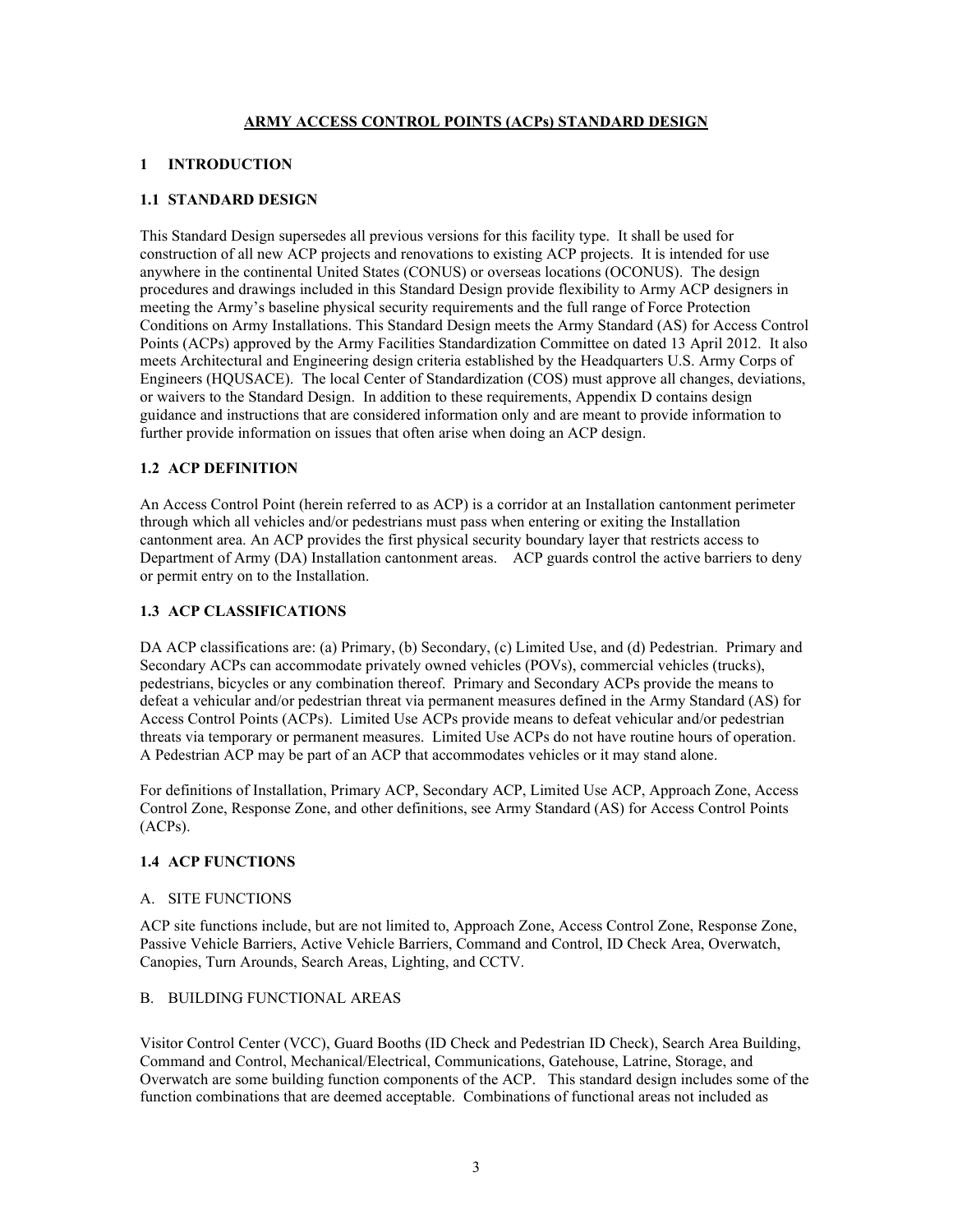# ARMY ACCESS CONTROL POINTS (ACPs) STANDARD DESIGN

## 1 INTRODUCTION

### 1.1 STANDARD DESIGN

This Standard Design supersedes all previous versions for this facility type. It shall be used for construction of all new ACP projects and renovations to existing ACP projects. It is intended for use anywhere in the continental United States (CONUS) or overseas locations (OCONUS). The design procedures and drawings included in this Standard Design provide flexibility to Army ACP designers in meeting the Army's baseline physical security requirements and the full range of Force Protection Conditions on Army Installations. This Standard Design meets the Army Standard (AS) for Access Control Points (ACPs) approved by the Army Facilities Standardization Committee on dated 13 April 2012. It also meets Architectural and Engineering design criteria established by the Headquarters U.S. Army Corps of Engineers (HQUSACE). The local Center of Standardization (COS) must approve all changes, deviations, or waivers to the Standard Design. In addition to these requirements, Appendix D contains design guidance and instructions that are considered information only and are meant to provide information to further provide information on issues that often arise when doing an ACP design.

### 1.2 ACP DEFINITION

An Access Control Point (herein referred to as ACP) is a corridor at an Installation cantonment perimeter through which all vehicles and/or pedestrians must pass when entering or exiting the Installation cantonment area. An ACP provides the first physical security boundary layer that restricts access to Department of Army (DA) Installation cantonment areas. ACP guards control the active barriers to deny or permit entry on to the Installation.

### 1.3 ACP CLASSIFICATIONS

DA ACP classifications are: (a) Primary, (b) Secondary, (c) Limited Use, and (d) Pedestrian. Primary and Secondary ACPs can accommodate privately owned vehicles (POVs), commercial vehicles (trucks), pedestrians, bicycles or any combination thereof. Primary and Secondary ACPs provide the means to defeat a vehicular and/or pedestrian threat via permanent measures defined in the Army Standard (AS) for Access Control Points (ACPs). Limited Use ACPs provide means to defeat vehicular and/or pedestrian threats via temporary or permanent measures. Limited Use ACPs do not have routine hours of operation. A Pedestrian ACP may be part of an ACP that accommodates vehicles or it may stand alone.

For definitions of Installation, Primary ACP, Secondary ACP, Limited Use ACP, Approach Zone, Access Control Zone, Response Zone, and other definitions, see Army Standard (AS) for Access Control Points (ACPs).

### 1.4 ACP FUNCTIONS

A. SITE FUNCTIONS

ACP site functions include, but are not limited to, Approach Zone, Access Control Zone, Response Zone, Passive Vehicle Barriers, Active Vehicle Barriers, Command and Control, ID Check Area, Overwatch, Canopies, Turn Arounds, Search Areas, Lighting, and CCTV.

B. BUILDING FUNCTIONAL AREAS

Visitor Control Center (VCC), Guard Booths (ID Check and Pedestrian ID Check), Search Area Building, Command and Control, Mechanical/Electrical, Communications, Gatehouse, Latrine, Storage, and Overwatch are some building function components of the ACP. This standard design includes some of the function combinations that are deemed acceptable. Combinations of functional areas not included as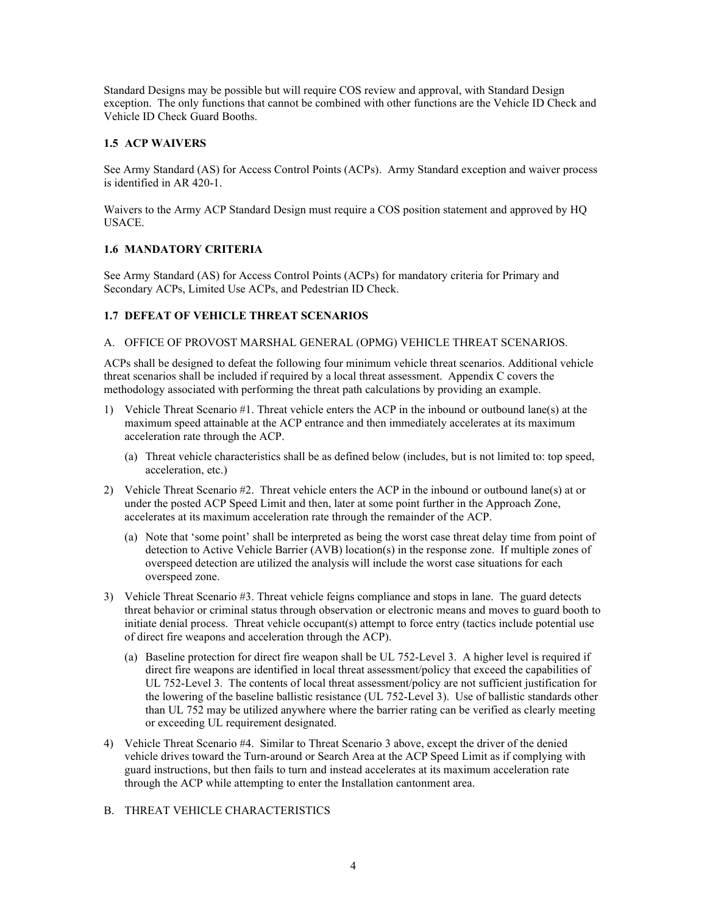Standard Designs may be possible but will require COS review and approval, with Standard Design exception. The only functions that cannot be combined with other functions are the Vehicle ID Check and Vehicle ID Check Guard Booths.

### 1.5 ACP WAIVERS

See Army Standard (AS) for Access Control Points (ACPs). Army Standard exception and waiver process is identified in AR 420-1.

Waivers to the Army ACP Standard Design must require a COS position statement and approved by HQ USACE.

### 1.6 MANDATORY CRITERIA

See Army Standard (AS) for Access Control Points (ACPs) for mandatory criteria for Primary and Secondary ACPs, Limited Use ACPs, and Pedestrian ID Check.

### 1.7 DEFEAT OF VEHICLE THREAT SCENARIOS

A. OFFICE OF PROVOST MARSHAL GENERAL (OPMG) VEHICLE THREAT SCENARIOS.

ACPs shall be designed to defeat the following four minimum vehicle threat scenarios. Additional vehicle threat scenarios shall be included if required by a local threat assessment. Appendix C covers the methodology associated with performing the threat path calculations by providing an example.

1) Vehicle Threat Scenario #1. Threat vehicle enters the ACP in the inbound or outbound lane(s) at the maximum speed attainable at the ACP entrance and then immediately accelerates at its maximum acceleration rate through the ACP.
   - (a) Threat vehicle characteristics shall be as defined below (includes, but is not limited to: top speed, acceleration, etc.)
2) Vehicle Threat Scenario #2. Threat vehicle enters the ACP in the inbound or outbound lane(s) at or under the posted ACP Speed Limit and then, later at some point further in the Approach Zone, accelerates at its maximum acceleration rate through the remainder of the ACP.
   - (a) Note that 'some point' shall be interpreted as being the worst case threat delay time from point of detection to Active Vehicle Barrier (AVB) location(s) in the response zone. If multiple zones of overspeed detection are utilized the analysis will include the worst case situations for each overspeed zone.
3) Vehicle Threat Scenario #3. Threat vehicle feigns compliance and stops in lane. The guard detects threat behavior or criminal status through observation or electronic means and moves to guard booth to initiate denial process. Threat vehicle occupant(s) attempt to force entry (tactics include potential use of direct fire weapons and acceleration through the ACP).
   - (a) Baseline protection for direct fire weapon shall be UL 752-Level 3. A higher level is required if direct fire weapons are identified in local threat assessment/policy that exceed the capabilities of UL 752-Level 3. The contents of local threat assessment/policy are not sufficient justification for the lowering of the baseline ballistic resistance (UL 752-Level 3). Use of ballistic standards other than UL 752 may be utilized anywhere where the barrier rating can be verified as clearly meeting or exceeding UL requirement designated.
4) Vehicle Threat Scenario #4. Similar to Threat Scenario 3 above, except the driver of the denied vehicle drives toward the Turn-around or Search Area at the ACP Speed Limit as if complying with guard instructions, but then fails to turn and instead accelerates at its maximum acceleration rate through the ACP while attempting to enter the Installation cantonment area.

B. THREAT VEHICLE CHARACTERISTICS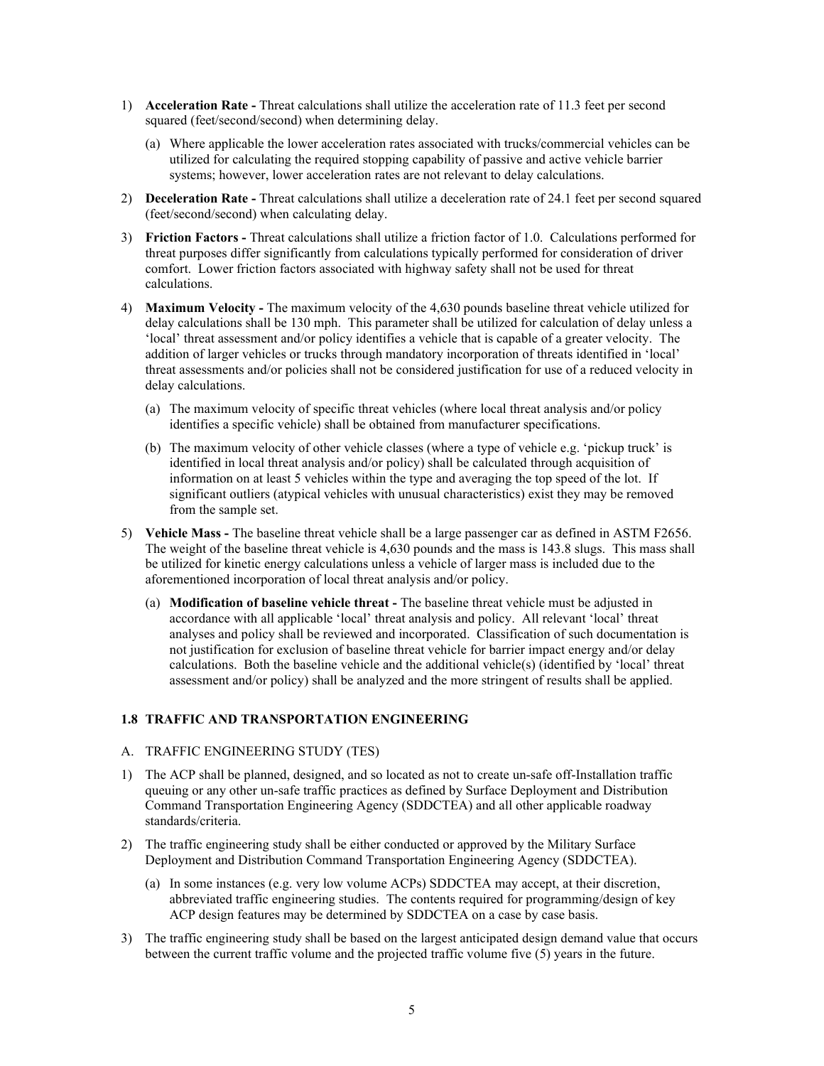1) **Acceleration Rate -** Threat calculations shall utilize the acceleration rate of 11.3 feet per second squared (feet/second/second) when determining delay.

   (a) Where applicable the lower acceleration rates associated with trucks/commercial vehicles can be utilized for calculating the required stopping capability of passive and active vehicle barrier systems; however, lower acceleration rates are not relevant to delay calculations.

2) **Deceleration Rate -** Threat calculations shall utilize a deceleration rate of 24.1 feet per second squared (feet/second/second) when calculating delay.

3) **Friction Factors -** Threat calculations shall utilize a friction factor of 1.0. Calculations performed for threat purposes differ significantly from calculations typically performed for consideration of driver comfort. Lower friction factors associated with highway safety shall not be used for threat calculations.

4) **Maximum Velocity -** The maximum velocity of the 4,630 pounds baseline threat vehicle utilized for delay calculations shall be 130 mph. This parameter shall be utilized for calculation of delay unless a 'local' threat assessment and/or policy identifies a vehicle that is capable of a greater velocity. The addition of larger vehicles or trucks through mandatory incorporation of threats identified in 'local' threat assessments and/or policies shall not be considered justification for use of a reduced velocity in delay calculations.

   (a) The maximum velocity of specific threat vehicles (where local threat analysis and/or policy identifies a specific vehicle) shall be obtained from manufacturer specifications.

   (b) The maximum velocity of other vehicle classes (where a type of vehicle e.g. 'pickup truck' is identified in local threat analysis and/or policy) shall be calculated through acquisition of information on at least 5 vehicles within the type and averaging the top speed of the lot. If significant outliers (atypical vehicles with unusual characteristics) exist they may be removed from the sample set.

5) **Vehicle Mass -** The baseline threat vehicle shall be a large passenger car as defined in ASTM F2656. The weight of the baseline threat vehicle is 4,630 pounds and the mass is 143.8 slugs. This mass shall be utilized for kinetic energy calculations unless a vehicle of larger mass is included due to the aforementioned incorporation of local threat analysis and/or policy.

   (a) **Modification of baseline vehicle threat -** The baseline threat vehicle must be adjusted in accordance with all applicable 'local' threat analysis and policy. All relevant 'local' threat analyses and policy shall be reviewed and incorporated. Classification of such documentation is not justification for exclusion of baseline threat vehicle for barrier impact energy and/or delay calculations. Both the baseline vehicle and the additional vehicle(s) (identified by 'local' threat assessment and/or policy) shall be analyzed and the more stringent of results shall be applied.

## 1.8 TRAFFIC AND TRANSPORTATION ENGINEERING

A. TRAFFIC ENGINEERING STUDY (TES)

1) The ACP shall be planned, designed, and so located as not to create un-safe off-Installation traffic queuing or any other un-safe traffic practices as defined by Surface Deployment and Distribution Command Transportation Engineering Agency (SDDCTEA) and all other applicable roadway standards/criteria.

2) The traffic engineering study shall be either conducted or approved by the Military Surface Deployment and Distribution Command Transportation Engineering Agency (SDDCTEA).

   (a) In some instances (e.g. very low volume ACPs) SDDCTEA may accept, at their discretion, abbreviated traffic engineering studies. The contents required for programming/design of key ACP design features may be determined by SDDCTEA on a case by case basis.

3) The traffic engineering study shall be based on the largest anticipated design demand value that occurs between the current traffic volume and the projected traffic volume five (5) years in the future.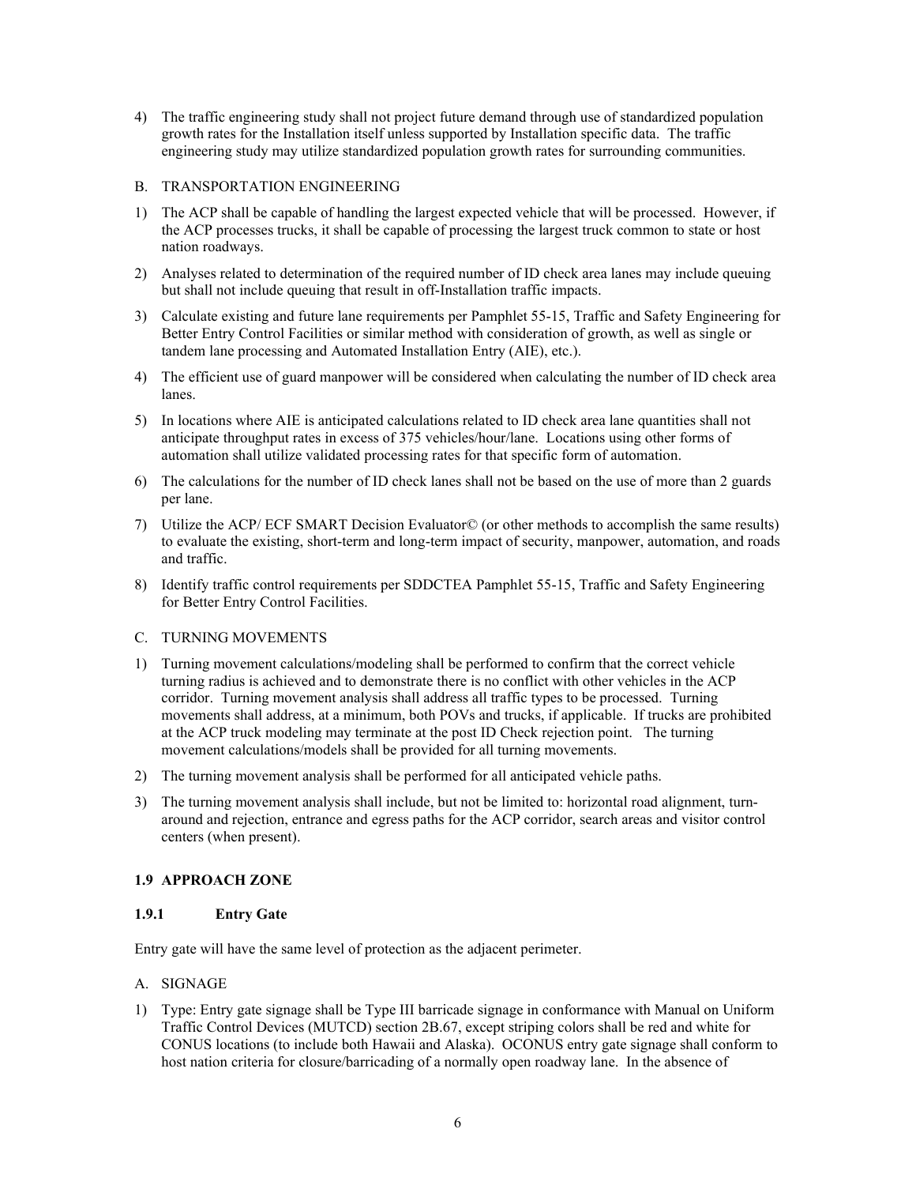4) The traffic engineering study shall not project future demand through use of standardized population growth rates for the Installation itself unless supported by Installation specific data. The traffic engineering study may utilize standardized population growth rates for surrounding communities.

B. TRANSPORTATION ENGINEERING

1) The ACP shall be capable of handling the largest expected vehicle that will be processed. However, if the ACP processes trucks, it shall be capable of processing the largest truck common to state or host nation roadways.

2) Analyses related to determination of the required number of ID check area lanes may include queuing but shall not include queuing that result in off-Installation traffic impacts.

3) Calculate existing and future lane requirements per Pamphlet 55-15, Traffic and Safety Engineering for Better Entry Control Facilities or similar method with consideration of growth, as well as single or tandem lane processing and Automated Installation Entry (AIE), etc.).

4) The efficient use of guard manpower will be considered when calculating the number of ID check area lanes.

5) In locations where AIE is anticipated calculations related to ID check area lane quantities shall not anticipate throughput rates in excess of 375 vehicles/hour/lane. Locations using other forms of automation shall utilize validated processing rates for that specific form of automation.

6) The calculations for the number of ID check lanes shall not be based on the use of more than 2 guards per lane.

7) Utilize the ACP/ ECF SMART Decision Evaluator© (or other methods to accomplish the same results) to evaluate the existing, short-term and long-term impact of security, manpower, automation, and roads and traffic.

8) Identify traffic control requirements per SDDCTEA Pamphlet 55-15, Traffic and Safety Engineering for Better Entry Control Facilities.

C. TURNING MOVEMENTS

1) Turning movement calculations/modeling shall be performed to confirm that the correct vehicle turning radius is achieved and to demonstrate there is no conflict with other vehicles in the ACP corridor. Turning movement analysis shall address all traffic types to be processed. Turning movements shall address, at a minimum, both POVs and trucks, if applicable. If trucks are prohibited at the ACP truck modeling may terminate at the post ID Check rejection point. The turning movement calculations/models shall be provided for all turning movements.

2) The turning movement analysis shall be performed for all anticipated vehicle paths.

3) The turning movement analysis shall include, but not be limited to: horizontal road alignment, turn-around and rejection, entrance and egress paths for the ACP corridor, search areas and visitor control centers (when present).

## 1.9 APPROACH ZONE

### 1.9.1 Entry Gate

Entry gate will have the same level of protection as the adjacent perimeter.

A. SIGNAGE

1) Type: Entry gate signage shall be Type III barricade signage in conformance with Manual on Uniform Traffic Control Devices (MUTCD) section 2B.67, except striping colors shall be red and white for CONUS locations (to include both Hawaii and Alaska). OCONUS entry gate signage shall conform to host nation criteria for closure/barricading of a normally open roadway lane. In the absence of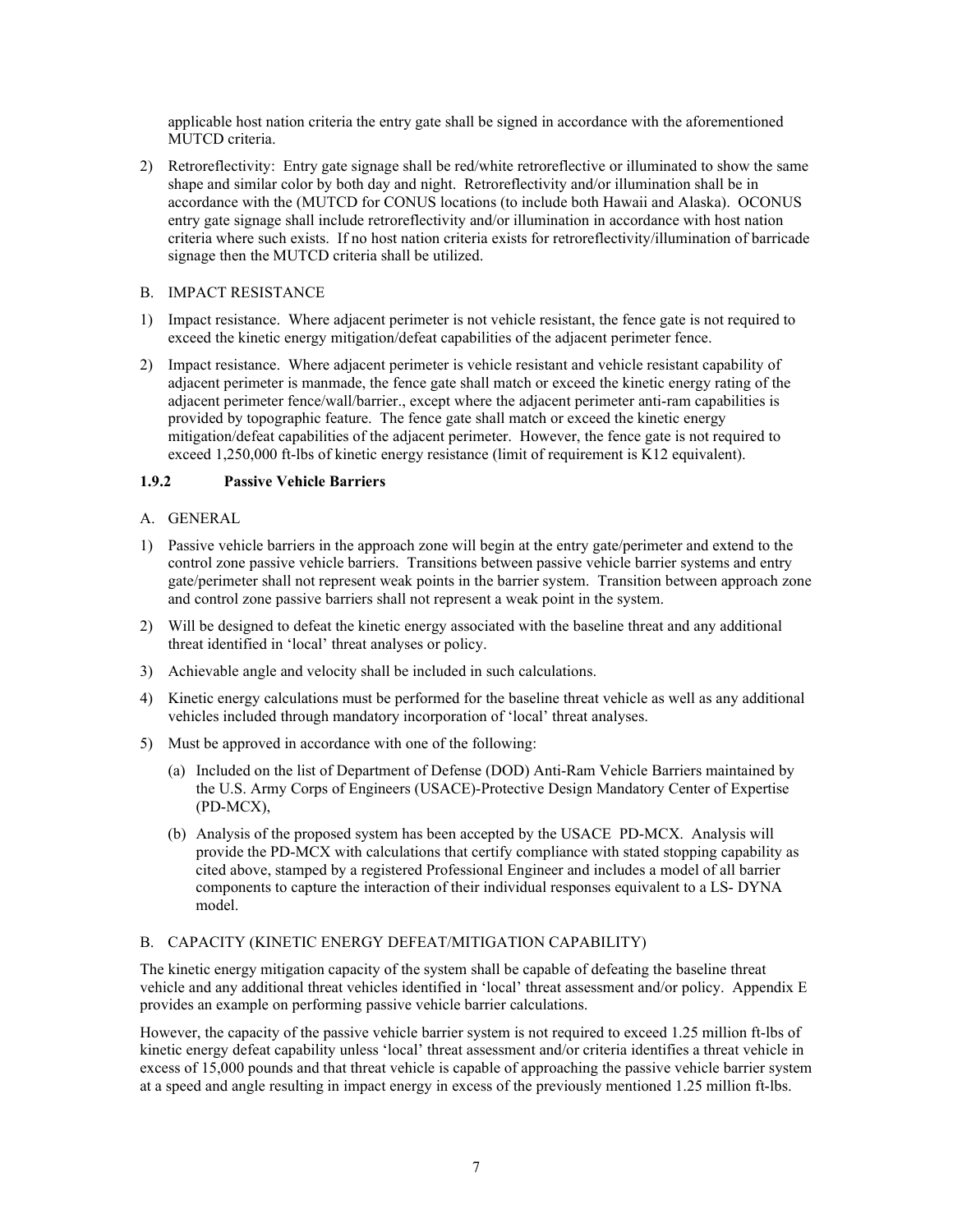applicable host nation criteria the entry gate shall be signed in accordance with the aforementioned MUTCD criteria.

2) Retroreflectivity: Entry gate signage shall be red/white retroreflective or illuminated to show the same shape and similar color by both day and night. Retroreflectivity and/or illumination shall be in accordance with the (MUTCD for CONUS locations (to include both Hawaii and Alaska). OCONUS entry gate signage shall include retroreflectivity and/or illumination in accordance with host nation criteria where such exists. If no host nation criteria exists for retroreflectivity/illumination of barricade signage then the MUTCD criteria shall be utilized.

B. IMPACT RESISTANCE

1) Impact resistance. Where adjacent perimeter is not vehicle resistant, the fence gate is not required to exceed the kinetic energy mitigation/defeat capabilities of the adjacent perimeter fence.

2) Impact resistance. Where adjacent perimeter is vehicle resistant and vehicle resistant capability of adjacent perimeter is manmade, the fence gate shall match or exceed the kinetic energy rating of the adjacent perimeter fence/wall/barrier., except where the adjacent perimeter anti-ram capabilities is provided by topographic feature. The fence gate shall match or exceed the kinetic energy mitigation/defeat capabilities of the adjacent perimeter. However, the fence gate is not required to exceed 1,250,000 ft-lbs of kinetic energy resistance (limit of requirement is K12 equivalent).

### 1.9.2 Passive Vehicle Barriers

A. GENERAL

1) Passive vehicle barriers in the approach zone will begin at the entry gate/perimeter and extend to the control zone passive vehicle barriers. Transitions between passive vehicle barrier systems and entry gate/perimeter shall not represent weak points in the barrier system. Transition between approach zone and control zone passive barriers shall not represent a weak point in the system.

2) Will be designed to defeat the kinetic energy associated with the baseline threat and any additional threat identified in 'local' threat analyses or policy.

3) Achievable angle and velocity shall be included in such calculations.

4) Kinetic energy calculations must be performed for the baseline threat vehicle as well as any additional vehicles included through mandatory incorporation of 'local' threat analyses.

5) Must be approved in accordance with one of the following:

   (a) Included on the list of Department of Defense (DOD) Anti-Ram Vehicle Barriers maintained by the U.S. Army Corps of Engineers (USACE)-Protective Design Mandatory Center of Expertise (PD-MCX),

   (b) Analysis of the proposed system has been accepted by the USACE PD-MCX. Analysis will provide the PD-MCX with calculations that certify compliance with stated stopping capability as cited above, stamped by a registered Professional Engineer and includes a model of all barrier components to capture the interaction of their individual responses equivalent to a LS- DYNA model.

B. CAPACITY (KINETIC ENERGY DEFEAT/MITIGATION CAPABILITY)

The kinetic energy mitigation capacity of the system shall be capable of defeating the baseline threat vehicle and any additional threat vehicles identified in 'local' threat assessment and/or policy. Appendix E provides an example on performing passive vehicle barrier calculations.

However, the capacity of the passive vehicle barrier system is not required to exceed 1.25 million ft-lbs of kinetic energy defeat capability unless 'local' threat assessment and/or criteria identifies a threat vehicle in excess of 15,000 pounds and that threat vehicle is capable of approaching the passive vehicle barrier system at a speed and angle resulting in impact energy in excess of the previously mentioned 1.25 million ft-lbs.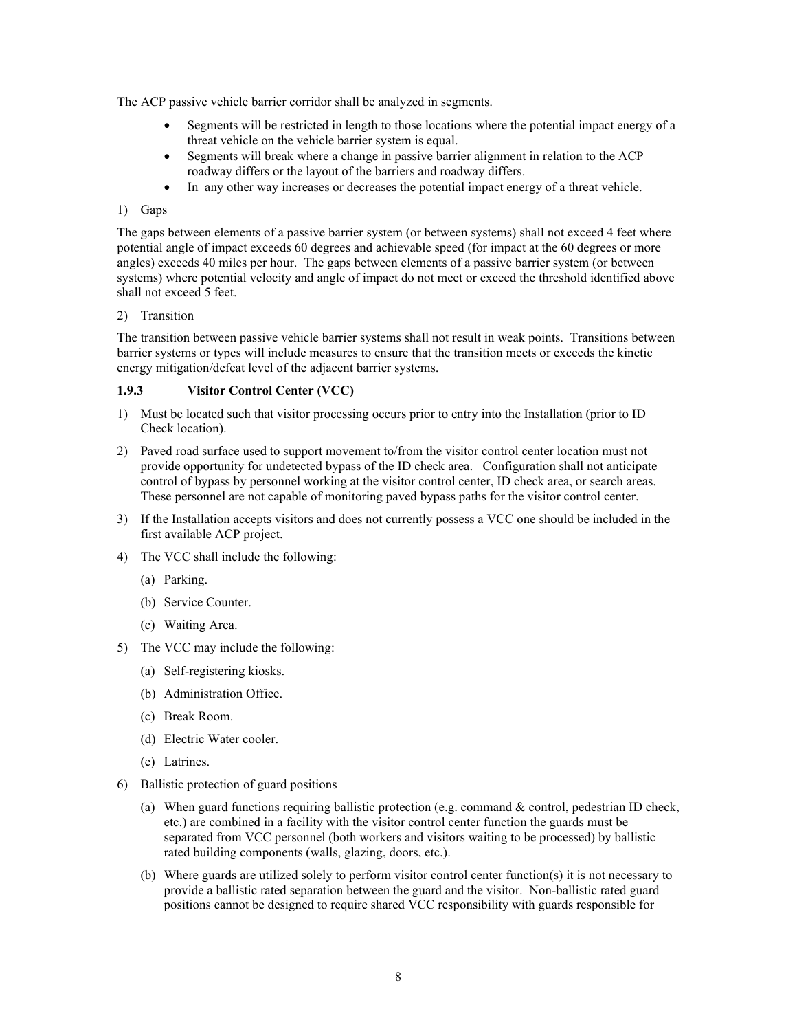The ACP passive vehicle barrier corridor shall be analyzed in segments.

- Segments will be restricted in length to those locations where the potential impact energy of a threat vehicle on the vehicle barrier system is equal.
- Segments will break where a change in passive barrier alignment in relation to the ACP roadway differs or the layout of the barriers and roadway differs.
- In any other way increases or decreases the potential impact energy of a threat vehicle.

1) Gaps

The gaps between elements of a passive barrier system (or between systems) shall not exceed 4 feet where potential angle of impact exceeds 60 degrees and achievable speed (for impact at the 60 degrees or more angles) exceeds 40 miles per hour. The gaps between elements of a passive barrier system (or between systems) where potential velocity and angle of impact do not meet or exceed the threshold identified above shall not exceed 5 feet.

2) Transition

The transition between passive vehicle barrier systems shall not result in weak points. Transitions between barrier systems or types will include measures to ensure that the transition meets or exceeds the kinetic energy mitigation/defeat level of the adjacent barrier systems.

### 1.9.3 Visitor Control Center (VCC)

1) Must be located such that visitor processing occurs prior to entry into the Installation (prior to ID Check location).
2) Paved road surface used to support movement to/from the visitor control center location must not provide opportunity for undetected bypass of the ID check area. Configuration shall not anticipate control of bypass by personnel working at the visitor control center, ID check area, or search areas. These personnel are not capable of monitoring paved bypass paths for the visitor control center.
3) If the Installation accepts visitors and does not currently possess a VCC one should be included in the first available ACP project.
4) The VCC shall include the following:
   (a) Parking.
   (b) Service Counter.
   (c) Waiting Area.
5) The VCC may include the following:
   (a) Self-registering kiosks.
   (b) Administration Office.
   (c) Break Room.
   (d) Electric Water cooler.
   (e) Latrines.
6) Ballistic protection of guard positions
   (a) When guard functions requiring ballistic protection (e.g. command & control, pedestrian ID check, etc.) are combined in a facility with the visitor control center function the guards must be separated from VCC personnel (both workers and visitors waiting to be processed) by ballistic rated building components (walls, glazing, doors, etc.).
   (b) Where guards are utilized solely to perform visitor control center function(s) it is not necessary to provide a ballistic rated separation between the guard and the visitor. Non-ballistic rated guard positions cannot be designed to require shared VCC responsibility with guards responsible for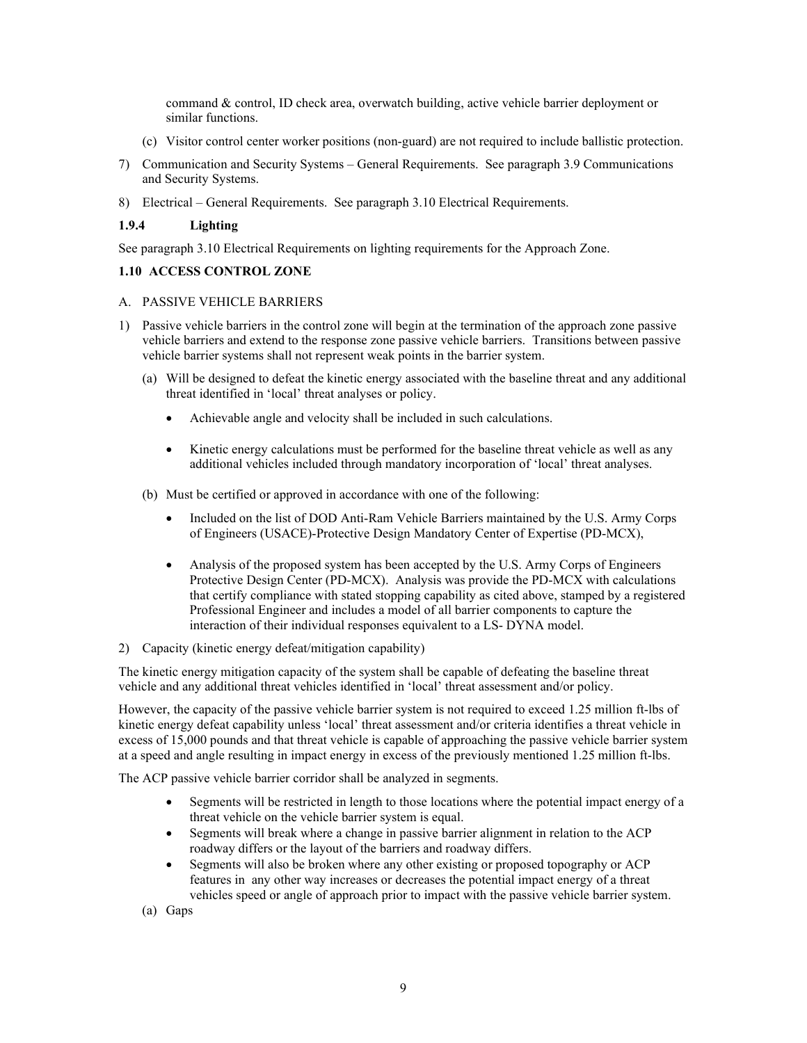command & control, ID check area, overwatch building, active vehicle barrier deployment or similar functions.

(c) Visitor control center worker positions (non-guard) are not required to include ballistic protection.

7) Communication and Security Systems – General Requirements. See paragraph 3.9 Communications and Security Systems.

8) Electrical – General Requirements. See paragraph 3.10 Electrical Requirements.

### 1.9.4 Lighting

See paragraph 3.10 Electrical Requirements on lighting requirements for the Approach Zone.

## 1.10 ACCESS CONTROL ZONE

A. PASSIVE VEHICLE BARRIERS

1) Passive vehicle barriers in the control zone will begin at the termination of the approach zone passive vehicle barriers and extend to the response zone passive vehicle barriers. Transitions between passive vehicle barrier systems shall not represent weak points in the barrier system.

   (a) Will be designed to defeat the kinetic energy associated with the baseline threat and any additional threat identified in 'local' threat analyses or policy.

   - Achievable angle and velocity shall be included in such calculations.
   - Kinetic energy calculations must be performed for the baseline threat vehicle as well as any additional vehicles included through mandatory incorporation of 'local' threat analyses.

   (b) Must be certified or approved in accordance with one of the following:

   - Included on the list of DOD Anti-Ram Vehicle Barriers maintained by the U.S. Army Corps of Engineers (USACE)-Protective Design Mandatory Center of Expertise (PD-MCX),
   - Analysis of the proposed system has been accepted by the U.S. Army Corps of Engineers Protective Design Center (PD-MCX). Analysis was provide the PD-MCX with calculations that certify compliance with stated stopping capability as cited above, stamped by a registered Professional Engineer and includes a model of all barrier components to capture the interaction of their individual responses equivalent to a LS- DYNA model.

2) Capacity (kinetic energy defeat/mitigation capability)

The kinetic energy mitigation capacity of the system shall be capable of defeating the baseline threat vehicle and any additional threat vehicles identified in 'local' threat assessment and/or policy.

However, the capacity of the passive vehicle barrier system is not required to exceed 1.25 million ft-lbs of kinetic energy defeat capability unless 'local' threat assessment and/or criteria identifies a threat vehicle in excess of 15,000 pounds and that threat vehicle is capable of approaching the passive vehicle barrier system at a speed and angle resulting in impact energy in excess of the previously mentioned 1.25 million ft-lbs.

The ACP passive vehicle barrier corridor shall be analyzed in segments.

- Segments will be restricted in length to those locations where the potential impact energy of a threat vehicle on the vehicle barrier system is equal.
- Segments will break where a change in passive barrier alignment in relation to the ACP roadway differs or the layout of the barriers and roadway differs.
- Segments will also be broken where any other existing or proposed topography or ACP features in any other way increases or decreases the potential impact energy of a threat vehicles speed or angle of approach prior to impact with the passive vehicle barrier system.

(a) Gaps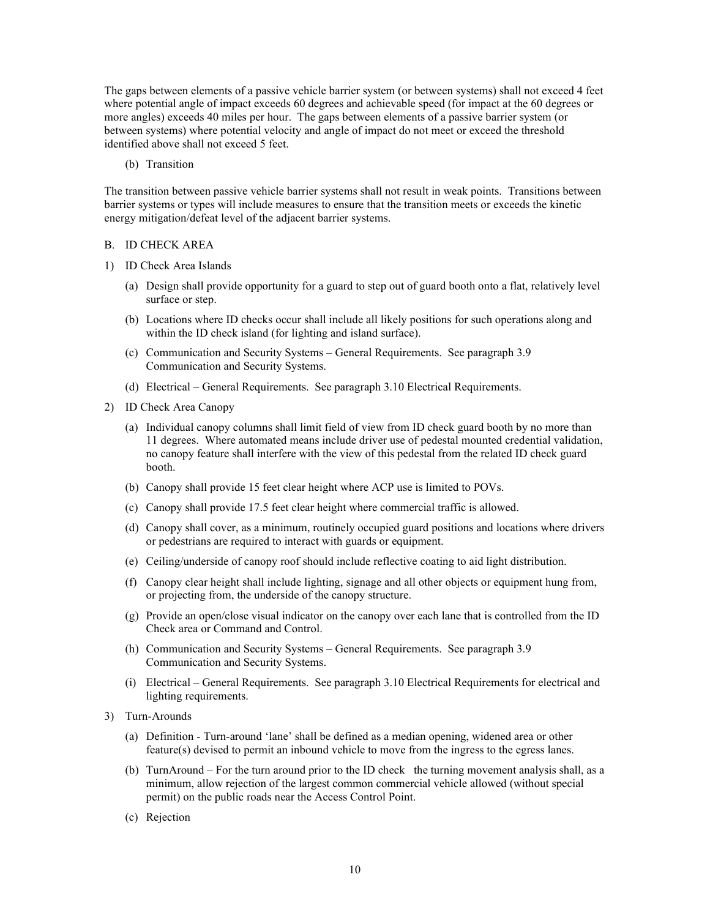The gaps between elements of a passive vehicle barrier system (or between systems) shall not exceed 4 feet where potential angle of impact exceeds 60 degrees and achievable speed (for impact at the 60 degrees or more angles) exceeds 40 miles per hour. The gaps between elements of a passive barrier system (or between systems) where potential velocity and angle of impact do not meet or exceed the threshold identified above shall not exceed 5 feet.

(b) Transition

The transition between passive vehicle barrier systems shall not result in weak points. Transitions between barrier systems or types will include measures to ensure that the transition meets or exceeds the kinetic energy mitigation/defeat level of the adjacent barrier systems.

B. ID CHECK AREA

1) ID Check Area Islands

(a) Design shall provide opportunity for a guard to step out of guard booth onto a flat, relatively level surface or step.

(b) Locations where ID checks occur shall include all likely positions for such operations along and within the ID check island (for lighting and island surface).

(c) Communication and Security Systems – General Requirements. See paragraph 3.9 Communication and Security Systems.

(d) Electrical – General Requirements. See paragraph 3.10 Electrical Requirements.

2) ID Check Area Canopy

(a) Individual canopy columns shall limit field of view from ID check guard booth by no more than 11 degrees. Where automated means include driver use of pedestal mounted credential validation, no canopy feature shall interfere with the view of this pedestal from the related ID check guard booth.

(b) Canopy shall provide 15 feet clear height where ACP use is limited to POVs.

(c) Canopy shall provide 17.5 feet clear height where commercial traffic is allowed.

(d) Canopy shall cover, as a minimum, routinely occupied guard positions and locations where drivers or pedestrians are required to interact with guards or equipment.

(e) Ceiling/underside of canopy roof should include reflective coating to aid light distribution.

(f) Canopy clear height shall include lighting, signage and all other objects or equipment hung from, or projecting from, the underside of the canopy structure.

(g) Provide an open/close visual indicator on the canopy over each lane that is controlled from the ID Check area or Command and Control.

(h) Communication and Security Systems – General Requirements. See paragraph 3.9 Communication and Security Systems.

(i) Electrical – General Requirements. See paragraph 3.10 Electrical Requirements for electrical and lighting requirements.

3) Turn-Arounds

(a) Definition - Turn-around 'lane' shall be defined as a median opening, widened area or other feature(s) devised to permit an inbound vehicle to move from the ingress to the egress lanes.

(b) TurnAround – For the turn around prior to the ID check the turning movement analysis shall, as a minimum, allow rejection of the largest common commercial vehicle allowed (without special permit) on the public roads near the Access Control Point.

(c) Rejection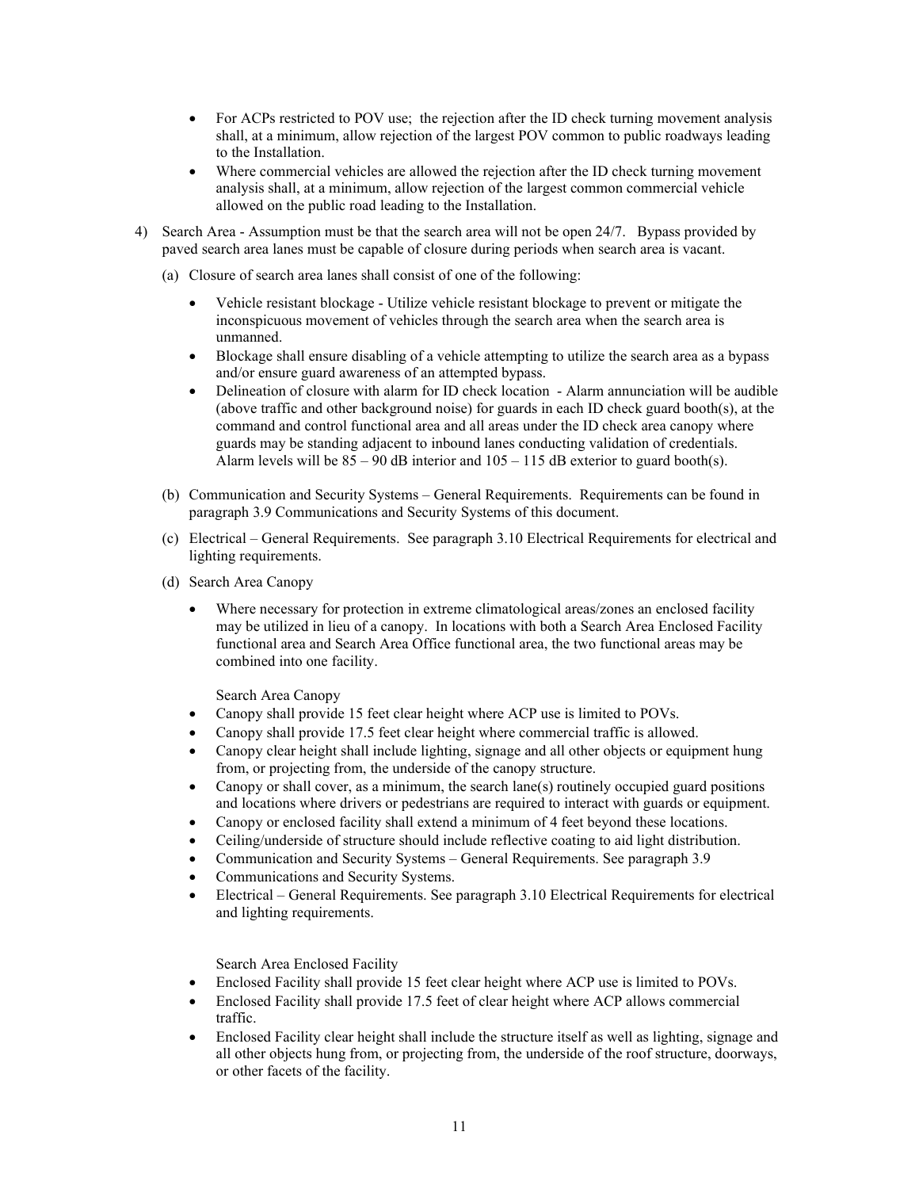- For ACPs restricted to POV use; the rejection after the ID check turning movement analysis shall, at a minimum, allow rejection of the largest POV common to public roadways leading to the Installation.
- Where commercial vehicles are allowed the rejection after the ID check turning movement analysis shall, at a minimum, allow rejection of the largest common commercial vehicle allowed on the public road leading to the Installation.

4) Search Area - Assumption must be that the search area will not be open 24/7. Bypass provided by paved search area lanes must be capable of closure during periods when search area is vacant.

   (a) Closure of search area lanes shall consist of one of the following:

   - Vehicle resistant blockage - Utilize vehicle resistant blockage to prevent or mitigate the inconspicuous movement of vehicles through the search area when the search area is unmanned.
   - Blockage shall ensure disabling of a vehicle attempting to utilize the search area as a bypass and/or ensure guard awareness of an attempted bypass.
   - Delineation of closure with alarm for ID check location - Alarm annunciation will be audible (above traffic and other background noise) for guards in each ID check guard booth(s), at the command and control functional area and all areas under the ID check area canopy where guards may be standing adjacent to inbound lanes conducting validation of credentials. Alarm levels will be 85 – 90 dB interior and 105 – 115 dB exterior to guard booth(s).

   (b) Communication and Security Systems – General Requirements. Requirements can be found in paragraph 3.9 Communications and Security Systems of this document.

   (c) Electrical – General Requirements. See paragraph 3.10 Electrical Requirements for electrical and lighting requirements.

   (d) Search Area Canopy

   - Where necessary for protection in extreme climatological areas/zones an enclosed facility may be utilized in lieu of a canopy. In locations with both a Search Area Enclosed Facility functional area and Search Area Office functional area, the two functional areas may be combined into one facility.

   Search Area Canopy

   - Canopy shall provide 15 feet clear height where ACP use is limited to POVs.
   - Canopy shall provide 17.5 feet clear height where commercial traffic is allowed.
   - Canopy clear height shall include lighting, signage and all other objects or equipment hung from, or projecting from, the underside of the canopy structure.
   - Canopy or shall cover, as a minimum, the search lane(s) routinely occupied guard positions and locations where drivers or pedestrians are required to interact with guards or equipment.
   - Canopy or enclosed facility shall extend a minimum of 4 feet beyond these locations.
   - Ceiling/underside of structure should include reflective coating to aid light distribution.
   - Communication and Security Systems – General Requirements. See paragraph 3.9
   - Communications and Security Systems.
   - Electrical – General Requirements. See paragraph 3.10 Electrical Requirements for electrical and lighting requirements.

   Search Area Enclosed Facility

   - Enclosed Facility shall provide 15 feet clear height where ACP use is limited to POVs.
   - Enclosed Facility shall provide 17.5 feet of clear height where ACP allows commercial traffic.
   - Enclosed Facility clear height shall include the structure itself as well as lighting, signage and all other objects hung from, or projecting from, the underside of the roof structure, doorways, or other facets of the facility.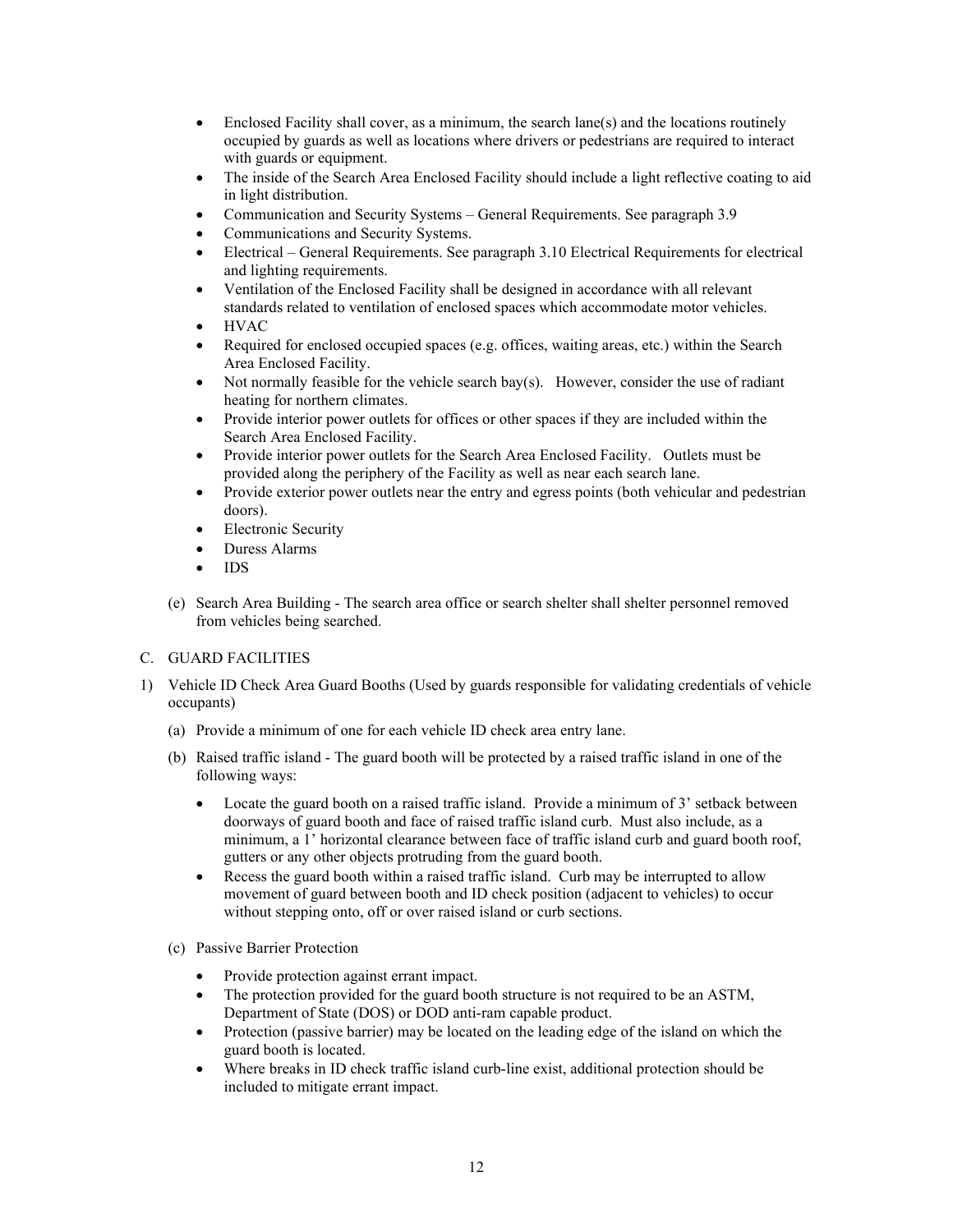- Enclosed Facility shall cover, as a minimum, the search lane(s) and the locations routinely occupied by guards as well as locations where drivers or pedestrians are required to interact with guards or equipment.
- The inside of the Search Area Enclosed Facility should include a light reflective coating to aid in light distribution.
- Communication and Security Systems – General Requirements. See paragraph 3.9
- Communications and Security Systems.
- Electrical – General Requirements. See paragraph 3.10 Electrical Requirements for electrical and lighting requirements.
- Ventilation of the Enclosed Facility shall be designed in accordance with all relevant standards related to ventilation of enclosed spaces which accommodate motor vehicles.
- HVAC
- Required for enclosed occupied spaces (e.g. offices, waiting areas, etc.) within the Search Area Enclosed Facility.
- Not normally feasible for the vehicle search bay(s). However, consider the use of radiant heating for northern climates.
- Provide interior power outlets for offices or other spaces if they are included within the Search Area Enclosed Facility.
- Provide interior power outlets for the Search Area Enclosed Facility. Outlets must be provided along the periphery of the Facility as well as near each search lane.
- Provide exterior power outlets near the entry and egress points (both vehicular and pedestrian doors).
- Electronic Security
- Duress Alarms
- IDS

(e) Search Area Building - The search area office or search shelter shall shelter personnel removed from vehicles being searched.

C. GUARD FACILITIES

1) Vehicle ID Check Area Guard Booths (Used by guards responsible for validating credentials of vehicle occupants)

(a) Provide a minimum of one for each vehicle ID check area entry lane.

(b) Raised traffic island - The guard booth will be protected by a raised traffic island in one of the following ways:

- Locate the guard booth on a raised traffic island. Provide a minimum of 3' setback between doorways of guard booth and face of raised traffic island curb. Must also include, as a minimum, a 1' horizontal clearance between face of traffic island curb and guard booth roof, gutters or any other objects protruding from the guard booth.
- Recess the guard booth within a raised traffic island. Curb may be interrupted to allow movement of guard between booth and ID check position (adjacent to vehicles) to occur without stepping onto, off or over raised island or curb sections.

(c) Passive Barrier Protection

- Provide protection against errant impact.
- The protection provided for the guard booth structure is not required to be an ASTM, Department of State (DOS) or DOD anti-ram capable product.
- Protection (passive barrier) may be located on the leading edge of the island on which the guard booth is located.
- Where breaks in ID check traffic island curb-line exist, additional protection should be included to mitigate errant impact.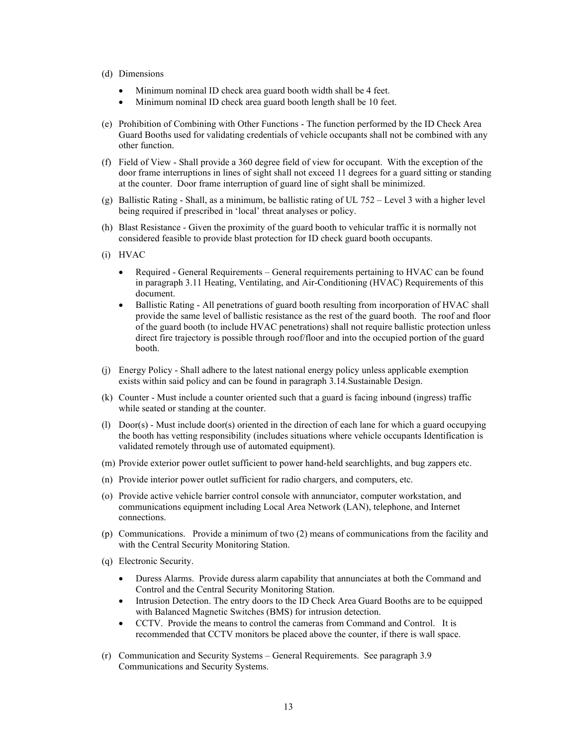(d) Dimensions

- Minimum nominal ID check area guard booth width shall be 4 feet.
- Minimum nominal ID check area guard booth length shall be 10 feet.

(e) Prohibition of Combining with Other Functions - The function performed by the ID Check Area Guard Booths used for validating credentials of vehicle occupants shall not be combined with any other function.

(f) Field of View - Shall provide a 360 degree field of view for occupant. With the exception of the door frame interruptions in lines of sight shall not exceed 11 degrees for a guard sitting or standing at the counter. Door frame interruption of guard line of sight shall be minimized.

(g) Ballistic Rating - Shall, as a minimum, be ballistic rating of UL 752 – Level 3 with a higher level being required if prescribed in 'local' threat analyses or policy.

(h) Blast Resistance - Given the proximity of the guard booth to vehicular traffic it is normally not considered feasible to provide blast protection for ID check guard booth occupants.

(i) HVAC

- Required - General Requirements – General requirements pertaining to HVAC can be found in paragraph 3.11 Heating, Ventilating, and Air-Conditioning (HVAC) Requirements of this document.
- Ballistic Rating - All penetrations of guard booth resulting from incorporation of HVAC shall provide the same level of ballistic resistance as the rest of the guard booth. The roof and floor of the guard booth (to include HVAC penetrations) shall not require ballistic protection unless direct fire trajectory is possible through roof/floor and into the occupied portion of the guard booth.

(j) Energy Policy - Shall adhere to the latest national energy policy unless applicable exemption exists within said policy and can be found in paragraph 3.14.Sustainable Design.

(k) Counter - Must include a counter oriented such that a guard is facing inbound (ingress) traffic while seated or standing at the counter.

(l) Door(s) - Must include door(s) oriented in the direction of each lane for which a guard occupying the booth has vetting responsibility (includes situations where vehicle occupants Identification is validated remotely through use of automated equipment).

(m) Provide exterior power outlet sufficient to power hand-held searchlights, and bug zappers etc.

(n) Provide interior power outlet sufficient for radio chargers, and computers, etc.

(o) Provide active vehicle barrier control console with annunciator, computer workstation, and communications equipment including Local Area Network (LAN), telephone, and Internet connections.

(p) Communications. Provide a minimum of two (2) means of communications from the facility and with the Central Security Monitoring Station.

(q) Electronic Security.

- Duress Alarms. Provide duress alarm capability that annunciates at both the Command and Control and the Central Security Monitoring Station.
- Intrusion Detection. The entry doors to the ID Check Area Guard Booths are to be equipped with Balanced Magnetic Switches (BMS) for intrusion detection.
- CCTV. Provide the means to control the cameras from Command and Control. It is recommended that CCTV monitors be placed above the counter, if there is wall space.

(r) Communication and Security Systems – General Requirements. See paragraph 3.9 Communications and Security Systems.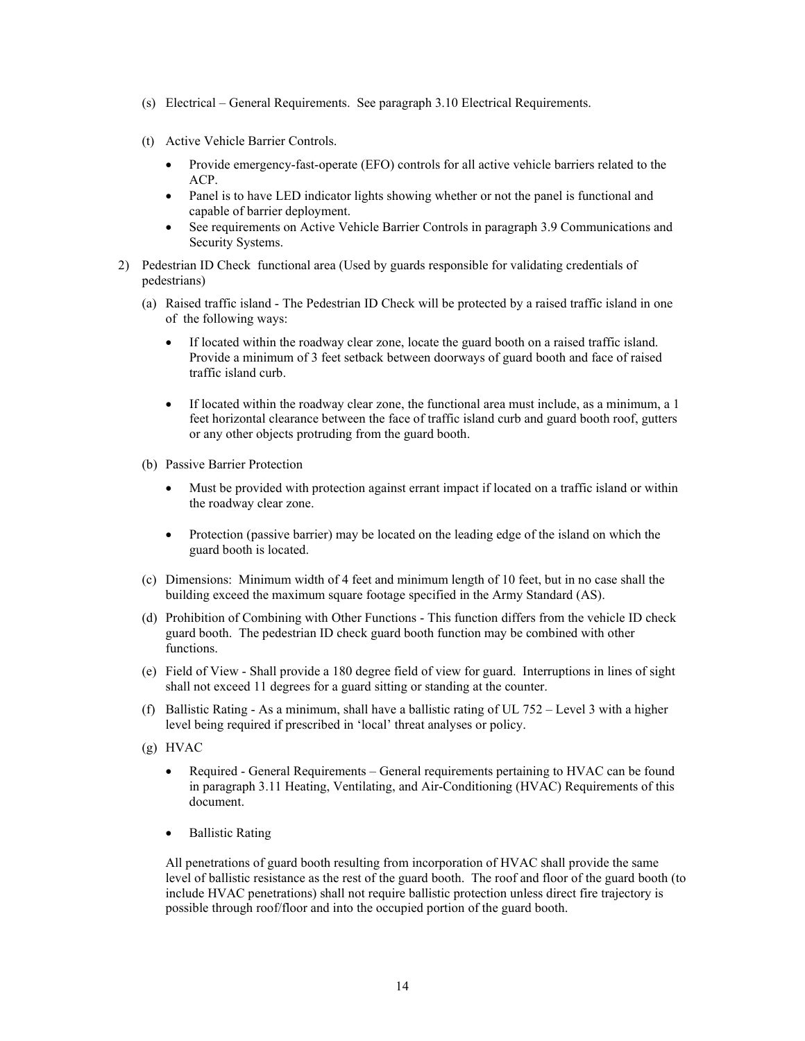(s) Electrical – General Requirements. See paragraph 3.10 Electrical Requirements.

(t) Active Vehicle Barrier Controls.

- Provide emergency-fast-operate (EFO) controls for all active vehicle barriers related to the ACP.
- Panel is to have LED indicator lights showing whether or not the panel is functional and capable of barrier deployment.
- See requirements on Active Vehicle Barrier Controls in paragraph 3.9 Communications and Security Systems.

2) Pedestrian ID Check functional area (Used by guards responsible for validating credentials of pedestrians)

(a) Raised traffic island - The Pedestrian ID Check will be protected by a raised traffic island in one of the following ways:

- If located within the roadway clear zone, locate the guard booth on a raised traffic island. Provide a minimum of 3 feet setback between doorways of guard booth and face of raised traffic island curb.

- If located within the roadway clear zone, the functional area must include, as a minimum, a 1 feet horizontal clearance between the face of traffic island curb and guard booth roof, gutters or any other objects protruding from the guard booth.

(b) Passive Barrier Protection

- Must be provided with protection against errant impact if located on a traffic island or within the roadway clear zone.

- Protection (passive barrier) may be located on the leading edge of the island on which the guard booth is located.

(c) Dimensions: Minimum width of 4 feet and minimum length of 10 feet, but in no case shall the building exceed the maximum square footage specified in the Army Standard (AS).

(d) Prohibition of Combining with Other Functions - This function differs from the vehicle ID check guard booth. The pedestrian ID check guard booth function may be combined with other functions.

(e) Field of View - Shall provide a 180 degree field of view for guard. Interruptions in lines of sight shall not exceed 11 degrees for a guard sitting or standing at the counter.

(f) Ballistic Rating - As a minimum, shall have a ballistic rating of UL 752 – Level 3 with a higher level being required if prescribed in 'local' threat analyses or policy.

(g) HVAC

- Required - General Requirements – General requirements pertaining to HVAC can be found in paragraph 3.11 Heating, Ventilating, and Air-Conditioning (HVAC) Requirements of this document.

- Ballistic Rating

All penetrations of guard booth resulting from incorporation of HVAC shall provide the same level of ballistic resistance as the rest of the guard booth. The roof and floor of the guard booth (to include HVAC penetrations) shall not require ballistic protection unless direct fire trajectory is possible through roof/floor and into the occupied portion of the guard booth.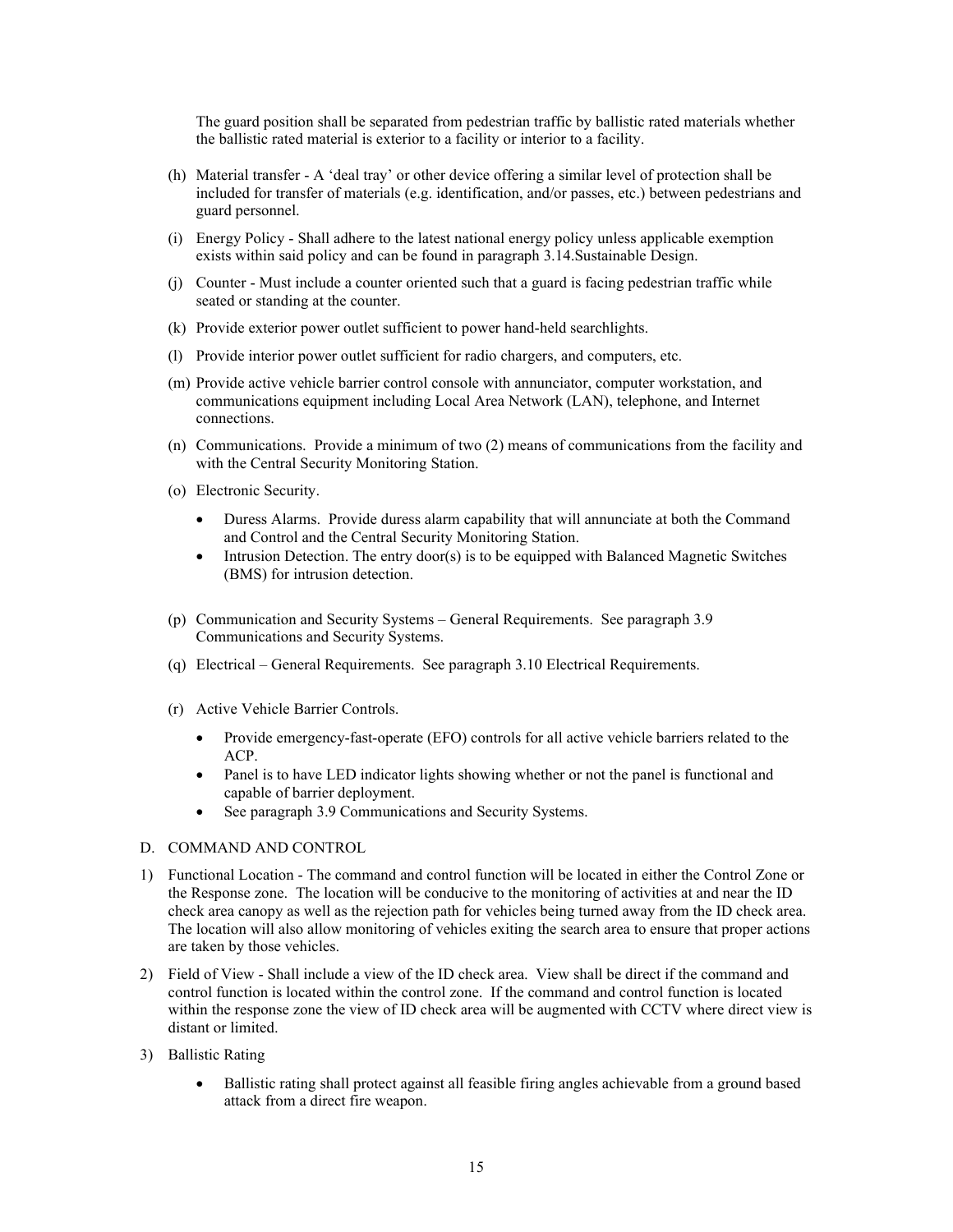The guard position shall be separated from pedestrian traffic by ballistic rated materials whether the ballistic rated material is exterior to a facility or interior to a facility.

(h) Material transfer - A 'deal tray' or other device offering a similar level of protection shall be included for transfer of materials (e.g. identification, and/or passes, etc.) between pedestrians and guard personnel.

(i) Energy Policy - Shall adhere to the latest national energy policy unless applicable exemption exists within said policy and can be found in paragraph 3.14.Sustainable Design.

(j) Counter - Must include a counter oriented such that a guard is facing pedestrian traffic while seated or standing at the counter.

(k) Provide exterior power outlet sufficient to power hand-held searchlights.

(l) Provide interior power outlet sufficient for radio chargers, and computers, etc.

(m) Provide active vehicle barrier control console with annunciator, computer workstation, and communications equipment including Local Area Network (LAN), telephone, and Internet connections.

(n) Communications. Provide a minimum of two (2) means of communications from the facility and with the Central Security Monitoring Station.

(o) Electronic Security.

- Duress Alarms. Provide duress alarm capability that will annunciate at both the Command and Control and the Central Security Monitoring Station.
- Intrusion Detection. The entry door(s) is to be equipped with Balanced Magnetic Switches (BMS) for intrusion detection.

(p) Communication and Security Systems – General Requirements. See paragraph 3.9 Communications and Security Systems.

(q) Electrical – General Requirements. See paragraph 3.10 Electrical Requirements.

(r) Active Vehicle Barrier Controls.

- Provide emergency-fast-operate (EFO) controls for all active vehicle barriers related to the ACP.
- Panel is to have LED indicator lights showing whether or not the panel is functional and capable of barrier deployment.
- See paragraph 3.9 Communications and Security Systems.

D. COMMAND AND CONTROL

1) Functional Location - The command and control function will be located in either the Control Zone or the Response zone. The location will be conducive to the monitoring of activities at and near the ID check area canopy as well as the rejection path for vehicles being turned away from the ID check area. The location will also allow monitoring of vehicles exiting the search area to ensure that proper actions are taken by those vehicles.

2) Field of View - Shall include a view of the ID check area. View shall be direct if the command and control function is located within the control zone. If the command and control function is located within the response zone the view of ID check area will be augmented with CCTV where direct view is distant or limited.

3) Ballistic Rating

- Ballistic rating shall protect against all feasible firing angles achievable from a ground based attack from a direct fire weapon.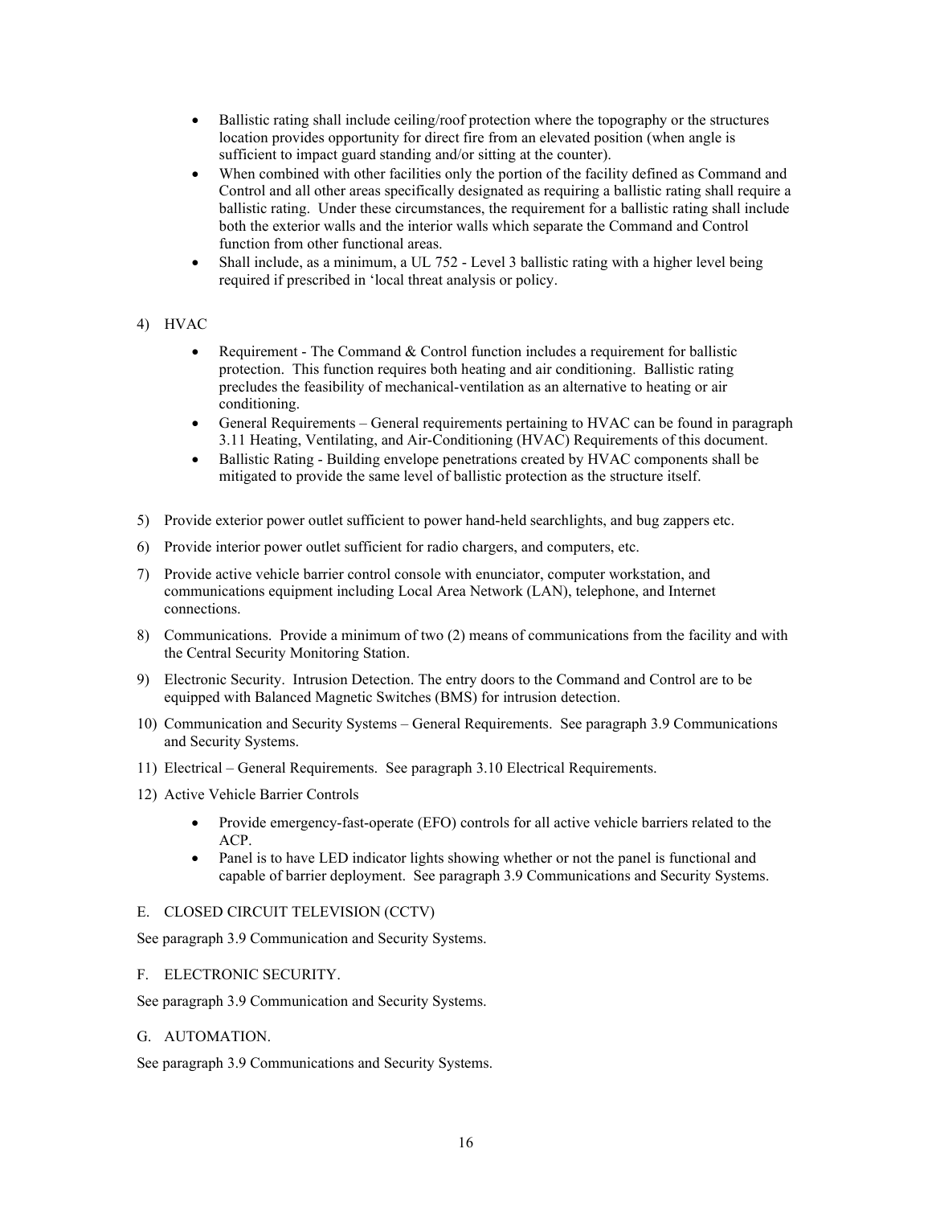- Ballistic rating shall include ceiling/roof protection where the topography or the structures location provides opportunity for direct fire from an elevated position (when angle is sufficient to impact guard standing and/or sitting at the counter).
- When combined with other facilities only the portion of the facility defined as Command and Control and all other areas specifically designated as requiring a ballistic rating shall require a ballistic rating. Under these circumstances, the requirement for a ballistic rating shall include both the exterior walls and the interior walls which separate the Command and Control function from other functional areas.
- Shall include, as a minimum, a UL 752 - Level 3 ballistic rating with a higher level being required if prescribed in 'local threat analysis or policy.

4) HVAC

   - Requirement - The Command & Control function includes a requirement for ballistic protection. This function requires both heating and air conditioning. Ballistic rating precludes the feasibility of mechanical-ventilation as an alternative to heating or air conditioning.
   - General Requirements – General requirements pertaining to HVAC can be found in paragraph 3.11 Heating, Ventilating, and Air-Conditioning (HVAC) Requirements of this document.
   - Ballistic Rating - Building envelope penetrations created by HVAC components shall be mitigated to provide the same level of ballistic protection as the structure itself.

5) Provide exterior power outlet sufficient to power hand-held searchlights, and bug zappers etc.

6) Provide interior power outlet sufficient for radio chargers, and computers, etc.

7) Provide active vehicle barrier control console with enunciator, computer workstation, and communications equipment including Local Area Network (LAN), telephone, and Internet connections.

8) Communications. Provide a minimum of two (2) means of communications from the facility and with the Central Security Monitoring Station.

9) Electronic Security. Intrusion Detection. The entry doors to the Command and Control are to be equipped with Balanced Magnetic Switches (BMS) for intrusion detection.

10) Communication and Security Systems – General Requirements. See paragraph 3.9 Communications and Security Systems.

11) Electrical – General Requirements. See paragraph 3.10 Electrical Requirements.

12) Active Vehicle Barrier Controls

   - Provide emergency-fast-operate (EFO) controls for all active vehicle barriers related to the ACP.
   - Panel is to have LED indicator lights showing whether or not the panel is functional and capable of barrier deployment. See paragraph 3.9 Communications and Security Systems.

E. CLOSED CIRCUIT TELEVISION (CCTV)

See paragraph 3.9 Communication and Security Systems.

F. ELECTRONIC SECURITY.

See paragraph 3.9 Communication and Security Systems.

G. AUTOMATION.

See paragraph 3.9 Communications and Security Systems.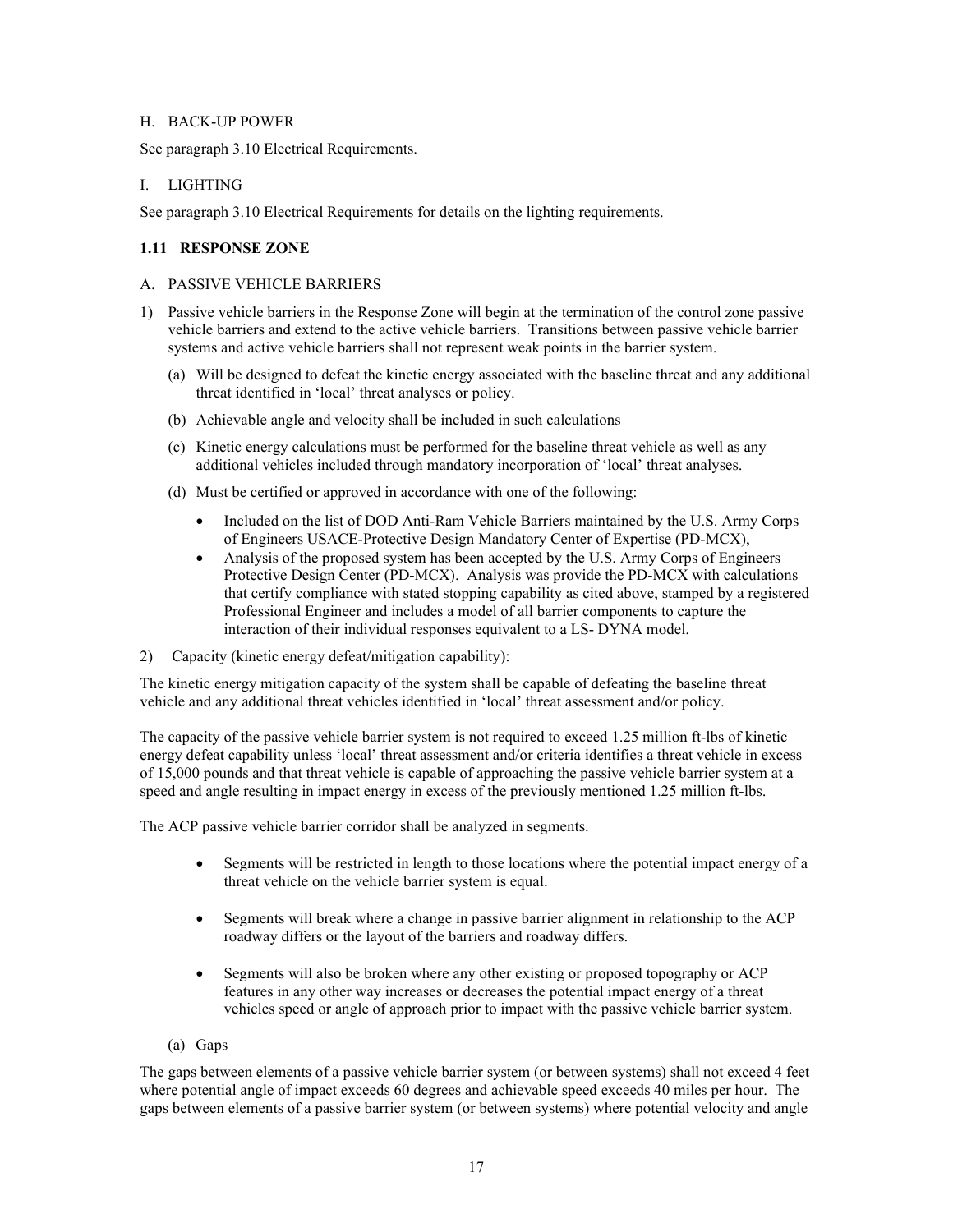H. BACK-UP POWER

See paragraph 3.10 Electrical Requirements.

I. LIGHTING

See paragraph 3.10 Electrical Requirements for details on the lighting requirements.

### 1.11 RESPONSE ZONE

A. PASSIVE VEHICLE BARRIERS

1) Passive vehicle barriers in the Response Zone will begin at the termination of the control zone passive vehicle barriers and extend to the active vehicle barriers. Transitions between passive vehicle barrier systems and active vehicle barriers shall not represent weak points in the barrier system.

   (a) Will be designed to defeat the kinetic energy associated with the baseline threat and any additional threat identified in 'local' threat analyses or policy.

   (b) Achievable angle and velocity shall be included in such calculations

   (c) Kinetic energy calculations must be performed for the baseline threat vehicle as well as any additional vehicles included through mandatory incorporation of 'local' threat analyses.

   (d) Must be certified or approved in accordance with one of the following:

   - Included on the list of DOD Anti-Ram Vehicle Barriers maintained by the U.S. Army Corps of Engineers USACE-Protective Design Mandatory Center of Expertise (PD-MCX),
   - Analysis of the proposed system has been accepted by the U.S. Army Corps of Engineers Protective Design Center (PD-MCX). Analysis was provide the PD-MCX with calculations that certify compliance with stated stopping capability as cited above, stamped by a registered Professional Engineer and includes a model of all barrier components to capture the interaction of their individual responses equivalent to a LS- DYNA model.

2) Capacity (kinetic energy defeat/mitigation capability):

The kinetic energy mitigation capacity of the system shall be capable of defeating the baseline threat vehicle and any additional threat vehicles identified in 'local' threat assessment and/or policy.

The capacity of the passive vehicle barrier system is not required to exceed 1.25 million ft-lbs of kinetic energy defeat capability unless 'local' threat assessment and/or criteria identifies a threat vehicle in excess of 15,000 pounds and that threat vehicle is capable of approaching the passive vehicle barrier system at a speed and angle resulting in impact energy in excess of the previously mentioned 1.25 million ft-lbs.

The ACP passive vehicle barrier corridor shall be analyzed in segments.

- Segments will be restricted in length to those locations where the potential impact energy of a threat vehicle on the vehicle barrier system is equal.
- Segments will break where a change in passive barrier alignment in relationship to the ACP roadway differs or the layout of the barriers and roadway differs.
- Segments will also be broken where any other existing or proposed topography or ACP features in any other way increases or decreases the potential impact energy of a threat vehicles speed or angle of approach prior to impact with the passive vehicle barrier system.

   (a) Gaps

The gaps between elements of a passive vehicle barrier system (or between systems) shall not exceed 4 feet where potential angle of impact exceeds 60 degrees and achievable speed exceeds 40 miles per hour. The gaps between elements of a passive barrier system (or between systems) where potential velocity and angle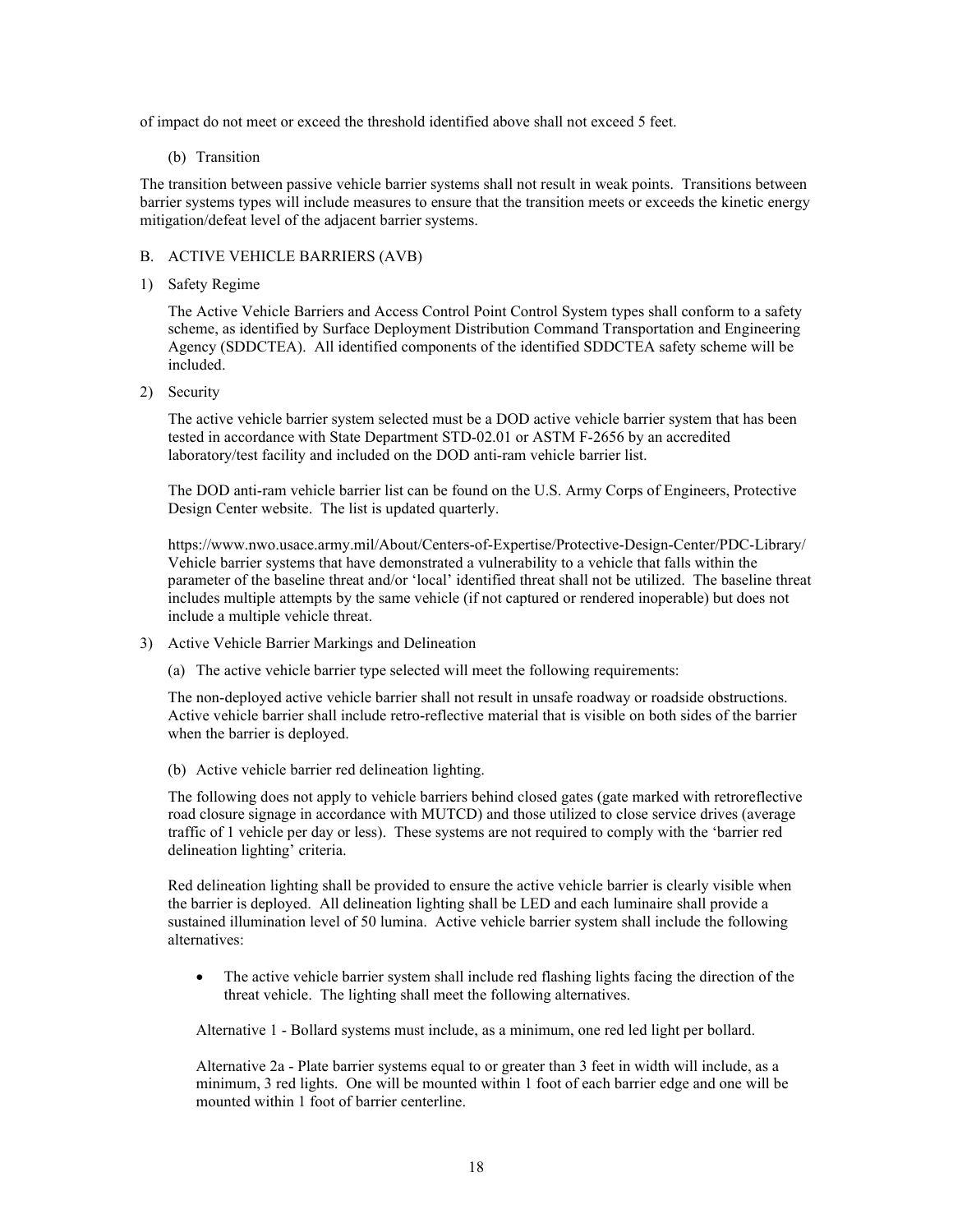of impact do not meet or exceed the threshold identified above shall not exceed 5 feet.

(b) Transition

The transition between passive vehicle barrier systems shall not result in weak points. Transitions between barrier systems types will include measures to ensure that the transition meets or exceeds the kinetic energy mitigation/defeat level of the adjacent barrier systems.

B. ACTIVE VEHICLE BARRIERS (AVB)

1) Safety Regime

The Active Vehicle Barriers and Access Control Point Control System types shall conform to a safety scheme, as identified by Surface Deployment Distribution Command Transportation and Engineering Agency (SDDCTEA). All identified components of the identified SDDCTEA safety scheme will be included.

2) Security

The active vehicle barrier system selected must be a DOD active vehicle barrier system that has been tested in accordance with State Department STD-02.01 or ASTM F-2656 by an accredited laboratory/test facility and included on the DOD anti-ram vehicle barrier list.

The DOD anti-ram vehicle barrier list can be found on the U.S. Army Corps of Engineers, Protective Design Center website. The list is updated quarterly.

https://www.nwo.usace.army.mil/About/Centers-of-Expertise/Protective-Design-Center/PDC-Library/
Vehicle barrier systems that have demonstrated a vulnerability to a vehicle that falls within the parameter of the baseline threat and/or 'local' identified threat shall not be utilized. The baseline threat includes multiple attempts by the same vehicle (if not captured or rendered inoperable) but does not include a multiple vehicle threat.

3) Active Vehicle Barrier Markings and Delineation

(a) The active vehicle barrier type selected will meet the following requirements:

The non-deployed active vehicle barrier shall not result in unsafe roadway or roadside obstructions. Active vehicle barrier shall include retro-reflective material that is visible on both sides of the barrier when the barrier is deployed.

(b) Active vehicle barrier red delineation lighting.

The following does not apply to vehicle barriers behind closed gates (gate marked with retroreflective road closure signage in accordance with MUTCD) and those utilized to close service drives (average traffic of 1 vehicle per day or less). These systems are not required to comply with the 'barrier red delineation lighting' criteria.

Red delineation lighting shall be provided to ensure the active vehicle barrier is clearly visible when the barrier is deployed. All delineation lighting shall be LED and each luminaire shall provide a sustained illumination level of 50 lumina. Active vehicle barrier system shall include the following alternatives:

- The active vehicle barrier system shall include red flashing lights facing the direction of the threat vehicle. The lighting shall meet the following alternatives.

Alternative 1 - Bollard systems must include, as a minimum, one red led light per bollard.

Alternative 2a - Plate barrier systems equal to or greater than 3 feet in width will include, as a minimum, 3 red lights. One will be mounted within 1 foot of each barrier edge and one will be mounted within 1 foot of barrier centerline.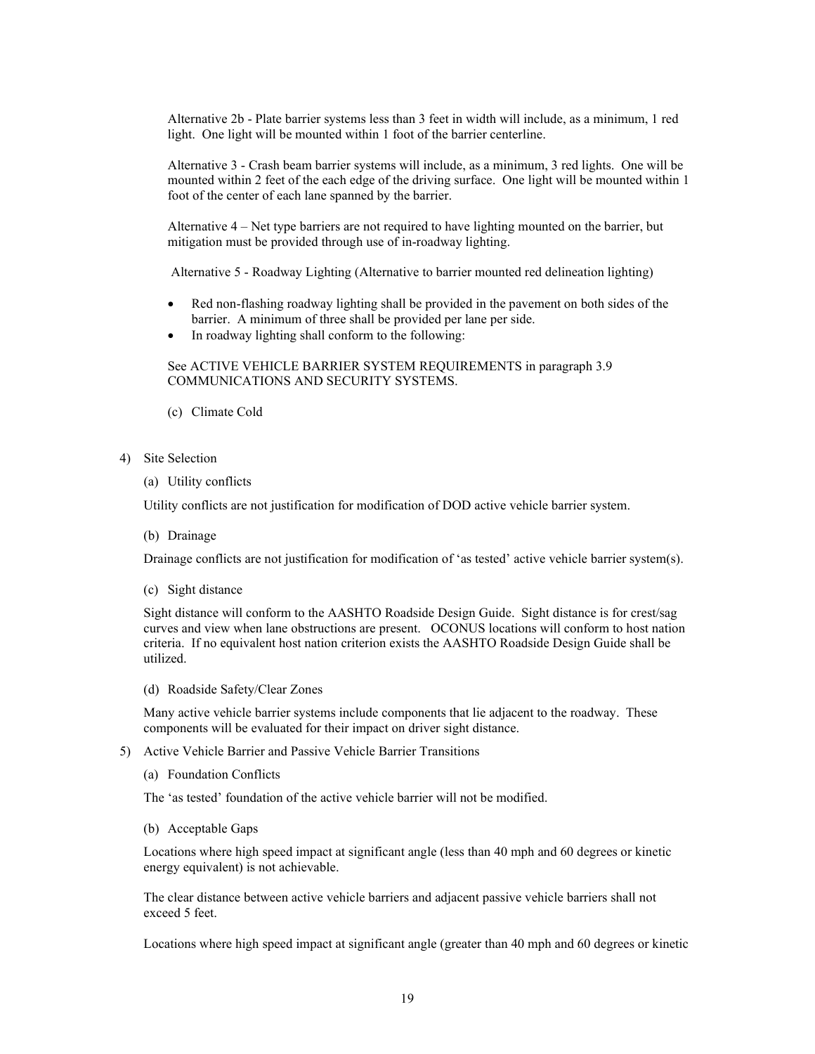Alternative 2b - Plate barrier systems less than 3 feet in width will include, as a minimum, 1 red light. One light will be mounted within 1 foot of the barrier centerline.

Alternative 3 - Crash beam barrier systems will include, as a minimum, 3 red lights. One will be mounted within 2 feet of the each edge of the driving surface. One light will be mounted within 1 foot of the center of each lane spanned by the barrier.

Alternative 4 – Net type barriers are not required to have lighting mounted on the barrier, but mitigation must be provided through use of in-roadway lighting.

Alternative 5 - Roadway Lighting (Alternative to barrier mounted red delineation lighting)

- Red non-flashing roadway lighting shall be provided in the pavement on both sides of the barrier. A minimum of three shall be provided per lane per side.
- In roadway lighting shall conform to the following:

See ACTIVE VEHICLE BARRIER SYSTEM REQUIREMENTS in paragraph 3.9 COMMUNICATIONS AND SECURITY SYSTEMS.

(c) Climate Cold

4) Site Selection

(a) Utility conflicts

Utility conflicts are not justification for modification of DOD active vehicle barrier system.

(b) Drainage

Drainage conflicts are not justification for modification of 'as tested' active vehicle barrier system(s).

(c) Sight distance

Sight distance will conform to the AASHTO Roadside Design Guide. Sight distance is for crest/sag curves and view when lane obstructions are present. OCONUS locations will conform to host nation criteria. If no equivalent host nation criterion exists the AASHTO Roadside Design Guide shall be utilized.

(d) Roadside Safety/Clear Zones

Many active vehicle barrier systems include components that lie adjacent to the roadway. These components will be evaluated for their impact on driver sight distance.

5) Active Vehicle Barrier and Passive Vehicle Barrier Transitions

(a) Foundation Conflicts

The 'as tested' foundation of the active vehicle barrier will not be modified.

(b) Acceptable Gaps

Locations where high speed impact at significant angle (less than 40 mph and 60 degrees or kinetic energy equivalent) is not achievable.

The clear distance between active vehicle barriers and adjacent passive vehicle barriers shall not exceed 5 feet.

Locations where high speed impact at significant angle (greater than 40 mph and 60 degrees or kinetic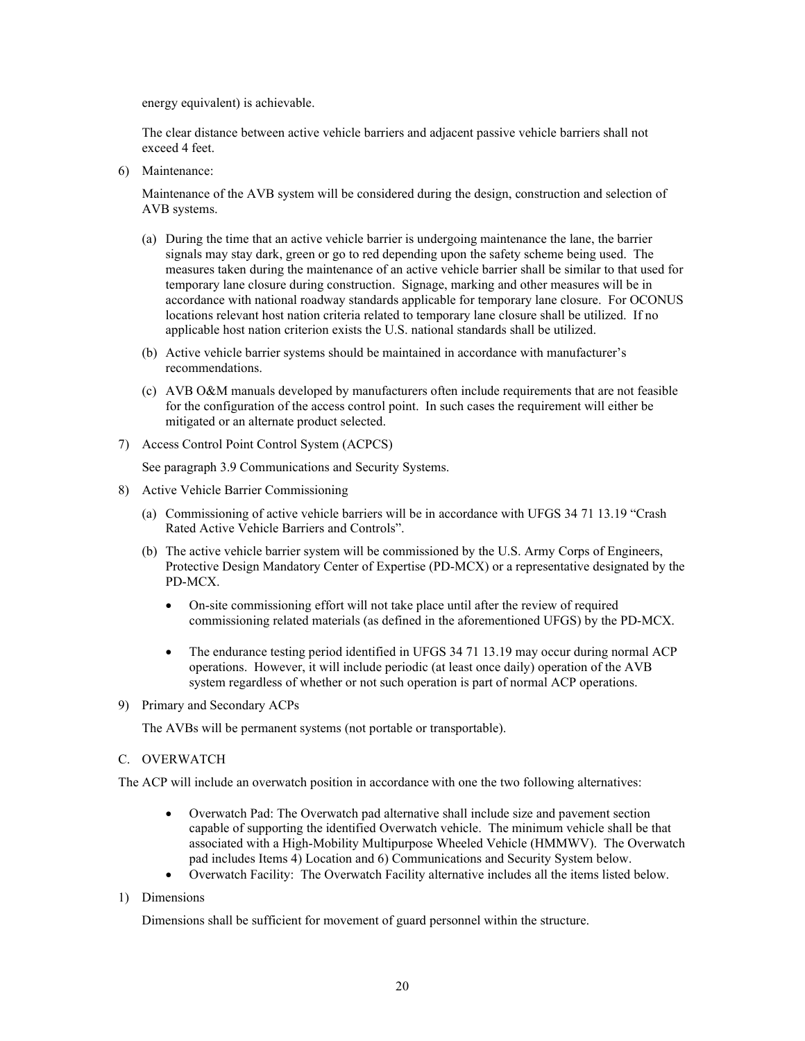energy equivalent) is achievable.

The clear distance between active vehicle barriers and adjacent passive vehicle barriers shall not exceed 4 feet.

6) Maintenance:

Maintenance of the AVB system will be considered during the design, construction and selection of AVB systems.

(a) During the time that an active vehicle barrier is undergoing maintenance the lane, the barrier signals may stay dark, green or go to red depending upon the safety scheme being used. The measures taken during the maintenance of an active vehicle barrier shall be similar to that used for temporary lane closure during construction. Signage, marking and other measures will be in accordance with national roadway standards applicable for temporary lane closure. For OCONUS locations relevant host nation criteria related to temporary lane closure shall be utilized. If no applicable host nation criterion exists the U.S. national standards shall be utilized.

(b) Active vehicle barrier systems should be maintained in accordance with manufacturer's recommendations.

(c) AVB O&M manuals developed by manufacturers often include requirements that are not feasible for the configuration of the access control point. In such cases the requirement will either be mitigated or an alternate product selected.

7) Access Control Point Control System (ACPCS)

See paragraph 3.9 Communications and Security Systems.

8) Active Vehicle Barrier Commissioning

(a) Commissioning of active vehicle barriers will be in accordance with UFGS 34 71 13.19 "Crash Rated Active Vehicle Barriers and Controls".

(b) The active vehicle barrier system will be commissioned by the U.S. Army Corps of Engineers, Protective Design Mandatory Center of Expertise (PD-MCX) or a representative designated by the PD-MCX.

- On-site commissioning effort will not take place until after the review of required commissioning related materials (as defined in the aforementioned UFGS) by the PD-MCX.
- The endurance testing period identified in UFGS 34 71 13.19 may occur during normal ACP operations. However, it will include periodic (at least once daily) operation of the AVB system regardless of whether or not such operation is part of normal ACP operations.

9) Primary and Secondary ACPs

The AVBs will be permanent systems (not portable or transportable).

C. OVERWATCH

The ACP will include an overwatch position in accordance with one the two following alternatives:

- Overwatch Pad: The Overwatch pad alternative shall include size and pavement section capable of supporting the identified Overwatch vehicle. The minimum vehicle shall be that associated with a High-Mobility Multipurpose Wheeled Vehicle (HMMWV). The Overwatch pad includes Items 4) Location and 6) Communications and Security System below.
- Overwatch Facility: The Overwatch Facility alternative includes all the items listed below.

1) Dimensions

Dimensions shall be sufficient for movement of guard personnel within the structure.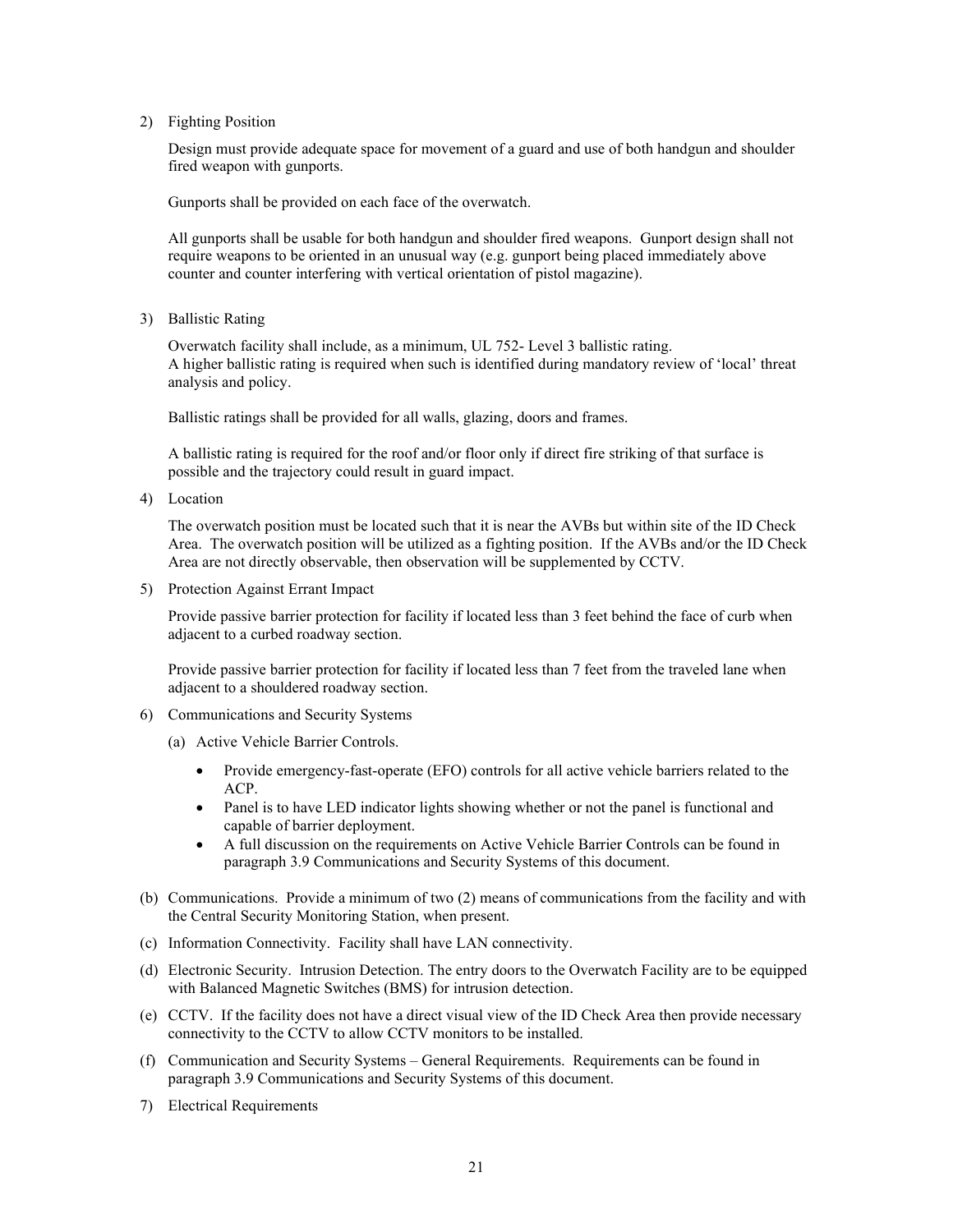2) Fighting Position

Design must provide adequate space for movement of a guard and use of both handgun and shoulder fired weapon with gunports.

Gunports shall be provided on each face of the overwatch.

All gunports shall be usable for both handgun and shoulder fired weapons. Gunport design shall not require weapons to be oriented in an unusual way (e.g. gunport being placed immediately above counter and counter interfering with vertical orientation of pistol magazine).

3) Ballistic Rating

Overwatch facility shall include, as a minimum, UL 752- Level 3 ballistic rating.
A higher ballistic rating is required when such is identified during mandatory review of 'local' threat analysis and policy.

Ballistic ratings shall be provided for all walls, glazing, doors and frames.

A ballistic rating is required for the roof and/or floor only if direct fire striking of that surface is possible and the trajectory could result in guard impact.

4) Location

The overwatch position must be located such that it is near the AVBs but within site of the ID Check Area. The overwatch position will be utilized as a fighting position. If the AVBs and/or the ID Check Area are not directly observable, then observation will be supplemented by CCTV.

5) Protection Against Errant Impact

Provide passive barrier protection for facility if located less than 3 feet behind the face of curb when adjacent to a curbed roadway section.

Provide passive barrier protection for facility if located less than 7 feet from the traveled lane when adjacent to a shouldered roadway section.

6) Communications and Security Systems

(a) Active Vehicle Barrier Controls.

- Provide emergency-fast-operate (EFO) controls for all active vehicle barriers related to the ACP.
- Panel is to have LED indicator lights showing whether or not the panel is functional and capable of barrier deployment.
- A full discussion on the requirements on Active Vehicle Barrier Controls can be found in paragraph 3.9 Communications and Security Systems of this document.

(b) Communications. Provide a minimum of two (2) means of communications from the facility and with the Central Security Monitoring Station, when present.

(c) Information Connectivity. Facility shall have LAN connectivity.

(d) Electronic Security. Intrusion Detection. The entry doors to the Overwatch Facility are to be equipped with Balanced Magnetic Switches (BMS) for intrusion detection.

(e) CCTV. If the facility does not have a direct visual view of the ID Check Area then provide necessary connectivity to the CCTV to allow CCTV monitors to be installed.

(f) Communication and Security Systems – General Requirements. Requirements can be found in paragraph 3.9 Communications and Security Systems of this document.

7) Electrical Requirements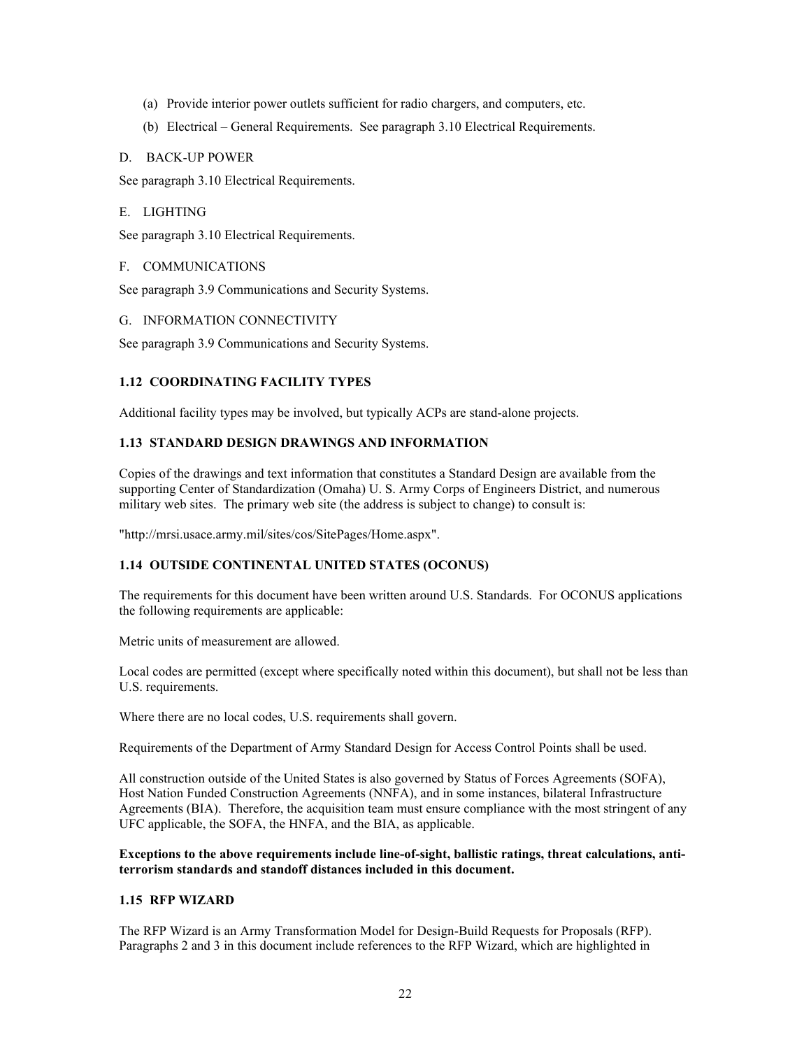(a) Provide interior power outlets sufficient for radio chargers, and computers, etc.

(b) Electrical – General Requirements. See paragraph 3.10 Electrical Requirements.

D. BACK-UP POWER

See paragraph 3.10 Electrical Requirements.

E. LIGHTING

See paragraph 3.10 Electrical Requirements.

F. COMMUNICATIONS

See paragraph 3.9 Communications and Security Systems.

G. INFORMATION CONNECTIVITY

See paragraph 3.9 Communications and Security Systems.

### 1.12 COORDINATING FACILITY TYPES

Additional facility types may be involved, but typically ACPs are stand-alone projects.

### 1.13 STANDARD DESIGN DRAWINGS AND INFORMATION

Copies of the drawings and text information that constitutes a Standard Design are available from the supporting Center of Standardization (Omaha) U. S. Army Corps of Engineers District, and numerous military web sites. The primary web site (the address is subject to change) to consult is:

"http://mrsi.usace.army.mil/sites/cos/SitePages/Home.aspx".

### 1.14 OUTSIDE CONTINENTAL UNITED STATES (OCONUS)

The requirements for this document have been written around U.S. Standards. For OCONUS applications the following requirements are applicable:

Metric units of measurement are allowed.

Local codes are permitted (except where specifically noted within this document), but shall not be less than U.S. requirements.

Where there are no local codes, U.S. requirements shall govern.

Requirements of the Department of Army Standard Design for Access Control Points shall be used.

All construction outside of the United States is also governed by Status of Forces Agreements (SOFA), Host Nation Funded Construction Agreements (NNFA), and in some instances, bilateral Infrastructure Agreements (BIA). Therefore, the acquisition team must ensure compliance with the most stringent of any UFC applicable, the SOFA, the HNFA, and the BIA, as applicable.

**Exceptions to the above requirements include line-of-sight, ballistic ratings, threat calculations, anti-terrorism standards and standoff distances included in this document.**

### 1.15 RFP WIZARD

The RFP Wizard is an Army Transformation Model for Design-Build Requests for Proposals (RFP). Paragraphs 2 and 3 in this document include references to the RFP Wizard, which are highlighted in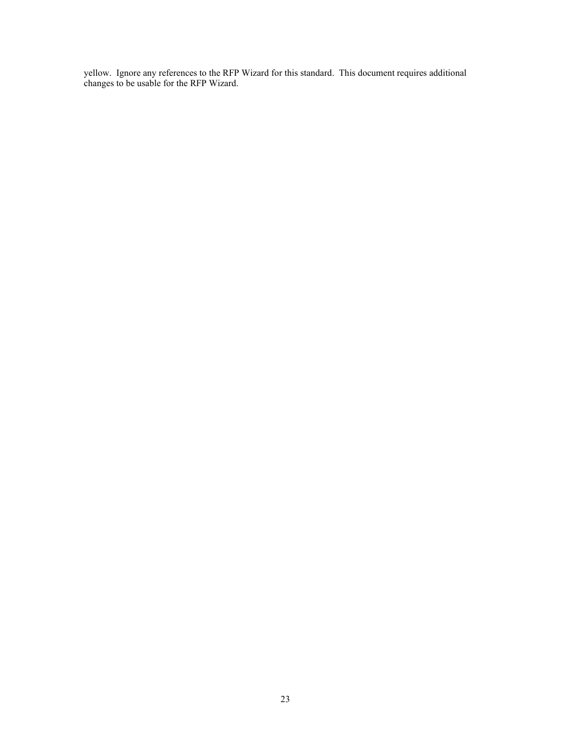yellow. Ignore any references to the RFP Wizard for this standard. This document requires additional changes to be usable for the RFP Wizard.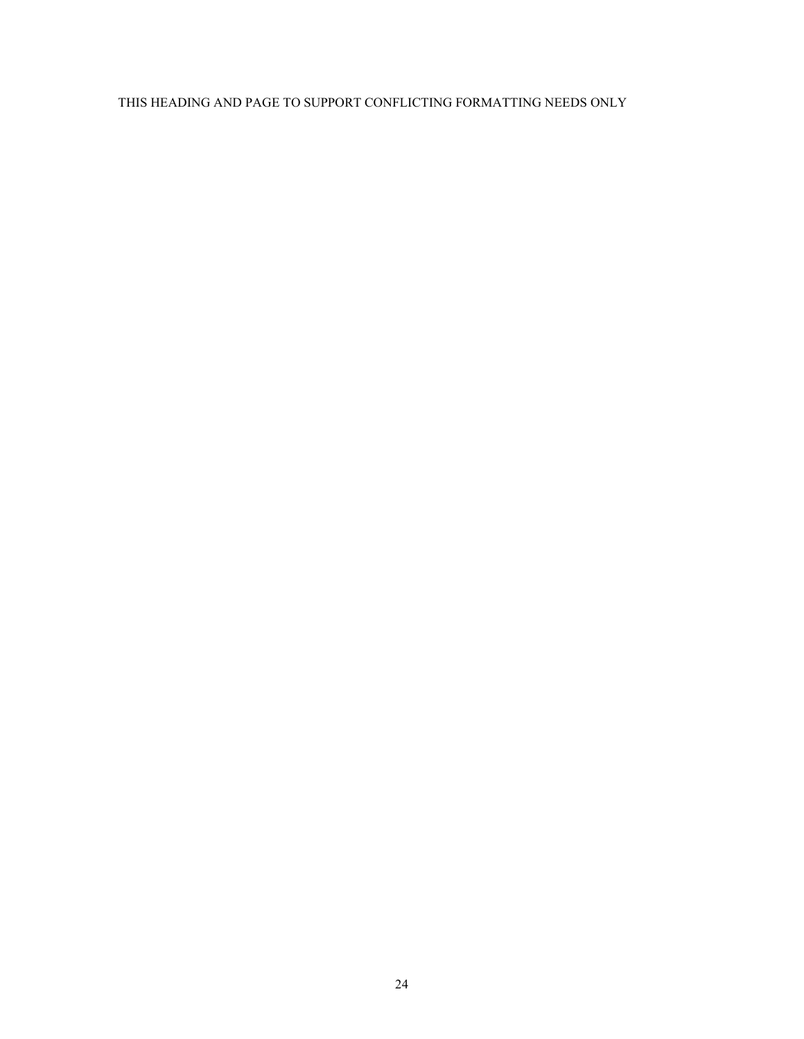THIS HEADING AND PAGE TO SUPPORT CONFLICTING FORMATTING NEEDS ONLY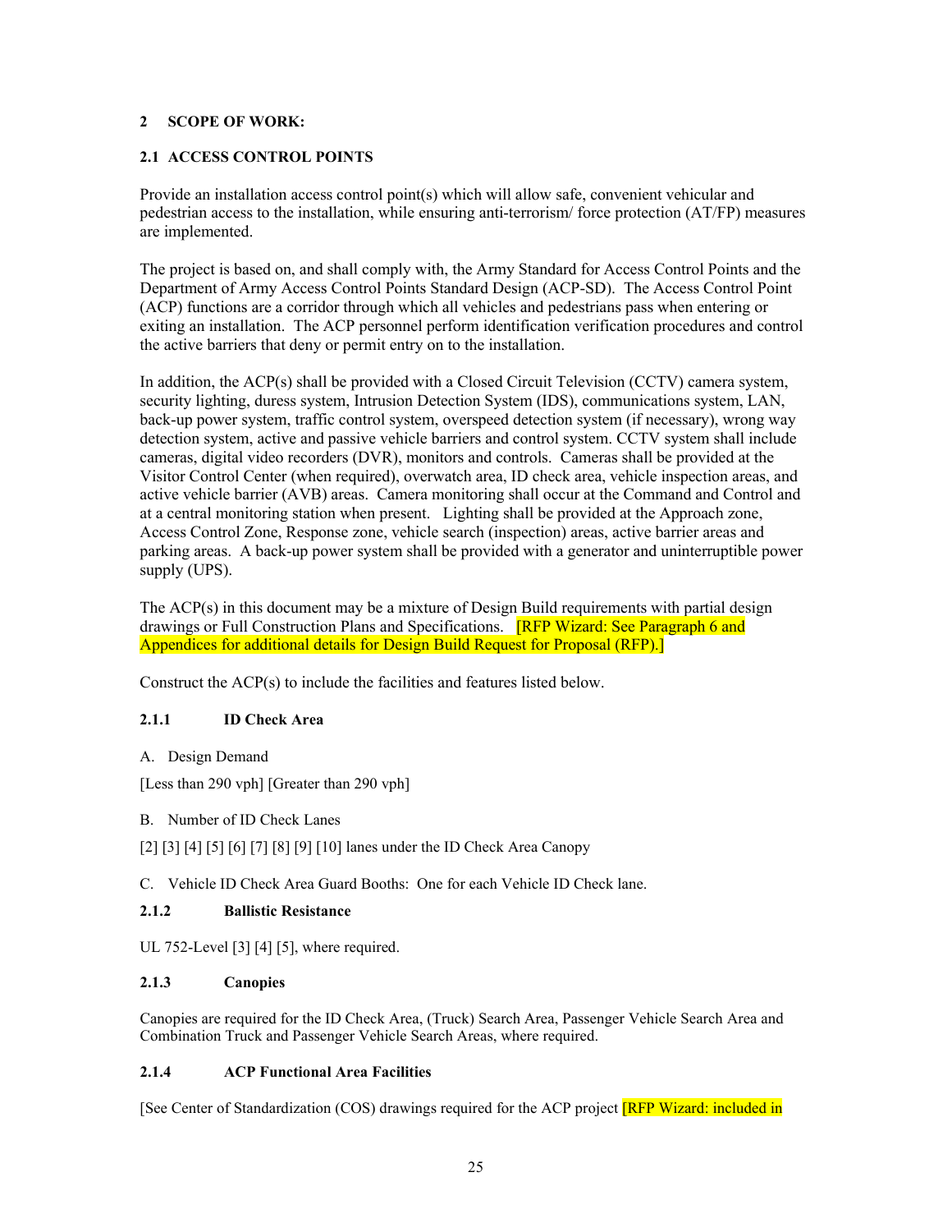## 2 SCOPE OF WORK:

### 2.1 ACCESS CONTROL POINTS

Provide an installation access control point(s) which will allow safe, convenient vehicular and pedestrian access to the installation, while ensuring anti-terrorism/ force protection (AT/FP) measures are implemented.

The project is based on, and shall comply with, the Army Standard for Access Control Points and the Department of Army Access Control Points Standard Design (ACP-SD). The Access Control Point (ACP) functions are a corridor through which all vehicles and pedestrians pass when entering or exiting an installation. The ACP personnel perform identification verification procedures and control the active barriers that deny or permit entry on to the installation.

In addition, the ACP(s) shall be provided with a Closed Circuit Television (CCTV) camera system, security lighting, duress system, Intrusion Detection System (IDS), communications system, LAN, back-up power system, traffic control system, overspeed detection system (if necessary), wrong way detection system, active and passive vehicle barriers and control system. CCTV system shall include cameras, digital video recorders (DVR), monitors and controls. Cameras shall be provided at the Visitor Control Center (when required), overwatch area, ID check area, vehicle inspection areas, and active vehicle barrier (AVB) areas. Camera monitoring shall occur at the Command and Control and at a central monitoring station when present. Lighting shall be provided at the Approach zone, Access Control Zone, Response zone, vehicle search (inspection) areas, active barrier areas and parking areas. A back-up power system shall be provided with a generator and uninterruptible power supply (UPS).

The ACP(s) in this document may be a mixture of Design Build requirements with partial design drawings or Full Construction Plans and Specifications. [RFP Wizard: See Paragraph 6 and Appendices for additional details for Design Build Request for Proposal (RFP).]

Construct the ACP(s) to include the facilities and features listed below.

#### 2.1.1 ID Check Area

A. Design Demand

[Less than 290 vph] [Greater than 290 vph]

B. Number of ID Check Lanes

[2] [3] [4] [5] [6] [7] [8] [9] [10] lanes under the ID Check Area Canopy

C. Vehicle ID Check Area Guard Booths: One for each Vehicle ID Check lane.

#### 2.1.2 Ballistic Resistance

UL 752-Level [3] [4] [5], where required.

#### 2.1.3 Canopies

Canopies are required for the ID Check Area, (Truck) Search Area, Passenger Vehicle Search Area and Combination Truck and Passenger Vehicle Search Areas, where required.

#### 2.1.4 ACP Functional Area Facilities

[See Center of Standardization (COS) drawings required for the ACP project [RFP Wizard: included in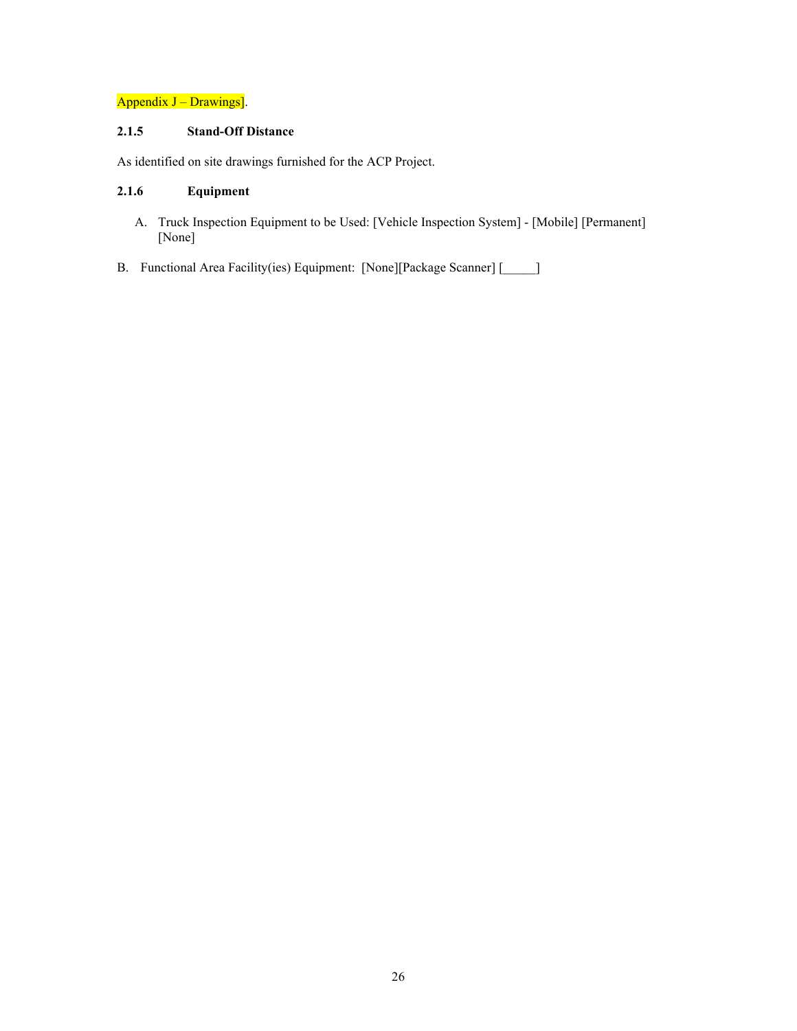Appendix J – Drawings].

### 2.1.5 Stand-Off Distance

As identified on site drawings furnished for the ACP Project.

### 2.1.6 Equipment

A. Truck Inspection Equipment to be Used: [Vehicle Inspection System] - [Mobile] [Permanent] [None]

B. Functional Area Facility(ies) Equipment: [None][Package Scanner] [_____]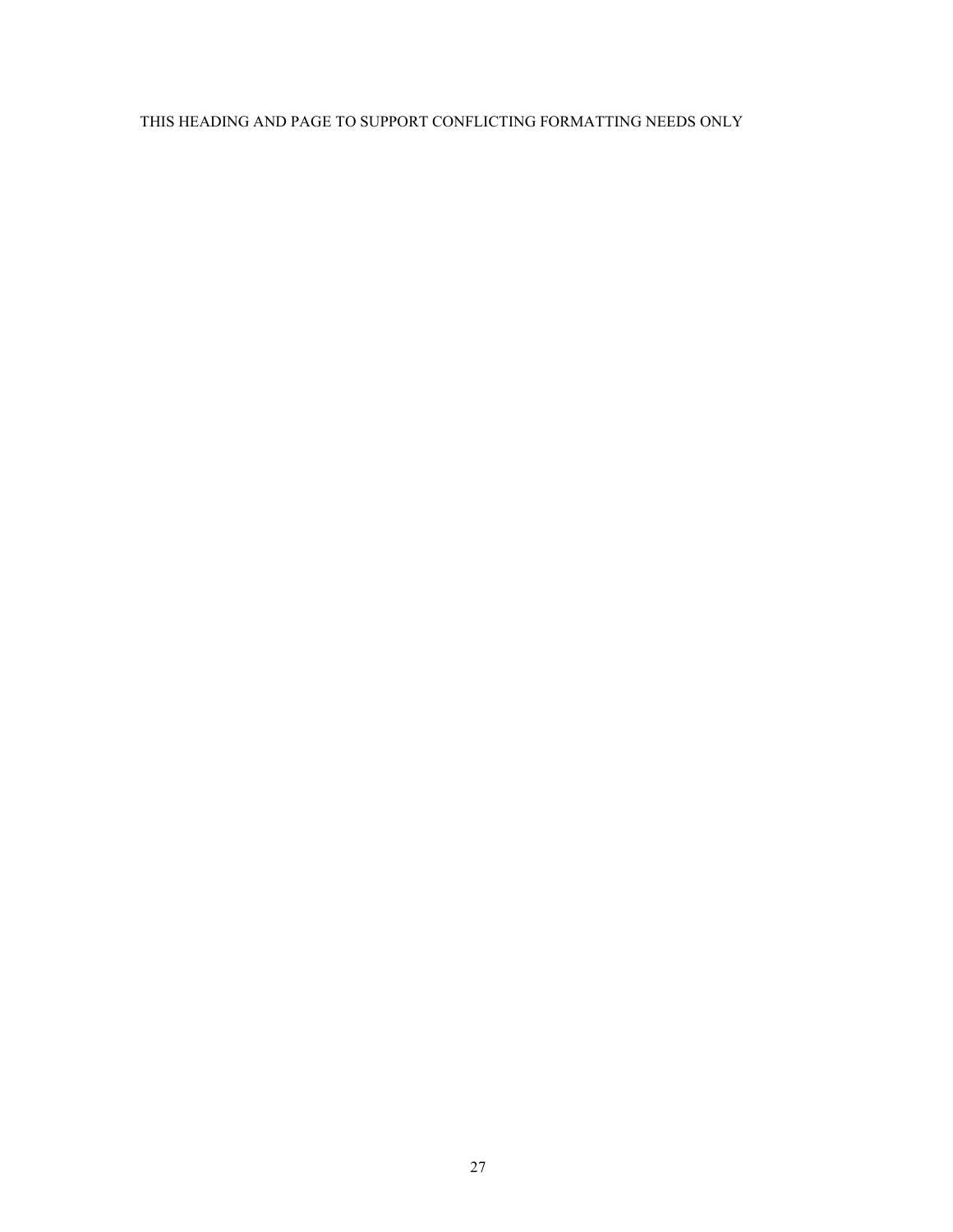THIS HEADING AND PAGE TO SUPPORT CONFLICTING FORMATTING NEEDS ONLY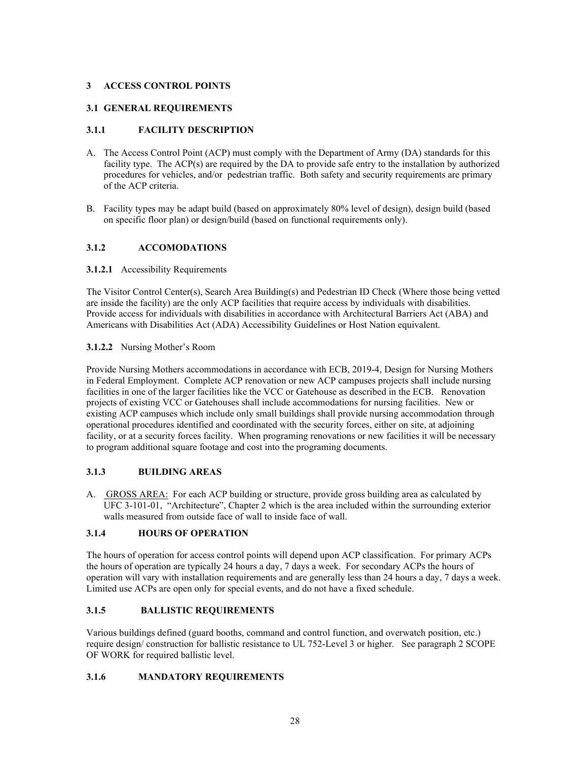## 3 ACCESS CONTROL POINTS

### 3.1 GENERAL REQUIREMENTS

#### 3.1.1 FACILITY DESCRIPTION

A. The Access Control Point (ACP) must comply with the Department of Army (DA) standards for this facility type. The ACP(s) are required by the DA to provide safe entry to the installation by authorized procedures for vehicles, and/or pedestrian traffic. Both safety and security requirements are primary of the ACP criteria.

B. Facility types may be adapt build (based on approximately 80% level of design), design build (based on specific floor plan) or design/build (based on functional requirements only).

#### 3.1.2 ACCOMODATIONS

**3.1.2.1** Accessibility Requirements

The Visitor Control Center(s), Search Area Building(s) and Pedestrian ID Check (Where those being vetted are inside the facility) are the only ACP facilities that require access by individuals with disabilities. Provide access for individuals with disabilities in accordance with Architectural Barriers Act (ABA) and Americans with Disabilities Act (ADA) Accessibility Guidelines or Host Nation equivalent.

**3.1.2.2** Nursing Mother's Room

Provide Nursing Mothers accommodations in accordance with ECB, 2019-4, Design for Nursing Mothers in Federal Employment. Complete ACP renovation or new ACP campuses projects shall include nursing facilities in one of the larger facilities like the VCC or Gatehouse as described in the ECB. Renovation projects of existing VCC or Gatehouses shall include accommodations for nursing facilities. New or existing ACP campuses which include only small buildings shall provide nursing accommodation through operational procedures identified and coordinated with the security forces, either on site, at adjoining facility, or at a security forces facility. When programing renovations or new facilities it will be necessary to program additional square footage and cost into the programing documents.

#### 3.1.3 BUILDING AREAS

A. GROSS AREA: For each ACP building or structure, provide gross building area as calculated by UFC 3-101-01, "Architecture", Chapter 2 which is the area included within the surrounding exterior walls measured from outside face of wall to inside face of wall.

#### 3.1.4 HOURS OF OPERATION

The hours of operation for access control points will depend upon ACP classification. For primary ACPs the hours of operation are typically 24 hours a day, 7 days a week. For secondary ACPs the hours of operation will vary with installation requirements and are generally less than 24 hours a day, 7 days a week. Limited use ACPs are open only for special events, and do not have a fixed schedule.

#### 3.1.5 BALLISTIC REQUIREMENTS

Various buildings defined (guard booths, command and control function, and overwatch position, etc.) require design/ construction for ballistic resistance to UL 752-Level 3 or higher. See paragraph 2 SCOPE OF WORK for required ballistic level.

#### 3.1.6 MANDATORY REQUIREMENTS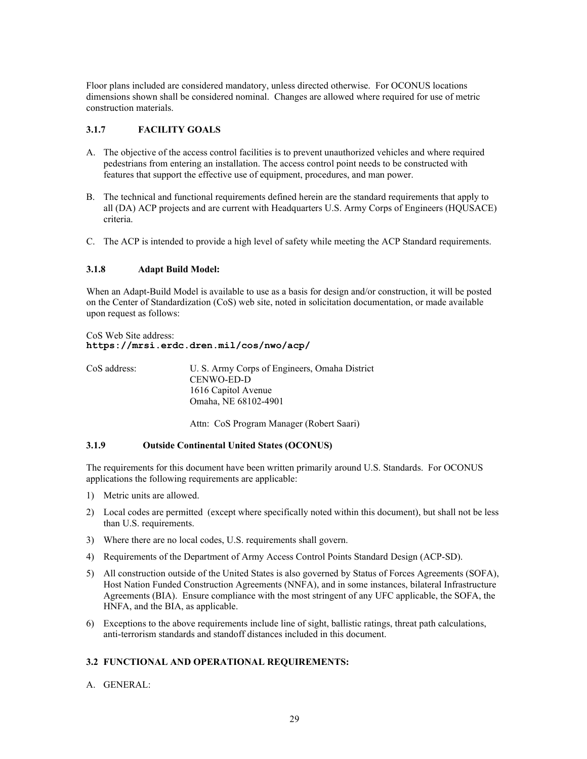Floor plans included are considered mandatory, unless directed otherwise. For OCONUS locations dimensions shown shall be considered nominal. Changes are allowed where required for use of metric construction materials.

### 3.1.7 FACILITY GOALS

A. The objective of the access control facilities is to prevent unauthorized vehicles and where required pedestrians from entering an installation. The access control point needs to be constructed with features that support the effective use of equipment, procedures, and man power.

B. The technical and functional requirements defined herein are the standard requirements that apply to all (DA) ACP projects and are current with Headquarters U.S. Army Corps of Engineers (HQUSACE) criteria.

C. The ACP is intended to provide a high level of safety while meeting the ACP Standard requirements.

### 3.1.8 Adapt Build Model:

When an Adapt-Build Model is available to use as a basis for design and/or construction, it will be posted on the Center of Standardization (CoS) web site, noted in solicitation documentation, or made available upon request as follows:

CoS Web Site address:
**https://mrsi.erdc.dren.mil/cos/nwo/acp/**

CoS address: U. S. Army Corps of Engineers, Omaha District
CENWO-ED-D
1616 Capitol Avenue
Omaha, NE 68102-4901

Attn: CoS Program Manager (Robert Saari)

### 3.1.9 Outside Continental United States (OCONUS)

The requirements for this document have been written primarily around U.S. Standards. For OCONUS applications the following requirements are applicable:

1) Metric units are allowed.
2) Local codes are permitted (except where specifically noted within this document), but shall not be less than U.S. requirements.
3) Where there are no local codes, U.S. requirements shall govern.
4) Requirements of the Department of Army Access Control Points Standard Design (ACP-SD).
5) All construction outside of the United States is also governed by Status of Forces Agreements (SOFA), Host Nation Funded Construction Agreements (NNFA), and in some instances, bilateral Infrastructure Agreements (BIA). Ensure compliance with the most stringent of any UFC applicable, the SOFA, the HNFA, and the BIA, as applicable.
6) Exceptions to the above requirements include line of sight, ballistic ratings, threat path calculations, anti-terrorism standards and standoff distances included in this document.

## 3.2 FUNCTIONAL AND OPERATIONAL REQUIREMENTS:

A. GENERAL: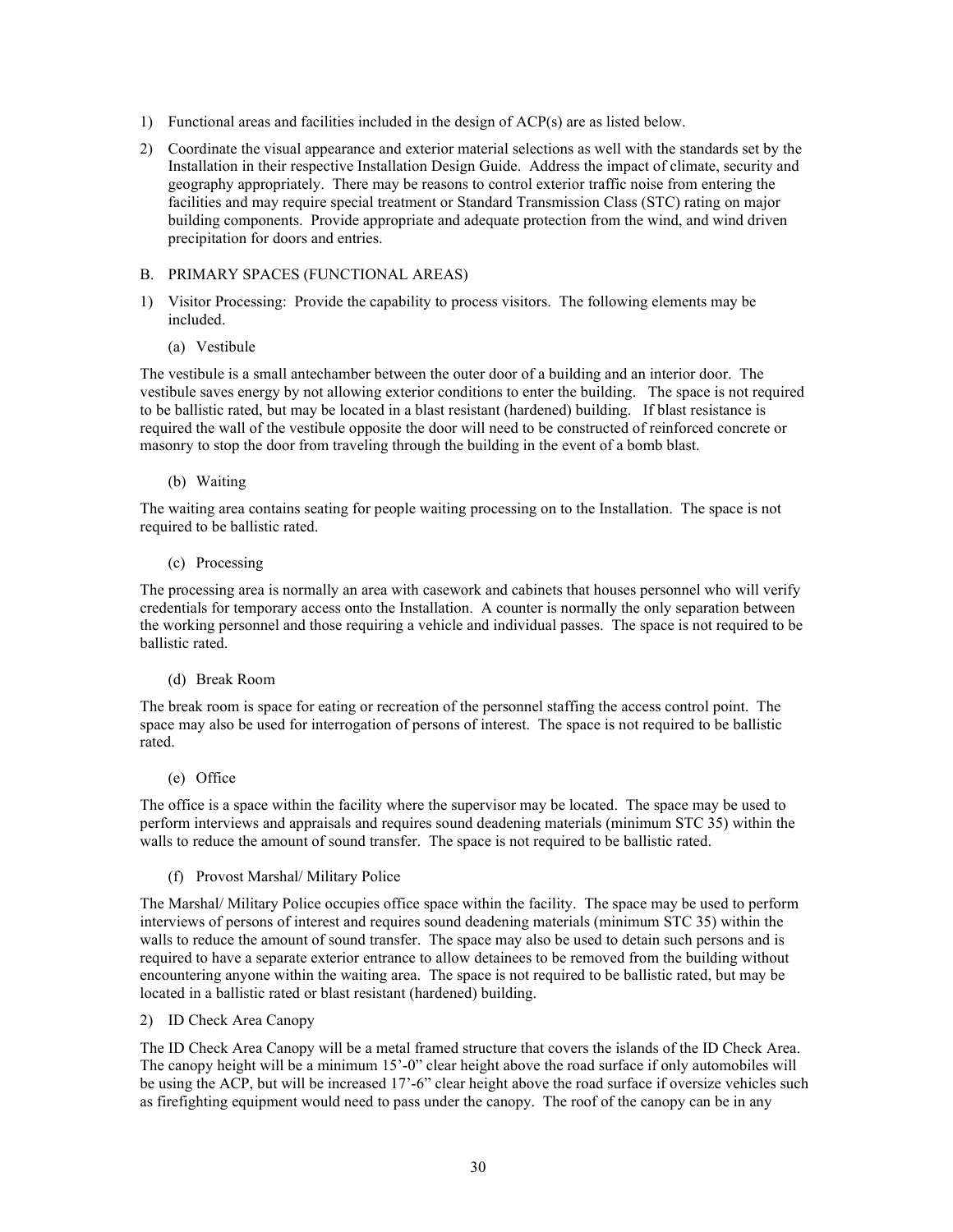1) Functional areas and facilities included in the design of ACP(s) are as listed below.

2) Coordinate the visual appearance and exterior material selections as well with the standards set by the Installation in their respective Installation Design Guide. Address the impact of climate, security and geography appropriately. There may be reasons to control exterior traffic noise from entering the facilities and may require special treatment or Standard Transmission Class (STC) rating on major building components. Provide appropriate and adequate protection from the wind, and wind driven precipitation for doors and entries.

B. PRIMARY SPACES (FUNCTIONAL AREAS)

1) Visitor Processing: Provide the capability to process visitors. The following elements may be included.

   (a) Vestibule

The vestibule is a small antechamber between the outer door of a building and an interior door. The vestibule saves energy by not allowing exterior conditions to enter the building. The space is not required to be ballistic rated, but may be located in a blast resistant (hardened) building. If blast resistance is required the wall of the vestibule opposite the door will need to be constructed of reinforced concrete or masonry to stop the door from traveling through the building in the event of a bomb blast.

   (b) Waiting

The waiting area contains seating for people waiting processing on to the Installation. The space is not required to be ballistic rated.

   (c) Processing

The processing area is normally an area with casework and cabinets that houses personnel who will verify credentials for temporary access onto the Installation. A counter is normally the only separation between the working personnel and those requiring a vehicle and individual passes. The space is not required to be ballistic rated.

   (d) Break Room

The break room is space for eating or recreation of the personnel staffing the access control point. The space may also be used for interrogation of persons of interest. The space is not required to be ballistic rated.

   (e) Office

The office is a space within the facility where the supervisor may be located. The space may be used to perform interviews and appraisals and requires sound deadening materials (minimum STC 35) within the walls to reduce the amount of sound transfer. The space is not required to be ballistic rated.

   (f) Provost Marshal/ Military Police

The Marshal/ Military Police occupies office space within the facility. The space may be used to perform interviews of persons of interest and requires sound deadening materials (minimum STC 35) within the walls to reduce the amount of sound transfer. The space may also be used to detain such persons and is required to have a separate exterior entrance to allow detainees to be removed from the building without encountering anyone within the waiting area. The space is not required to be ballistic rated, but may be located in a ballistic rated or blast resistant (hardened) building.

2) ID Check Area Canopy

The ID Check Area Canopy will be a metal framed structure that covers the islands of the ID Check Area. The canopy height will be a minimum 15'-0" clear height above the road surface if only automobiles will be using the ACP, but will be increased 17'-6" clear height above the road surface if oversize vehicles such as firefighting equipment would need to pass under the canopy. The roof of the canopy can be in any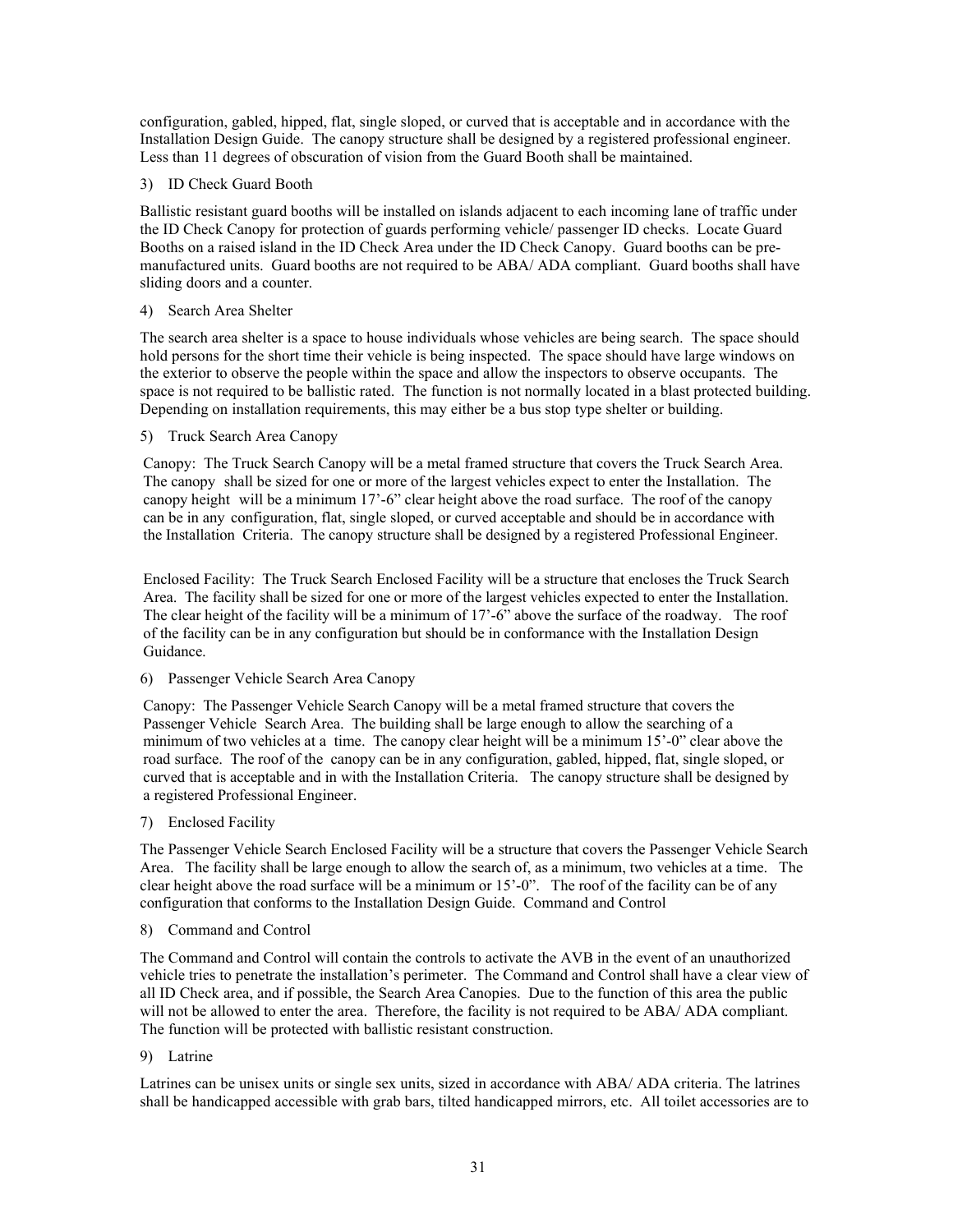configuration, gabled, hipped, flat, single sloped, or curved that is acceptable and in accordance with the Installation Design Guide. The canopy structure shall be designed by a registered professional engineer. Less than 11 degrees of obscuration of vision from the Guard Booth shall be maintained.

3) ID Check Guard Booth

Ballistic resistant guard booths will be installed on islands adjacent to each incoming lane of traffic under the ID Check Canopy for protection of guards performing vehicle/ passenger ID checks. Locate Guard Booths on a raised island in the ID Check Area under the ID Check Canopy. Guard booths can be pre-manufactured units. Guard booths are not required to be ABA/ ADA compliant. Guard booths shall have sliding doors and a counter.

4) Search Area Shelter

The search area shelter is a space to house individuals whose vehicles are being search. The space should hold persons for the short time their vehicle is being inspected. The space should have large windows on the exterior to observe the people within the space and allow the inspectors to observe occupants. The space is not required to be ballistic rated. The function is not normally located in a blast protected building. Depending on installation requirements, this may either be a bus stop type shelter or building.

5) Truck Search Area Canopy

Canopy: The Truck Search Canopy will be a metal framed structure that covers the Truck Search Area. The canopy shall be sized for one or more of the largest vehicles expect to enter the Installation. The canopy height will be a minimum 17'-6" clear height above the road surface. The roof of the canopy can be in any configuration, flat, single sloped, or curved acceptable and should be in accordance with the Installation Criteria. The canopy structure shall be designed by a registered Professional Engineer.

Enclosed Facility: The Truck Search Enclosed Facility will be a structure that encloses the Truck Search Area. The facility shall be sized for one or more of the largest vehicles expected to enter the Installation. The clear height of the facility will be a minimum of 17'-6" above the surface of the roadway. The roof of the facility can be in any configuration but should be in conformance with the Installation Design Guidance.

6) Passenger Vehicle Search Area Canopy

Canopy: The Passenger Vehicle Search Canopy will be a metal framed structure that covers the Passenger Vehicle Search Area. The building shall be large enough to allow the searching of a minimum of two vehicles at a time. The canopy clear height will be a minimum 15'-0" clear above the road surface. The roof of the canopy can be in any configuration, gabled, hipped, flat, single sloped, or curved that is acceptable and in with the Installation Criteria. The canopy structure shall be designed by a registered Professional Engineer.

7) Enclosed Facility

The Passenger Vehicle Search Enclosed Facility will be a structure that covers the Passenger Vehicle Search Area. The facility shall be large enough to allow the search of, as a minimum, two vehicles at a time. The clear height above the road surface will be a minimum or 15'-0". The roof of the facility can be of any configuration that conforms to the Installation Design Guide. Command and Control

8) Command and Control

The Command and Control will contain the controls to activate the AVB in the event of an unauthorized vehicle tries to penetrate the installation's perimeter. The Command and Control shall have a clear view of all ID Check area, and if possible, the Search Area Canopies. Due to the function of this area the public will not be allowed to enter the area. Therefore, the facility is not required to be ABA/ ADA compliant. The function will be protected with ballistic resistant construction.

9) Latrine

Latrines can be unisex units or single sex units, sized in accordance with ABA/ ADA criteria. The latrines shall be handicapped accessible with grab bars, tilted handicapped mirrors, etc. All toilet accessories are to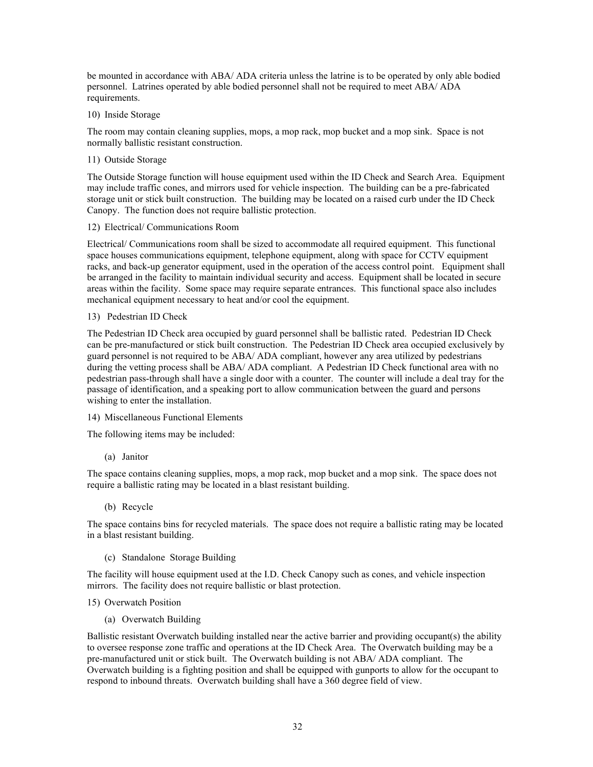be mounted in accordance with ABA/ ADA criteria unless the latrine is to be operated by only able bodied personnel. Latrines operated by able bodied personnel shall not be required to meet ABA/ ADA requirements.

10) Inside Storage

The room may contain cleaning supplies, mops, a mop rack, mop bucket and a mop sink. Space is not normally ballistic resistant construction.

11) Outside Storage

The Outside Storage function will house equipment used within the ID Check and Search Area. Equipment may include traffic cones, and mirrors used for vehicle inspection. The building can be a pre-fabricated storage unit or stick built construction. The building may be located on a raised curb under the ID Check Canopy. The function does not require ballistic protection.

12) Electrical/ Communications Room

Electrical/ Communications room shall be sized to accommodate all required equipment. This functional space houses communications equipment, telephone equipment, along with space for CCTV equipment racks, and back-up generator equipment, used in the operation of the access control point. Equipment shall be arranged in the facility to maintain individual security and access. Equipment shall be located in secure areas within the facility. Some space may require separate entrances. This functional space also includes mechanical equipment necessary to heat and/or cool the equipment.

13) Pedestrian ID Check

The Pedestrian ID Check area occupied by guard personnel shall be ballistic rated. Pedestrian ID Check can be pre-manufactured or stick built construction. The Pedestrian ID Check area occupied exclusively by guard personnel is not required to be ABA/ ADA compliant, however any area utilized by pedestrians during the vetting process shall be ABA/ ADA compliant. A Pedestrian ID Check functional area with no pedestrian pass-through shall have a single door with a counter. The counter will include a deal tray for the passage of identification, and a speaking port to allow communication between the guard and persons wishing to enter the installation.

14) Miscellaneous Functional Elements

The following items may be included:

(a) Janitor

The space contains cleaning supplies, mops, a mop rack, mop bucket and a mop sink. The space does not require a ballistic rating may be located in a blast resistant building.

(b) Recycle

The space contains bins for recycled materials. The space does not require a ballistic rating may be located in a blast resistant building.

(c) Standalone Storage Building

The facility will house equipment used at the I.D. Check Canopy such as cones, and vehicle inspection mirrors. The facility does not require ballistic or blast protection.

15) Overwatch Position

(a) Overwatch Building

Ballistic resistant Overwatch building installed near the active barrier and providing occupant(s) the ability to oversee response zone traffic and operations at the ID Check Area. The Overwatch building may be a pre-manufactured unit or stick built. The Overwatch building is not ABA/ ADA compliant. The Overwatch building is a fighting position and shall be equipped with gunports to allow for the occupant to respond to inbound threats. Overwatch building shall have a 360 degree field of view.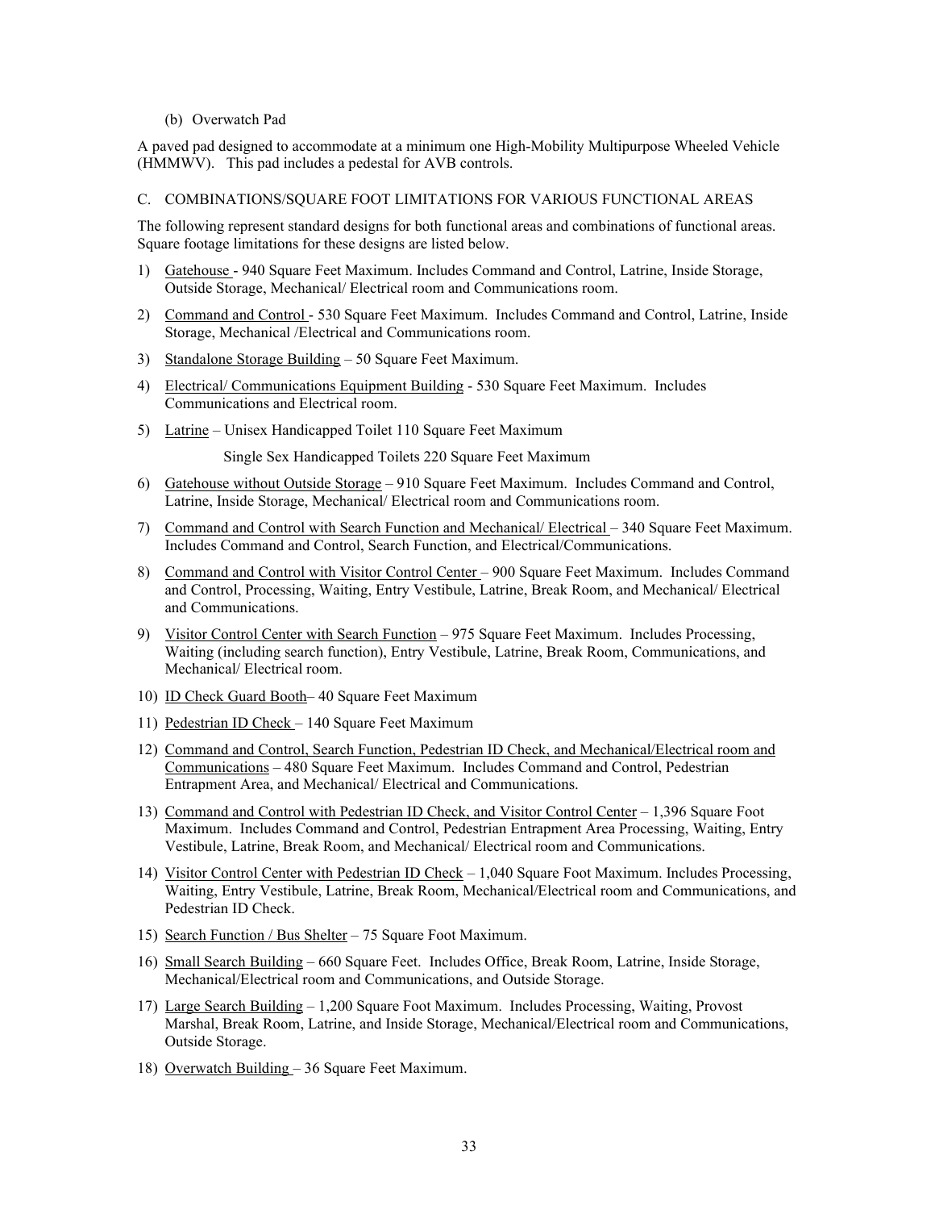(b) Overwatch Pad

A paved pad designed to accommodate at a minimum one High-Mobility Multipurpose Wheeled Vehicle (HMMWV). This pad includes a pedestal for AVB controls.

C. COMBINATIONS/SQUARE FOOT LIMITATIONS FOR VARIOUS FUNCTIONAL AREAS

The following represent standard designs for both functional areas and combinations of functional areas. Square footage limitations for these designs are listed below.

1) Gatehouse - 940 Square Feet Maximum. Includes Command and Control, Latrine, Inside Storage, Outside Storage, Mechanical/ Electrical room and Communications room.
2) Command and Control - 530 Square Feet Maximum. Includes Command and Control, Latrine, Inside Storage, Mechanical /Electrical and Communications room.
3) Standalone Storage Building – 50 Square Feet Maximum.
4) Electrical/ Communications Equipment Building - 530 Square Feet Maximum. Includes Communications and Electrical room.
5) Latrine – Unisex Handicapped Toilet 110 Square Feet Maximum

   Single Sex Handicapped Toilets 220 Square Feet Maximum
6) Gatehouse without Outside Storage – 910 Square Feet Maximum. Includes Command and Control, Latrine, Inside Storage, Mechanical/ Electrical room and Communications room.
7) Command and Control with Search Function and Mechanical/ Electrical – 340 Square Feet Maximum. Includes Command and Control, Search Function, and Electrical/Communications.
8) Command and Control with Visitor Control Center – 900 Square Feet Maximum. Includes Command and Control, Processing, Waiting, Entry Vestibule, Latrine, Break Room, and Mechanical/ Electrical and Communications.
9) Visitor Control Center with Search Function – 975 Square Feet Maximum. Includes Processing, Waiting (including search function), Entry Vestibule, Latrine, Break Room, Communications, and Mechanical/ Electrical room.
10) ID Check Guard Booth– 40 Square Feet Maximum
11) Pedestrian ID Check – 140 Square Feet Maximum
12) Command and Control, Search Function, Pedestrian ID Check, and Mechanical/Electrical room and Communications – 480 Square Feet Maximum. Includes Command and Control, Pedestrian Entrapment Area, and Mechanical/ Electrical and Communications.
13) Command and Control with Pedestrian ID Check, and Visitor Control Center – 1,396 Square Foot Maximum. Includes Command and Control, Pedestrian Entrapment Area Processing, Waiting, Entry Vestibule, Latrine, Break Room, and Mechanical/ Electrical room and Communications.
14) Visitor Control Center with Pedestrian ID Check – 1,040 Square Foot Maximum. Includes Processing, Waiting, Entry Vestibule, Latrine, Break Room, Mechanical/Electrical room and Communications, and Pedestrian ID Check.
15) Search Function / Bus Shelter – 75 Square Foot Maximum.
16) Small Search Building – 660 Square Feet. Includes Office, Break Room, Latrine, Inside Storage, Mechanical/Electrical room and Communications, and Outside Storage.
17) Large Search Building – 1,200 Square Foot Maximum. Includes Processing, Waiting, Provost Marshal, Break Room, Latrine, and Inside Storage, Mechanical/Electrical room and Communications, Outside Storage.
18) Overwatch Building – 36 Square Feet Maximum.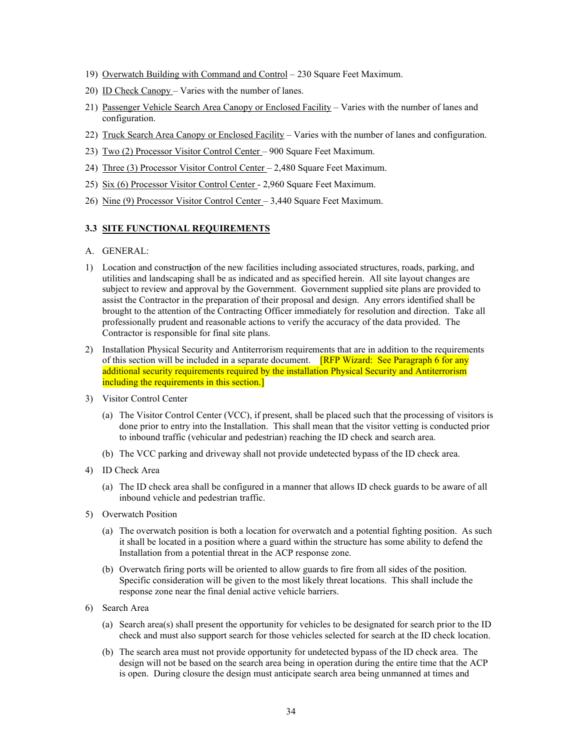19) Overwatch Building with Command and Control – 230 Square Feet Maximum.

20) ID Check Canopy – Varies with the number of lanes.

21) Passenger Vehicle Search Area Canopy or Enclosed Facility – Varies with the number of lanes and configuration.

22) Truck Search Area Canopy or Enclosed Facility – Varies with the number of lanes and configuration.

23) Two (2) Processor Visitor Control Center – 900 Square Feet Maximum.

24) Three (3) Processor Visitor Control Center – 2,480 Square Feet Maximum.

25) Six (6) Processor Visitor Control Center - 2,960 Square Feet Maximum.

26) Nine (9) Processor Visitor Control Center – 3,440 Square Feet Maximum.

### 3.3 SITE FUNCTIONAL REQUIREMENTS

A. GENERAL:

1) Location and construction of the new facilities including associated structures, roads, parking, and utilities and landscaping shall be as indicated and as specified herein. All site layout changes are subject to review and approval by the Government. Government supplied site plans are provided to assist the Contractor in the preparation of their proposal and design. Any errors identified shall be brought to the attention of the Contracting Officer immediately for resolution and direction. Take all professionally prudent and reasonable actions to verify the accuracy of the data provided. The Contractor is responsible for final site plans.

2) Installation Physical Security and Antiterrorism requirements that are in addition to the requirements of this section will be included in a separate document. [RFP Wizard: See Paragraph 6 for any additional security requirements required by the installation Physical Security and Antiterrorism including the requirements in this section.]

3) Visitor Control Center

   (a) The Visitor Control Center (VCC), if present, shall be placed such that the processing of visitors is done prior to entry into the Installation. This shall mean that the visitor vetting is conducted prior to inbound traffic (vehicular and pedestrian) reaching the ID check and search area.

   (b) The VCC parking and driveway shall not provide undetected bypass of the ID check area.

4) ID Check Area

   (a) The ID check area shall be configured in a manner that allows ID check guards to be aware of all inbound vehicle and pedestrian traffic.

5) Overwatch Position

   (a) The overwatch position is both a location for overwatch and a potential fighting position. As such it shall be located in a position where a guard within the structure has some ability to defend the Installation from a potential threat in the ACP response zone.

   (b) Overwatch firing ports will be oriented to allow guards to fire from all sides of the position. Specific consideration will be given to the most likely threat locations. This shall include the response zone near the final denial active vehicle barriers.

6) Search Area

   (a) Search area(s) shall present the opportunity for vehicles to be designated for search prior to the ID check and must also support search for those vehicles selected for search at the ID check location.

   (b) The search area must not provide opportunity for undetected bypass of the ID check area. The design will not be based on the search area being in operation during the entire time that the ACP is open. During closure the design must anticipate search area being unmanned at times and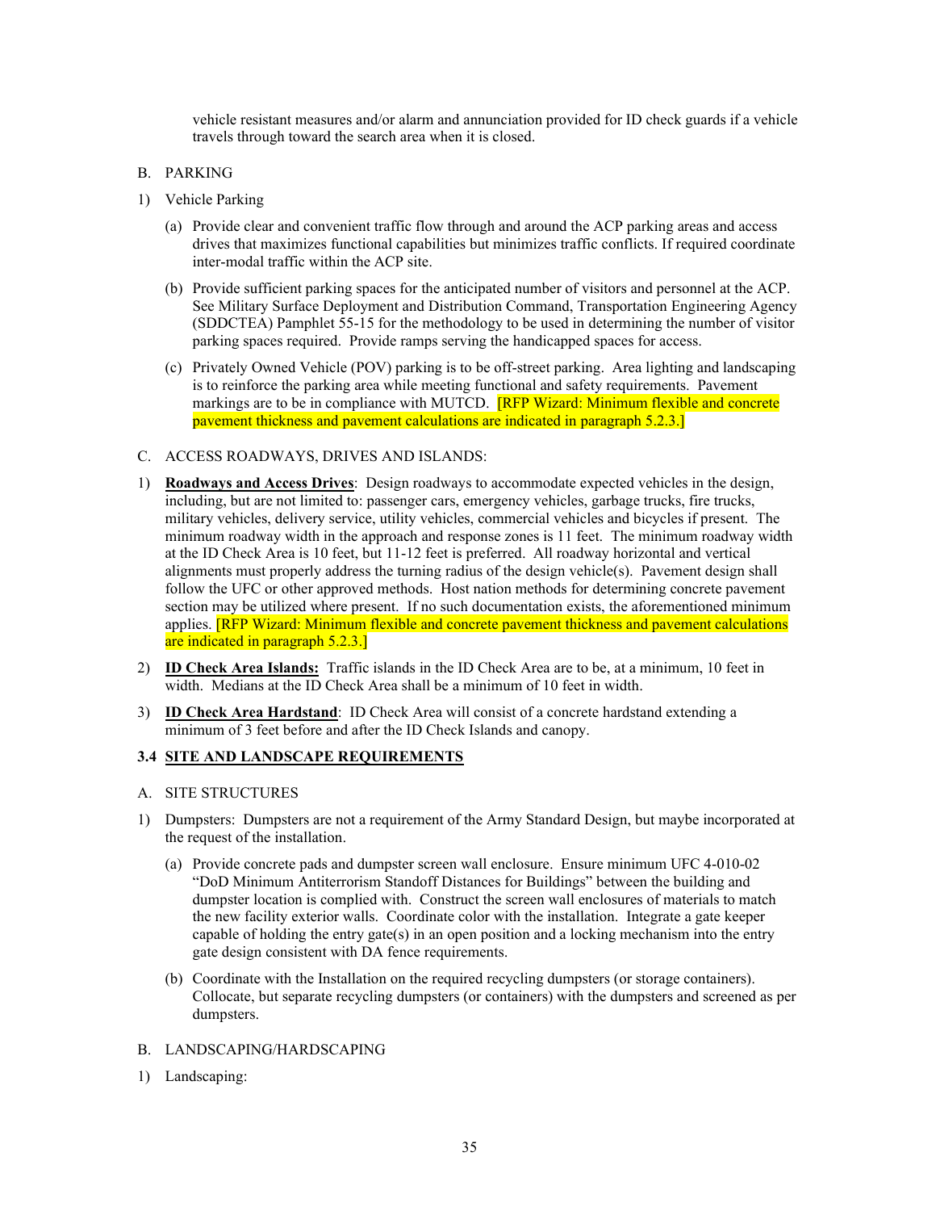vehicle resistant measures and/or alarm and annunciation provided for ID check guards if a vehicle travels through toward the search area when it is closed.

B. PARKING

1) Vehicle Parking

(a) Provide clear and convenient traffic flow through and around the ACP parking areas and access drives that maximizes functional capabilities but minimizes traffic conflicts. If required coordinate inter-modal traffic within the ACP site.

(b) Provide sufficient parking spaces for the anticipated number of visitors and personnel at the ACP. See Military Surface Deployment and Distribution Command, Transportation Engineering Agency (SDDCTEA) Pamphlet 55-15 for the methodology to be used in determining the number of visitor parking spaces required. Provide ramps serving the handicapped spaces for access.

(c) Privately Owned Vehicle (POV) parking is to be off-street parking. Area lighting and landscaping is to reinforce the parking area while meeting functional and safety requirements. Pavement markings are to be in compliance with MUTCD. [RFP Wizard: Minimum flexible and concrete pavement thickness and pavement calculations are indicated in paragraph 5.2.3.]

C. ACCESS ROADWAYS, DRIVES AND ISLANDS:

1) **Roadways and Access Drives**: Design roadways to accommodate expected vehicles in the design, including, but are not limited to: passenger cars, emergency vehicles, garbage trucks, fire trucks, military vehicles, delivery service, utility vehicles, commercial vehicles and bicycles if present. The minimum roadway width in the approach and response zones is 11 feet. The minimum roadway width at the ID Check Area is 10 feet, but 11-12 feet is preferred. All roadway horizontal and vertical alignments must properly address the turning radius of the design vehicle(s). Pavement design shall follow the UFC or other approved methods. Host nation methods for determining concrete pavement section may be utilized where present. If no such documentation exists, the aforementioned minimum applies. [RFP Wizard: Minimum flexible and concrete pavement thickness and pavement calculations are indicated in paragraph 5.2.3.]

2) **ID Check Area Islands:** Traffic islands in the ID Check Area are to be, at a minimum, 10 feet in width. Medians at the ID Check Area shall be a minimum of 10 feet in width.

3) **ID Check Area Hardstand**: ID Check Area will consist of a concrete hardstand extending a minimum of 3 feet before and after the ID Check Islands and canopy.

### 3.4 SITE AND LANDSCAPE REQUIREMENTS

A. SITE STRUCTURES

1) Dumpsters: Dumpsters are not a requirement of the Army Standard Design, but maybe incorporated at the request of the installation.

(a) Provide concrete pads and dumpster screen wall enclosure. Ensure minimum UFC 4-010-02 "DoD Minimum Antiterrorism Standoff Distances for Buildings" between the building and dumpster location is complied with. Construct the screen wall enclosures of materials to match the new facility exterior walls. Coordinate color with the installation. Integrate a gate keeper capable of holding the entry gate(s) in an open position and a locking mechanism into the entry gate design consistent with DA fence requirements.

(b) Coordinate with the Installation on the required recycling dumpsters (or storage containers). Collocate, but separate recycling dumpsters (or containers) with the dumpsters and screened as per dumpsters.

B. LANDSCAPING/HARDSCAPING

1) Landscaping: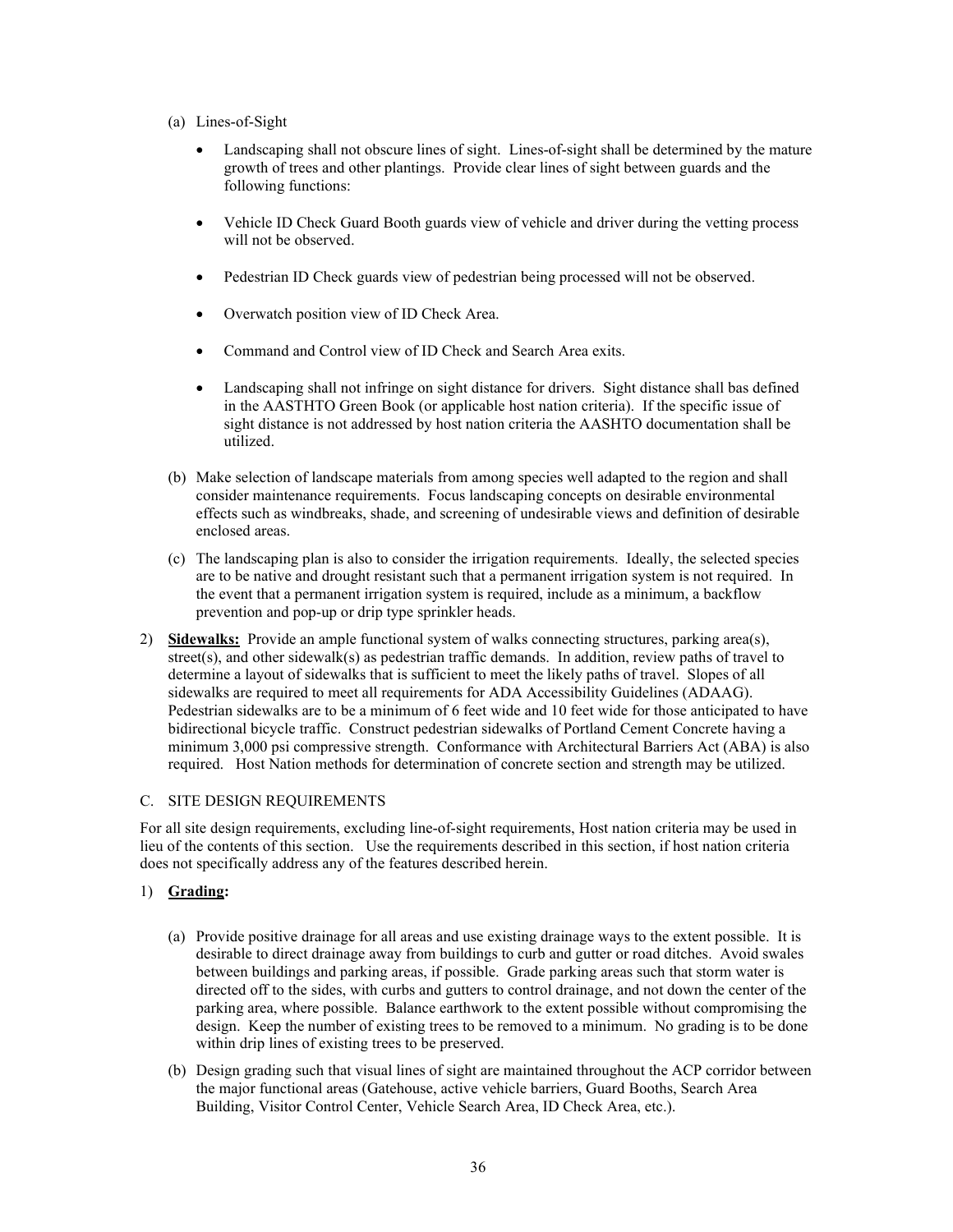(a) Lines-of-Sight

- Landscaping shall not obscure lines of sight. Lines-of-sight shall be determined by the mature growth of trees and other plantings. Provide clear lines of sight between guards and the following functions:
- Vehicle ID Check Guard Booth guards view of vehicle and driver during the vetting process will not be observed.
- Pedestrian ID Check guards view of pedestrian being processed will not be observed.
- Overwatch position view of ID Check Area.
- Command and Control view of ID Check and Search Area exits.
- Landscaping shall not infringe on sight distance for drivers. Sight distance shall bas defined in the AASTHTO Green Book (or applicable host nation criteria). If the specific issue of sight distance is not addressed by host nation criteria the AASHTO documentation shall be utilized.

(b) Make selection of landscape materials from among species well adapted to the region and shall consider maintenance requirements. Focus landscaping concepts on desirable environmental effects such as windbreaks, shade, and screening of undesirable views and definition of desirable enclosed areas.

(c) The landscaping plan is also to consider the irrigation requirements. Ideally, the selected species are to be native and drought resistant such that a permanent irrigation system is not required. In the event that a permanent irrigation system is required, include as a minimum, a backflow prevention and pop-up or drip type sprinkler heads.

2) **Sidewalks:** Provide an ample functional system of walks connecting structures, parking area(s), street(s), and other sidewalk(s) as pedestrian traffic demands. In addition, review paths of travel to determine a layout of sidewalks that is sufficient to meet the likely paths of travel. Slopes of all sidewalks are required to meet all requirements for ADA Accessibility Guidelines (ADAAG). Pedestrian sidewalks are to be a minimum of 6 feet wide and 10 feet wide for those anticipated to have bidirectional bicycle traffic. Construct pedestrian sidewalks of Portland Cement Concrete having a minimum 3,000 psi compressive strength. Conformance with Architectural Barriers Act (ABA) is also required. Host Nation methods for determination of concrete section and strength may be utilized.

C. SITE DESIGN REQUIREMENTS

For all site design requirements, excluding line-of-sight requirements, Host nation criteria may be used in lieu of the contents of this section. Use the requirements described in this section, if host nation criteria does not specifically address any of the features described herein.

1) **Grading:**

(a) Provide positive drainage for all areas and use existing drainage ways to the extent possible. It is desirable to direct drainage away from buildings to curb and gutter or road ditches. Avoid swales between buildings and parking areas, if possible. Grade parking areas such that storm water is directed off to the sides, with curbs and gutters to control drainage, and not down the center of the parking area, where possible. Balance earthwork to the extent possible without compromising the design. Keep the number of existing trees to be removed to a minimum. No grading is to be done within drip lines of existing trees to be preserved.

(b) Design grading such that visual lines of sight are maintained throughout the ACP corridor between the major functional areas (Gatehouse, active vehicle barriers, Guard Booths, Search Area Building, Visitor Control Center, Vehicle Search Area, ID Check Area, etc.).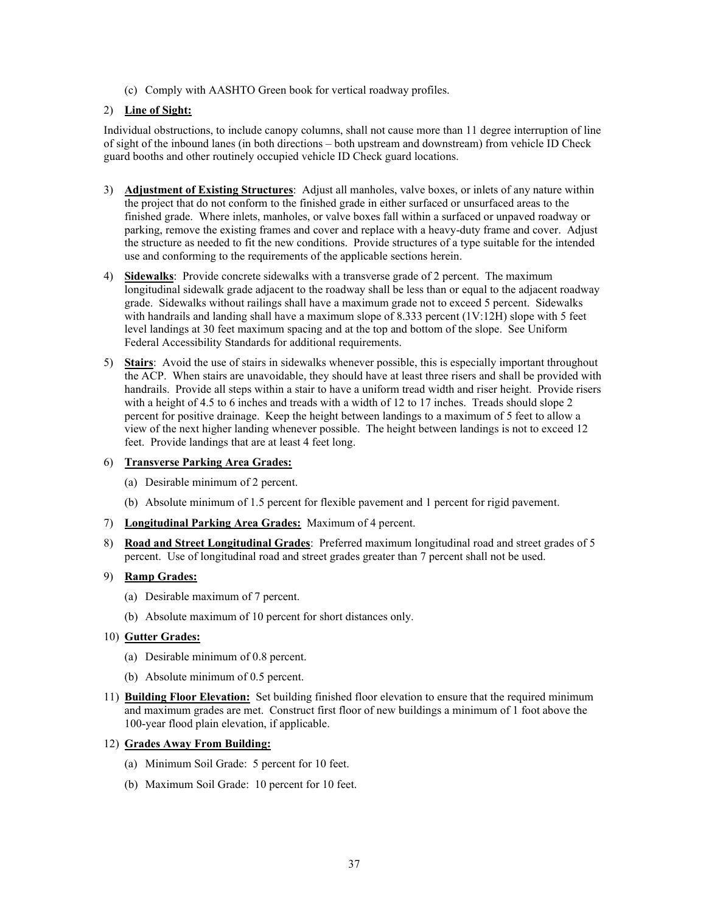(c) Comply with AASHTO Green book for vertical roadway profiles.

2) **Line of Sight:**

Individual obstructions, to include canopy columns, shall not cause more than 11 degree interruption of line of sight of the inbound lanes (in both directions – both upstream and downstream) from vehicle ID Check guard booths and other routinely occupied vehicle ID Check guard locations.

3) **Adjustment of Existing Structures**: Adjust all manholes, valve boxes, or inlets of any nature within the project that do not conform to the finished grade in either surfaced or unsurfaced areas to the finished grade. Where inlets, manholes, or valve boxes fall within a surfaced or unpaved roadway or parking, remove the existing frames and cover and replace with a heavy-duty frame and cover. Adjust the structure as needed to fit the new conditions. Provide structures of a type suitable for the intended use and conforming to the requirements of the applicable sections herein.

4) **Sidewalks**: Provide concrete sidewalks with a transverse grade of 2 percent. The maximum longitudinal sidewalk grade adjacent to the roadway shall be less than or equal to the adjacent roadway grade. Sidewalks without railings shall have a maximum grade not to exceed 5 percent. Sidewalks with handrails and landing shall have a maximum slope of 8.333 percent (1V:12H) slope with 5 feet level landings at 30 feet maximum spacing and at the top and bottom of the slope. See Uniform Federal Accessibility Standards for additional requirements.

5) **Stairs**: Avoid the use of stairs in sidewalks whenever possible, this is especially important throughout the ACP. When stairs are unavoidable, they should have at least three risers and shall be provided with handrails. Provide all steps within a stair to have a uniform tread width and riser height. Provide risers with a height of 4.5 to 6 inches and treads with a width of 12 to 17 inches. Treads should slope 2 percent for positive drainage. Keep the height between landings to a maximum of 5 feet to allow a view of the next higher landing whenever possible. The height between landings is not to exceed 12 feet. Provide landings that are at least 4 feet long.

6) **Transverse Parking Area Grades:**

   (a) Desirable minimum of 2 percent.

   (b) Absolute minimum of 1.5 percent for flexible pavement and 1 percent for rigid pavement.

7) **Longitudinal Parking Area Grades:** Maximum of 4 percent.

8) **Road and Street Longitudinal Grades**: Preferred maximum longitudinal road and street grades of 5 percent. Use of longitudinal road and street grades greater than 7 percent shall not be used.

9) **Ramp Grades:**

   (a) Desirable maximum of 7 percent.

   (b) Absolute maximum of 10 percent for short distances only.

10) **Gutter Grades:**

   (a) Desirable minimum of 0.8 percent.

   (b) Absolute minimum of 0.5 percent.

11) **Building Floor Elevation:** Set building finished floor elevation to ensure that the required minimum and maximum grades are met. Construct first floor of new buildings a minimum of 1 foot above the 100-year flood plain elevation, if applicable.

12) **Grades Away From Building:**

   (a) Minimum Soil Grade: 5 percent for 10 feet.

   (b) Maximum Soil Grade: 10 percent for 10 feet.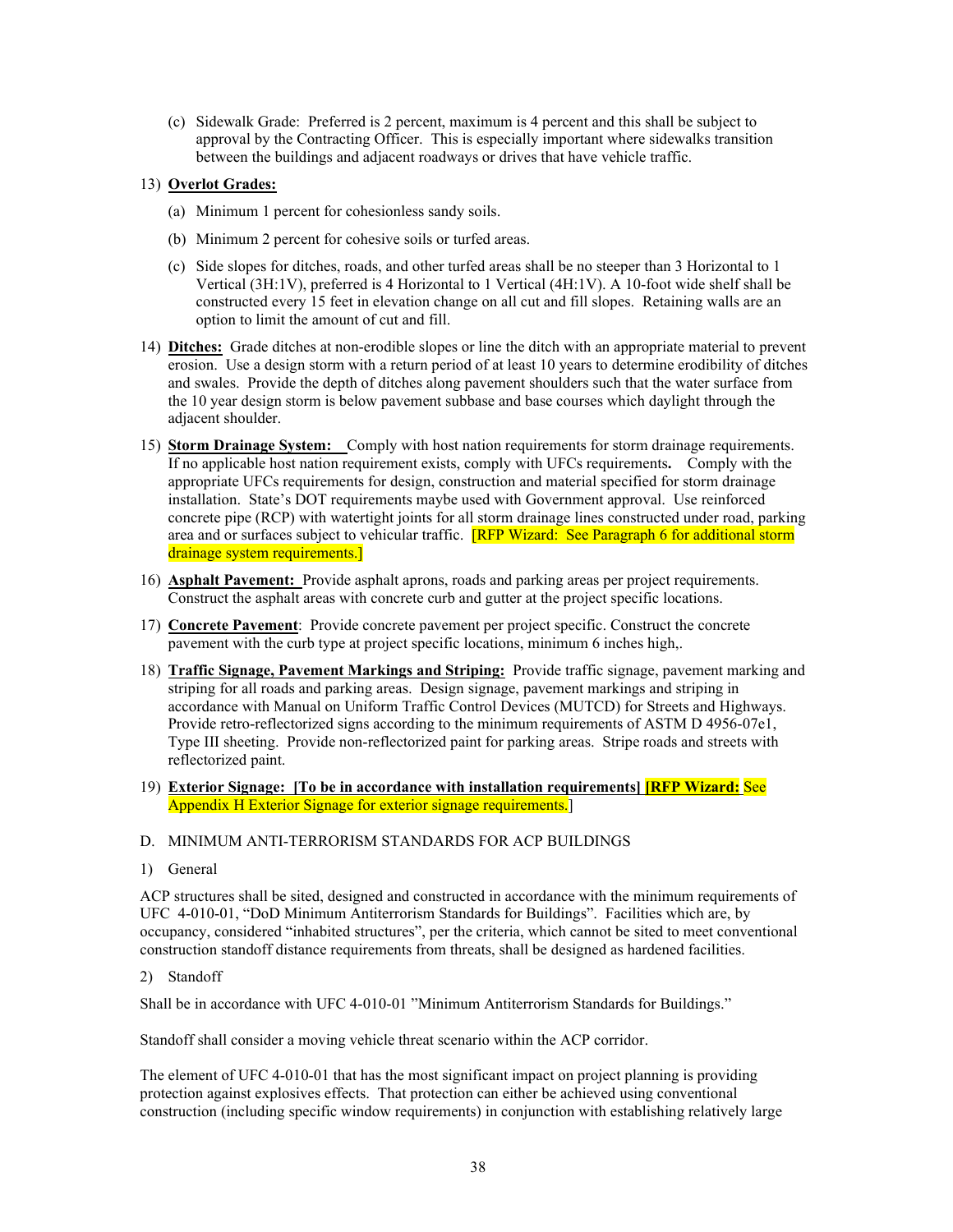(c) Sidewalk Grade: Preferred is 2 percent, maximum is 4 percent and this shall be subject to approval by the Contracting Officer. This is especially important where sidewalks transition between the buildings and adjacent roadways or drives that have vehicle traffic.

13) **Overlot Grades:**

(a) Minimum 1 percent for cohesionless sandy soils.

(b) Minimum 2 percent for cohesive soils or turfed areas.

(c) Side slopes for ditches, roads, and other turfed areas shall be no steeper than 3 Horizontal to 1 Vertical (3H:1V), preferred is 4 Horizontal to 1 Vertical (4H:1V). A 10-foot wide shelf shall be constructed every 15 feet in elevation change on all cut and fill slopes. Retaining walls are an option to limit the amount of cut and fill.

14) **Ditches:** Grade ditches at non-erodible slopes or line the ditch with an appropriate material to prevent erosion. Use a design storm with a return period of at least 10 years to determine erodibility of ditches and swales. Provide the depth of ditches along pavement shoulders such that the water surface from the 10 year design storm is below pavement subbase and base courses which daylight through the adjacent shoulder.

15) **Storm Drainage System:** Comply with host nation requirements for storm drainage requirements. If no applicable host nation requirement exists, comply with UFCs requirements**.** Comply with the appropriate UFCs requirements for design, construction and material specified for storm drainage installation. State's DOT requirements maybe used with Government approval. Use reinforced concrete pipe (RCP) with watertight joints for all storm drainage lines constructed under road, parking area and or surfaces subject to vehicular traffic. [RFP Wizard: See Paragraph 6 for additional storm drainage system requirements.]

16) **Asphalt Pavement:** Provide asphalt aprons, roads and parking areas per project requirements. Construct the asphalt areas with concrete curb and gutter at the project specific locations.

17) **Concrete Pavement**: Provide concrete pavement per project specific. Construct the concrete pavement with the curb type at project specific locations, minimum 6 inches high,.

18) **Traffic Signage, Pavement Markings and Striping:** Provide traffic signage, pavement marking and striping for all roads and parking areas. Design signage, pavement markings and striping in accordance with Manual on Uniform Traffic Control Devices (MUTCD) for Streets and Highways. Provide retro-reflectorized signs according to the minimum requirements of ASTM D 4956-07e1, Type III sheeting. Provide non-reflectorized paint for parking areas. Stripe roads and streets with reflectorized paint.

19) **Exterior Signage: [To be in accordance with installation requirements] [RFP Wizard:** See Appendix H Exterior Signage for exterior signage requirements.]

D. MINIMUM ANTI-TERRORISM STANDARDS FOR ACP BUILDINGS

1) General

ACP structures shall be sited, designed and constructed in accordance with the minimum requirements of UFC 4-010-01, "DoD Minimum Antiterrorism Standards for Buildings". Facilities which are, by occupancy, considered "inhabited structures", per the criteria, which cannot be sited to meet conventional construction standoff distance requirements from threats, shall be designed as hardened facilities.

2) Standoff

Shall be in accordance with UFC 4-010-01 "Minimum Antiterrorism Standards for Buildings."

Standoff shall consider a moving vehicle threat scenario within the ACP corridor.

The element of UFC 4-010-01 that has the most significant impact on project planning is providing protection against explosives effects. That protection can either be achieved using conventional construction (including specific window requirements) in conjunction with establishing relatively large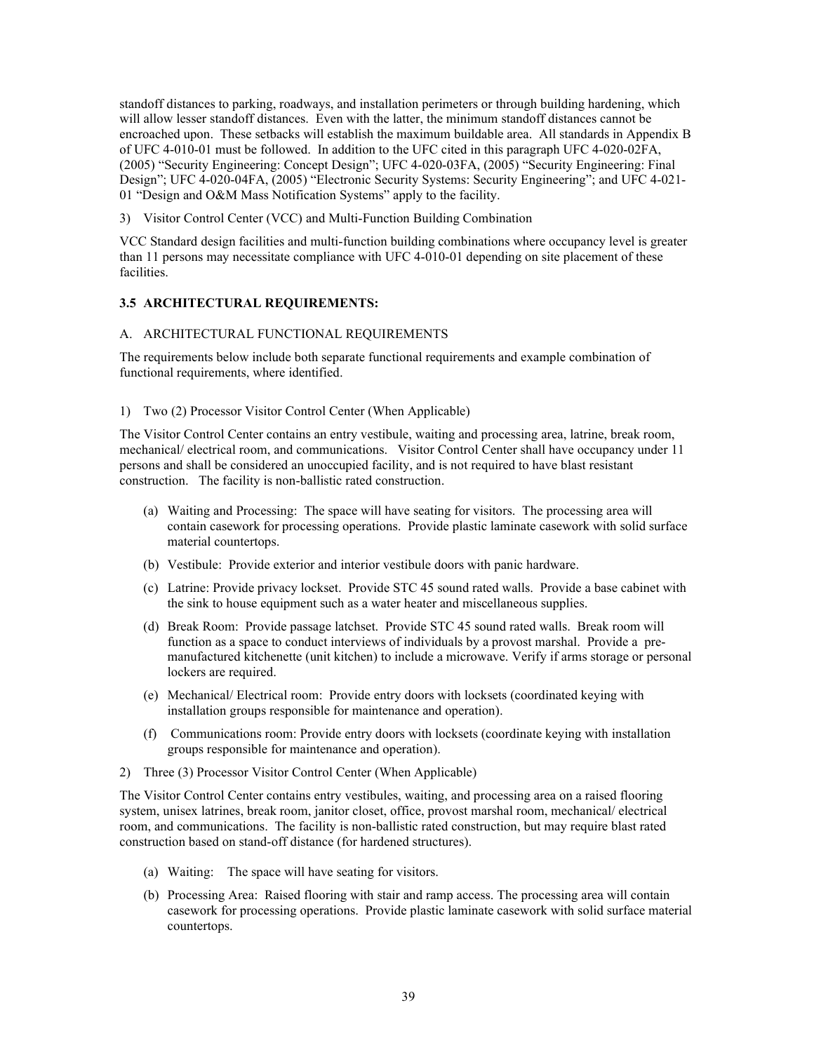standoff distances to parking, roadways, and installation perimeters or through building hardening, which will allow lesser standoff distances. Even with the latter, the minimum standoff distances cannot be encroached upon. These setbacks will establish the maximum buildable area. All standards in Appendix B of UFC 4-010-01 must be followed. In addition to the UFC cited in this paragraph UFC 4-020-02FA, (2005) "Security Engineering: Concept Design"; UFC 4-020-03FA, (2005) "Security Engineering: Final Design"; UFC 4-020-04FA, (2005) "Electronic Security Systems: Security Engineering"; and UFC 4-021-01 "Design and O&M Mass Notification Systems" apply to the facility.

3) Visitor Control Center (VCC) and Multi-Function Building Combination

VCC Standard design facilities and multi-function building combinations where occupancy level is greater than 11 persons may necessitate compliance with UFC 4-010-01 depending on site placement of these facilities.

### 3.5 ARCHITECTURAL REQUIREMENTS:

A. ARCHITECTURAL FUNCTIONAL REQUIREMENTS

The requirements below include both separate functional requirements and example combination of functional requirements, where identified.

1) Two (2) Processor Visitor Control Center (When Applicable)

The Visitor Control Center contains an entry vestibule, waiting and processing area, latrine, break room, mechanical/ electrical room, and communications. Visitor Control Center shall have occupancy under 11 persons and shall be considered an unoccupied facility, and is not required to have blast resistant construction. The facility is non-ballistic rated construction.

- (a) Waiting and Processing: The space will have seating for visitors. The processing area will contain casework for processing operations. Provide plastic laminate casework with solid surface material countertops.
- (b) Vestibule: Provide exterior and interior vestibule doors with panic hardware.
- (c) Latrine: Provide privacy lockset. Provide STC 45 sound rated walls. Provide a base cabinet with the sink to house equipment such as a water heater and miscellaneous supplies.
- (d) Break Room: Provide passage latchset. Provide STC 45 sound rated walls. Break room will function as a space to conduct interviews of individuals by a provost marshal. Provide a pre-manufactured kitchenette (unit kitchen) to include a microwave. Verify if arms storage or personal lockers are required.
- (e) Mechanical/ Electrical room: Provide entry doors with locksets (coordinated keying with installation groups responsible for maintenance and operation).
- (f) Communications room: Provide entry doors with locksets (coordinate keying with installation groups responsible for maintenance and operation).

2) Three (3) Processor Visitor Control Center (When Applicable)

The Visitor Control Center contains entry vestibules, waiting, and processing area on a raised flooring system, unisex latrines, break room, janitor closet, office, provost marshal room, mechanical/ electrical room, and communications. The facility is non-ballistic rated construction, but may require blast rated construction based on stand-off distance (for hardened structures).

- (a) Waiting: The space will have seating for visitors.
- (b) Processing Area: Raised flooring with stair and ramp access. The processing area will contain casework for processing operations. Provide plastic laminate casework with solid surface material countertops.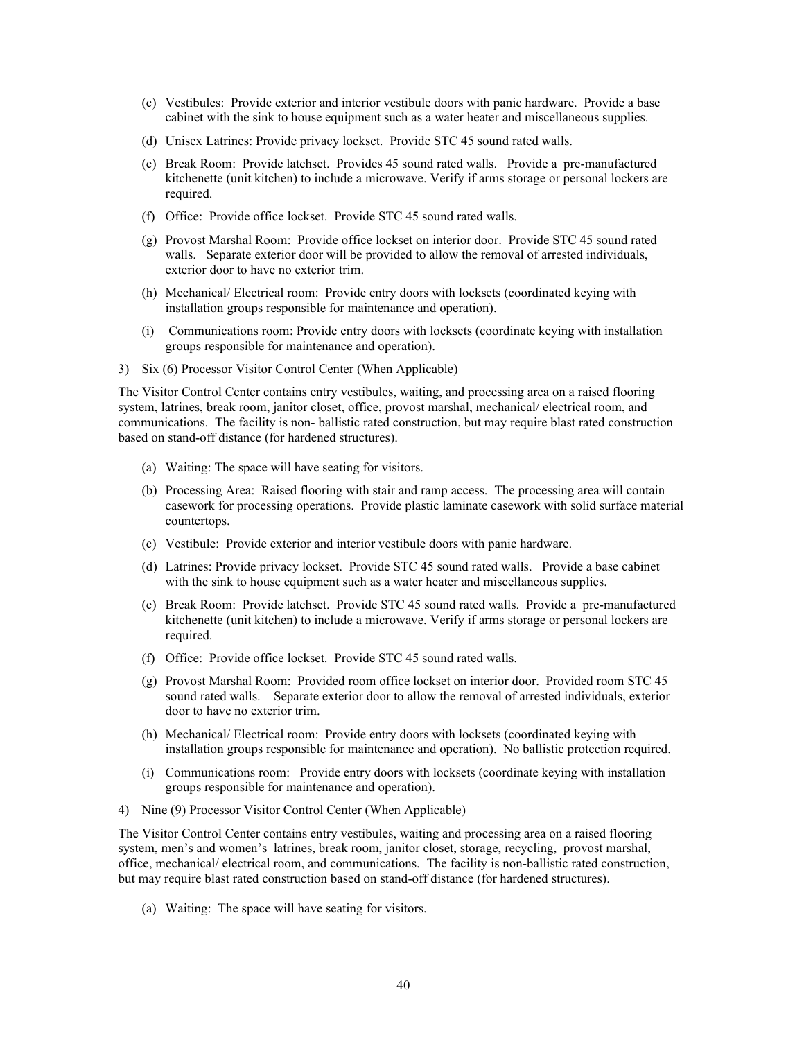(c) Vestibules: Provide exterior and interior vestibule doors with panic hardware. Provide a base cabinet with the sink to house equipment such as a water heater and miscellaneous supplies.

(d) Unisex Latrines: Provide privacy lockset. Provide STC 45 sound rated walls.

(e) Break Room: Provide latchset. Provides 45 sound rated walls. Provide a pre-manufactured kitchenette (unit kitchen) to include a microwave. Verify if arms storage or personal lockers are required.

(f) Office: Provide office lockset. Provide STC 45 sound rated walls.

(g) Provost Marshal Room: Provide office lockset on interior door. Provide STC 45 sound rated walls. Separate exterior door will be provided to allow the removal of arrested individuals, exterior door to have no exterior trim.

(h) Mechanical/ Electrical room: Provide entry doors with locksets (coordinated keying with installation groups responsible for maintenance and operation).

(i) Communications room: Provide entry doors with locksets (coordinate keying with installation groups responsible for maintenance and operation).

3) Six (6) Processor Visitor Control Center (When Applicable)

The Visitor Control Center contains entry vestibules, waiting, and processing area on a raised flooring system, latrines, break room, janitor closet, office, provost marshal, mechanical/ electrical room, and communications. The facility is non- ballistic rated construction, but may require blast rated construction based on stand-off distance (for hardened structures).

(a) Waiting: The space will have seating for visitors.

(b) Processing Area: Raised flooring with stair and ramp access. The processing area will contain casework for processing operations. Provide plastic laminate casework with solid surface material countertops.

(c) Vestibule: Provide exterior and interior vestibule doors with panic hardware.

(d) Latrines: Provide privacy lockset. Provide STC 45 sound rated walls. Provide a base cabinet with the sink to house equipment such as a water heater and miscellaneous supplies.

(e) Break Room: Provide latchset. Provide STC 45 sound rated walls. Provide a pre-manufactured kitchenette (unit kitchen) to include a microwave. Verify if arms storage or personal lockers are required.

(f) Office: Provide office lockset. Provide STC 45 sound rated walls.

(g) Provost Marshal Room: Provided room office lockset on interior door. Provided room STC 45 sound rated walls. Separate exterior door to allow the removal of arrested individuals, exterior door to have no exterior trim.

(h) Mechanical/ Electrical room: Provide entry doors with locksets (coordinated keying with installation groups responsible for maintenance and operation). No ballistic protection required.

(i) Communications room: Provide entry doors with locksets (coordinate keying with installation groups responsible for maintenance and operation).

4) Nine (9) Processor Visitor Control Center (When Applicable)

The Visitor Control Center contains entry vestibules, waiting and processing area on a raised flooring system, men's and women's latrines, break room, janitor closet, storage, recycling, provost marshal, office, mechanical/ electrical room, and communications. The facility is non-ballistic rated construction, but may require blast rated construction based on stand-off distance (for hardened structures).

(a) Waiting: The space will have seating for visitors.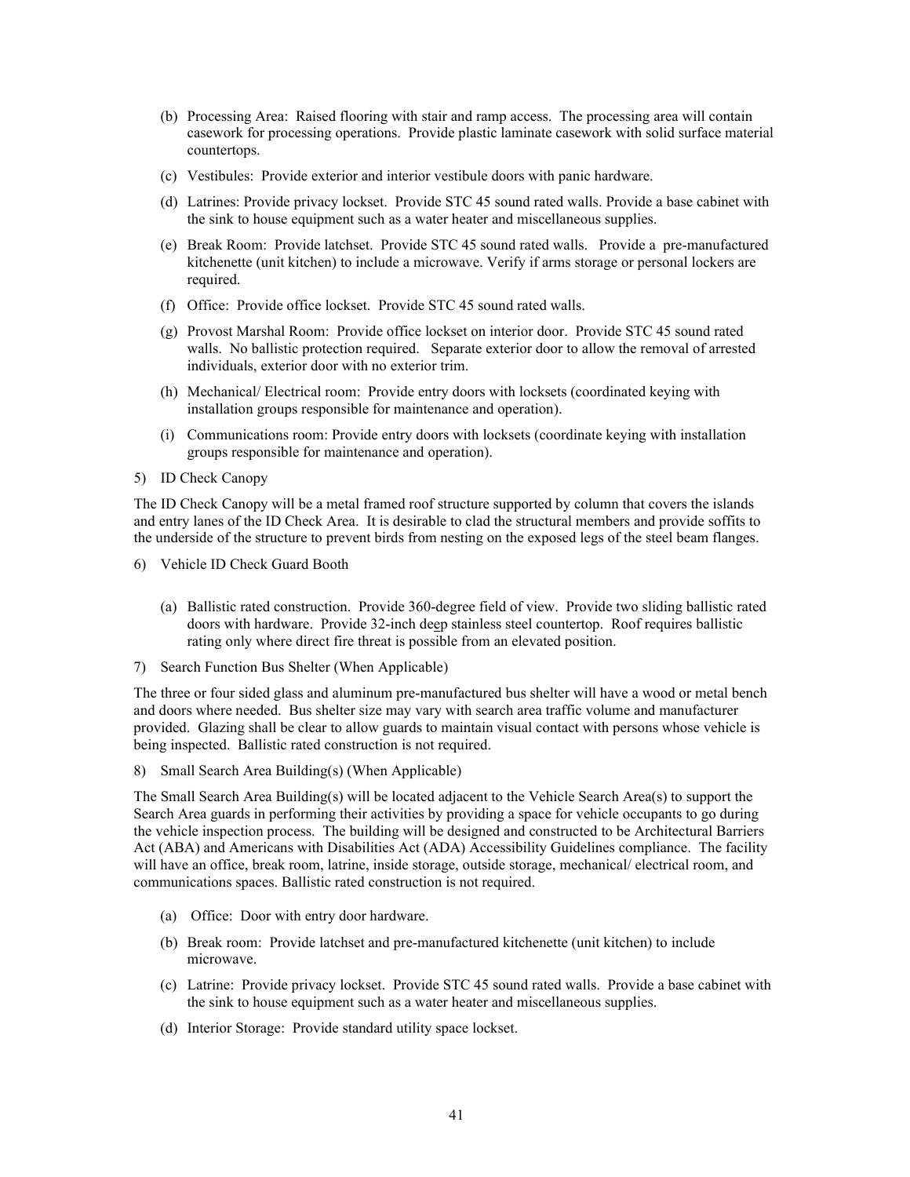(b) Processing Area: Raised flooring with stair and ramp access. The processing area will contain casework for processing operations. Provide plastic laminate casework with solid surface material countertops.

(c) Vestibules: Provide exterior and interior vestibule doors with panic hardware.

(d) Latrines: Provide privacy lockset. Provide STC 45 sound rated walls. Provide a base cabinet with the sink to house equipment such as a water heater and miscellaneous supplies.

(e) Break Room: Provide latchset. Provide STC 45 sound rated walls. Provide a pre-manufactured kitchenette (unit kitchen) to include a microwave. Verify if arms storage or personal lockers are required.

(f) Office: Provide office lockset. Provide STC 45 sound rated walls.

(g) Provost Marshal Room: Provide office lockset on interior door. Provide STC 45 sound rated walls. No ballistic protection required. Separate exterior door to allow the removal of arrested individuals, exterior door with no exterior trim.

(h) Mechanical/ Electrical room: Provide entry doors with locksets (coordinated keying with installation groups responsible for maintenance and operation).

(i) Communications room: Provide entry doors with locksets (coordinate keying with installation groups responsible for maintenance and operation).

5) ID Check Canopy

The ID Check Canopy will be a metal framed roof structure supported by column that covers the islands and entry lanes of the ID Check Area. It is desirable to clad the structural members and provide soffits to the underside of the structure to prevent birds from nesting on the exposed legs of the steel beam flanges.

6) Vehicle ID Check Guard Booth

(a) Ballistic rated construction. Provide 360-degree field of view. Provide two sliding ballistic rated doors with hardware. Provide 32-inch deep stainless steel countertop. Roof requires ballistic rating only where direct fire threat is possible from an elevated position.

7) Search Function Bus Shelter (When Applicable)

The three or four sided glass and aluminum pre-manufactured bus shelter will have a wood or metal bench and doors where needed. Bus shelter size may vary with search area traffic volume and manufacturer provided. Glazing shall be clear to allow guards to maintain visual contact with persons whose vehicle is being inspected. Ballistic rated construction is not required.

8) Small Search Area Building(s) (When Applicable)

The Small Search Area Building(s) will be located adjacent to the Vehicle Search Area(s) to support the Search Area guards in performing their activities by providing a space for vehicle occupants to go during the vehicle inspection process. The building will be designed and constructed to be Architectural Barriers Act (ABA) and Americans with Disabilities Act (ADA) Accessibility Guidelines compliance. The facility will have an office, break room, latrine, inside storage, outside storage, mechanical/ electrical room, and communications spaces. Ballistic rated construction is not required.

(a) Office: Door with entry door hardware.

(b) Break room: Provide latchset and pre-manufactured kitchenette (unit kitchen) to include microwave.

(c) Latrine: Provide privacy lockset. Provide STC 45 sound rated walls. Provide a base cabinet with the sink to house equipment such as a water heater and miscellaneous supplies.

(d) Interior Storage: Provide standard utility space lockset.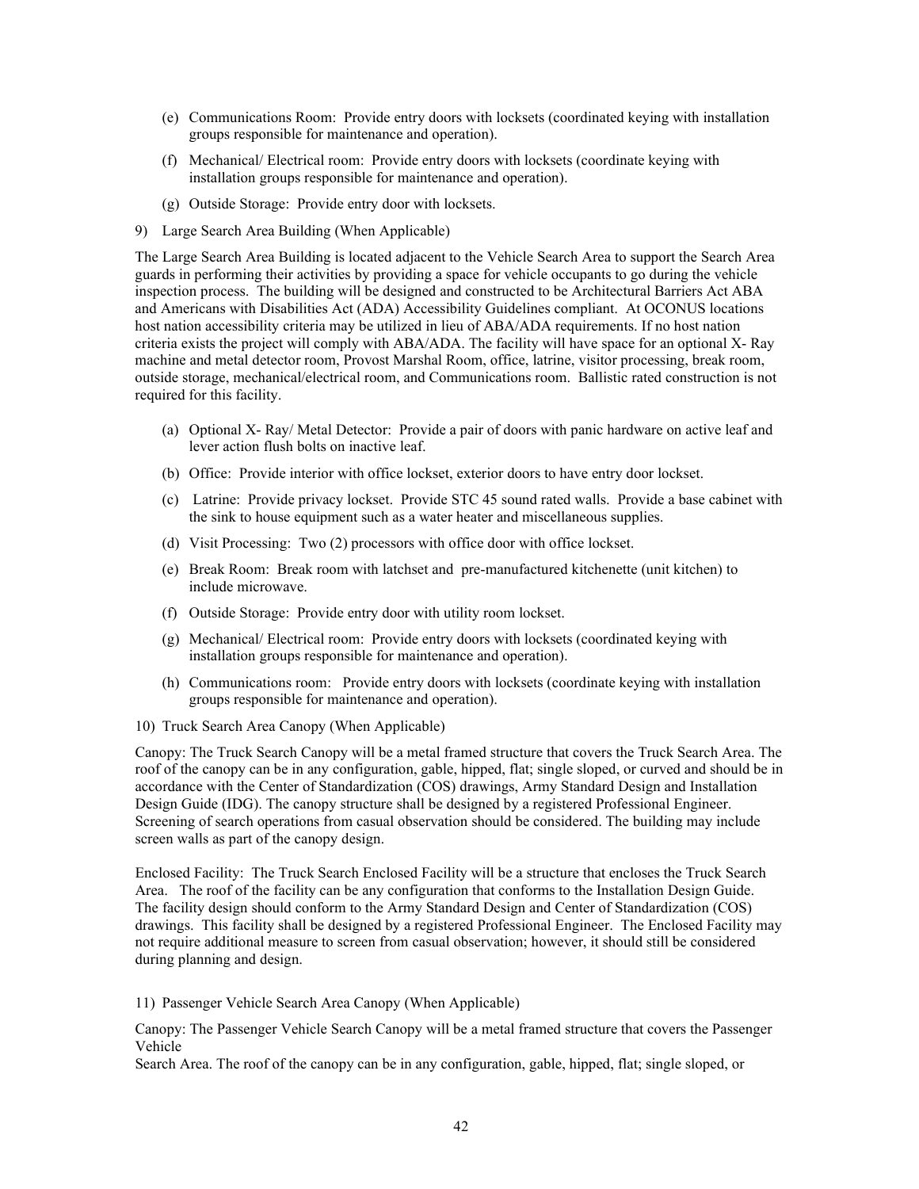(e) Communications Room: Provide entry doors with locksets (coordinated keying with installation groups responsible for maintenance and operation).

(f) Mechanical/ Electrical room: Provide entry doors with locksets (coordinate keying with installation groups responsible for maintenance and operation).

(g) Outside Storage: Provide entry door with locksets.

9) Large Search Area Building (When Applicable)

The Large Search Area Building is located adjacent to the Vehicle Search Area to support the Search Area guards in performing their activities by providing a space for vehicle occupants to go during the vehicle inspection process. The building will be designed and constructed to be Architectural Barriers Act ABA and Americans with Disabilities Act (ADA) Accessibility Guidelines compliant. At OCONUS locations host nation accessibility criteria may be utilized in lieu of ABA/ADA requirements. If no host nation criteria exists the project will comply with ABA/ADA. The facility will have space for an optional X- Ray machine and metal detector room, Provost Marshal Room, office, latrine, visitor processing, break room, outside storage, mechanical/electrical room, and Communications room. Ballistic rated construction is not required for this facility.

(a) Optional X- Ray/ Metal Detector: Provide a pair of doors with panic hardware on active leaf and lever action flush bolts on inactive leaf.

(b) Office: Provide interior with office lockset, exterior doors to have entry door lockset.

(c) Latrine: Provide privacy lockset. Provide STC 45 sound rated walls. Provide a base cabinet with the sink to house equipment such as a water heater and miscellaneous supplies.

(d) Visit Processing: Two (2) processors with office door with office lockset.

(e) Break Room: Break room with latchset and pre-manufactured kitchenette (unit kitchen) to include microwave.

(f) Outside Storage: Provide entry door with utility room lockset.

(g) Mechanical/ Electrical room: Provide entry doors with locksets (coordinated keying with installation groups responsible for maintenance and operation).

(h) Communications room: Provide entry doors with locksets (coordinate keying with installation groups responsible for maintenance and operation).

10) Truck Search Area Canopy (When Applicable)

Canopy: The Truck Search Canopy will be a metal framed structure that covers the Truck Search Area. The roof of the canopy can be in any configuration, gable, hipped, flat; single sloped, or curved and should be in accordance with the Center of Standardization (COS) drawings, Army Standard Design and Installation Design Guide (IDG). The canopy structure shall be designed by a registered Professional Engineer. Screening of search operations from casual observation should be considered. The building may include screen walls as part of the canopy design.

Enclosed Facility: The Truck Search Enclosed Facility will be a structure that encloses the Truck Search Area. The roof of the facility can be any configuration that conforms to the Installation Design Guide. The facility design should conform to the Army Standard Design and Center of Standardization (COS) drawings. This facility shall be designed by a registered Professional Engineer. The Enclosed Facility may not require additional measure to screen from casual observation; however, it should still be considered during planning and design.

11) Passenger Vehicle Search Area Canopy (When Applicable)

Canopy: The Passenger Vehicle Search Canopy will be a metal framed structure that covers the Passenger Vehicle
Search Area. The roof of the canopy can be in any configuration, gable, hipped, flat; single sloped, or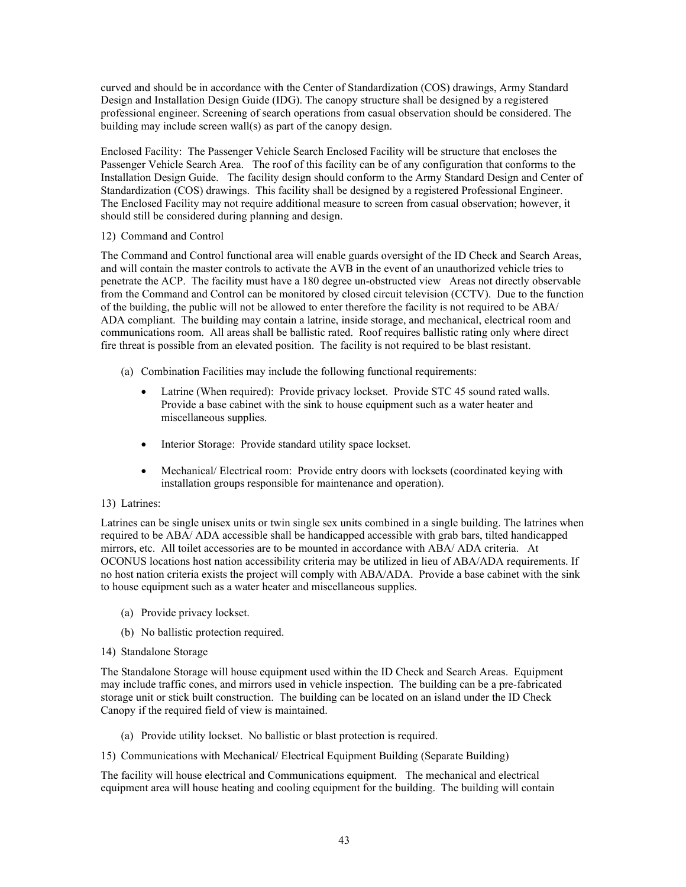curved and should be in accordance with the Center of Standardization (COS) drawings, Army Standard Design and Installation Design Guide (IDG). The canopy structure shall be designed by a registered professional engineer. Screening of search operations from casual observation should be considered. The building may include screen wall(s) as part of the canopy design.

Enclosed Facility: The Passenger Vehicle Search Enclosed Facility will be structure that encloses the Passenger Vehicle Search Area. The roof of this facility can be of any configuration that conforms to the Installation Design Guide. The facility design should conform to the Army Standard Design and Center of Standardization (COS) drawings. This facility shall be designed by a registered Professional Engineer. The Enclosed Facility may not require additional measure to screen from casual observation; however, it should still be considered during planning and design.

12) Command and Control

The Command and Control functional area will enable guards oversight of the ID Check and Search Areas, and will contain the master controls to activate the AVB in the event of an unauthorized vehicle tries to penetrate the ACP. The facility must have a 180 degree un-obstructed view Areas not directly observable from the Command and Control can be monitored by closed circuit television (CCTV). Due to the function of the building, the public will not be allowed to enter therefore the facility is not required to be ABA/ ADA compliant. The building may contain a latrine, inside storage, and mechanical, electrical room and communications room. All areas shall be ballistic rated. Roof requires ballistic rating only where direct fire threat is possible from an elevated position. The facility is not required to be blast resistant.

(a) Combination Facilities may include the following functional requirements:

- Latrine (When required): Provide privacy lockset. Provide STC 45 sound rated walls. Provide a base cabinet with the sink to house equipment such as a water heater and miscellaneous supplies.
- Interior Storage: Provide standard utility space lockset.
- Mechanical/ Electrical room: Provide entry doors with locksets (coordinated keying with installation groups responsible for maintenance and operation).

13) Latrines:

Latrines can be single unisex units or twin single sex units combined in a single building. The latrines when required to be ABA/ ADA accessible shall be handicapped accessible with grab bars, tilted handicapped mirrors, etc. All toilet accessories are to be mounted in accordance with ABA/ ADA criteria. At OCONUS locations host nation accessibility criteria may be utilized in lieu of ABA/ADA requirements. If no host nation criteria exists the project will comply with ABA/ADA. Provide a base cabinet with the sink to house equipment such as a water heater and miscellaneous supplies.

(a) Provide privacy lockset.

(b) No ballistic protection required.

14) Standalone Storage

The Standalone Storage will house equipment used within the ID Check and Search Areas. Equipment may include traffic cones, and mirrors used in vehicle inspection. The building can be a pre-fabricated storage unit or stick built construction. The building can be located on an island under the ID Check Canopy if the required field of view is maintained.

(a) Provide utility lockset. No ballistic or blast protection is required.

15) Communications with Mechanical/ Electrical Equipment Building (Separate Building)

The facility will house electrical and Communications equipment. The mechanical and electrical equipment area will house heating and cooling equipment for the building. The building will contain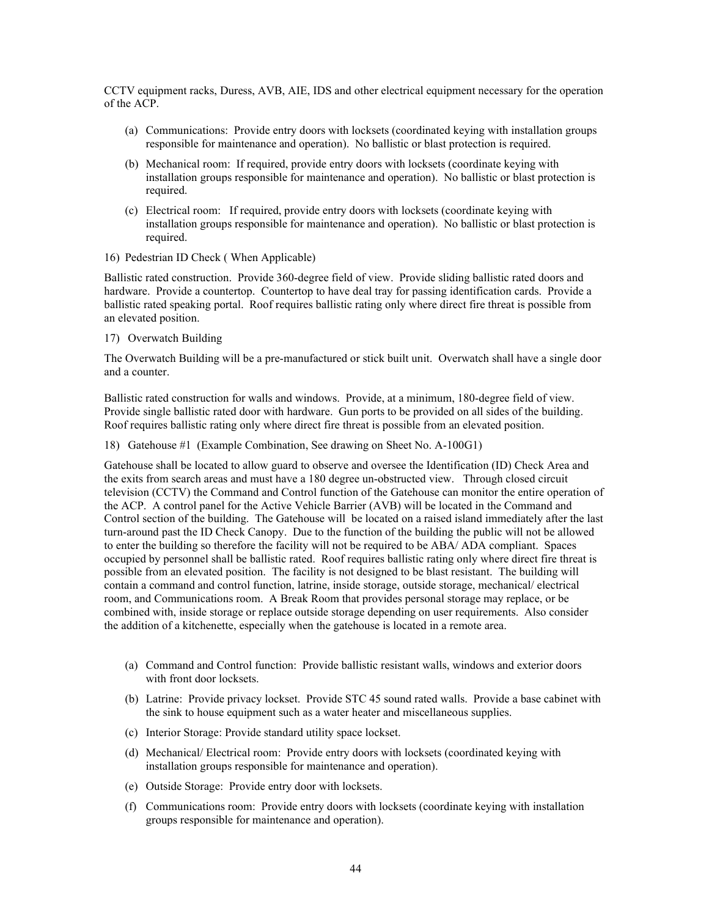CCTV equipment racks, Duress, AVB, AIE, IDS and other electrical equipment necessary for the operation of the ACP.

(a) Communications: Provide entry doors with locksets (coordinated keying with installation groups responsible for maintenance and operation). No ballistic or blast protection is required.

(b) Mechanical room: If required, provide entry doors with locksets (coordinate keying with installation groups responsible for maintenance and operation). No ballistic or blast protection is required.

(c) Electrical room: If required, provide entry doors with locksets (coordinate keying with installation groups responsible for maintenance and operation). No ballistic or blast protection is required.

16) Pedestrian ID Check ( When Applicable)

Ballistic rated construction. Provide 360-degree field of view. Provide sliding ballistic rated doors and hardware. Provide a countertop. Countertop to have deal tray for passing identification cards. Provide a ballistic rated speaking portal. Roof requires ballistic rating only where direct fire threat is possible from an elevated position.

17) Overwatch Building

The Overwatch Building will be a pre-manufactured or stick built unit. Overwatch shall have a single door and a counter.

Ballistic rated construction for walls and windows. Provide, at a minimum, 180-degree field of view. Provide single ballistic rated door with hardware. Gun ports to be provided on all sides of the building. Roof requires ballistic rating only where direct fire threat is possible from an elevated position.

18) Gatehouse #1 (Example Combination, See drawing on Sheet No. A-100G1)

Gatehouse shall be located to allow guard to observe and oversee the Identification (ID) Check Area and the exits from search areas and must have a 180 degree un-obstructed view. Through closed circuit television (CCTV) the Command and Control function of the Gatehouse can monitor the entire operation of the ACP. A control panel for the Active Vehicle Barrier (AVB) will be located in the Command and Control section of the building. The Gatehouse will be located on a raised island immediately after the last turn-around past the ID Check Canopy. Due to the function of the building the public will not be allowed to enter the building so therefore the facility will not be required to be ABA/ ADA compliant. Spaces occupied by personnel shall be ballistic rated. Roof requires ballistic rating only where direct fire threat is possible from an elevated position. The facility is not designed to be blast resistant. The building will contain a command and control function, latrine, inside storage, outside storage, mechanical/ electrical room, and Communications room. A Break Room that provides personal storage may replace, or be combined with, inside storage or replace outside storage depending on user requirements. Also consider the addition of a kitchenette, especially when the gatehouse is located in a remote area.

(a) Command and Control function: Provide ballistic resistant walls, windows and exterior doors with front door locksets.

(b) Latrine: Provide privacy lockset. Provide STC 45 sound rated walls. Provide a base cabinet with the sink to house equipment such as a water heater and miscellaneous supplies.

(c) Interior Storage: Provide standard utility space lockset.

(d) Mechanical/ Electrical room: Provide entry doors with locksets (coordinated keying with installation groups responsible for maintenance and operation).

(e) Outside Storage: Provide entry door with locksets.

(f) Communications room: Provide entry doors with locksets (coordinate keying with installation groups responsible for maintenance and operation).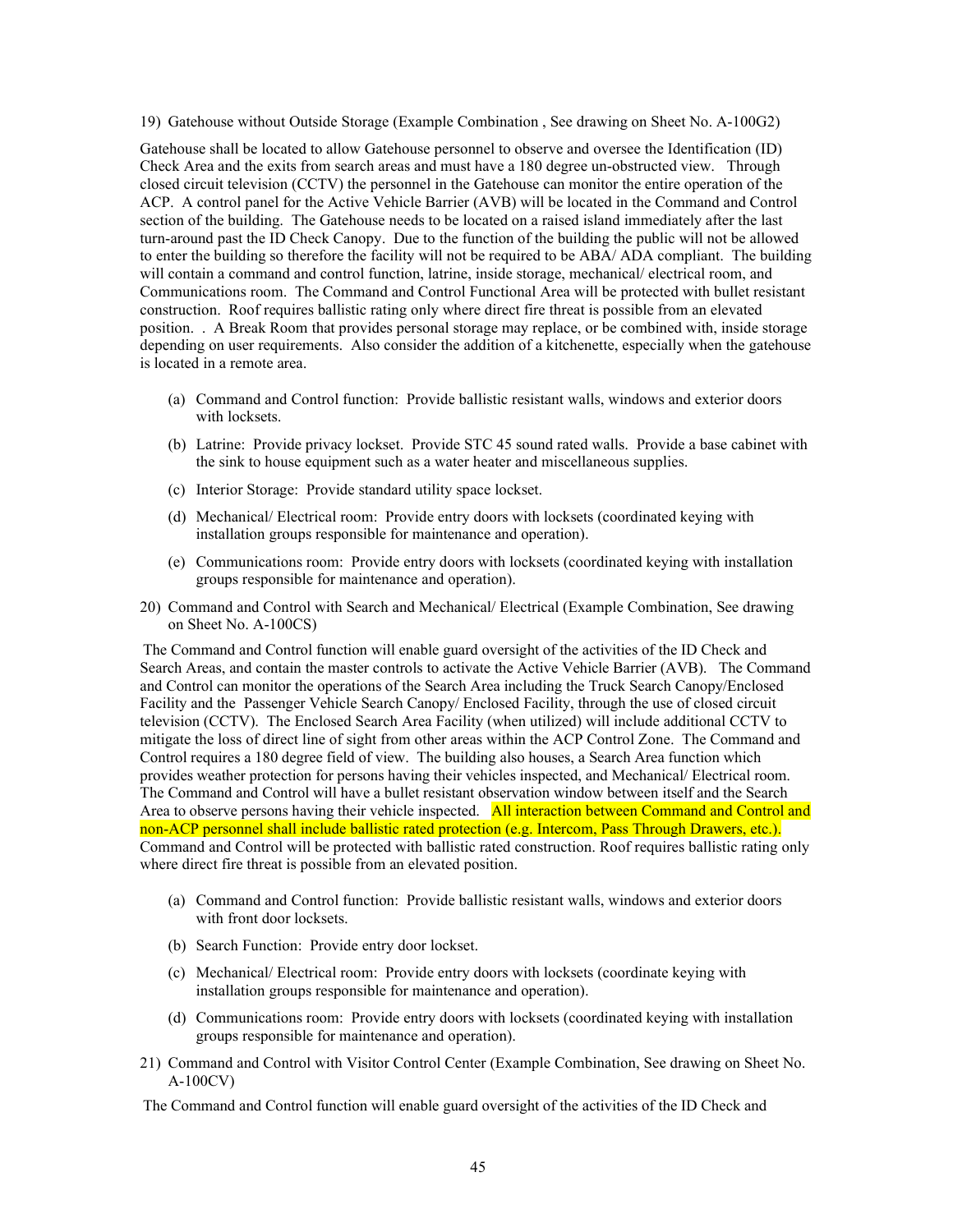19) Gatehouse without Outside Storage (Example Combination , See drawing on Sheet No. A-100G2)

Gatehouse shall be located to allow Gatehouse personnel to observe and oversee the Identification (ID) Check Area and the exits from search areas and must have a 180 degree un-obstructed view. Through closed circuit television (CCTV) the personnel in the Gatehouse can monitor the entire operation of the ACP. A control panel for the Active Vehicle Barrier (AVB) will be located in the Command and Control section of the building. The Gatehouse needs to be located on a raised island immediately after the last turn-around past the ID Check Canopy. Due to the function of the building the public will not be allowed to enter the building so therefore the facility will not be required to be ABA/ ADA compliant. The building will contain a command and control function, latrine, inside storage, mechanical/ electrical room, and Communications room. The Command and Control Functional Area will be protected with bullet resistant construction. Roof requires ballistic rating only where direct fire threat is possible from an elevated position. . A Break Room that provides personal storage may replace, or be combined with, inside storage depending on user requirements. Also consider the addition of a kitchenette, especially when the gatehouse is located in a remote area.

(a) Command and Control function: Provide ballistic resistant walls, windows and exterior doors with locksets.

(b) Latrine: Provide privacy lockset. Provide STC 45 sound rated walls. Provide a base cabinet with the sink to house equipment such as a water heater and miscellaneous supplies.

(c) Interior Storage: Provide standard utility space lockset.

(d) Mechanical/ Electrical room: Provide entry doors with locksets (coordinated keying with installation groups responsible for maintenance and operation).

(e) Communications room: Provide entry doors with locksets (coordinated keying with installation groups responsible for maintenance and operation).

20) Command and Control with Search and Mechanical/ Electrical (Example Combination, See drawing on Sheet No. A-100CS)

The Command and Control function will enable guard oversight of the activities of the ID Check and Search Areas, and contain the master controls to activate the Active Vehicle Barrier (AVB). The Command and Control can monitor the operations of the Search Area including the Truck Search Canopy/Enclosed Facility and the Passenger Vehicle Search Canopy/ Enclosed Facility, through the use of closed circuit television (CCTV). The Enclosed Search Area Facility (when utilized) will include additional CCTV to mitigate the loss of direct line of sight from other areas within the ACP Control Zone. The Command and Control requires a 180 degree field of view. The building also houses, a Search Area function which provides weather protection for persons having their vehicles inspected, and Mechanical/ Electrical room. The Command and Control will have a bullet resistant observation window between itself and the Search Area to observe persons having their vehicle inspected. All interaction between Command and Control and non-ACP personnel shall include ballistic rated protection (e.g. Intercom, Pass Through Drawers, etc.). Command and Control will be protected with ballistic rated construction. Roof requires ballistic rating only where direct fire threat is possible from an elevated position.

(a) Command and Control function: Provide ballistic resistant walls, windows and exterior doors with front door locksets.

(b) Search Function: Provide entry door lockset.

(c) Mechanical/ Electrical room: Provide entry doors with locksets (coordinate keying with installation groups responsible for maintenance and operation).

(d) Communications room: Provide entry doors with locksets (coordinated keying with installation groups responsible for maintenance and operation).

21) Command and Control with Visitor Control Center (Example Combination, See drawing on Sheet No. A-100CV)

The Command and Control function will enable guard oversight of the activities of the ID Check and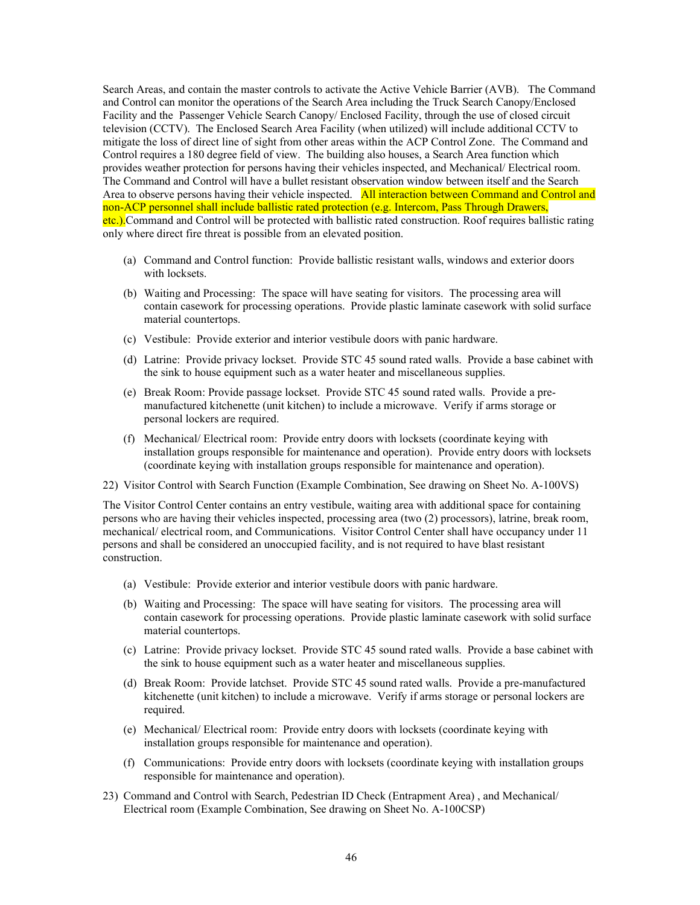Search Areas, and contain the master controls to activate the Active Vehicle Barrier (AVB). The Command and Control can monitor the operations of the Search Area including the Truck Search Canopy/Enclosed Facility and the Passenger Vehicle Search Canopy/ Enclosed Facility, through the use of closed circuit television (CCTV). The Enclosed Search Area Facility (when utilized) will include additional CCTV to mitigate the loss of direct line of sight from other areas within the ACP Control Zone. The Command and Control requires a 180 degree field of view. The building also houses, a Search Area function which provides weather protection for persons having their vehicles inspected, and Mechanical/ Electrical room. The Command and Control will have a bullet resistant observation window between itself and the Search Area to observe persons having their vehicle inspected. All interaction between Command and Control and non-ACP personnel shall include ballistic rated protection (e.g. Intercom, Pass Through Drawers, etc.).Command and Control will be protected with ballistic rated construction. Roof requires ballistic rating only where direct fire threat is possible from an elevated position.

(a) Command and Control function: Provide ballistic resistant walls, windows and exterior doors with locksets.

(b) Waiting and Processing: The space will have seating for visitors. The processing area will contain casework for processing operations. Provide plastic laminate casework with solid surface material countertops.

(c) Vestibule: Provide exterior and interior vestibule doors with panic hardware.

(d) Latrine: Provide privacy lockset. Provide STC 45 sound rated walls. Provide a base cabinet with the sink to house equipment such as a water heater and miscellaneous supplies.

(e) Break Room: Provide passage lockset. Provide STC 45 sound rated walls. Provide a pre-manufactured kitchenette (unit kitchen) to include a microwave. Verify if arms storage or personal lockers are required.

(f) Mechanical/ Electrical room: Provide entry doors with locksets (coordinate keying with installation groups responsible for maintenance and operation). Provide entry doors with locksets (coordinate keying with installation groups responsible for maintenance and operation).

22) Visitor Control with Search Function (Example Combination, See drawing on Sheet No. A-100VS)

The Visitor Control Center contains an entry vestibule, waiting area with additional space for containing persons who are having their vehicles inspected, processing area (two (2) processors), latrine, break room, mechanical/ electrical room, and Communications. Visitor Control Center shall have occupancy under 11 persons and shall be considered an unoccupied facility, and is not required to have blast resistant construction.

(a) Vestibule: Provide exterior and interior vestibule doors with panic hardware.

(b) Waiting and Processing: The space will have seating for visitors. The processing area will contain casework for processing operations. Provide plastic laminate casework with solid surface material countertops.

(c) Latrine: Provide privacy lockset. Provide STC 45 sound rated walls. Provide a base cabinet with the sink to house equipment such as a water heater and miscellaneous supplies.

(d) Break Room: Provide latchset. Provide STC 45 sound rated walls. Provide a pre-manufactured kitchenette (unit kitchen) to include a microwave. Verify if arms storage or personal lockers are required.

(e) Mechanical/ Electrical room: Provide entry doors with locksets (coordinate keying with installation groups responsible for maintenance and operation).

(f) Communications: Provide entry doors with locksets (coordinate keying with installation groups responsible for maintenance and operation).

23) Command and Control with Search, Pedestrian ID Check (Entrapment Area) , and Mechanical/ Electrical room (Example Combination, See drawing on Sheet No. A-100CSP)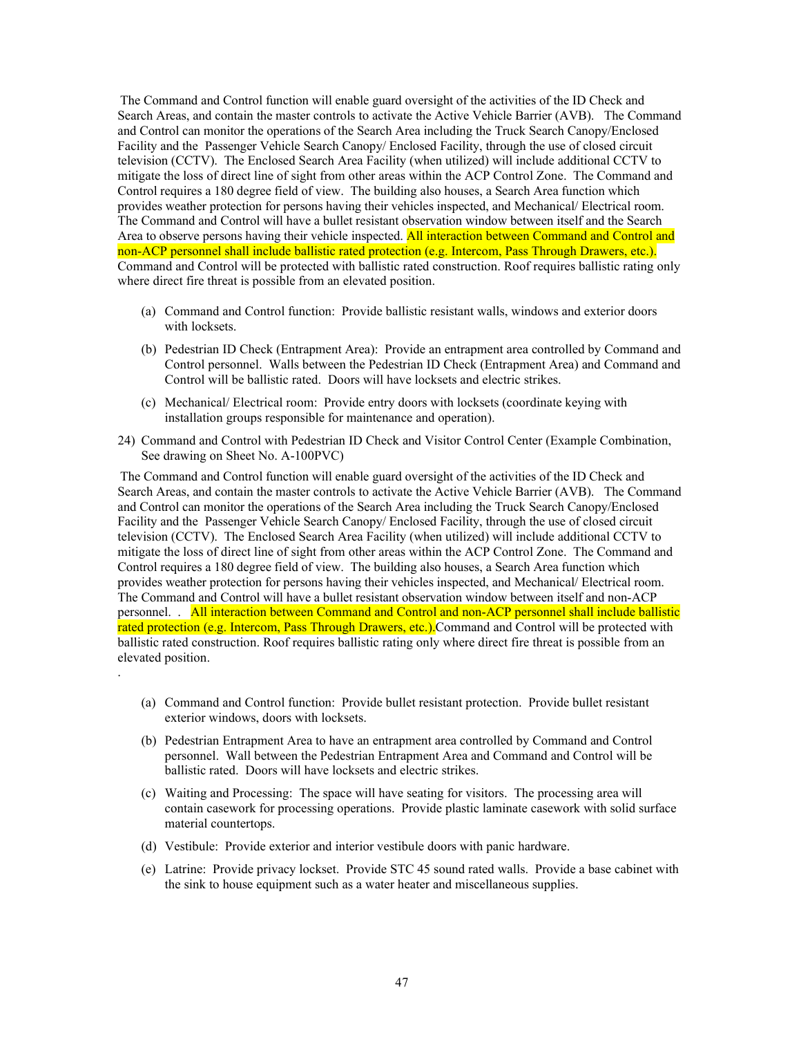The Command and Control function will enable guard oversight of the activities of the ID Check and Search Areas, and contain the master controls to activate the Active Vehicle Barrier (AVB). The Command and Control can monitor the operations of the Search Area including the Truck Search Canopy/Enclosed Facility and the Passenger Vehicle Search Canopy/ Enclosed Facility, through the use of closed circuit television (CCTV). The Enclosed Search Area Facility (when utilized) will include additional CCTV to mitigate the loss of direct line of sight from other areas within the ACP Control Zone. The Command and Control requires a 180 degree field of view. The building also houses, a Search Area function which provides weather protection for persons having their vehicles inspected, and Mechanical/ Electrical room. The Command and Control will have a bullet resistant observation window between itself and the Search Area to observe persons having their vehicle inspected. All interaction between Command and Control and non-ACP personnel shall include ballistic rated protection (e.g. Intercom, Pass Through Drawers, etc.). Command and Control will be protected with ballistic rated construction. Roof requires ballistic rating only where direct fire threat is possible from an elevated position.

(a) Command and Control function: Provide ballistic resistant walls, windows and exterior doors with locksets.

(b) Pedestrian ID Check (Entrapment Area): Provide an entrapment area controlled by Command and Control personnel. Walls between the Pedestrian ID Check (Entrapment Area) and Command and Control will be ballistic rated. Doors will have locksets and electric strikes.

(c) Mechanical/ Electrical room: Provide entry doors with locksets (coordinate keying with installation groups responsible for maintenance and operation).

24) Command and Control with Pedestrian ID Check and Visitor Control Center (Example Combination, See drawing on Sheet No. A-100PVC)

The Command and Control function will enable guard oversight of the activities of the ID Check and Search Areas, and contain the master controls to activate the Active Vehicle Barrier (AVB). The Command and Control can monitor the operations of the Search Area including the Truck Search Canopy/Enclosed Facility and the Passenger Vehicle Search Canopy/ Enclosed Facility, through the use of closed circuit television (CCTV). The Enclosed Search Area Facility (when utilized) will include additional CCTV to mitigate the loss of direct line of sight from other areas within the ACP Control Zone. The Command and Control requires a 180 degree field of view. The building also houses, a Search Area function which provides weather protection for persons having their vehicles inspected, and Mechanical/ Electrical room. The Command and Control will have a bullet resistant observation window between itself and non-ACP personnel. . All interaction between Command and Control and non-ACP personnel shall include ballistic rated protection (e.g. Intercom, Pass Through Drawers, etc.).Command and Control will be protected with ballistic rated construction. Roof requires ballistic rating only where direct fire threat is possible from an elevated position.

.

(a) Command and Control function: Provide bullet resistant protection. Provide bullet resistant exterior windows, doors with locksets.

(b) Pedestrian Entrapment Area to have an entrapment area controlled by Command and Control personnel. Wall between the Pedestrian Entrapment Area and Command and Control will be ballistic rated. Doors will have locksets and electric strikes.

(c) Waiting and Processing: The space will have seating for visitors. The processing area will contain casework for processing operations. Provide plastic laminate casework with solid surface material countertops.

(d) Vestibule: Provide exterior and interior vestibule doors with panic hardware.

(e) Latrine: Provide privacy lockset. Provide STC 45 sound rated walls. Provide a base cabinet with the sink to house equipment such as a water heater and miscellaneous supplies.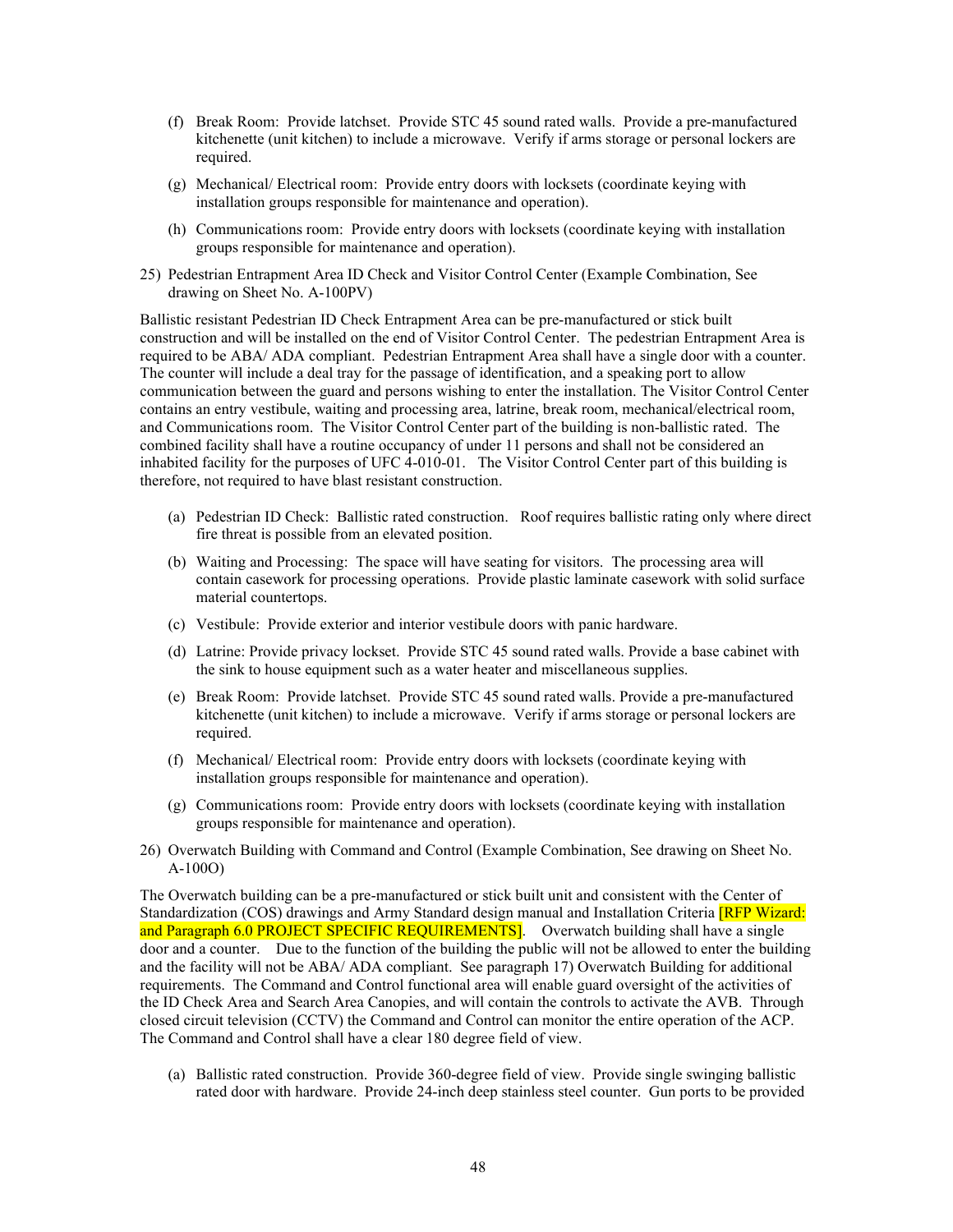(f) Break Room: Provide latchset. Provide STC 45 sound rated walls. Provide a pre-manufactured kitchenette (unit kitchen) to include a microwave. Verify if arms storage or personal lockers are required.

(g) Mechanical/ Electrical room: Provide entry doors with locksets (coordinate keying with installation groups responsible for maintenance and operation).

(h) Communications room: Provide entry doors with locksets (coordinate keying with installation groups responsible for maintenance and operation).

25) Pedestrian Entrapment Area ID Check and Visitor Control Center (Example Combination, See drawing on Sheet No. A-100PV)

Ballistic resistant Pedestrian ID Check Entrapment Area can be pre-manufactured or stick built construction and will be installed on the end of Visitor Control Center. The pedestrian Entrapment Area is required to be ABA/ ADA compliant. Pedestrian Entrapment Area shall have a single door with a counter. The counter will include a deal tray for the passage of identification, and a speaking port to allow communication between the guard and persons wishing to enter the installation. The Visitor Control Center contains an entry vestibule, waiting and processing area, latrine, break room, mechanical/electrical room, and Communications room. The Visitor Control Center part of the building is non-ballistic rated. The combined facility shall have a routine occupancy of under 11 persons and shall not be considered an inhabited facility for the purposes of UFC 4-010-01. The Visitor Control Center part of this building is therefore, not required to have blast resistant construction.

(a) Pedestrian ID Check: Ballistic rated construction. Roof requires ballistic rating only where direct fire threat is possible from an elevated position.

(b) Waiting and Processing: The space will have seating for visitors. The processing area will contain casework for processing operations. Provide plastic laminate casework with solid surface material countertops.

(c) Vestibule: Provide exterior and interior vestibule doors with panic hardware.

(d) Latrine: Provide privacy lockset. Provide STC 45 sound rated walls. Provide a base cabinet with the sink to house equipment such as a water heater and miscellaneous supplies.

(e) Break Room: Provide latchset. Provide STC 45 sound rated walls. Provide a pre-manufactured kitchenette (unit kitchen) to include a microwave. Verify if arms storage or personal lockers are required.

(f) Mechanical/ Electrical room: Provide entry doors with locksets (coordinate keying with installation groups responsible for maintenance and operation).

(g) Communications room: Provide entry doors with locksets (coordinate keying with installation groups responsible for maintenance and operation).

26) Overwatch Building with Command and Control (Example Combination, See drawing on Sheet No. A-100O)

The Overwatch building can be a pre-manufactured or stick built unit and consistent with the Center of Standardization (COS) drawings and Army Standard design manual and Installation Criteria [RFP Wizard: and Paragraph 6.0 PROJECT SPECIFIC REQUIREMENTS]. Overwatch building shall have a single door and a counter. Due to the function of the building the public will not be allowed to enter the building and the facility will not be ABA/ ADA compliant. See paragraph 17) Overwatch Building for additional requirements. The Command and Control functional area will enable guard oversight of the activities of the ID Check Area and Search Area Canopies, and will contain the controls to activate the AVB. Through closed circuit television (CCTV) the Command and Control can monitor the entire operation of the ACP. The Command and Control shall have a clear 180 degree field of view.

(a) Ballistic rated construction. Provide 360-degree field of view. Provide single swinging ballistic rated door with hardware. Provide 24-inch deep stainless steel counter. Gun ports to be provided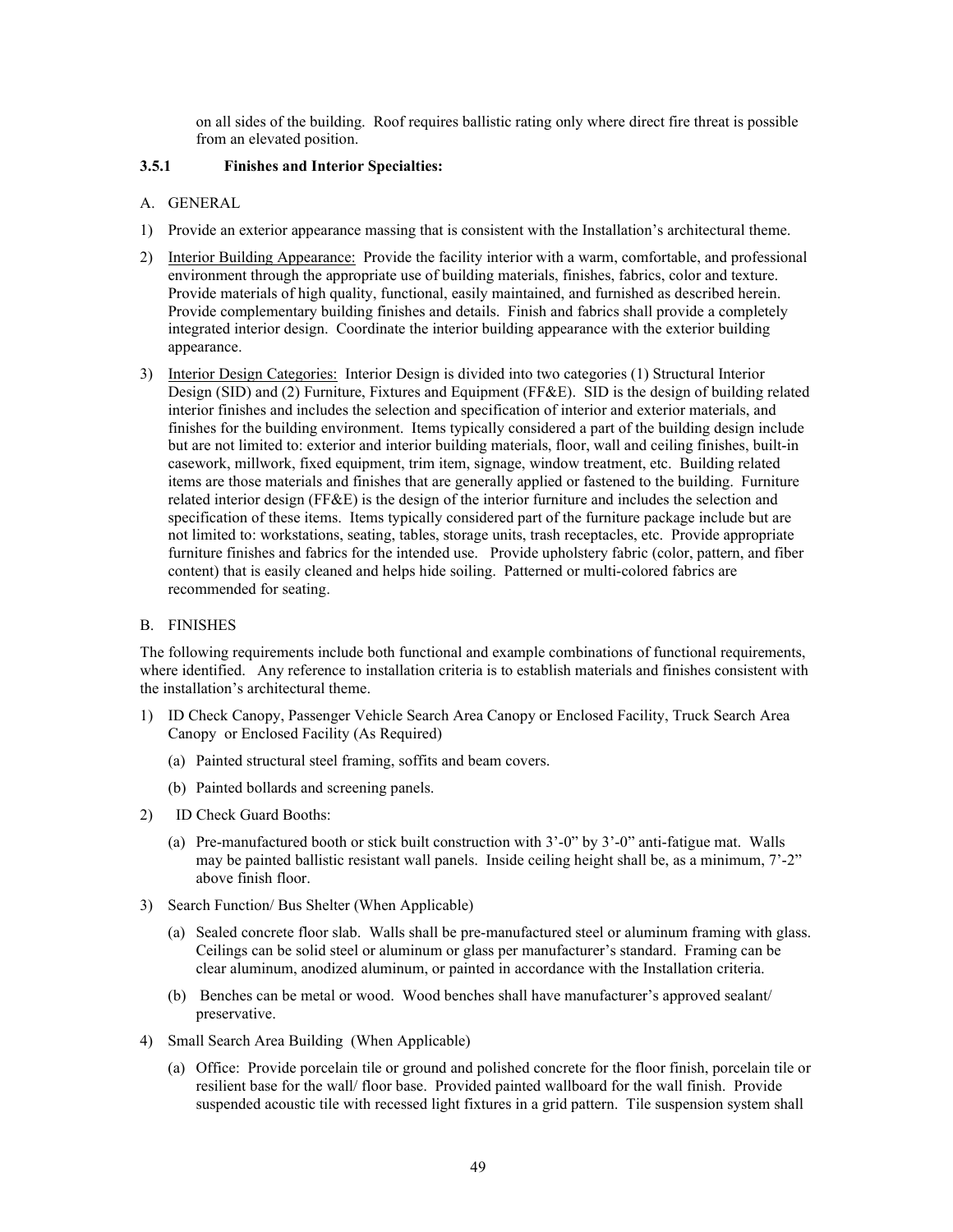on all sides of the building. Roof requires ballistic rating only where direct fire threat is possible from an elevated position.

### 3.5.1 Finishes and Interior Specialties:

A. GENERAL

1) Provide an exterior appearance massing that is consistent with the Installation's architectural theme.

2) Interior Building Appearance: Provide the facility interior with a warm, comfortable, and professional environment through the appropriate use of building materials, finishes, fabrics, color and texture. Provide materials of high quality, functional, easily maintained, and furnished as described herein. Provide complementary building finishes and details. Finish and fabrics shall provide a completely integrated interior design. Coordinate the interior building appearance with the exterior building appearance.

3) Interior Design Categories: Interior Design is divided into two categories (1) Structural Interior Design (SID) and (2) Furniture, Fixtures and Equipment (FF&E). SID is the design of building related interior finishes and includes the selection and specification of interior and exterior materials, and finishes for the building environment. Items typically considered a part of the building design include but are not limited to: exterior and interior building materials, floor, wall and ceiling finishes, built-in casework, millwork, fixed equipment, trim item, signage, window treatment, etc. Building related items are those materials and finishes that are generally applied or fastened to the building. Furniture related interior design (FF&E) is the design of the interior furniture and includes the selection and specification of these items. Items typically considered part of the furniture package include but are not limited to: workstations, seating, tables, storage units, trash receptacles, etc. Provide appropriate furniture finishes and fabrics for the intended use. Provide upholstery fabric (color, pattern, and fiber content) that is easily cleaned and helps hide soiling. Patterned or multi-colored fabrics are recommended for seating.

B. FINISHES

The following requirements include both functional and example combinations of functional requirements, where identified. Any reference to installation criteria is to establish materials and finishes consistent with the installation's architectural theme.

1) ID Check Canopy, Passenger Vehicle Search Area Canopy or Enclosed Facility, Truck Search Area Canopy or Enclosed Facility (As Required)

   (a) Painted structural steel framing, soffits and beam covers.

   (b) Painted bollards and screening panels.

2) ID Check Guard Booths:

   (a) Pre-manufactured booth or stick built construction with 3'-0" by 3'-0" anti-fatigue mat. Walls may be painted ballistic resistant wall panels. Inside ceiling height shall be, as a minimum, 7'-2" above finish floor.

3) Search Function/ Bus Shelter (When Applicable)

   (a) Sealed concrete floor slab. Walls shall be pre-manufactured steel or aluminum framing with glass. Ceilings can be solid steel or aluminum or glass per manufacturer's standard. Framing can be clear aluminum, anodized aluminum, or painted in accordance with the Installation criteria.

   (b) Benches can be metal or wood. Wood benches shall have manufacturer's approved sealant/ preservative.

4) Small Search Area Building (When Applicable)

   (a) Office: Provide porcelain tile or ground and polished concrete for the floor finish, porcelain tile or resilient base for the wall/ floor base. Provided painted wallboard for the wall finish. Provide suspended acoustic tile with recessed light fixtures in a grid pattern. Tile suspension system shall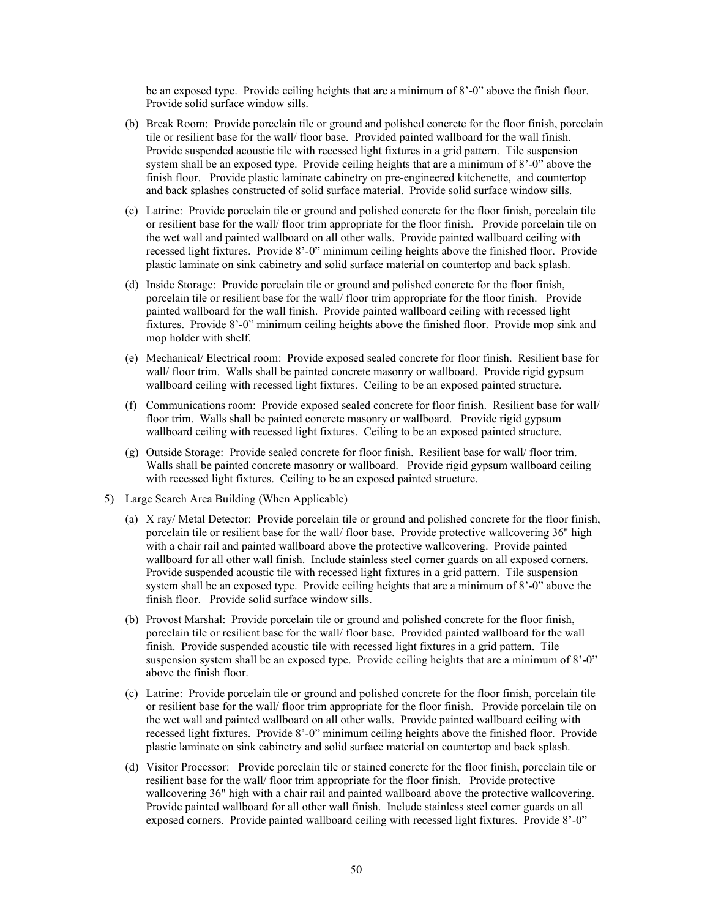be an exposed type. Provide ceiling heights that are a minimum of 8'-0" above the finish floor. Provide solid surface window sills.

(b) Break Room: Provide porcelain tile or ground and polished concrete for the floor finish, porcelain tile or resilient base for the wall/ floor base. Provided painted wallboard for the wall finish. Provide suspended acoustic tile with recessed light fixtures in a grid pattern. Tile suspension system shall be an exposed type. Provide ceiling heights that are a minimum of 8'-0" above the finish floor. Provide plastic laminate cabinetry on pre-engineered kitchenette, and countertop and back splashes constructed of solid surface material. Provide solid surface window sills.

(c) Latrine: Provide porcelain tile or ground and polished concrete for the floor finish, porcelain tile or resilient base for the wall/ floor trim appropriate for the floor finish. Provide porcelain tile on the wet wall and painted wallboard on all other walls. Provide painted wallboard ceiling with recessed light fixtures. Provide 8'-0" minimum ceiling heights above the finished floor. Provide plastic laminate on sink cabinetry and solid surface material on countertop and back splash.

(d) Inside Storage: Provide porcelain tile or ground and polished concrete for the floor finish, porcelain tile or resilient base for the wall/ floor trim appropriate for the floor finish. Provide painted wallboard for the wall finish. Provide painted wallboard ceiling with recessed light fixtures. Provide 8'-0" minimum ceiling heights above the finished floor. Provide mop sink and mop holder with shelf.

(e) Mechanical/ Electrical room: Provide exposed sealed concrete for floor finish. Resilient base for wall/ floor trim. Walls shall be painted concrete masonry or wallboard. Provide rigid gypsum wallboard ceiling with recessed light fixtures. Ceiling to be an exposed painted structure.

(f) Communications room: Provide exposed sealed concrete for floor finish. Resilient base for wall/ floor trim. Walls shall be painted concrete masonry or wallboard. Provide rigid gypsum wallboard ceiling with recessed light fixtures. Ceiling to be an exposed painted structure.

(g) Outside Storage: Provide sealed concrete for floor finish. Resilient base for wall/ floor trim. Walls shall be painted concrete masonry or wallboard. Provide rigid gypsum wallboard ceiling with recessed light fixtures. Ceiling to be an exposed painted structure.

5) Large Search Area Building (When Applicable)

(a) X ray/ Metal Detector: Provide porcelain tile or ground and polished concrete for the floor finish, porcelain tile or resilient base for the wall/ floor base. Provide protective wallcovering 36" high with a chair rail and painted wallboard above the protective wallcovering. Provide painted wallboard for all other wall finish. Include stainless steel corner guards on all exposed corners. Provide suspended acoustic tile with recessed light fixtures in a grid pattern. Tile suspension system shall be an exposed type. Provide ceiling heights that are a minimum of 8'-0" above the finish floor. Provide solid surface window sills.

(b) Provost Marshal: Provide porcelain tile or ground and polished concrete for the floor finish, porcelain tile or resilient base for the wall/ floor base. Provided painted wallboard for the wall finish. Provide suspended acoustic tile with recessed light fixtures in a grid pattern. Tile suspension system shall be an exposed type. Provide ceiling heights that are a minimum of 8'-0" above the finish floor.

(c) Latrine: Provide porcelain tile or ground and polished concrete for the floor finish, porcelain tile or resilient base for the wall/ floor trim appropriate for the floor finish. Provide porcelain tile on the wet wall and painted wallboard on all other walls. Provide painted wallboard ceiling with recessed light fixtures. Provide 8'-0" minimum ceiling heights above the finished floor. Provide plastic laminate on sink cabinetry and solid surface material on countertop and back splash.

(d) Visitor Processor: Provide porcelain tile or stained concrete for the floor finish, porcelain tile or resilient base for the wall/ floor trim appropriate for the floor finish. Provide protective wallcovering 36" high with a chair rail and painted wallboard above the protective wallcovering. Provide painted wallboard for all other wall finish. Include stainless steel corner guards on all exposed corners. Provide painted wallboard ceiling with recessed light fixtures. Provide 8'-0"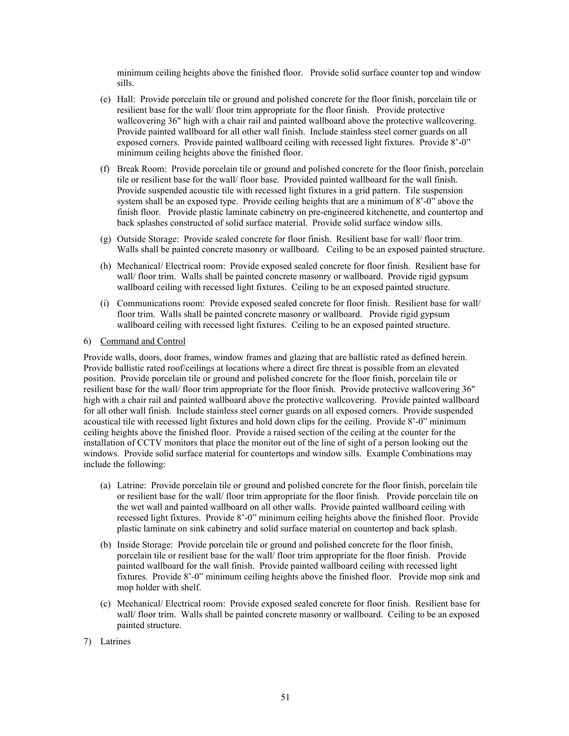minimum ceiling heights above the finished floor. Provide solid surface counter top and window sills.

(e) Hall: Provide porcelain tile or ground and polished concrete for the floor finish, porcelain tile or resilient base for the wall/ floor trim appropriate for the floor finish. Provide protective wallcovering 36" high with a chair rail and painted wallboard above the protective wallcovering. Provide painted wallboard for all other wall finish. Include stainless steel corner guards on all exposed corners. Provide painted wallboard ceiling with recessed light fixtures. Provide 8'-0" minimum ceiling heights above the finished floor.

(f) Break Room: Provide porcelain tile or ground and polished concrete for the floor finish, porcelain tile or resilient base for the wall/ floor base. Provided painted wallboard for the wall finish. Provide suspended acoustic tile with recessed light fixtures in a grid pattern. Tile suspension system shall be an exposed type. Provide ceiling heights that are a minimum of 8'-0" above the finish floor. Provide plastic laminate cabinetry on pre-engineered kitchenette, and countertop and back splashes constructed of solid surface material. Provide solid surface window sills.

(g) Outside Storage: Provide sealed concrete for floor finish. Resilient base for wall/ floor trim. Walls shall be painted concrete masonry or wallboard. Ceiling to be an exposed painted structure.

(h) Mechanical/ Electrical room: Provide exposed sealed concrete for floor finish. Resilient base for wall/ floor trim. Walls shall be painted concrete masonry or wallboard. Provide rigid gypsum wallboard ceiling with recessed light fixtures. Ceiling to be an exposed painted structure.

(i) Communications room: Provide exposed sealed concrete for floor finish. Resilient base for wall/ floor trim. Walls shall be painted concrete masonry or wallboard. Provide rigid gypsum wallboard ceiling with recessed light fixtures. Ceiling to be an exposed painted structure.

6) Command and Control

Provide walls, doors, door frames, window frames and glazing that are ballistic rated as defined herein. Provide ballistic rated roof/ceilings at locations where a direct fire threat is possible from an elevated position. Provide porcelain tile or ground and polished concrete for the floor finish, porcelain tile or resilient base for the wall/ floor trim appropriate for the floor finish. Provide protective wallcovering 36" high with a chair rail and painted wallboard above the protective wallcovering. Provide painted wallboard for all other wall finish. Include stainless steel corner guards on all exposed corners. Provide suspended acoustical tile with recessed light fixtures and hold down clips for the ceiling. Provide 8'-0" minimum ceiling heights above the finished floor. Provide a raised section of the ceiling at the counter for the installation of CCTV monitors that place the monitor out of the line of sight of a person looking out the windows. Provide solid surface material for countertops and window sills. Example Combinations may include the following:

(a) Latrine: Provide porcelain tile or ground and polished concrete for the floor finish, porcelain tile or resilient base for the wall/ floor trim appropriate for the floor finish. Provide porcelain tile on the wet wall and painted wallboard on all other walls. Provide painted wallboard ceiling with recessed light fixtures. Provide 8'-0" minimum ceiling heights above the finished floor. Provide plastic laminate on sink cabinetry and solid surface material on countertop and back splash.

(b) Inside Storage: Provide porcelain tile or ground and polished concrete for the floor finish, porcelain tile or resilient base for the wall/ floor trim appropriate for the floor finish. Provide painted wallboard for the wall finish. Provide painted wallboard ceiling with recessed light fixtures. Provide 8'-0" minimum ceiling heights above the finished floor. Provide mop sink and mop holder with shelf.

(c) Mechanical/ Electrical room: Provide exposed sealed concrete for floor finish. Resilient base for wall/ floor trim. Walls shall be painted concrete masonry or wallboard. Ceiling to be an exposed painted structure.

7) Latrines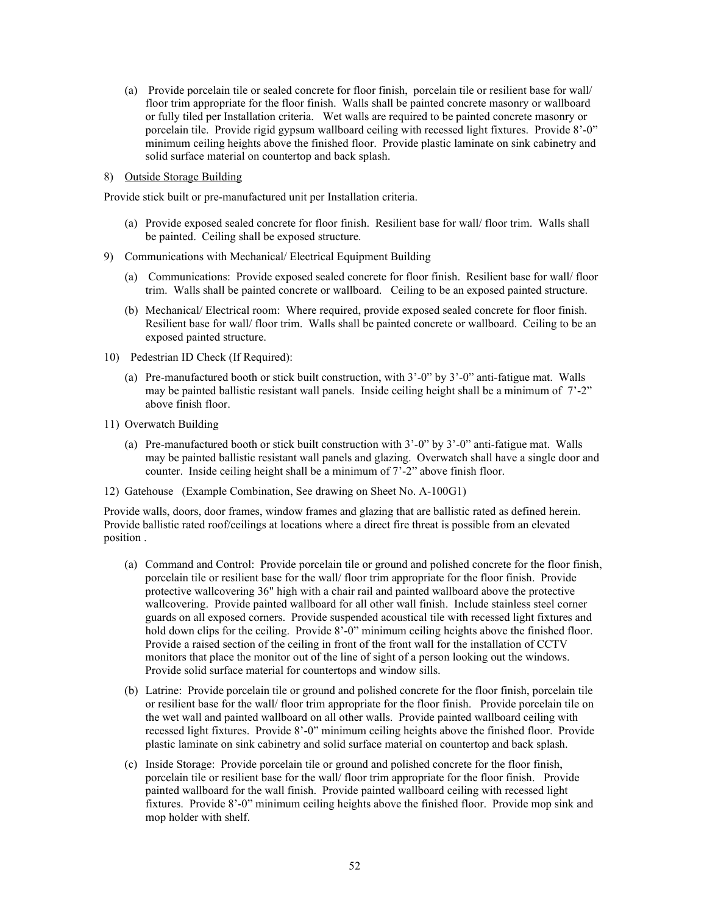(a) Provide porcelain tile or sealed concrete for floor finish, porcelain tile or resilient base for wall/ floor trim appropriate for the floor finish. Walls shall be painted concrete masonry or wallboard or fully tiled per Installation criteria. Wet walls are required to be painted concrete masonry or porcelain tile. Provide rigid gypsum wallboard ceiling with recessed light fixtures. Provide 8'-0" minimum ceiling heights above the finished floor. Provide plastic laminate on sink cabinetry and solid surface material on countertop and back splash.

8) <u>Outside Storage Building</u>

Provide stick built or pre-manufactured unit per Installation criteria.

(a) Provide exposed sealed concrete for floor finish. Resilient base for wall/ floor trim. Walls shall be painted. Ceiling shall be exposed structure.

9) Communications with Mechanical/ Electrical Equipment Building

(a) Communications: Provide exposed sealed concrete for floor finish. Resilient base for wall/ floor trim. Walls shall be painted concrete or wallboard. Ceiling to be an exposed painted structure.

(b) Mechanical/ Electrical room: Where required, provide exposed sealed concrete for floor finish. Resilient base for wall/ floor trim. Walls shall be painted concrete or wallboard. Ceiling to be an exposed painted structure.

10) Pedestrian ID Check (If Required):

(a) Pre-manufactured booth or stick built construction, with 3'-0" by 3'-0" anti-fatigue mat. Walls may be painted ballistic resistant wall panels. Inside ceiling height shall be a minimum of 7'-2" above finish floor.

11) Overwatch Building

(a) Pre-manufactured booth or stick built construction with 3'-0" by 3'-0" anti-fatigue mat. Walls may be painted ballistic resistant wall panels and glazing. Overwatch shall have a single door and counter. Inside ceiling height shall be a minimum of 7'-2" above finish floor.

12) Gatehouse (Example Combination, See drawing on Sheet No. A-100G1)

Provide walls, doors, door frames, window frames and glazing that are ballistic rated as defined herein. Provide ballistic rated roof/ceilings at locations where a direct fire threat is possible from an elevated position .

(a) Command and Control: Provide porcelain tile or ground and polished concrete for the floor finish, porcelain tile or resilient base for the wall/ floor trim appropriate for the floor finish. Provide protective wallcovering 36" high with a chair rail and painted wallboard above the protective wallcovering. Provide painted wallboard for all other wall finish. Include stainless steel corner guards on all exposed corners. Provide suspended acoustical tile with recessed light fixtures and hold down clips for the ceiling. Provide 8'-0" minimum ceiling heights above the finished floor. Provide a raised section of the ceiling in front of the front wall for the installation of CCTV monitors that place the monitor out of the line of sight of a person looking out the windows. Provide solid surface material for countertops and window sills.

(b) Latrine: Provide porcelain tile or ground and polished concrete for the floor finish, porcelain tile or resilient base for the wall/ floor trim appropriate for the floor finish. Provide porcelain tile on the wet wall and painted wallboard on all other walls. Provide painted wallboard ceiling with recessed light fixtures. Provide 8'-0" minimum ceiling heights above the finished floor. Provide plastic laminate on sink cabinetry and solid surface material on countertop and back splash.

(c) Inside Storage: Provide porcelain tile or ground and polished concrete for the floor finish, porcelain tile or resilient base for the wall/ floor trim appropriate for the floor finish. Provide painted wallboard for the wall finish. Provide painted wallboard ceiling with recessed light fixtures. Provide 8'-0" minimum ceiling heights above the finished floor. Provide mop sink and mop holder with shelf.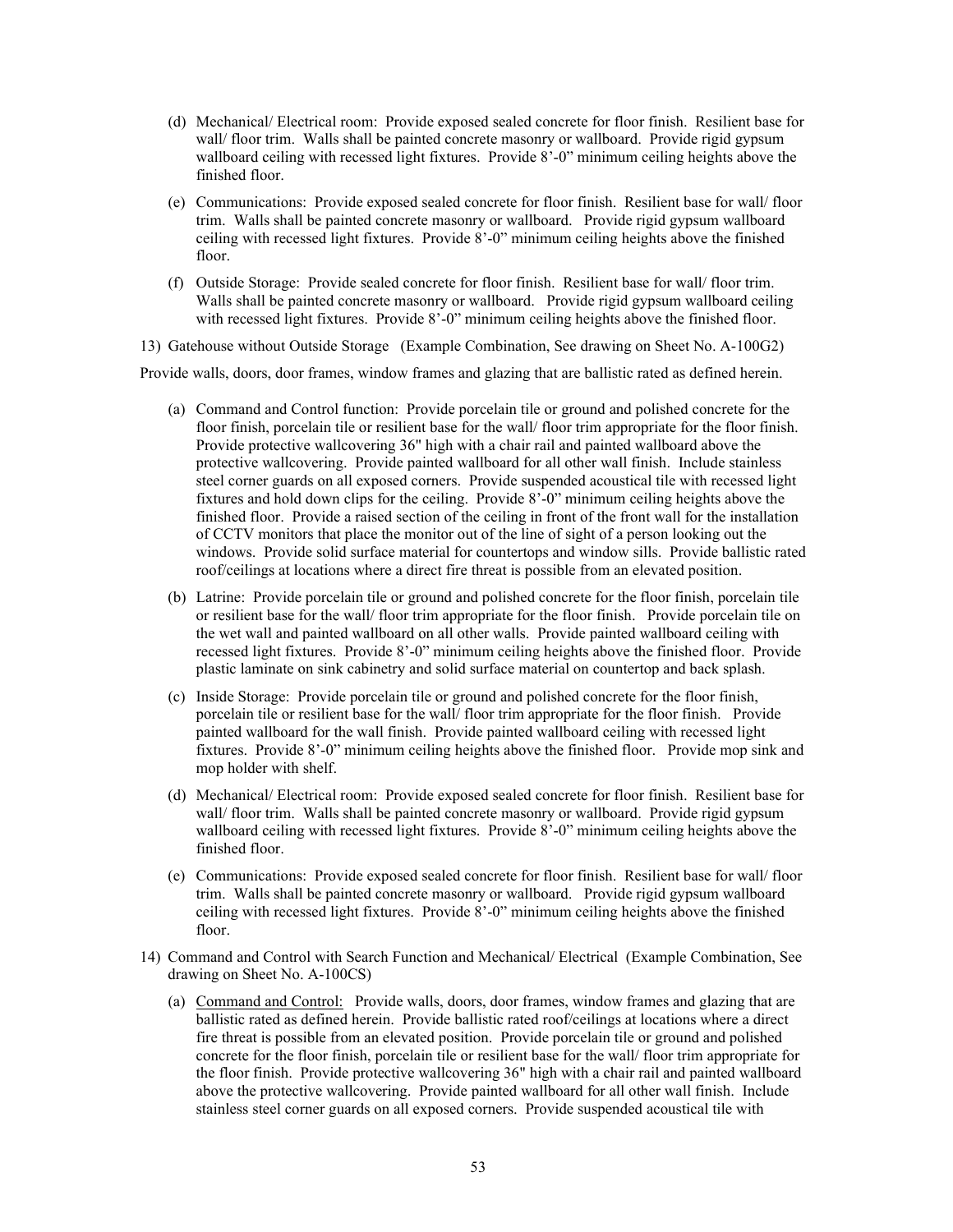(d) Mechanical/ Electrical room: Provide exposed sealed concrete for floor finish. Resilient base for wall/ floor trim. Walls shall be painted concrete masonry or wallboard. Provide rigid gypsum wallboard ceiling with recessed light fixtures. Provide 8'-0" minimum ceiling heights above the finished floor.

(e) Communications: Provide exposed sealed concrete for floor finish. Resilient base for wall/ floor trim. Walls shall be painted concrete masonry or wallboard. Provide rigid gypsum wallboard ceiling with recessed light fixtures. Provide 8'-0" minimum ceiling heights above the finished floor.

(f) Outside Storage: Provide sealed concrete for floor finish. Resilient base for wall/ floor trim. Walls shall be painted concrete masonry or wallboard. Provide rigid gypsum wallboard ceiling with recessed light fixtures. Provide 8'-0" minimum ceiling heights above the finished floor.

13) Gatehouse without Outside Storage (Example Combination, See drawing on Sheet No. A-100G2)

Provide walls, doors, door frames, window frames and glazing that are ballistic rated as defined herein.

(a) Command and Control function: Provide porcelain tile or ground and polished concrete for the floor finish, porcelain tile or resilient base for the wall/ floor trim appropriate for the floor finish. Provide protective wallcovering 36" high with a chair rail and painted wallboard above the protective wallcovering. Provide painted wallboard for all other wall finish. Include stainless steel corner guards on all exposed corners. Provide suspended acoustical tile with recessed light fixtures and hold down clips for the ceiling. Provide 8'-0" minimum ceiling heights above the finished floor. Provide a raised section of the ceiling in front of the front wall for the installation of CCTV monitors that place the monitor out of the line of sight of a person looking out the windows. Provide solid surface material for countertops and window sills. Provide ballistic rated roof/ceilings at locations where a direct fire threat is possible from an elevated position.

(b) Latrine: Provide porcelain tile or ground and polished concrete for the floor finish, porcelain tile or resilient base for the wall/ floor trim appropriate for the floor finish. Provide porcelain tile on the wet wall and painted wallboard on all other walls. Provide painted wallboard ceiling with recessed light fixtures. Provide 8'-0" minimum ceiling heights above the finished floor. Provide plastic laminate on sink cabinetry and solid surface material on countertop and back splash.

(c) Inside Storage: Provide porcelain tile or ground and polished concrete for the floor finish, porcelain tile or resilient base for the wall/ floor trim appropriate for the floor finish. Provide painted wallboard for the wall finish. Provide painted wallboard ceiling with recessed light fixtures. Provide 8'-0" minimum ceiling heights above the finished floor. Provide mop sink and mop holder with shelf.

(d) Mechanical/ Electrical room: Provide exposed sealed concrete for floor finish. Resilient base for wall/ floor trim. Walls shall be painted concrete masonry or wallboard. Provide rigid gypsum wallboard ceiling with recessed light fixtures. Provide 8'-0" minimum ceiling heights above the finished floor.

(e) Communications: Provide exposed sealed concrete for floor finish. Resilient base for wall/ floor trim. Walls shall be painted concrete masonry or wallboard. Provide rigid gypsum wallboard ceiling with recessed light fixtures. Provide 8'-0" minimum ceiling heights above the finished floor.

14) Command and Control with Search Function and Mechanical/ Electrical (Example Combination, See drawing on Sheet No. A-100CS)

(a) Command and Control: Provide walls, doors, door frames, window frames and glazing that are ballistic rated as defined herein. Provide ballistic rated roof/ceilings at locations where a direct fire threat is possible from an elevated position. Provide porcelain tile or ground and polished concrete for the floor finish, porcelain tile or resilient base for the wall/ floor trim appropriate for the floor finish. Provide protective wallcovering 36" high with a chair rail and painted wallboard above the protective wallcovering. Provide painted wallboard for all other wall finish. Include stainless steel corner guards on all exposed corners. Provide suspended acoustical tile with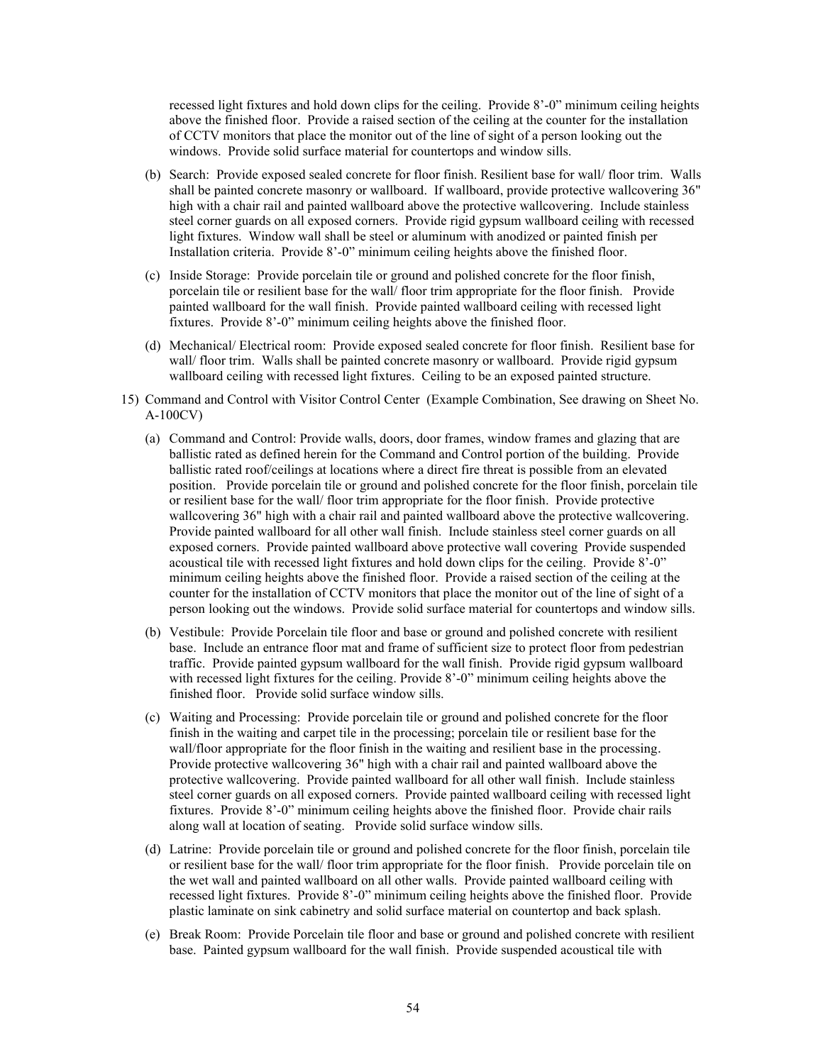recessed light fixtures and hold down clips for the ceiling. Provide 8'-0" minimum ceiling heights above the finished floor. Provide a raised section of the ceiling at the counter for the installation of CCTV monitors that place the monitor out of the line of sight of a person looking out the windows. Provide solid surface material for countertops and window sills.

(b) Search: Provide exposed sealed concrete for floor finish. Resilient base for wall/ floor trim. Walls shall be painted concrete masonry or wallboard. If wallboard, provide protective wallcovering 36" high with a chair rail and painted wallboard above the protective wallcovering. Include stainless steel corner guards on all exposed corners. Provide rigid gypsum wallboard ceiling with recessed light fixtures. Window wall shall be steel or aluminum with anodized or painted finish per Installation criteria. Provide 8'-0" minimum ceiling heights above the finished floor.

(c) Inside Storage: Provide porcelain tile or ground and polished concrete for the floor finish, porcelain tile or resilient base for the wall/ floor trim appropriate for the floor finish. Provide painted wallboard for the wall finish. Provide painted wallboard ceiling with recessed light fixtures. Provide 8'-0" minimum ceiling heights above the finished floor.

(d) Mechanical/ Electrical room: Provide exposed sealed concrete for floor finish. Resilient base for wall/ floor trim. Walls shall be painted concrete masonry or wallboard. Provide rigid gypsum wallboard ceiling with recessed light fixtures. Ceiling to be an exposed painted structure.

15) Command and Control with Visitor Control Center (Example Combination, See drawing on Sheet No. A-100CV)

(a) Command and Control: Provide walls, doors, door frames, window frames and glazing that are ballistic rated as defined herein for the Command and Control portion of the building. Provide ballistic rated roof/ceilings at locations where a direct fire threat is possible from an elevated position. Provide porcelain tile or ground and polished concrete for the floor finish, porcelain tile or resilient base for the wall/ floor trim appropriate for the floor finish. Provide protective wallcovering 36" high with a chair rail and painted wallboard above the protective wallcovering. Provide painted wallboard for all other wall finish. Include stainless steel corner guards on all exposed corners. Provide painted wallboard above protective wall covering Provide suspended acoustical tile with recessed light fixtures and hold down clips for the ceiling. Provide 8'-0" minimum ceiling heights above the finished floor. Provide a raised section of the ceiling at the counter for the installation of CCTV monitors that place the monitor out of the line of sight of a person looking out the windows. Provide solid surface material for countertops and window sills.

(b) Vestibule: Provide Porcelain tile floor and base or ground and polished concrete with resilient base. Include an entrance floor mat and frame of sufficient size to protect floor from pedestrian traffic. Provide painted gypsum wallboard for the wall finish. Provide rigid gypsum wallboard with recessed light fixtures for the ceiling. Provide 8'-0" minimum ceiling heights above the finished floor. Provide solid surface window sills.

(c) Waiting and Processing: Provide porcelain tile or ground and polished concrete for the floor finish in the waiting and carpet tile in the processing; porcelain tile or resilient base for the wall/floor appropriate for the floor finish in the waiting and resilient base in the processing. Provide protective wallcovering 36" high with a chair rail and painted wallboard above the protective wallcovering. Provide painted wallboard for all other wall finish. Include stainless steel corner guards on all exposed corners. Provide painted wallboard ceiling with recessed light fixtures. Provide 8'-0" minimum ceiling heights above the finished floor. Provide chair rails along wall at location of seating. Provide solid surface window sills.

(d) Latrine: Provide porcelain tile or ground and polished concrete for the floor finish, porcelain tile or resilient base for the wall/ floor trim appropriate for the floor finish. Provide porcelain tile on the wet wall and painted wallboard on all other walls. Provide painted wallboard ceiling with recessed light fixtures. Provide 8'-0" minimum ceiling heights above the finished floor. Provide plastic laminate on sink cabinetry and solid surface material on countertop and back splash.

(e) Break Room: Provide Porcelain tile floor and base or ground and polished concrete with resilient base. Painted gypsum wallboard for the wall finish. Provide suspended acoustical tile with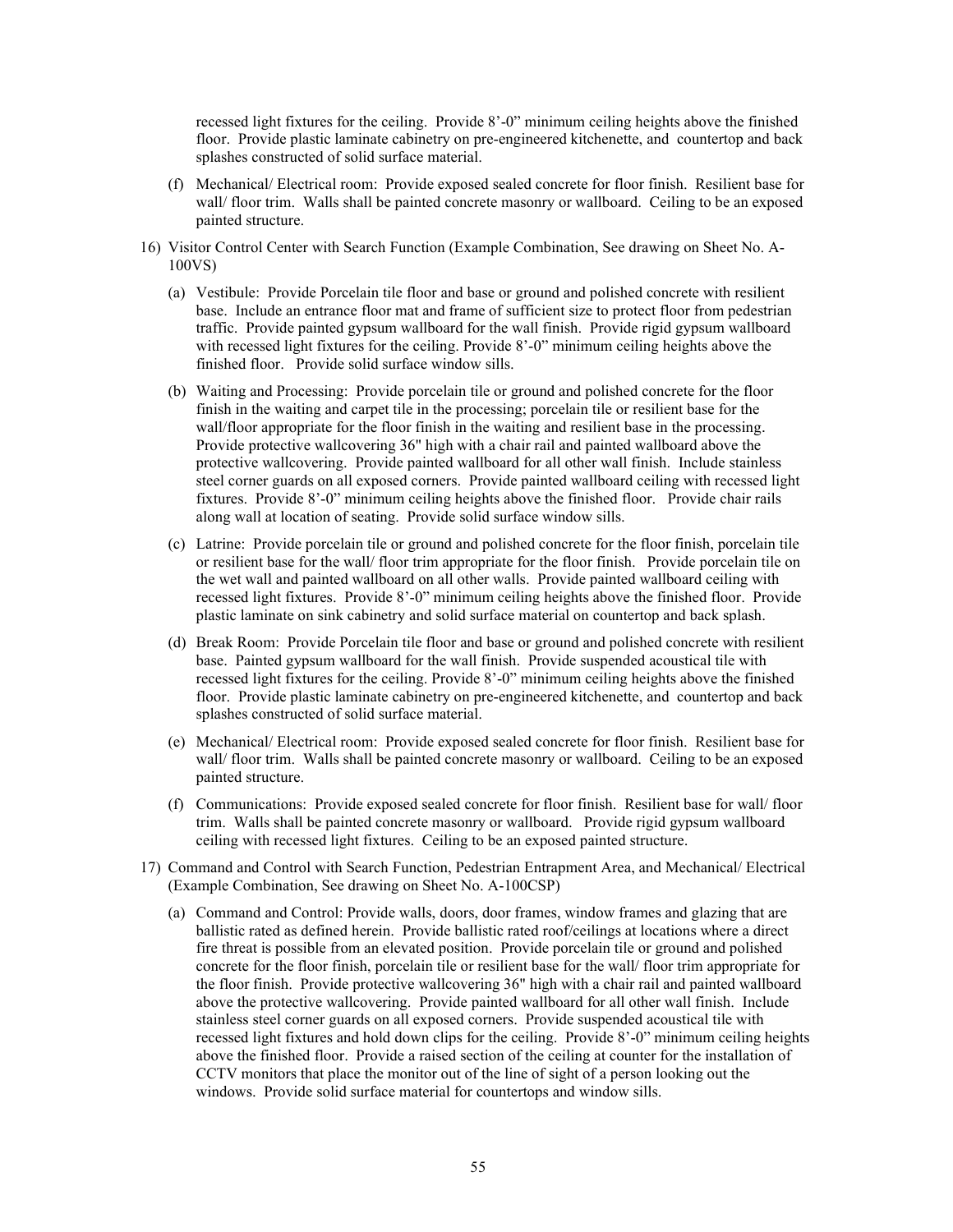recessed light fixtures for the ceiling. Provide 8'-0" minimum ceiling heights above the finished floor. Provide plastic laminate cabinetry on pre-engineered kitchenette, and countertop and back splashes constructed of solid surface material.

(f) Mechanical/ Electrical room: Provide exposed sealed concrete for floor finish. Resilient base for wall/ floor trim. Walls shall be painted concrete masonry or wallboard. Ceiling to be an exposed painted structure.

16) Visitor Control Center with Search Function (Example Combination, See drawing on Sheet No. A-100VS)

(a) Vestibule: Provide Porcelain tile floor and base or ground and polished concrete with resilient base. Include an entrance floor mat and frame of sufficient size to protect floor from pedestrian traffic. Provide painted gypsum wallboard for the wall finish. Provide rigid gypsum wallboard with recessed light fixtures for the ceiling. Provide 8'-0" minimum ceiling heights above the finished floor. Provide solid surface window sills.

(b) Waiting and Processing: Provide porcelain tile or ground and polished concrete for the floor finish in the waiting and carpet tile in the processing; porcelain tile or resilient base for the wall/floor appropriate for the floor finish in the waiting and resilient base in the processing. Provide protective wallcovering 36" high with a chair rail and painted wallboard above the protective wallcovering. Provide painted wallboard for all other wall finish. Include stainless steel corner guards on all exposed corners. Provide painted wallboard ceiling with recessed light fixtures. Provide 8'-0" minimum ceiling heights above the finished floor. Provide chair rails along wall at location of seating. Provide solid surface window sills.

(c) Latrine: Provide porcelain tile or ground and polished concrete for the floor finish, porcelain tile or resilient base for the wall/ floor trim appropriate for the floor finish. Provide porcelain tile on the wet wall and painted wallboard on all other walls. Provide painted wallboard ceiling with recessed light fixtures. Provide 8'-0" minimum ceiling heights above the finished floor. Provide plastic laminate on sink cabinetry and solid surface material on countertop and back splash.

(d) Break Room: Provide Porcelain tile floor and base or ground and polished concrete with resilient base. Painted gypsum wallboard for the wall finish. Provide suspended acoustical tile with recessed light fixtures for the ceiling. Provide 8'-0" minimum ceiling heights above the finished floor. Provide plastic laminate cabinetry on pre-engineered kitchenette, and countertop and back splashes constructed of solid surface material.

(e) Mechanical/ Electrical room: Provide exposed sealed concrete for floor finish. Resilient base for wall/ floor trim. Walls shall be painted concrete masonry or wallboard. Ceiling to be an exposed painted structure.

(f) Communications: Provide exposed sealed concrete for floor finish. Resilient base for wall/ floor trim. Walls shall be painted concrete masonry or wallboard. Provide rigid gypsum wallboard ceiling with recessed light fixtures. Ceiling to be an exposed painted structure.

17) Command and Control with Search Function, Pedestrian Entrapment Area, and Mechanical/ Electrical (Example Combination, See drawing on Sheet No. A-100CSP)

(a) Command and Control: Provide walls, doors, door frames, window frames and glazing that are ballistic rated as defined herein. Provide ballistic rated roof/ceilings at locations where a direct fire threat is possible from an elevated position. Provide porcelain tile or ground and polished concrete for the floor finish, porcelain tile or resilient base for the wall/ floor trim appropriate for the floor finish. Provide protective wallcovering 36" high with a chair rail and painted wallboard above the protective wallcovering. Provide painted wallboard for all other wall finish. Include stainless steel corner guards on all exposed corners. Provide suspended acoustical tile with recessed light fixtures and hold down clips for the ceiling. Provide 8'-0" minimum ceiling heights above the finished floor. Provide a raised section of the ceiling at counter for the installation of CCTV monitors that place the monitor out of the line of sight of a person looking out the windows. Provide solid surface material for countertops and window sills.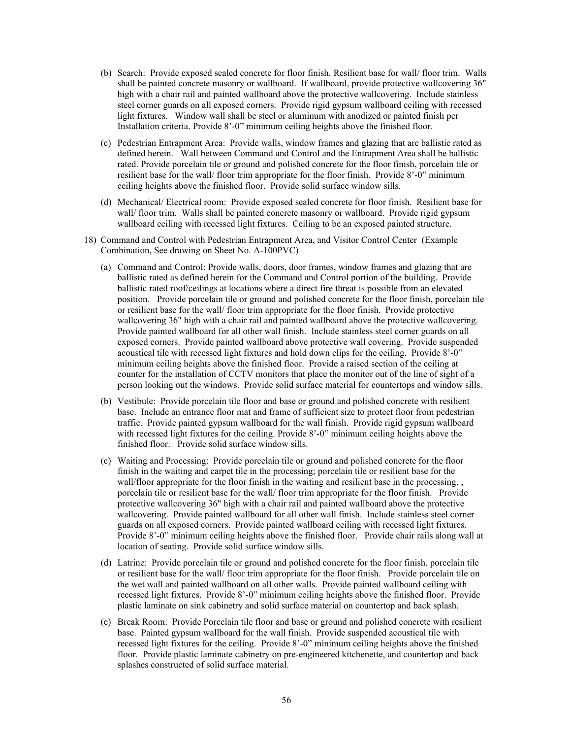(b) Search: Provide exposed sealed concrete for floor finish. Resilient base for wall/ floor trim. Walls shall be painted concrete masonry or wallboard. If wallboard, provide protective wallcovering 36" high with a chair rail and painted wallboard above the protective wallcovering. Include stainless steel corner guards on all exposed corners. Provide rigid gypsum wallboard ceiling with recessed light fixtures. Window wall shall be steel or aluminum with anodized or painted finish per Installation criteria. Provide 8'-0" minimum ceiling heights above the finished floor.

(c) Pedestrian Entrapment Area: Provide walls, window frames and glazing that are ballistic rated as defined herein. Wall between Command and Control and the Entrapment Area shall be ballistic rated. Provide porcelain tile or ground and polished concrete for the floor finish, porcelain tile or resilient base for the wall/ floor trim appropriate for the floor finish. Provide 8'-0" minimum ceiling heights above the finished floor. Provide solid surface window sills.

(d) Mechanical/ Electrical room: Provide exposed sealed concrete for floor finish. Resilient base for wall/ floor trim. Walls shall be painted concrete masonry or wallboard. Provide rigid gypsum wallboard ceiling with recessed light fixtures. Ceiling to be an exposed painted structure.

18) Command and Control with Pedestrian Entrapment Area, and Visitor Control Center (Example Combination, See drawing on Sheet No. A-100PVC)

(a) Command and Control: Provide walls, doors, door frames, window frames and glazing that are ballistic rated as defined herein for the Command and Control portion of the building. Provide ballistic rated roof/ceilings at locations where a direct fire threat is possible from an elevated position. Provide porcelain tile or ground and polished concrete for the floor finish, porcelain tile or resilient base for the wall/ floor trim appropriate for the floor finish. Provide protective wallcovering 36" high with a chair rail and painted wallboard above the protective wallcovering. Provide painted wallboard for all other wall finish. Include stainless steel corner guards on all exposed corners. Provide painted wallboard above protective wall covering. Provide suspended acoustical tile with recessed light fixtures and hold down clips for the ceiling. Provide 8'-0" minimum ceiling heights above the finished floor. Provide a raised section of the ceiling at counter for the installation of CCTV monitors that place the monitor out of the line of sight of a person looking out the windows. Provide solid surface material for countertops and window sills.

(b) Vestibule: Provide porcelain tile floor and base or ground and polished concrete with resilient base. Include an entrance floor mat and frame of sufficient size to protect floor from pedestrian traffic. Provide painted gypsum wallboard for the wall finish. Provide rigid gypsum wallboard with recessed light fixtures for the ceiling. Provide 8'-0" minimum ceiling heights above the finished floor. Provide solid surface window sills.

(c) Waiting and Processing: Provide porcelain tile or ground and polished concrete for the floor finish in the waiting and carpet tile in the processing; porcelain tile or resilient base for the wall/floor appropriate for the floor finish in the waiting and resilient base in the processing. , porcelain tile or resilient base for the wall/ floor trim appropriate for the floor finish. Provide protective wallcovering 36" high with a chair rail and painted wallboard above the protective wallcovering. Provide painted wallboard for all other wall finish. Include stainless steel corner guards on all exposed corners. Provide painted wallboard ceiling with recessed light fixtures. Provide 8'-0" minimum ceiling heights above the finished floor. Provide chair rails along wall at location of seating. Provide solid surface window sills.

(d) Latrine: Provide porcelain tile or ground and polished concrete for the floor finish, porcelain tile or resilient base for the wall/ floor trim appropriate for the floor finish. Provide porcelain tile on the wet wall and painted wallboard on all other walls. Provide painted wallboard ceiling with recessed light fixtures. Provide 8'-0" minimum ceiling heights above the finished floor. Provide plastic laminate on sink cabinetry and solid surface material on countertop and back splash.

(e) Break Room: Provide Porcelain tile floor and base or ground and polished concrete with resilient base. Painted gypsum wallboard for the wall finish. Provide suspended acoustical tile with recessed light fixtures for the ceiling. Provide 8'-0" minimum ceiling heights above the finished floor. Provide plastic laminate cabinetry on pre-engineered kitchenette, and countertop and back splashes constructed of solid surface material.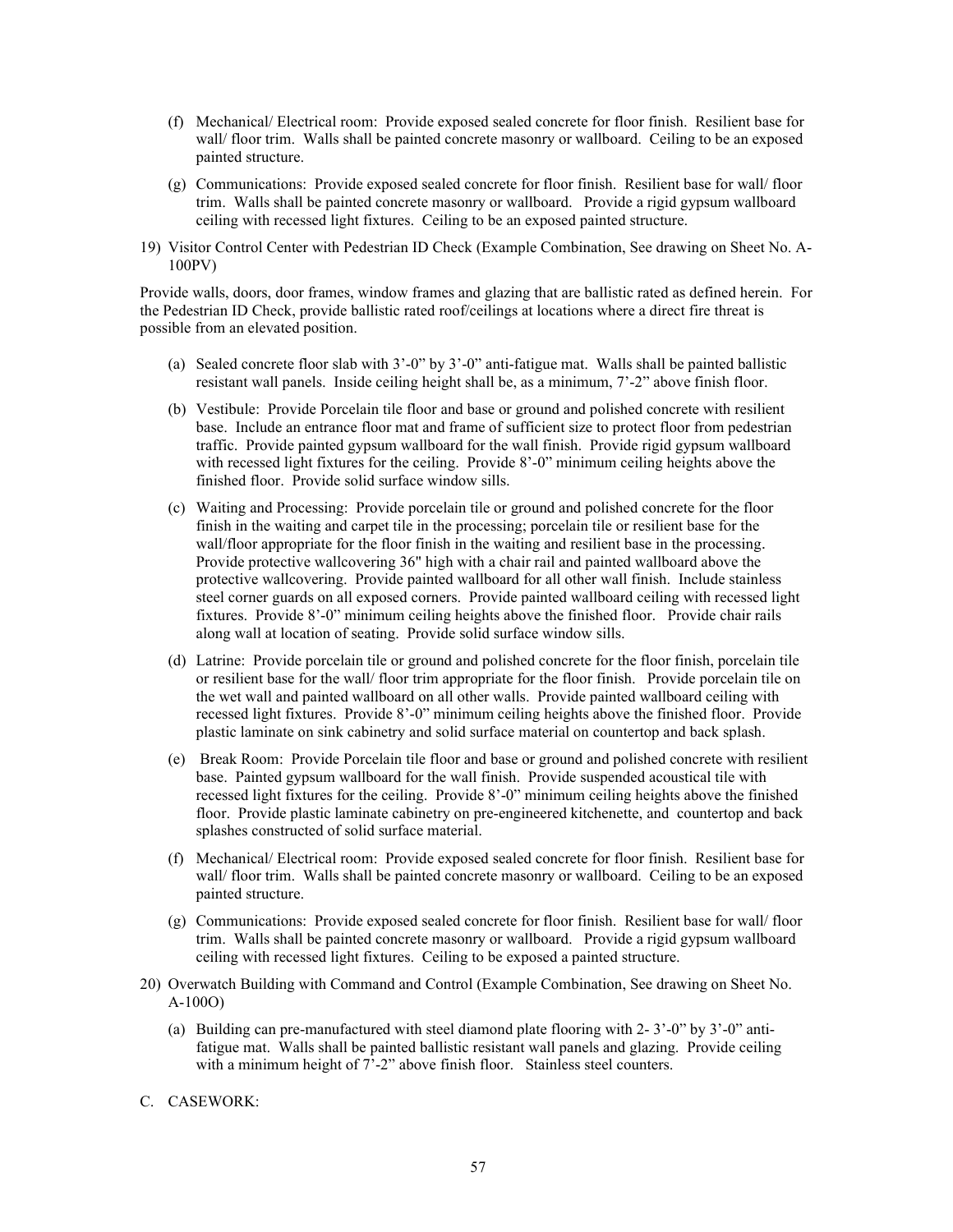(f) Mechanical/ Electrical room: Provide exposed sealed concrete for floor finish. Resilient base for wall/ floor trim. Walls shall be painted concrete masonry or wallboard. Ceiling to be an exposed painted structure.

(g) Communications: Provide exposed sealed concrete for floor finish. Resilient base for wall/ floor trim. Walls shall be painted concrete masonry or wallboard. Provide a rigid gypsum wallboard ceiling with recessed light fixtures. Ceiling to be an exposed painted structure.

19) Visitor Control Center with Pedestrian ID Check (Example Combination, See drawing on Sheet No. A-100PV)

Provide walls, doors, door frames, window frames and glazing that are ballistic rated as defined herein. For the Pedestrian ID Check, provide ballistic rated roof/ceilings at locations where a direct fire threat is possible from an elevated position.

(a) Sealed concrete floor slab with 3'-0" by 3'-0" anti-fatigue mat. Walls shall be painted ballistic resistant wall panels. Inside ceiling height shall be, as a minimum, 7'-2" above finish floor.

(b) Vestibule: Provide Porcelain tile floor and base or ground and polished concrete with resilient base. Include an entrance floor mat and frame of sufficient size to protect floor from pedestrian traffic. Provide painted gypsum wallboard for the wall finish. Provide rigid gypsum wallboard with recessed light fixtures for the ceiling. Provide 8'-0" minimum ceiling heights above the finished floor. Provide solid surface window sills.

(c) Waiting and Processing: Provide porcelain tile or ground and polished concrete for the floor finish in the waiting and carpet tile in the processing; porcelain tile or resilient base for the wall/floor appropriate for the floor finish in the waiting and resilient base in the processing. Provide protective wallcovering 36" high with a chair rail and painted wallboard above the protective wallcovering. Provide painted wallboard for all other wall finish. Include stainless steel corner guards on all exposed corners. Provide painted wallboard ceiling with recessed light fixtures. Provide 8'-0" minimum ceiling heights above the finished floor. Provide chair rails along wall at location of seating. Provide solid surface window sills.

(d) Latrine: Provide porcelain tile or ground and polished concrete for the floor finish, porcelain tile or resilient base for the wall/ floor trim appropriate for the floor finish. Provide porcelain tile on the wet wall and painted wallboard on all other walls. Provide painted wallboard ceiling with recessed light fixtures. Provide 8'-0" minimum ceiling heights above the finished floor. Provide plastic laminate on sink cabinetry and solid surface material on countertop and back splash.

(e) Break Room: Provide Porcelain tile floor and base or ground and polished concrete with resilient base. Painted gypsum wallboard for the wall finish. Provide suspended acoustical tile with recessed light fixtures for the ceiling. Provide 8'-0" minimum ceiling heights above the finished floor. Provide plastic laminate cabinetry on pre-engineered kitchenette, and countertop and back splashes constructed of solid surface material.

(f) Mechanical/ Electrical room: Provide exposed sealed concrete for floor finish. Resilient base for wall/ floor trim. Walls shall be painted concrete masonry or wallboard. Ceiling to be an exposed painted structure.

(g) Communications: Provide exposed sealed concrete for floor finish. Resilient base for wall/ floor trim. Walls shall be painted concrete masonry or wallboard. Provide a rigid gypsum wallboard ceiling with recessed light fixtures. Ceiling to be exposed a painted structure.

20) Overwatch Building with Command and Control (Example Combination, See drawing on Sheet No. A-100O)

(a) Building can pre-manufactured with steel diamond plate flooring with 2- 3'-0" by 3'-0" anti-fatigue mat. Walls shall be painted ballistic resistant wall panels and glazing. Provide ceiling with a minimum height of 7'-2" above finish floor. Stainless steel counters.

C. CASEWORK: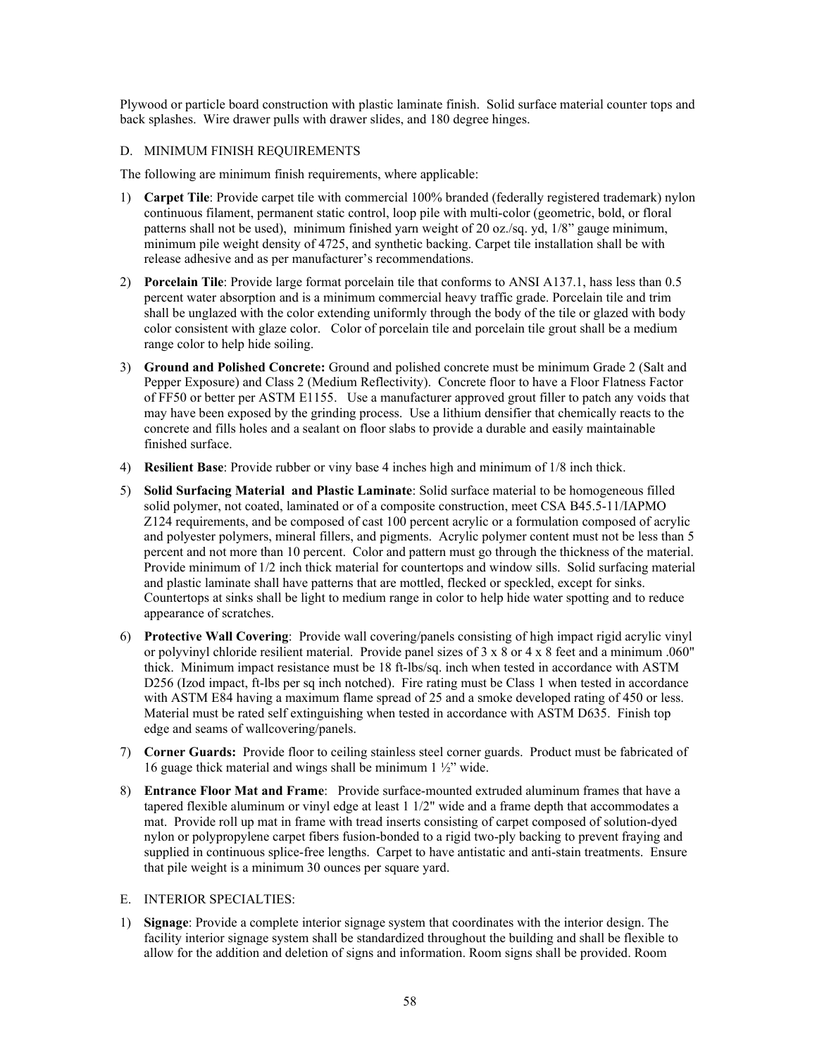Plywood or particle board construction with plastic laminate finish. Solid surface material counter tops and back splashes. Wire drawer pulls with drawer slides, and 180 degree hinges.

D. MINIMUM FINISH REQUIREMENTS

The following are minimum finish requirements, where applicable:

1) **Carpet Tile**: Provide carpet tile with commercial 100% branded (federally registered trademark) nylon continuous filament, permanent static control, loop pile with multi-color (geometric, bold, or floral patterns shall not be used), minimum finished yarn weight of 20 oz./sq. yd, 1/8" gauge minimum, minimum pile weight density of 4725, and synthetic backing. Carpet tile installation shall be with release adhesive and as per manufacturer's recommendations.

2) **Porcelain Tile**: Provide large format porcelain tile that conforms to ANSI A137.1, hass less than 0.5 percent water absorption and is a minimum commercial heavy traffic grade. Porcelain tile and trim shall be unglazed with the color extending uniformly through the body of the tile or glazed with body color consistent with glaze color. Color of porcelain tile and porcelain tile grout shall be a medium range color to help hide soiling.

3) **Ground and Polished Concrete:** Ground and polished concrete must be minimum Grade 2 (Salt and Pepper Exposure) and Class 2 (Medium Reflectivity). Concrete floor to have a Floor Flatness Factor of FF50 or better per ASTM E1155. Use a manufacturer approved grout filler to patch any voids that may have been exposed by the grinding process. Use a lithium densifier that chemically reacts to the concrete and fills holes and a sealant on floor slabs to provide a durable and easily maintainable finished surface.

4) **Resilient Base**: Provide rubber or viny base 4 inches high and minimum of 1/8 inch thick.

5) **Solid Surfacing Material and Plastic Laminate**: Solid surface material to be homogeneous filled solid polymer, not coated, laminated or of a composite construction, meet CSA B45.5-11/IAPMO Z124 requirements, and be composed of cast 100 percent acrylic or a formulation composed of acrylic and polyester polymers, mineral fillers, and pigments. Acrylic polymer content must not be less than 5 percent and not more than 10 percent. Color and pattern must go through the thickness of the material. Provide minimum of 1/2 inch thick material for countertops and window sills. Solid surfacing material and plastic laminate shall have patterns that are mottled, flecked or speckled, except for sinks. Countertops at sinks shall be light to medium range in color to help hide water spotting and to reduce appearance of scratches.

6) **Protective Wall Covering**: Provide wall covering/panels consisting of high impact rigid acrylic vinyl or polyvinyl chloride resilient material. Provide panel sizes of 3 x 8 or 4 x 8 feet and a minimum .060" thick. Minimum impact resistance must be 18 ft-lbs/sq. inch when tested in accordance with ASTM D256 (Izod impact, ft-lbs per sq inch notched). Fire rating must be Class 1 when tested in accordance with ASTM E84 having a maximum flame spread of 25 and a smoke developed rating of 450 or less. Material must be rated self extinguishing when tested in accordance with ASTM D635. Finish top edge and seams of wallcovering/panels.

7) **Corner Guards:** Provide floor to ceiling stainless steel corner guards. Product must be fabricated of 16 guage thick material and wings shall be minimum 1 ½" wide.

8) **Entrance Floor Mat and Frame**: Provide surface-mounted extruded aluminum frames that have a tapered flexible aluminum or vinyl edge at least 1 1/2" wide and a frame depth that accommodates a mat. Provide roll up mat in frame with tread inserts consisting of carpet composed of solution-dyed nylon or polypropylene carpet fibers fusion-bonded to a rigid two-ply backing to prevent fraying and supplied in continuous splice-free lengths. Carpet to have antistatic and anti-stain treatments. Ensure that pile weight is a minimum 30 ounces per square yard.

E. INTERIOR SPECIALTIES:

1) **Signage**: Provide a complete interior signage system that coordinates with the interior design. The facility interior signage system shall be standardized throughout the building and shall be flexible to allow for the addition and deletion of signs and information. Room signs shall be provided. Room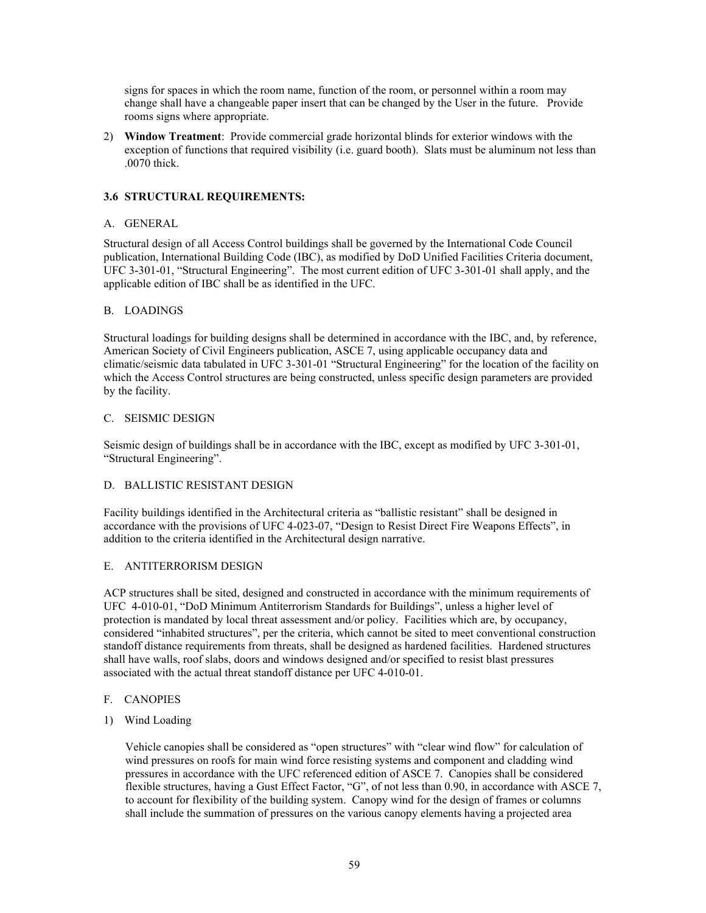signs for spaces in which the room name, function of the room, or personnel within a room may change shall have a changeable paper insert that can be changed by the User in the future. Provide rooms signs where appropriate.

2) **Window Treatment**: Provide commercial grade horizontal blinds for exterior windows with the exception of functions that required visibility (i.e. guard booth). Slats must be aluminum not less than .0070 thick.

### 3.6 STRUCTURAL REQUIREMENTS:

A. GENERAL

Structural design of all Access Control buildings shall be governed by the International Code Council publication, International Building Code (IBC), as modified by DoD Unified Facilities Criteria document, UFC 3-301-01, "Structural Engineering". The most current edition of UFC 3-301-01 shall apply, and the applicable edition of IBC shall be as identified in the UFC.

B. LOADINGS

Structural loadings for building designs shall be determined in accordance with the IBC, and, by reference, American Society of Civil Engineers publication, ASCE 7, using applicable occupancy data and climatic/seismic data tabulated in UFC 3-301-01 "Structural Engineering" for the location of the facility on which the Access Control structures are being constructed, unless specific design parameters are provided by the facility.

C. SEISMIC DESIGN

Seismic design of buildings shall be in accordance with the IBC, except as modified by UFC 3-301-01, "Structural Engineering".

D. BALLISTIC RESISTANT DESIGN

Facility buildings identified in the Architectural criteria as "ballistic resistant" shall be designed in accordance with the provisions of UFC 4-023-07, "Design to Resist Direct Fire Weapons Effects", in addition to the criteria identified in the Architectural design narrative.

E. ANTITERRORISM DESIGN

ACP structures shall be sited, designed and constructed in accordance with the minimum requirements of UFC 4-010-01, "DoD Minimum Antiterrorism Standards for Buildings", unless a higher level of protection is mandated by local threat assessment and/or policy. Facilities which are, by occupancy, considered "inhabited structures", per the criteria, which cannot be sited to meet conventional construction standoff distance requirements from threats, shall be designed as hardened facilities. Hardened structures shall have walls, roof slabs, doors and windows designed and/or specified to resist blast pressures associated with the actual threat standoff distance per UFC 4-010-01.

F. CANOPIES

1) Wind Loading

Vehicle canopies shall be considered as "open structures" with "clear wind flow" for calculation of wind pressures on roofs for main wind force resisting systems and component and cladding wind pressures in accordance with the UFC referenced edition of ASCE 7. Canopies shall be considered flexible structures, having a Gust Effect Factor, "G", of not less than 0.90, in accordance with ASCE 7, to account for flexibility of the building system. Canopy wind for the design of frames or columns shall include the summation of pressures on the various canopy elements having a projected area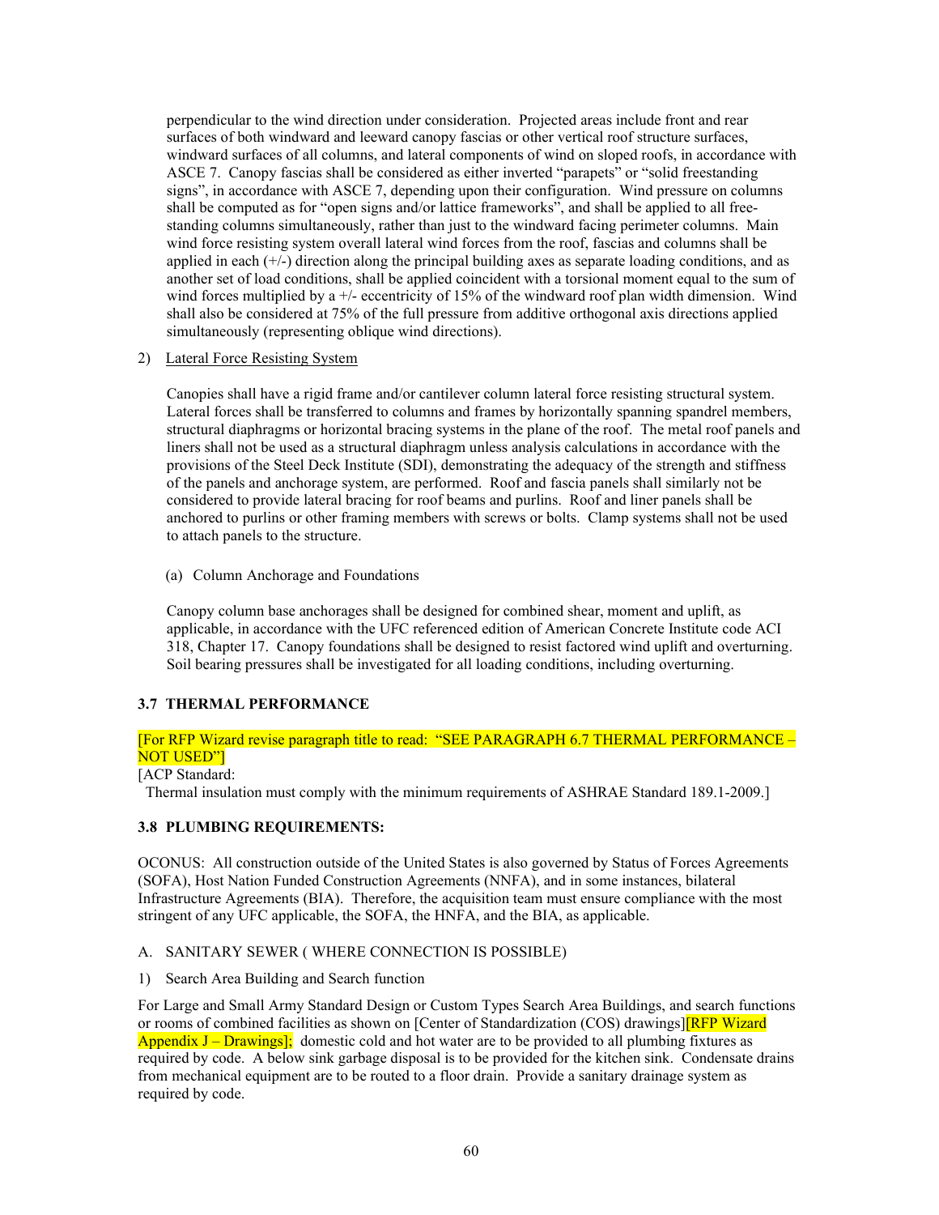perpendicular to the wind direction under consideration. Projected areas include front and rear surfaces of both windward and leeward canopy fascias or other vertical roof structure surfaces, windward surfaces of all columns, and lateral components of wind on sloped roofs, in accordance with ASCE 7. Canopy fascias shall be considered as either inverted "parapets" or "solid freestanding signs", in accordance with ASCE 7, depending upon their configuration. Wind pressure on columns shall be computed as for "open signs and/or lattice frameworks", and shall be applied to all free-standing columns simultaneously, rather than just to the windward facing perimeter columns. Main wind force resisting system overall lateral wind forces from the roof, fascias and columns shall be applied in each (+/-) direction along the principal building axes as separate loading conditions, and as another set of load conditions, shall be applied coincident with a torsional moment equal to the sum of wind forces multiplied by a +/- eccentricity of 15% of the windward roof plan width dimension. Wind shall also be considered at 75% of the full pressure from additive orthogonal axis directions applied simultaneously (representing oblique wind directions).

2) Lateral Force Resisting System

Canopies shall have a rigid frame and/or cantilever column lateral force resisting structural system. Lateral forces shall be transferred to columns and frames by horizontally spanning spandrel members, structural diaphragms or horizontal bracing systems in the plane of the roof. The metal roof panels and liners shall not be used as a structural diaphragm unless analysis calculations in accordance with the provisions of the Steel Deck Institute (SDI), demonstrating the adequacy of the strength and stiffness of the panels and anchorage system, are performed. Roof and fascia panels shall similarly not be considered to provide lateral bracing for roof beams and purlins. Roof and liner panels shall be anchored to purlins or other framing members with screws or bolts. Clamp systems shall not be used to attach panels to the structure.

(a) Column Anchorage and Foundations

Canopy column base anchorages shall be designed for combined shear, moment and uplift, as applicable, in accordance with the UFC referenced edition of American Concrete Institute code ACI 318, Chapter 17. Canopy foundations shall be designed to resist factored wind uplift and overturning. Soil bearing pressures shall be investigated for all loading conditions, including overturning.

### 3.7 THERMAL PERFORMANCE

[For RFP Wizard revise paragraph title to read: "SEE PARAGRAPH 6.7 THERMAL PERFORMANCE – NOT USED"]

[ACP Standard:
Thermal insulation must comply with the minimum requirements of ASHRAE Standard 189.1-2009.]

### 3.8 PLUMBING REQUIREMENTS:

OCONUS: All construction outside of the United States is also governed by Status of Forces Agreements (SOFA), Host Nation Funded Construction Agreements (NNFA), and in some instances, bilateral Infrastructure Agreements (BIA). Therefore, the acquisition team must ensure compliance with the most stringent of any UFC applicable, the SOFA, the HNFA, and the BIA, as applicable.

A. SANITARY SEWER ( WHERE CONNECTION IS POSSIBLE)

1) Search Area Building and Search function

For Large and Small Army Standard Design or Custom Types Search Area Buildings, and search functions or rooms of combined facilities as shown on [Center of Standardization (COS) drawings][RFP Wizard Appendix J – Drawings]; domestic cold and hot water are to be provided to all plumbing fixtures as required by code. A below sink garbage disposal is to be provided for the kitchen sink. Condensate drains from mechanical equipment are to be routed to a floor drain. Provide a sanitary drainage system as required by code.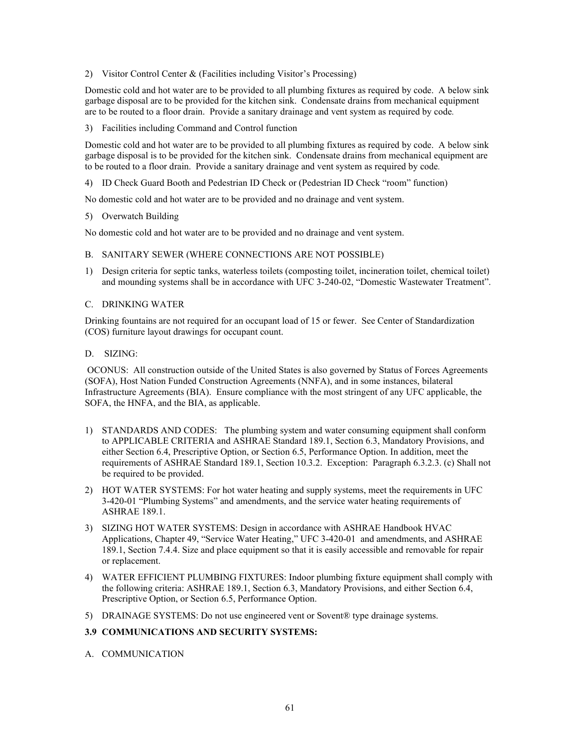2) Visitor Control Center & (Facilities including Visitor's Processing)

Domestic cold and hot water are to be provided to all plumbing fixtures as required by code. A below sink garbage disposal are to be provided for the kitchen sink. Condensate drains from mechanical equipment are to be routed to a floor drain. Provide a sanitary drainage and vent system as required by code.

3) Facilities including Command and Control function

Domestic cold and hot water are to be provided to all plumbing fixtures as required by code. A below sink garbage disposal is to be provided for the kitchen sink. Condensate drains from mechanical equipment are to be routed to a floor drain. Provide a sanitary drainage and vent system as required by code.

4) ID Check Guard Booth and Pedestrian ID Check or (Pedestrian ID Check "room" function)

No domestic cold and hot water are to be provided and no drainage and vent system.

5) Overwatch Building

No domestic cold and hot water are to be provided and no drainage and vent system.

B. SANITARY SEWER (WHERE CONNECTIONS ARE NOT POSSIBLE)

1) Design criteria for septic tanks, waterless toilets (composting toilet, incineration toilet, chemical toilet) and mounding systems shall be in accordance with UFC 3-240-02, "Domestic Wastewater Treatment".

C. DRINKING WATER

Drinking fountains are not required for an occupant load of 15 or fewer. See Center of Standardization (COS) furniture layout drawings for occupant count.

D. SIZING:

OCONUS: All construction outside of the United States is also governed by Status of Forces Agreements (SOFA), Host Nation Funded Construction Agreements (NNFA), and in some instances, bilateral Infrastructure Agreements (BIA). Ensure compliance with the most stringent of any UFC applicable, the SOFA, the HNFA, and the BIA, as applicable.

1) STANDARDS AND CODES: The plumbing system and water consuming equipment shall conform to APPLICABLE CRITERIA and ASHRAE Standard 189.1, Section 6.3, Mandatory Provisions, and either Section 6.4, Prescriptive Option, or Section 6.5, Performance Option. In addition, meet the requirements of ASHRAE Standard 189.1, Section 10.3.2. Exception: Paragraph 6.3.2.3. (c) Shall not be required to be provided.

2) HOT WATER SYSTEMS: For hot water heating and supply systems, meet the requirements in UFC 3-420-01 "Plumbing Systems" and amendments, and the service water heating requirements of ASHRAE 189.1.

3) SIZING HOT WATER SYSTEMS: Design in accordance with ASHRAE Handbook HVAC Applications, Chapter 49, "Service Water Heating," UFC 3-420-01 and amendments, and ASHRAE 189.1, Section 7.4.4. Size and place equipment so that it is easily accessible and removable for repair or replacement.

4) WATER EFFICIENT PLUMBING FIXTURES: Indoor plumbing fixture equipment shall comply with the following criteria: ASHRAE 189.1, Section 6.3, Mandatory Provisions, and either Section 6.4, Prescriptive Option, or Section 6.5, Performance Option.

5) DRAINAGE SYSTEMS: Do not use engineered vent or Sovent® type drainage systems.

### 3.9 COMMUNICATIONS AND SECURITY SYSTEMS:

A. COMMUNICATION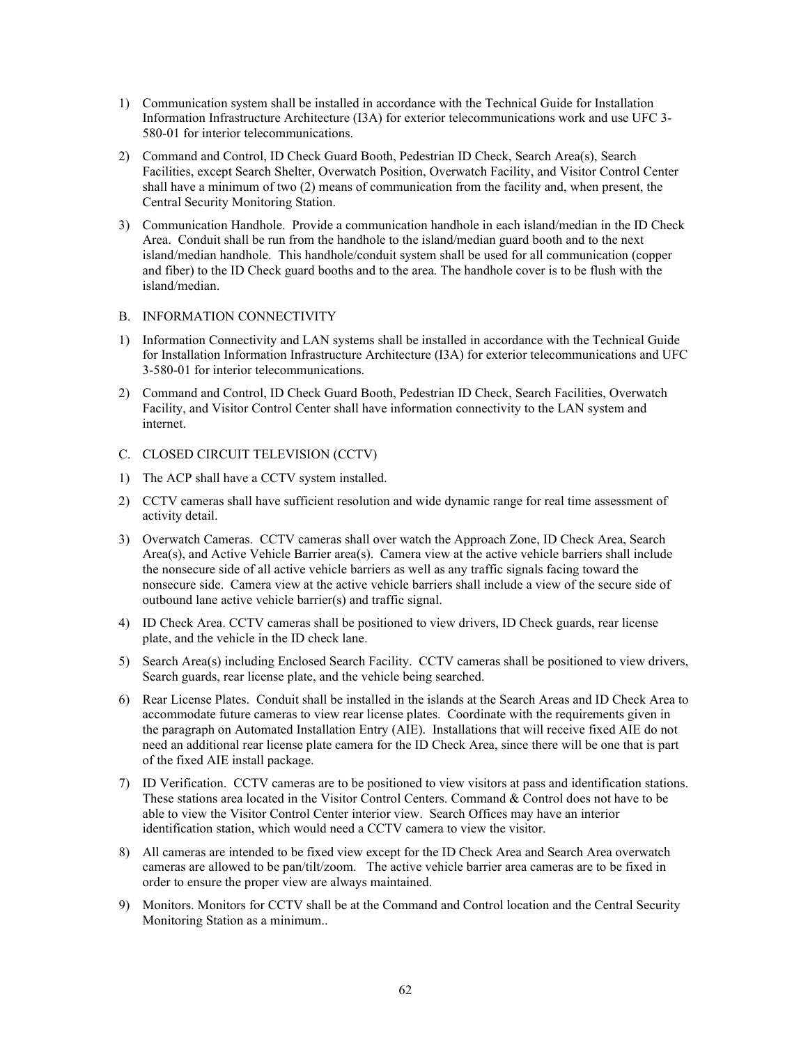1) Communication system shall be installed in accordance with the Technical Guide for Installation Information Infrastructure Architecture (I3A) for exterior telecommunications work and use UFC 3-580-01 for interior telecommunications.

2) Command and Control, ID Check Guard Booth, Pedestrian ID Check, Search Area(s), Search Facilities, except Search Shelter, Overwatch Position, Overwatch Facility, and Visitor Control Center shall have a minimum of two (2) means of communication from the facility and, when present, the Central Security Monitoring Station.

3) Communication Handhole. Provide a communication handhole in each island/median in the ID Check Area. Conduit shall be run from the handhole to the island/median guard booth and to the next island/median handhole. This handhole/conduit system shall be used for all communication (copper and fiber) to the ID Check guard booths and to the area. The handhole cover is to be flush with the island/median.

B. INFORMATION CONNECTIVITY

1) Information Connectivity and LAN systems shall be installed in accordance with the Technical Guide for Installation Information Infrastructure Architecture (I3A) for exterior telecommunications and UFC 3-580-01 for interior telecommunications.

2) Command and Control, ID Check Guard Booth, Pedestrian ID Check, Search Facilities, Overwatch Facility, and Visitor Control Center shall have information connectivity to the LAN system and internet.

C. CLOSED CIRCUIT TELEVISION (CCTV)

1) The ACP shall have a CCTV system installed.

2) CCTV cameras shall have sufficient resolution and wide dynamic range for real time assessment of activity detail.

3) Overwatch Cameras. CCTV cameras shall over watch the Approach Zone, ID Check Area, Search Area(s), and Active Vehicle Barrier area(s). Camera view at the active vehicle barriers shall include the nonsecure side of all active vehicle barriers as well as any traffic signals facing toward the nonsecure side. Camera view at the active vehicle barriers shall include a view of the secure side of outbound lane active vehicle barrier(s) and traffic signal.

4) ID Check Area. CCTV cameras shall be positioned to view drivers, ID Check guards, rear license plate, and the vehicle in the ID check lane.

5) Search Area(s) including Enclosed Search Facility. CCTV cameras shall be positioned to view drivers, Search guards, rear license plate, and the vehicle being searched.

6) Rear License Plates. Conduit shall be installed in the islands at the Search Areas and ID Check Area to accommodate future cameras to view rear license plates. Coordinate with the requirements given in the paragraph on Automated Installation Entry (AIE). Installations that will receive fixed AIE do not need an additional rear license plate camera for the ID Check Area, since there will be one that is part of the fixed AIE install package.

7) ID Verification. CCTV cameras are to be positioned to view visitors at pass and identification stations. These stations area located in the Visitor Control Centers. Command & Control does not have to be able to view the Visitor Control Center interior view. Search Offices may have an interior identification station, which would need a CCTV camera to view the visitor.

8) All cameras are intended to be fixed view except for the ID Check Area and Search Area overwatch cameras are allowed to be pan/tilt/zoom. The active vehicle barrier area cameras are to be fixed in order to ensure the proper view are always maintained.

9) Monitors. Monitors for CCTV shall be at the Command and Control location and the Central Security Monitoring Station as a minimum..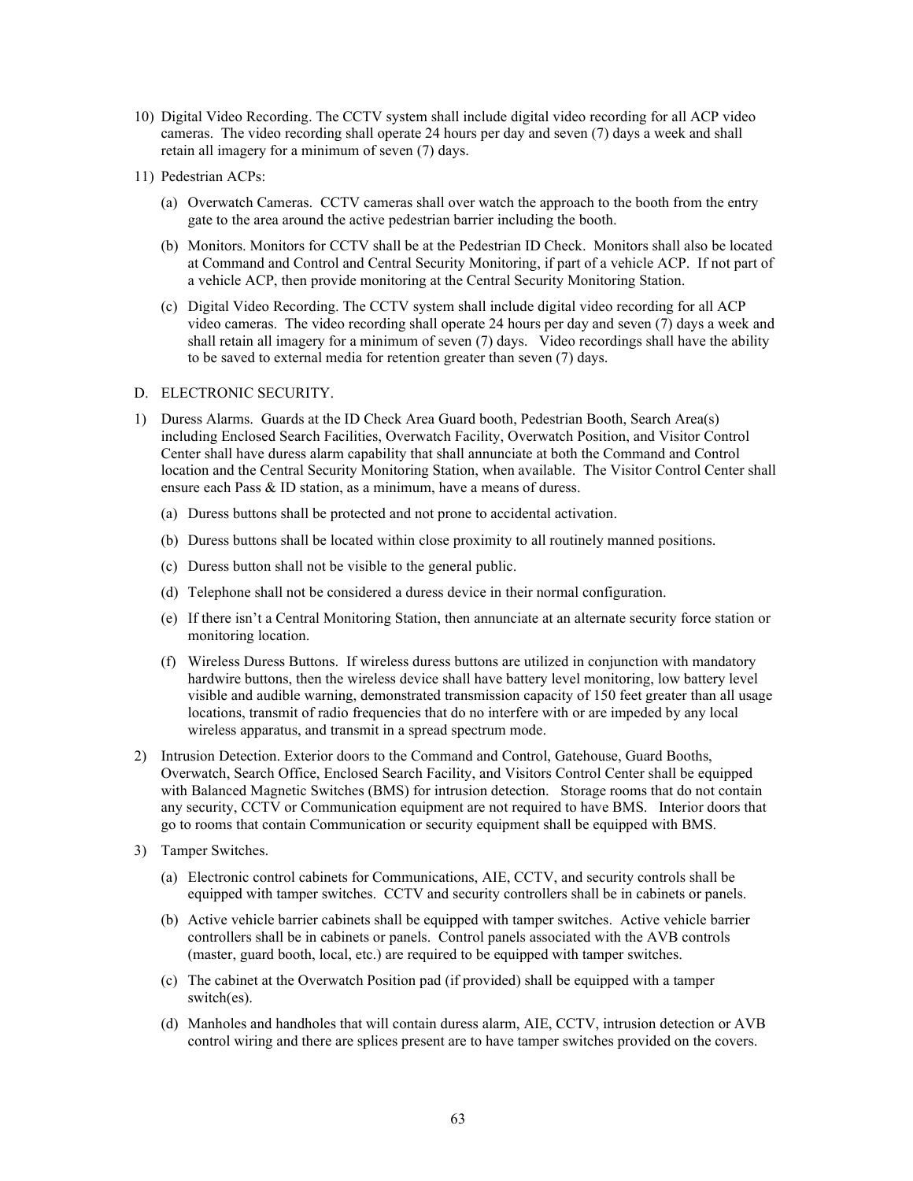10) Digital Video Recording. The CCTV system shall include digital video recording for all ACP video cameras. The video recording shall operate 24 hours per day and seven (7) days a week and shall retain all imagery for a minimum of seven (7) days.

11) Pedestrian ACPs:

   (a) Overwatch Cameras. CCTV cameras shall over watch the approach to the booth from the entry gate to the area around the active pedestrian barrier including the booth.

   (b) Monitors. Monitors for CCTV shall be at the Pedestrian ID Check. Monitors shall also be located at Command and Control and Central Security Monitoring, if part of a vehicle ACP. If not part of a vehicle ACP, then provide monitoring at the Central Security Monitoring Station.

   (c) Digital Video Recording. The CCTV system shall include digital video recording for all ACP video cameras. The video recording shall operate 24 hours per day and seven (7) days a week and shall retain all imagery for a minimum of seven (7) days. Video recordings shall have the ability to be saved to external media for retention greater than seven (7) days.

D. ELECTRONIC SECURITY.

1) Duress Alarms. Guards at the ID Check Area Guard booth, Pedestrian Booth, Search Area(s) including Enclosed Search Facilities, Overwatch Facility, Overwatch Position, and Visitor Control Center shall have duress alarm capability that shall annunciate at both the Command and Control location and the Central Security Monitoring Station, when available. The Visitor Control Center shall ensure each Pass & ID station, as a minimum, have a means of duress.

   (a) Duress buttons shall be protected and not prone to accidental activation.

   (b) Duress buttons shall be located within close proximity to all routinely manned positions.

   (c) Duress button shall not be visible to the general public.

   (d) Telephone shall not be considered a duress device in their normal configuration.

   (e) If there isn't a Central Monitoring Station, then annunciate at an alternate security force station or monitoring location.

   (f) Wireless Duress Buttons. If wireless duress buttons are utilized in conjunction with mandatory hardwire buttons, then the wireless device shall have battery level monitoring, low battery level visible and audible warning, demonstrated transmission capacity of 150 feet greater than all usage locations, transmit of radio frequencies that do no interfere with or are impeded by any local wireless apparatus, and transmit in a spread spectrum mode.

2) Intrusion Detection. Exterior doors to the Command and Control, Gatehouse, Guard Booths, Overwatch, Search Office, Enclosed Search Facility, and Visitors Control Center shall be equipped with Balanced Magnetic Switches (BMS) for intrusion detection. Storage rooms that do not contain any security, CCTV or Communication equipment are not required to have BMS. Interior doors that go to rooms that contain Communication or security equipment shall be equipped with BMS.

3) Tamper Switches.

   (a) Electronic control cabinets for Communications, AIE, CCTV, and security controls shall be equipped with tamper switches. CCTV and security controllers shall be in cabinets or panels.

   (b) Active vehicle barrier cabinets shall be equipped with tamper switches. Active vehicle barrier controllers shall be in cabinets or panels. Control panels associated with the AVB controls (master, guard booth, local, etc.) are required to be equipped with tamper switches.

   (c) The cabinet at the Overwatch Position pad (if provided) shall be equipped with a tamper switch(es).

   (d) Manholes and handholes that will contain duress alarm, AIE, CCTV, intrusion detection or AVB control wiring and there are splices present are to have tamper switches provided on the covers.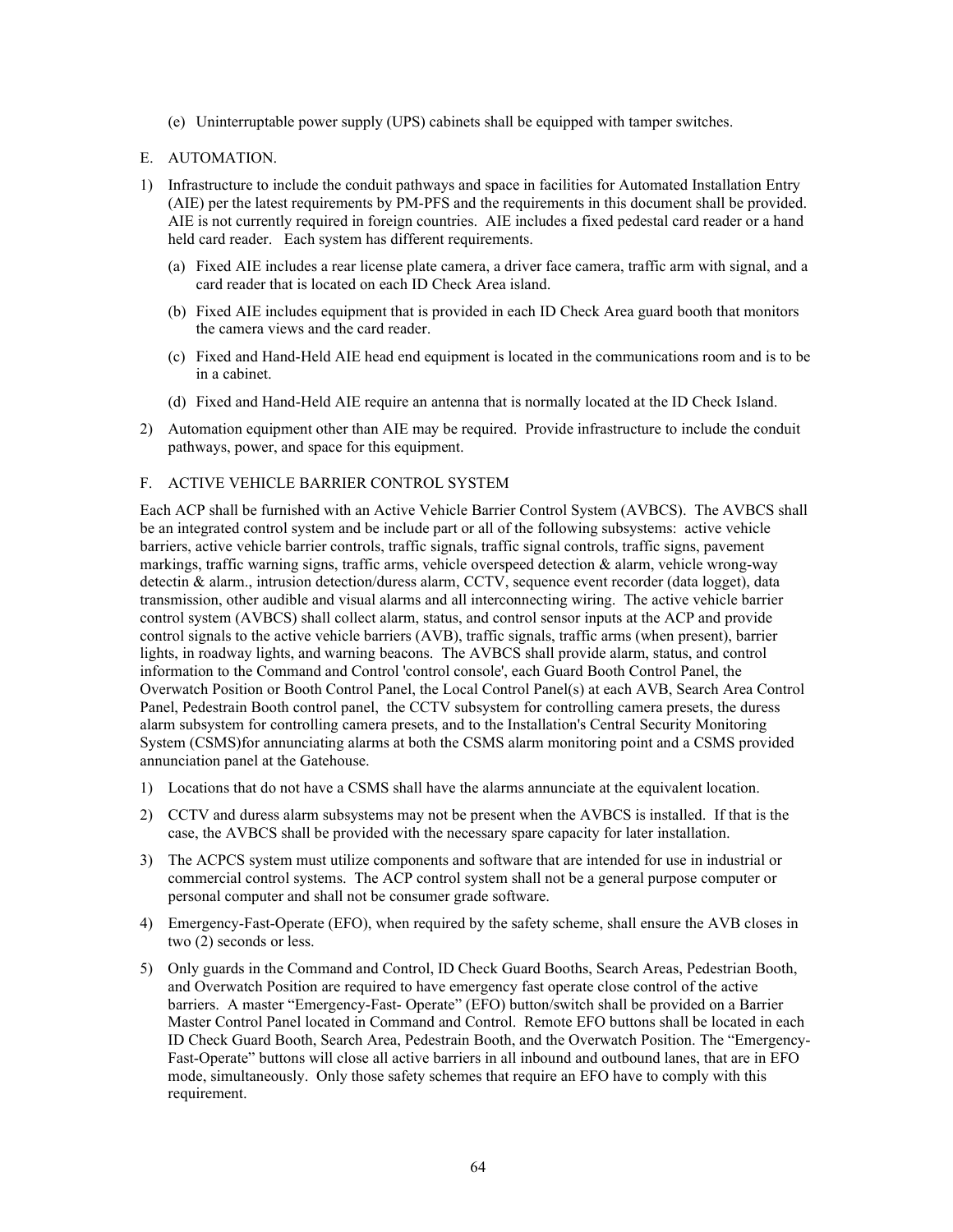(e) Uninterruptable power supply (UPS) cabinets shall be equipped with tamper switches.

E. AUTOMATION.

1) Infrastructure to include the conduit pathways and space in facilities for Automated Installation Entry (AIE) per the latest requirements by PM-PFS and the requirements in this document shall be provided. AIE is not currently required in foreign countries. AIE includes a fixed pedestal card reader or a hand held card reader. Each system has different requirements.

   (a) Fixed AIE includes a rear license plate camera, a driver face camera, traffic arm with signal, and a card reader that is located on each ID Check Area island.

   (b) Fixed AIE includes equipment that is provided in each ID Check Area guard booth that monitors the camera views and the card reader.

   (c) Fixed and Hand-Held AIE head end equipment is located in the communications room and is to be in a cabinet.

   (d) Fixed and Hand-Held AIE require an antenna that is normally located at the ID Check Island.

2) Automation equipment other than AIE may be required. Provide infrastructure to include the conduit pathways, power, and space for this equipment.

F. ACTIVE VEHICLE BARRIER CONTROL SYSTEM

Each ACP shall be furnished with an Active Vehicle Barrier Control System (AVBCS). The AVBCS shall be an integrated control system and be include part or all of the following subsystems: active vehicle barriers, active vehicle barrier controls, traffic signals, traffic signal controls, traffic signs, pavement markings, traffic warning signs, traffic arms, vehicle overspeed detection & alarm, vehicle wrong-way detectin & alarm., intrusion detection/duress alarm, CCTV, sequence event recorder (data logget), data transmission, other audible and visual alarms and all interconnecting wiring. The active vehicle barrier control system (AVBCS) shall collect alarm, status, and control sensor inputs at the ACP and provide control signals to the active vehicle barriers (AVB), traffic signals, traffic arms (when present), barrier lights, in roadway lights, and warning beacons. The AVBCS shall provide alarm, status, and control information to the Command and Control 'control console', each Guard Booth Control Panel, the Overwatch Position or Booth Control Panel, the Local Control Panel(s) at each AVB, Search Area Control Panel, Pedestrain Booth control panel, the CCTV subsystem for controlling camera presets, the duress alarm subsystem for controlling camera presets, and to the Installation's Central Security Monitoring System (CSMS)for annunciating alarms at both the CSMS alarm monitoring point and a CSMS provided annunciation panel at the Gatehouse.

1) Locations that do not have a CSMS shall have the alarms annunciate at the equivalent location.

2) CCTV and duress alarm subsystems may not be present when the AVBCS is installed. If that is the case, the AVBCS shall be provided with the necessary spare capacity for later installation.

3) The ACPCS system must utilize components and software that are intended for use in industrial or commercial control systems. The ACP control system shall not be a general purpose computer or personal computer and shall not be consumer grade software.

4) Emergency-Fast-Operate (EFO), when required by the safety scheme, shall ensure the AVB closes in two (2) seconds or less.

5) Only guards in the Command and Control, ID Check Guard Booths, Search Areas, Pedestrian Booth, and Overwatch Position are required to have emergency fast operate close control of the active barriers. A master "Emergency-Fast- Operate" (EFO) button/switch shall be provided on a Barrier Master Control Panel located in Command and Control. Remote EFO buttons shall be located in each ID Check Guard Booth, Search Area, Pedestrain Booth, and the Overwatch Position. The "Emergency-Fast-Operate" buttons will close all active barriers in all inbound and outbound lanes, that are in EFO mode, simultaneously. Only those safety schemes that require an EFO have to comply with this requirement.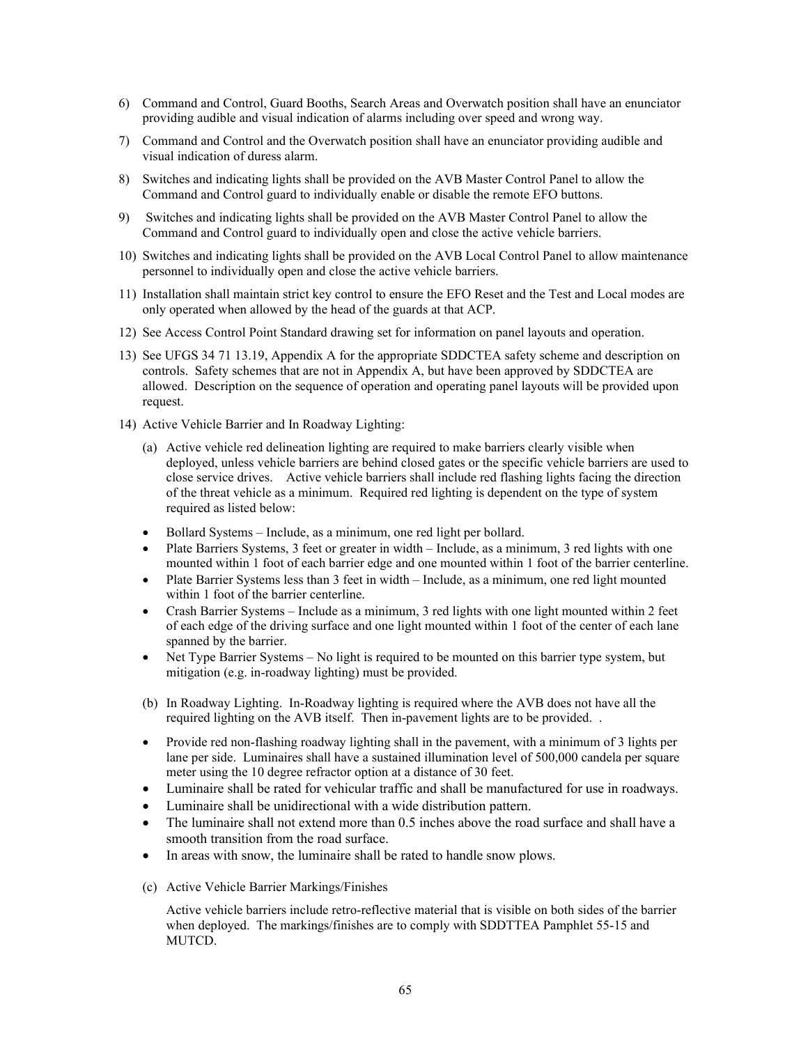6) Command and Control, Guard Booths, Search Areas and Overwatch position shall have an enunciator providing audible and visual indication of alarms including over speed and wrong way.

7) Command and Control and the Overwatch position shall have an enunciator providing audible and visual indication of duress alarm.

8) Switches and indicating lights shall be provided on the AVB Master Control Panel to allow the Command and Control guard to individually enable or disable the remote EFO buttons.

9) Switches and indicating lights shall be provided on the AVB Master Control Panel to allow the Command and Control guard to individually open and close the active vehicle barriers.

10) Switches and indicating lights shall be provided on the AVB Local Control Panel to allow maintenance personnel to individually open and close the active vehicle barriers.

11) Installation shall maintain strict key control to ensure the EFO Reset and the Test and Local modes are only operated when allowed by the head of the guards at that ACP.

12) See Access Control Point Standard drawing set for information on panel layouts and operation.

13) See UFGS 34 71 13.19, Appendix A for the appropriate SDDCTEA safety scheme and description on controls. Safety schemes that are not in Appendix A, but have been approved by SDDCTEA are allowed. Description on the sequence of operation and operating panel layouts will be provided upon request.

14) Active Vehicle Barrier and In Roadway Lighting:

 (a) Active vehicle red delineation lighting are required to make barriers clearly visible when deployed, unless vehicle barriers are behind closed gates or the specific vehicle barriers are used to close service drives. Active vehicle barriers shall include red flashing lights facing the direction of the threat vehicle as a minimum. Required red lighting is dependent on the type of system required as listed below:

 - Bollard Systems – Include, as a minimum, one red light per bollard.
 - Plate Barriers Systems, 3 feet or greater in width – Include, as a minimum, 3 red lights with one mounted within 1 foot of each barrier edge and one mounted within 1 foot of the barrier centerline.
 - Plate Barrier Systems less than 3 feet in width – Include, as a minimum, one red light mounted within 1 foot of the barrier centerline.
 - Crash Barrier Systems – Include as a minimum, 3 red lights with one light mounted within 2 feet of each edge of the driving surface and one light mounted within 1 foot of the center of each lane spanned by the barrier.
 - Net Type Barrier Systems – No light is required to be mounted on this barrier type system, but mitigation (e.g. in-roadway lighting) must be provided.

 (b) In Roadway Lighting. In-Roadway lighting is required where the AVB does not have all the required lighting on the AVB itself. Then in-pavement lights are to be provided. .

 - Provide red non-flashing roadway lighting shall in the pavement, with a minimum of 3 lights per lane per side. Luminaires shall have a sustained illumination level of 500,000 candela per square meter using the 10 degree refractor option at a distance of 30 feet.
 - Luminaire shall be rated for vehicular traffic and shall be manufactured for use in roadways.
 - Luminaire shall be unidirectional with a wide distribution pattern.
 - The luminaire shall not extend more than 0.5 inches above the road surface and shall have a smooth transition from the road surface.
 - In areas with snow, the luminaire shall be rated to handle snow plows.

 (c) Active Vehicle Barrier Markings/Finishes

 Active vehicle barriers include retro-reflective material that is visible on both sides of the barrier when deployed. The markings/finishes are to comply with SDDTTEA Pamphlet 55-15 and MUTCD.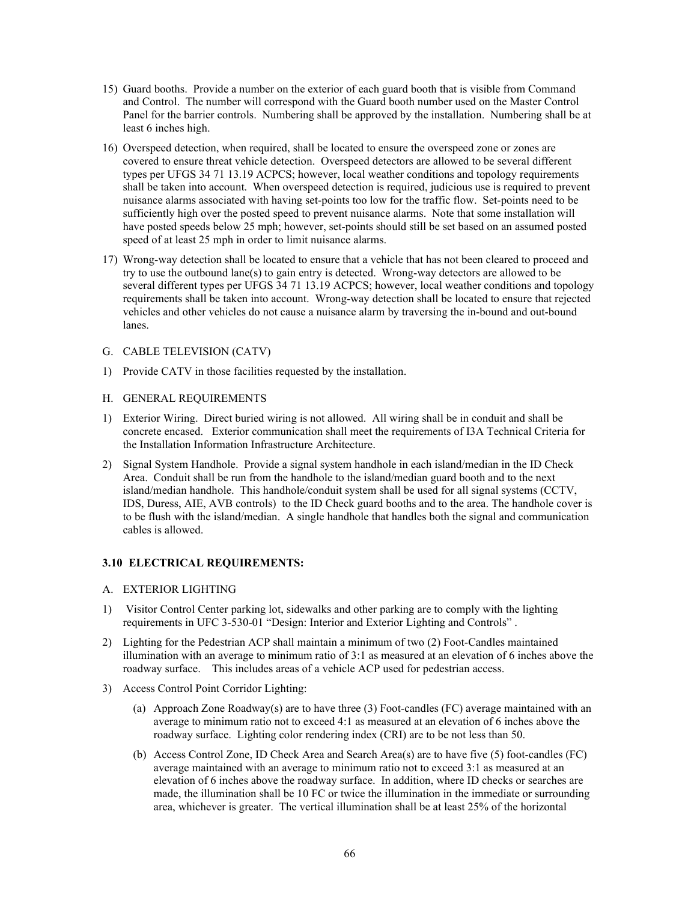15) Guard booths. Provide a number on the exterior of each guard booth that is visible from Command and Control. The number will correspond with the Guard booth number used on the Master Control Panel for the barrier controls. Numbering shall be approved by the installation. Numbering shall be at least 6 inches high.

16) Overspeed detection, when required, shall be located to ensure the overspeed zone or zones are covered to ensure threat vehicle detection. Overspeed detectors are allowed to be several different types per UFGS 34 71 13.19 ACPCS; however, local weather conditions and topology requirements shall be taken into account. When overspeed detection is required, judicious use is required to prevent nuisance alarms associated with having set-points too low for the traffic flow. Set-points need to be sufficiently high over the posted speed to prevent nuisance alarms. Note that some installation will have posted speeds below 25 mph; however, set-points should still be set based on an assumed posted speed of at least 25 mph in order to limit nuisance alarms.

17) Wrong-way detection shall be located to ensure that a vehicle that has not been cleared to proceed and try to use the outbound lane(s) to gain entry is detected. Wrong-way detectors are allowed to be several different types per UFGS 34 71 13.19 ACPCS; however, local weather conditions and topology requirements shall be taken into account. Wrong-way detection shall be located to ensure that rejected vehicles and other vehicles do not cause a nuisance alarm by traversing the in-bound and out-bound lanes.

G. CABLE TELEVISION (CATV)

1) Provide CATV in those facilities requested by the installation.

H. GENERAL REQUIREMENTS

1) Exterior Wiring. Direct buried wiring is not allowed. All wiring shall be in conduit and shall be concrete encased. Exterior communication shall meet the requirements of I3A Technical Criteria for the Installation Information Infrastructure Architecture.

2) Signal System Handhole. Provide a signal system handhole in each island/median in the ID Check Area. Conduit shall be run from the handhole to the island/median guard booth and to the next island/median handhole. This handhole/conduit system shall be used for all signal systems (CCTV, IDS, Duress, AIE, AVB controls) to the ID Check guard booths and to the area. The handhole cover is to be flush with the island/median. A single handhole that handles both the signal and communication cables is allowed.

### 3.10 ELECTRICAL REQUIREMENTS:

A. EXTERIOR LIGHTING

1) Visitor Control Center parking lot, sidewalks and other parking are to comply with the lighting requirements in UFC 3-530-01 "Design: Interior and Exterior Lighting and Controls" .

2) Lighting for the Pedestrian ACP shall maintain a minimum of two (2) Foot-Candles maintained illumination with an average to minimum ratio of 3:1 as measured at an elevation of 6 inches above the roadway surface. This includes areas of a vehicle ACP used for pedestrian access.

3) Access Control Point Corridor Lighting:

   (a) Approach Zone Roadway(s) are to have three (3) Foot-candles (FC) average maintained with an average to minimum ratio not to exceed 4:1 as measured at an elevation of 6 inches above the roadway surface. Lighting color rendering index (CRI) are to be not less than 50.

   (b) Access Control Zone, ID Check Area and Search Area(s) are to have five (5) foot-candles (FC) average maintained with an average to minimum ratio not to exceed 3:1 as measured at an elevation of 6 inches above the roadway surface. In addition, where ID checks or searches are made, the illumination shall be 10 FC or twice the illumination in the immediate or surrounding area, whichever is greater. The vertical illumination shall be at least 25% of the horizontal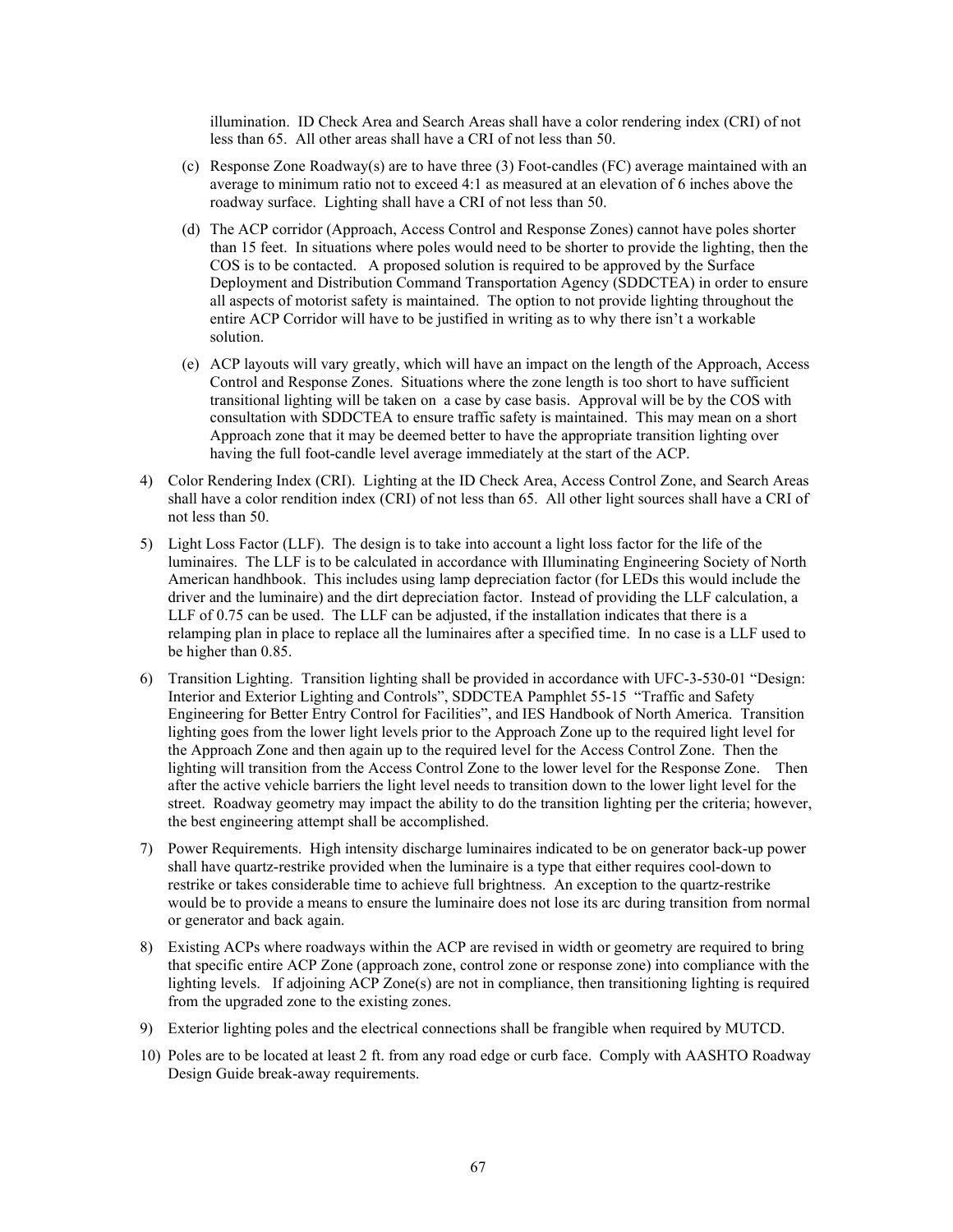illumination. ID Check Area and Search Areas shall have a color rendering index (CRI) of not less than 65. All other areas shall have a CRI of not less than 50.

(c) Response Zone Roadway(s) are to have three (3) Foot-candles (FC) average maintained with an average to minimum ratio not to exceed 4:1 as measured at an elevation of 6 inches above the roadway surface. Lighting shall have a CRI of not less than 50.

(d) The ACP corridor (Approach, Access Control and Response Zones) cannot have poles shorter than 15 feet. In situations where poles would need to be shorter to provide the lighting, then the COS is to be contacted. A proposed solution is required to be approved by the Surface Deployment and Distribution Command Transportation Agency (SDDCTEA) in order to ensure all aspects of motorist safety is maintained. The option to not provide lighting throughout the entire ACP Corridor will have to be justified in writing as to why there isn't a workable solution.

(e) ACP layouts will vary greatly, which will have an impact on the length of the Approach, Access Control and Response Zones. Situations where the zone length is too short to have sufficient transitional lighting will be taken on a case by case basis. Approval will be by the COS with consultation with SDDCTEA to ensure traffic safety is maintained. This may mean on a short Approach zone that it may be deemed better to have the appropriate transition lighting over having the full foot-candle level average immediately at the start of the ACP.

4) Color Rendering Index (CRI). Lighting at the ID Check Area, Access Control Zone, and Search Areas shall have a color rendition index (CRI) of not less than 65. All other light sources shall have a CRI of not less than 50.

5) Light Loss Factor (LLF). The design is to take into account a light loss factor for the life of the luminaires. The LLF is to be calculated in accordance with Illuminating Engineering Society of North American handhbook. This includes using lamp depreciation factor (for LEDs this would include the driver and the luminaire) and the dirt depreciation factor. Instead of providing the LLF calculation, a LLF of 0.75 can be used. The LLF can be adjusted, if the installation indicates that there is a relamping plan in place to replace all the luminaires after a specified time. In no case is a LLF used to be higher than 0.85.

6) Transition Lighting. Transition lighting shall be provided in accordance with UFC-3-530-01 "Design: Interior and Exterior Lighting and Controls", SDDCTEA Pamphlet 55-15 "Traffic and Safety Engineering for Better Entry Control for Facilities", and IES Handbook of North America. Transition lighting goes from the lower light levels prior to the Approach Zone up to the required light level for the Approach Zone and then again up to the required level for the Access Control Zone. Then the lighting will transition from the Access Control Zone to the lower level for the Response Zone. Then after the active vehicle barriers the light level needs to transition down to the lower light level for the street. Roadway geometry may impact the ability to do the transition lighting per the criteria; however, the best engineering attempt shall be accomplished.

7) Power Requirements. High intensity discharge luminaires indicated to be on generator back-up power shall have quartz-restrike provided when the luminaire is a type that either requires cool-down to restrike or takes considerable time to achieve full brightness. An exception to the quartz-restrike would be to provide a means to ensure the luminaire does not lose its arc during transition from normal or generator and back again.

8) Existing ACPs where roadways within the ACP are revised in width or geometry are required to bring that specific entire ACP Zone (approach zone, control zone or response zone) into compliance with the lighting levels. If adjoining ACP Zone(s) are not in compliance, then transitioning lighting is required from the upgraded zone to the existing zones.

9) Exterior lighting poles and the electrical connections shall be frangible when required by MUTCD.

10) Poles are to be located at least 2 ft. from any road edge or curb face. Comply with AASHTO Roadway Design Guide break-away requirements.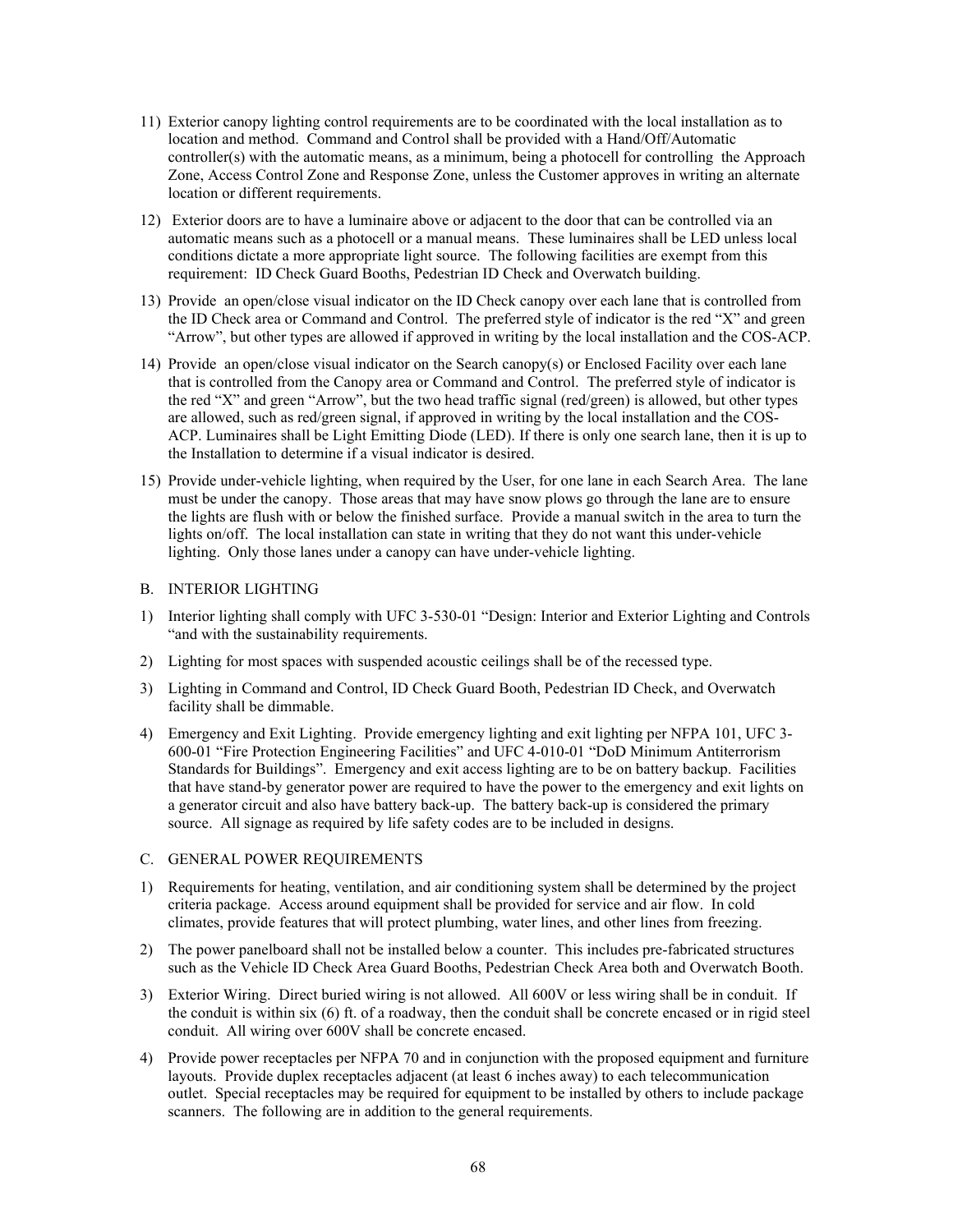11) Exterior canopy lighting control requirements are to be coordinated with the local installation as to location and method. Command and Control shall be provided with a Hand/Off/Automatic controller(s) with the automatic means, as a minimum, being a photocell for controlling the Approach Zone, Access Control Zone and Response Zone, unless the Customer approves in writing an alternate location or different requirements.

12) Exterior doors are to have a luminaire above or adjacent to the door that can be controlled via an automatic means such as a photocell or a manual means. These luminaires shall be LED unless local conditions dictate a more appropriate light source. The following facilities are exempt from this requirement: ID Check Guard Booths, Pedestrian ID Check and Overwatch building.

13) Provide an open/close visual indicator on the ID Check canopy over each lane that is controlled from the ID Check area or Command and Control. The preferred style of indicator is the red "X" and green "Arrow", but other types are allowed if approved in writing by the local installation and the COS-ACP.

14) Provide an open/close visual indicator on the Search canopy(s) or Enclosed Facility over each lane that is controlled from the Canopy area or Command and Control. The preferred style of indicator is the red "X" and green "Arrow", but the two head traffic signal (red/green) is allowed, but other types are allowed, such as red/green signal, if approved in writing by the local installation and the COS-ACP. Luminaires shall be Light Emitting Diode (LED). If there is only one search lane, then it is up to the Installation to determine if a visual indicator is desired.

15) Provide under-vehicle lighting, when required by the User, for one lane in each Search Area. The lane must be under the canopy. Those areas that may have snow plows go through the lane are to ensure the lights are flush with or below the finished surface. Provide a manual switch in the area to turn the lights on/off. The local installation can state in writing that they do not want this under-vehicle lighting. Only those lanes under a canopy can have under-vehicle lighting.

B. INTERIOR LIGHTING

1) Interior lighting shall comply with UFC 3-530-01 "Design: Interior and Exterior Lighting and Controls "and with the sustainability requirements.

2) Lighting for most spaces with suspended acoustic ceilings shall be of the recessed type.

3) Lighting in Command and Control, ID Check Guard Booth, Pedestrian ID Check, and Overwatch facility shall be dimmable.

4) Emergency and Exit Lighting. Provide emergency lighting and exit lighting per NFPA 101, UFC 3-600-01 "Fire Protection Engineering Facilities" and UFC 4-010-01 "DoD Minimum Antiterrorism Standards for Buildings". Emergency and exit access lighting are to be on battery backup. Facilities that have stand-by generator power are required to have the power to the emergency and exit lights on a generator circuit and also have battery back-up. The battery back-up is considered the primary source. All signage as required by life safety codes are to be included in designs.

C. GENERAL POWER REQUIREMENTS

1) Requirements for heating, ventilation, and air conditioning system shall be determined by the project criteria package. Access around equipment shall be provided for service and air flow. In cold climates, provide features that will protect plumbing, water lines, and other lines from freezing.

2) The power panelboard shall not be installed below a counter. This includes pre-fabricated structures such as the Vehicle ID Check Area Guard Booths, Pedestrian Check Area both and Overwatch Booth.

3) Exterior Wiring. Direct buried wiring is not allowed. All 600V or less wiring shall be in conduit. If the conduit is within six (6) ft. of a roadway, then the conduit shall be concrete encased or in rigid steel conduit. All wiring over 600V shall be concrete encased.

4) Provide power receptacles per NFPA 70 and in conjunction with the proposed equipment and furniture layouts. Provide duplex receptacles adjacent (at least 6 inches away) to each telecommunication outlet. Special receptacles may be required for equipment to be installed by others to include package scanners. The following are in addition to the general requirements.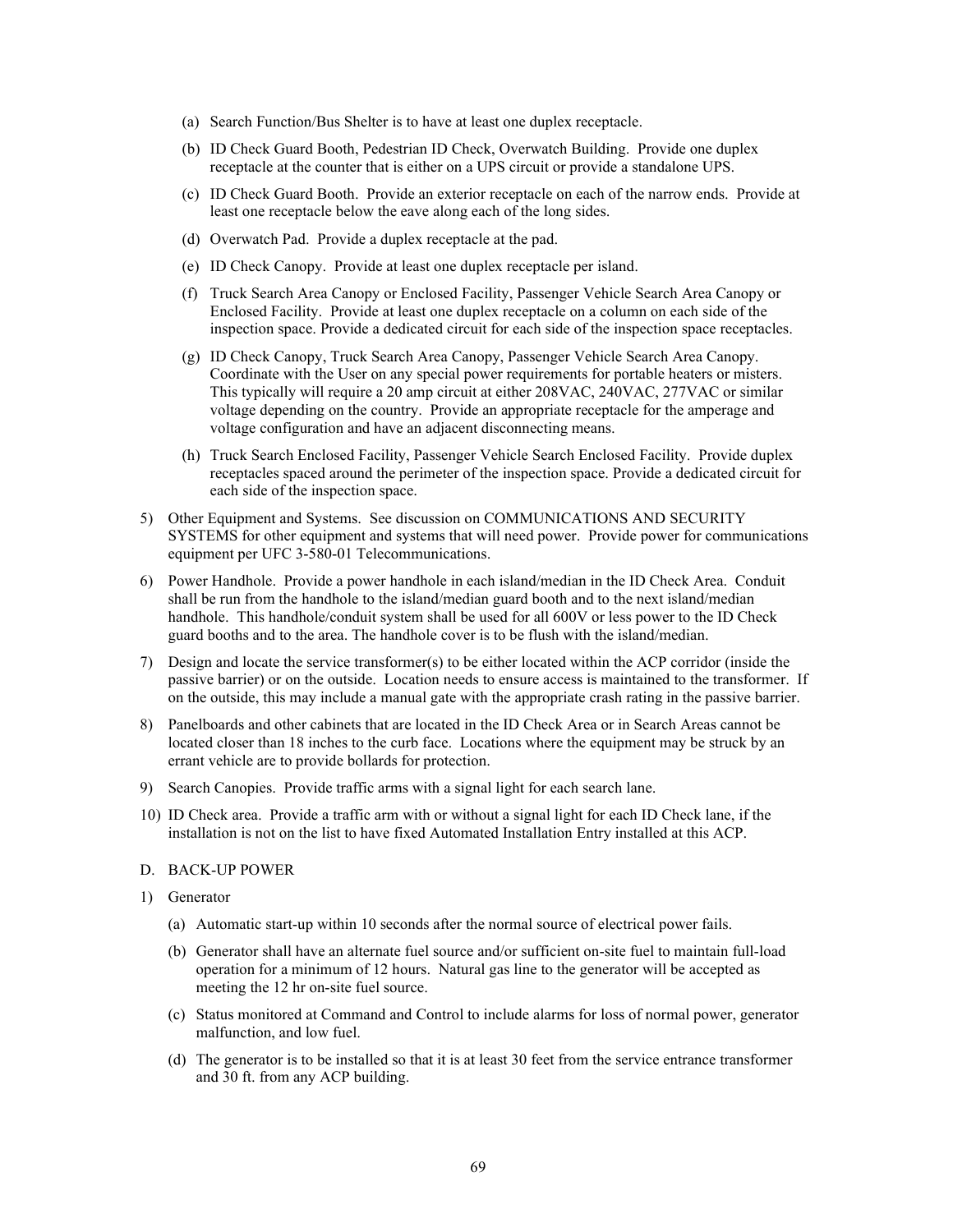(a) Search Function/Bus Shelter is to have at least one duplex receptacle.

(b) ID Check Guard Booth, Pedestrian ID Check, Overwatch Building. Provide one duplex receptacle at the counter that is either on a UPS circuit or provide a standalone UPS.

(c) ID Check Guard Booth. Provide an exterior receptacle on each of the narrow ends. Provide at least one receptacle below the eave along each of the long sides.

(d) Overwatch Pad. Provide a duplex receptacle at the pad.

(e) ID Check Canopy. Provide at least one duplex receptacle per island.

(f) Truck Search Area Canopy or Enclosed Facility, Passenger Vehicle Search Area Canopy or Enclosed Facility. Provide at least one duplex receptacle on a column on each side of the inspection space. Provide a dedicated circuit for each side of the inspection space receptacles.

(g) ID Check Canopy, Truck Search Area Canopy, Passenger Vehicle Search Area Canopy. Coordinate with the User on any special power requirements for portable heaters or misters. This typically will require a 20 amp circuit at either 208VAC, 240VAC, 277VAC or similar voltage depending on the country. Provide an appropriate receptacle for the amperage and voltage configuration and have an adjacent disconnecting means.

(h) Truck Search Enclosed Facility, Passenger Vehicle Search Enclosed Facility. Provide duplex receptacles spaced around the perimeter of the inspection space. Provide a dedicated circuit for each side of the inspection space.

5) Other Equipment and Systems. See discussion on COMMUNICATIONS AND SECURITY SYSTEMS for other equipment and systems that will need power. Provide power for communications equipment per UFC 3-580-01 Telecommunications.

6) Power Handhole. Provide a power handhole in each island/median in the ID Check Area. Conduit shall be run from the handhole to the island/median guard booth and to the next island/median handhole. This handhole/conduit system shall be used for all 600V or less power to the ID Check guard booths and to the area. The handhole cover is to be flush with the island/median.

7) Design and locate the service transformer(s) to be either located within the ACP corridor (inside the passive barrier) or on the outside. Location needs to ensure access is maintained to the transformer. If on the outside, this may include a manual gate with the appropriate crash rating in the passive barrier.

8) Panelboards and other cabinets that are located in the ID Check Area or in Search Areas cannot be located closer than 18 inches to the curb face. Locations where the equipment may be struck by an errant vehicle are to provide bollards for protection.

9) Search Canopies. Provide traffic arms with a signal light for each search lane.

10) ID Check area. Provide a traffic arm with or without a signal light for each ID Check lane, if the installation is not on the list to have fixed Automated Installation Entry installed at this ACP.

D. BACK-UP POWER

1) Generator

(a) Automatic start-up within 10 seconds after the normal source of electrical power fails.

(b) Generator shall have an alternate fuel source and/or sufficient on-site fuel to maintain full-load operation for a minimum of 12 hours. Natural gas line to the generator will be accepted as meeting the 12 hr on-site fuel source.

(c) Status monitored at Command and Control to include alarms for loss of normal power, generator malfunction, and low fuel.

(d) The generator is to be installed so that it is at least 30 feet from the service entrance transformer and 30 ft. from any ACP building.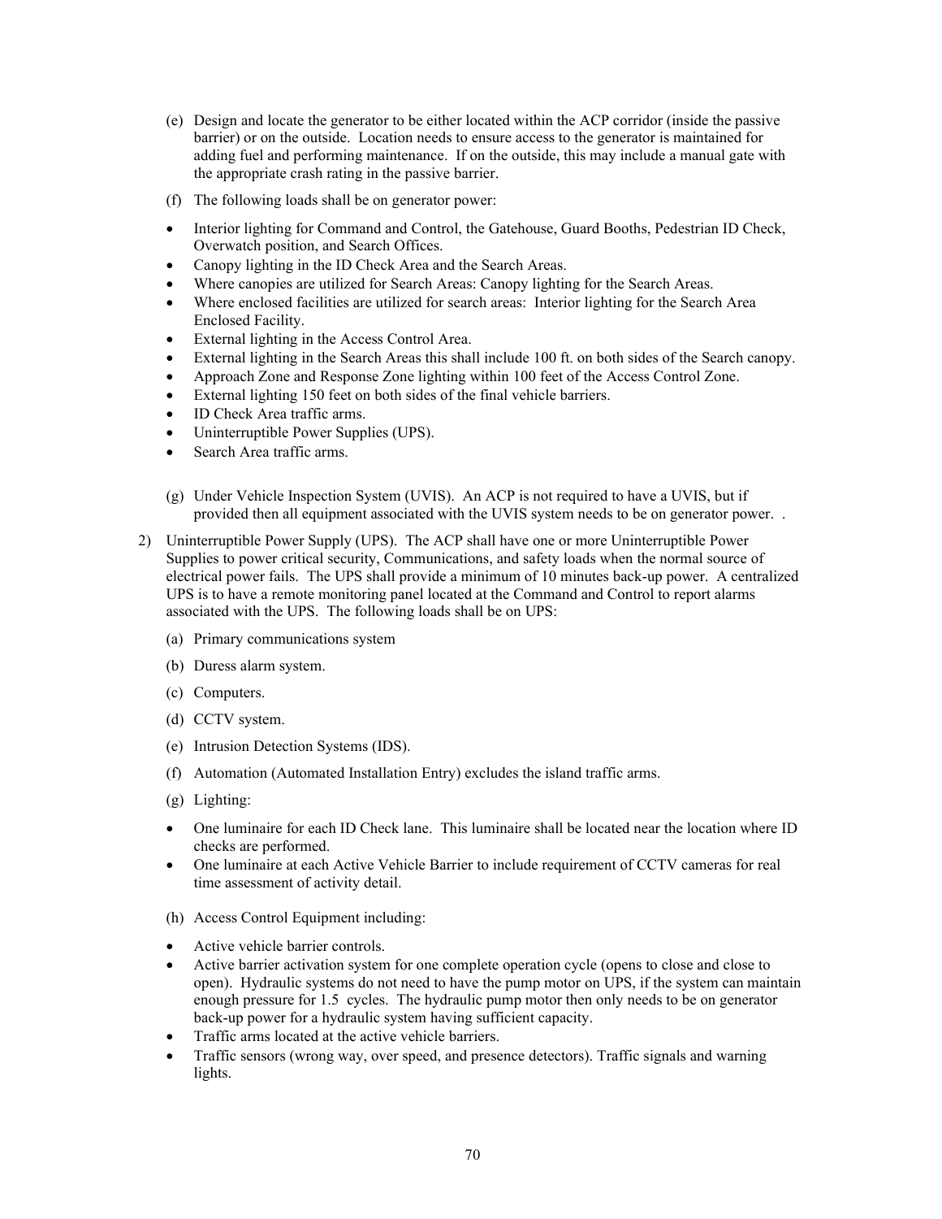(e) Design and locate the generator to be either located within the ACP corridor (inside the passive barrier) or on the outside. Location needs to ensure access to the generator is maintained for adding fuel and performing maintenance. If on the outside, this may include a manual gate with the appropriate crash rating in the passive barrier.

(f) The following loads shall be on generator power:

- Interior lighting for Command and Control, the Gatehouse, Guard Booths, Pedestrian ID Check, Overwatch position, and Search Offices.
- Canopy lighting in the ID Check Area and the Search Areas.
- Where canopies are utilized for Search Areas: Canopy lighting for the Search Areas.
- Where enclosed facilities are utilized for search areas: Interior lighting for the Search Area Enclosed Facility.
- External lighting in the Access Control Area.
- External lighting in the Search Areas this shall include 100 ft. on both sides of the Search canopy.
- Approach Zone and Response Zone lighting within 100 feet of the Access Control Zone.
- External lighting 150 feet on both sides of the final vehicle barriers.
- ID Check Area traffic arms.
- Uninterruptible Power Supplies (UPS).
- Search Area traffic arms.

(g) Under Vehicle Inspection System (UVIS). An ACP is not required to have a UVIS, but if provided then all equipment associated with the UVIS system needs to be on generator power. .

2) Uninterruptible Power Supply (UPS). The ACP shall have one or more Uninterruptible Power Supplies to power critical security, Communications, and safety loads when the normal source of electrical power fails. The UPS shall provide a minimum of 10 minutes back-up power. A centralized UPS is to have a remote monitoring panel located at the Command and Control to report alarms associated with the UPS. The following loads shall be on UPS:

(a) Primary communications system

(b) Duress alarm system.

(c) Computers.

(d) CCTV system.

(e) Intrusion Detection Systems (IDS).

(f) Automation (Automated Installation Entry) excludes the island traffic arms.

(g) Lighting:

- One luminaire for each ID Check lane. This luminaire shall be located near the location where ID checks are performed.
- One luminaire at each Active Vehicle Barrier to include requirement of CCTV cameras for real time assessment of activity detail.

(h) Access Control Equipment including:

- Active vehicle barrier controls.
- Active barrier activation system for one complete operation cycle (opens to close and close to open). Hydraulic systems do not need to have the pump motor on UPS, if the system can maintain enough pressure for 1.5 cycles. The hydraulic pump motor then only needs to be on generator back-up power for a hydraulic system having sufficient capacity.
- Traffic arms located at the active vehicle barriers.
- Traffic sensors (wrong way, over speed, and presence detectors). Traffic signals and warning lights.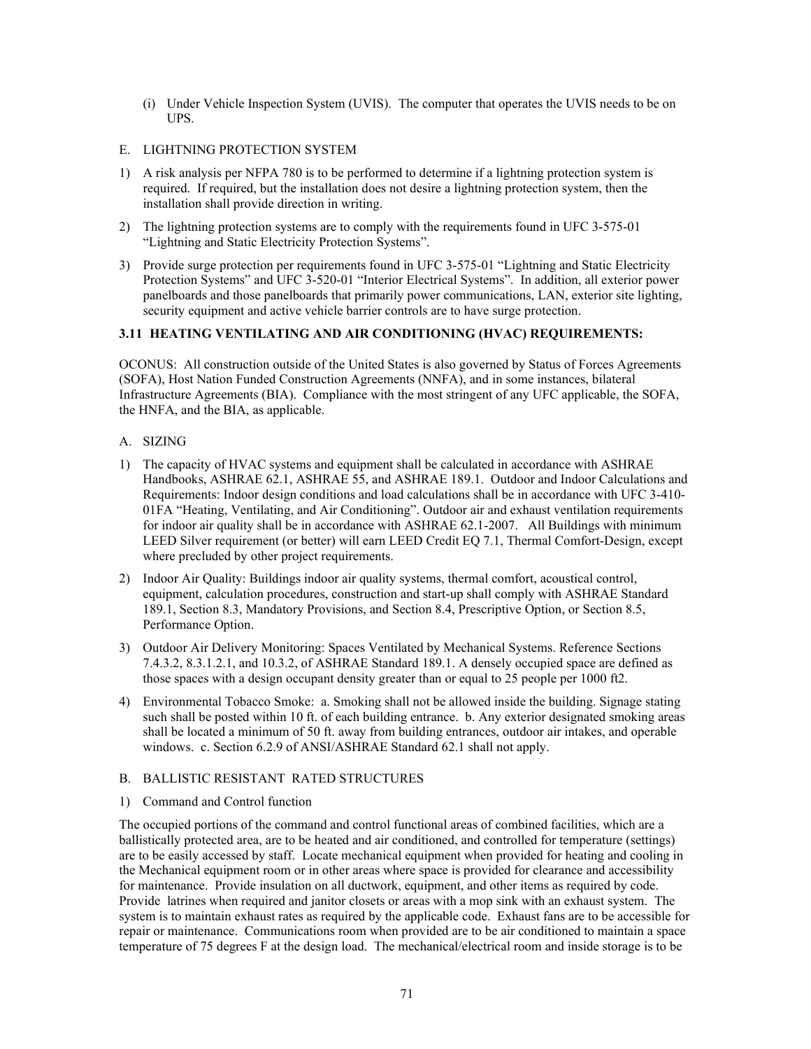(i) Under Vehicle Inspection System (UVIS). The computer that operates the UVIS needs to be on UPS.

E. LIGHTNING PROTECTION SYSTEM

1) A risk analysis per NFPA 780 is to be performed to determine if a lightning protection system is required. If required, but the installation does not desire a lightning protection system, then the installation shall provide direction in writing.

2) The lightning protection systems are to comply with the requirements found in UFC 3-575-01 "Lightning and Static Electricity Protection Systems".

3) Provide surge protection per requirements found in UFC 3-575-01 "Lightning and Static Electricity Protection Systems" and UFC 3-520-01 "Interior Electrical Systems". In addition, all exterior power panelboards and those panelboards that primarily power communications, LAN, exterior site lighting, security equipment and active vehicle barrier controls are to have surge protection.

### 3.11 HEATING VENTILATING AND AIR CONDITIONING (HVAC) REQUIREMENTS:

OCONUS: All construction outside of the United States is also governed by Status of Forces Agreements (SOFA), Host Nation Funded Construction Agreements (NNFA), and in some instances, bilateral Infrastructure Agreements (BIA). Compliance with the most stringent of any UFC applicable, the SOFA, the HNFA, and the BIA, as applicable.

A. SIZING

1) The capacity of HVAC systems and equipment shall be calculated in accordance with ASHRAE Handbooks, ASHRAE 62.1, ASHRAE 55, and ASHRAE 189.1. Outdoor and Indoor Calculations and Requirements: Indoor design conditions and load calculations shall be in accordance with UFC 3-410-01FA "Heating, Ventilating, and Air Conditioning". Outdoor air and exhaust ventilation requirements for indoor air quality shall be in accordance with ASHRAE 62.1-2007. All Buildings with minimum LEED Silver requirement (or better) will earn LEED Credit EQ 7.1, Thermal Comfort-Design, except where precluded by other project requirements.

2) Indoor Air Quality: Buildings indoor air quality systems, thermal comfort, acoustical control, equipment, calculation procedures, construction and start-up shall comply with ASHRAE Standard 189.1, Section 8.3, Mandatory Provisions, and Section 8.4, Prescriptive Option, or Section 8.5, Performance Option.

3) Outdoor Air Delivery Monitoring: Spaces Ventilated by Mechanical Systems. Reference Sections 7.4.3.2, 8.3.1.2.1, and 10.3.2, of ASHRAE Standard 189.1. A densely occupied space are defined as those spaces with a design occupant density greater than or equal to 25 people per 1000 ft2.

4) Environmental Tobacco Smoke: a. Smoking shall not be allowed inside the building. Signage stating such shall be posted within 10 ft. of each building entrance. b. Any exterior designated smoking areas shall be located a minimum of 50 ft. away from building entrances, outdoor air intakes, and operable windows. c. Section 6.2.9 of ANSI/ASHRAE Standard 62.1 shall not apply.

B. BALLISTIC RESISTANT RATED STRUCTURES

1) Command and Control function

The occupied portions of the command and control functional areas of combined facilities, which are a ballistically protected area, are to be heated and air conditioned, and controlled for temperature (settings) are to be easily accessed by staff. Locate mechanical equipment when provided for heating and cooling in the Mechanical equipment room or in other areas where space is provided for clearance and accessibility for maintenance. Provide insulation on all ductwork, equipment, and other items as required by code. Provide latrines when required and janitor closets or areas with a mop sink with an exhaust system. The system is to maintain exhaust rates as required by the applicable code. Exhaust fans are to be accessible for repair or maintenance. Communications room when provided are to be air conditioned to maintain a space temperature of 75 degrees F at the design load. The mechanical/electrical room and inside storage is to be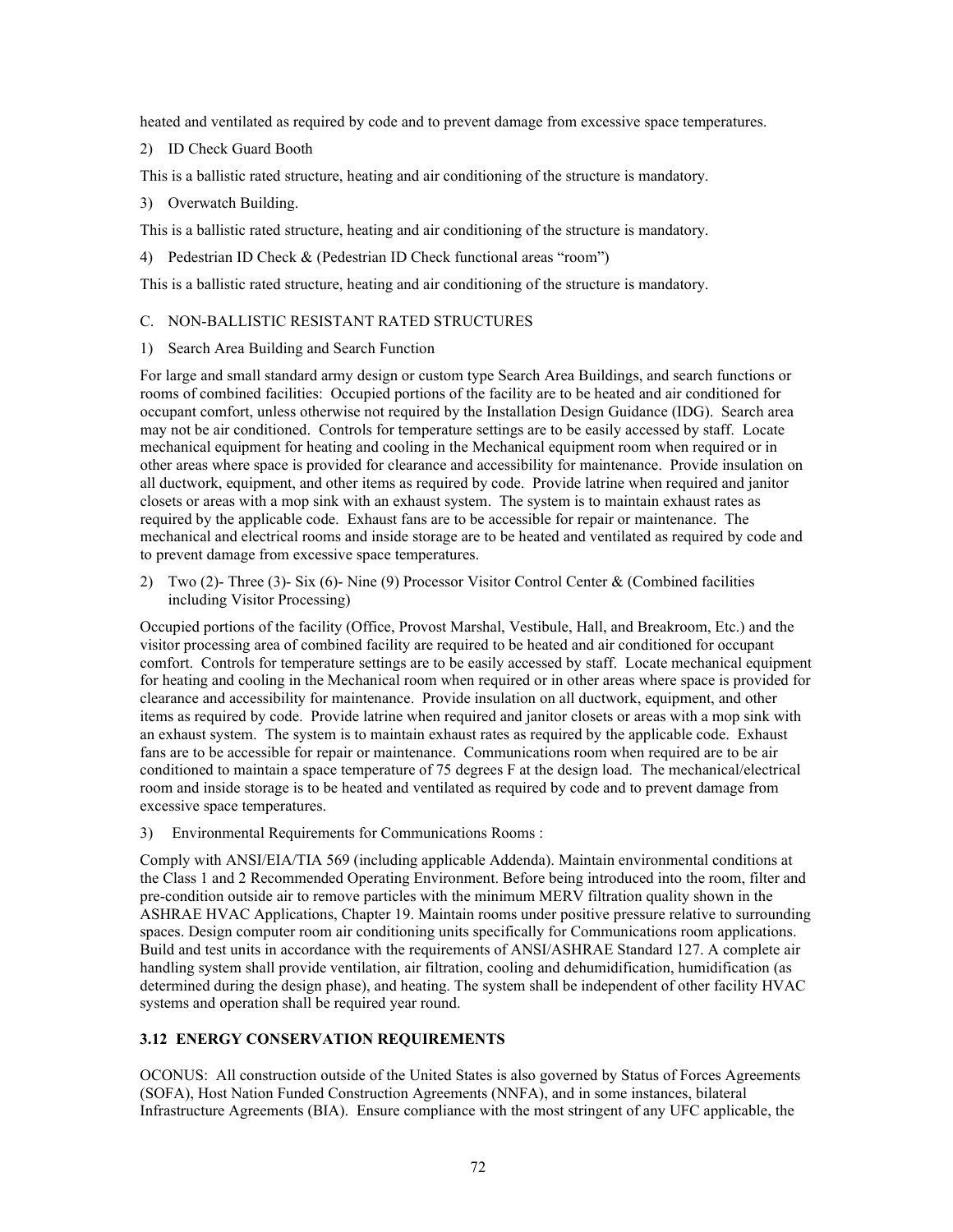heated and ventilated as required by code and to prevent damage from excessive space temperatures.

2) ID Check Guard Booth

This is a ballistic rated structure, heating and air conditioning of the structure is mandatory.

3) Overwatch Building.

This is a ballistic rated structure, heating and air conditioning of the structure is mandatory.

4) Pedestrian ID Check & (Pedestrian ID Check functional areas "room")

This is a ballistic rated structure, heating and air conditioning of the structure is mandatory.

C. NON-BALLISTIC RESISTANT RATED STRUCTURES

1) Search Area Building and Search Function

For large and small standard army design or custom type Search Area Buildings, and search functions or rooms of combined facilities: Occupied portions of the facility are to be heated and air conditioned for occupant comfort, unless otherwise not required by the Installation Design Guidance (IDG). Search area may not be air conditioned. Controls for temperature settings are to be easily accessed by staff. Locate mechanical equipment for heating and cooling in the Mechanical equipment room when required or in other areas where space is provided for clearance and accessibility for maintenance. Provide insulation on all ductwork, equipment, and other items as required by code. Provide latrine when required and janitor closets or areas with a mop sink with an exhaust system. The system is to maintain exhaust rates as required by the applicable code. Exhaust fans are to be accessible for repair or maintenance. The mechanical and electrical rooms and inside storage are to be heated and ventilated as required by code and to prevent damage from excessive space temperatures.

2) Two (2)- Three (3)- Six (6)- Nine (9) Processor Visitor Control Center & (Combined facilities including Visitor Processing)

Occupied portions of the facility (Office, Provost Marshal, Vestibule, Hall, and Breakroom, Etc.) and the visitor processing area of combined facility are required to be heated and air conditioned for occupant comfort. Controls for temperature settings are to be easily accessed by staff. Locate mechanical equipment for heating and cooling in the Mechanical room when required or in other areas where space is provided for clearance and accessibility for maintenance. Provide insulation on all ductwork, equipment, and other items as required by code. Provide latrine when required and janitor closets or areas with a mop sink with an exhaust system. The system is to maintain exhaust rates as required by the applicable code. Exhaust fans are to be accessible for repair or maintenance. Communications room when required are to be air conditioned to maintain a space temperature of 75 degrees F at the design load. The mechanical/electrical room and inside storage is to be heated and ventilated as required by code and to prevent damage from excessive space temperatures.

3) Environmental Requirements for Communications Rooms :

Comply with ANSI/EIA/TIA 569 (including applicable Addenda). Maintain environmental conditions at the Class 1 and 2 Recommended Operating Environment. Before being introduced into the room, filter and pre-condition outside air to remove particles with the minimum MERV filtration quality shown in the ASHRAE HVAC Applications, Chapter 19. Maintain rooms under positive pressure relative to surrounding spaces. Design computer room air conditioning units specifically for Communications room applications. Build and test units in accordance with the requirements of ANSI/ASHRAE Standard 127. A complete air handling system shall provide ventilation, air filtration, cooling and dehumidification, humidification (as determined during the design phase), and heating. The system shall be independent of other facility HVAC systems and operation shall be required year round.

### 3.12 ENERGY CONSERVATION REQUIREMENTS

OCONUS: All construction outside of the United States is also governed by Status of Forces Agreements (SOFA), Host Nation Funded Construction Agreements (NNFA), and in some instances, bilateral Infrastructure Agreements (BIA). Ensure compliance with the most stringent of any UFC applicable, the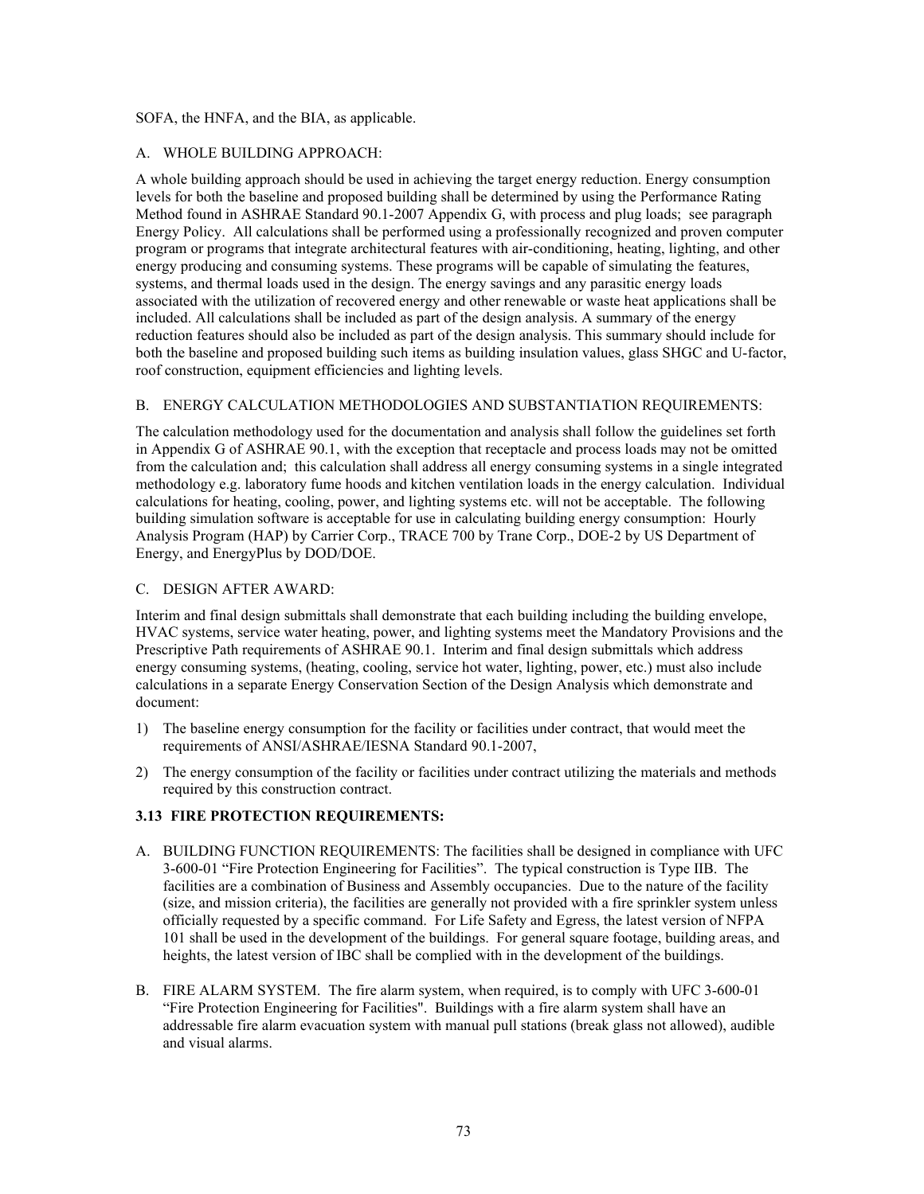SOFA, the HNFA, and the BIA, as applicable.

A. WHOLE BUILDING APPROACH:

A whole building approach should be used in achieving the target energy reduction. Energy consumption levels for both the baseline and proposed building shall be determined by using the Performance Rating Method found in ASHRAE Standard 90.1-2007 Appendix G, with process and plug loads; see paragraph Energy Policy. All calculations shall be performed using a professionally recognized and proven computer program or programs that integrate architectural features with air-conditioning, heating, lighting, and other energy producing and consuming systems. These programs will be capable of simulating the features, systems, and thermal loads used in the design. The energy savings and any parasitic energy loads associated with the utilization of recovered energy and other renewable or waste heat applications shall be included. All calculations shall be included as part of the design analysis. A summary of the energy reduction features should also be included as part of the design analysis. This summary should include for both the baseline and proposed building such items as building insulation values, glass SHGC and U-factor, roof construction, equipment efficiencies and lighting levels.

B. ENERGY CALCULATION METHODOLOGIES AND SUBSTANTIATION REQUIREMENTS:

The calculation methodology used for the documentation and analysis shall follow the guidelines set forth in Appendix G of ASHRAE 90.1, with the exception that receptacle and process loads may not be omitted from the calculation and; this calculation shall address all energy consuming systems in a single integrated methodology e.g. laboratory fume hoods and kitchen ventilation loads in the energy calculation. Individual calculations for heating, cooling, power, and lighting systems etc. will not be acceptable. The following building simulation software is acceptable for use in calculating building energy consumption: Hourly Analysis Program (HAP) by Carrier Corp., TRACE 700 by Trane Corp., DOE-2 by US Department of Energy, and EnergyPlus by DOD/DOE.

C. DESIGN AFTER AWARD:

Interim and final design submittals shall demonstrate that each building including the building envelope, HVAC systems, service water heating, power, and lighting systems meet the Mandatory Provisions and the Prescriptive Path requirements of ASHRAE 90.1. Interim and final design submittals which address energy consuming systems, (heating, cooling, service hot water, lighting, power, etc.) must also include calculations in a separate Energy Conservation Section of the Design Analysis which demonstrate and document:

1) The baseline energy consumption for the facility or facilities under contract, that would meet the requirements of ANSI/ASHRAE/IESNA Standard 90.1-2007,
2) The energy consumption of the facility or facilities under contract utilizing the materials and methods required by this construction contract.

### 3.13 FIRE PROTECTION REQUIREMENTS:

A. BUILDING FUNCTION REQUIREMENTS: The facilities shall be designed in compliance with UFC 3-600-01 “Fire Protection Engineering for Facilities”. The typical construction is Type IIB. The facilities are a combination of Business and Assembly occupancies. Due to the nature of the facility (size, and mission criteria), the facilities are generally not provided with a fire sprinkler system unless officially requested by a specific command. For Life Safety and Egress, the latest version of NFPA 101 shall be used in the development of the buildings. For general square footage, building areas, and heights, the latest version of IBC shall be complied with in the development of the buildings.

B. FIRE ALARM SYSTEM. The fire alarm system, when required, is to comply with UFC 3-600-01 “Fire Protection Engineering for Facilities". Buildings with a fire alarm system shall have an addressable fire alarm evacuation system with manual pull stations (break glass not allowed), audible and visual alarms.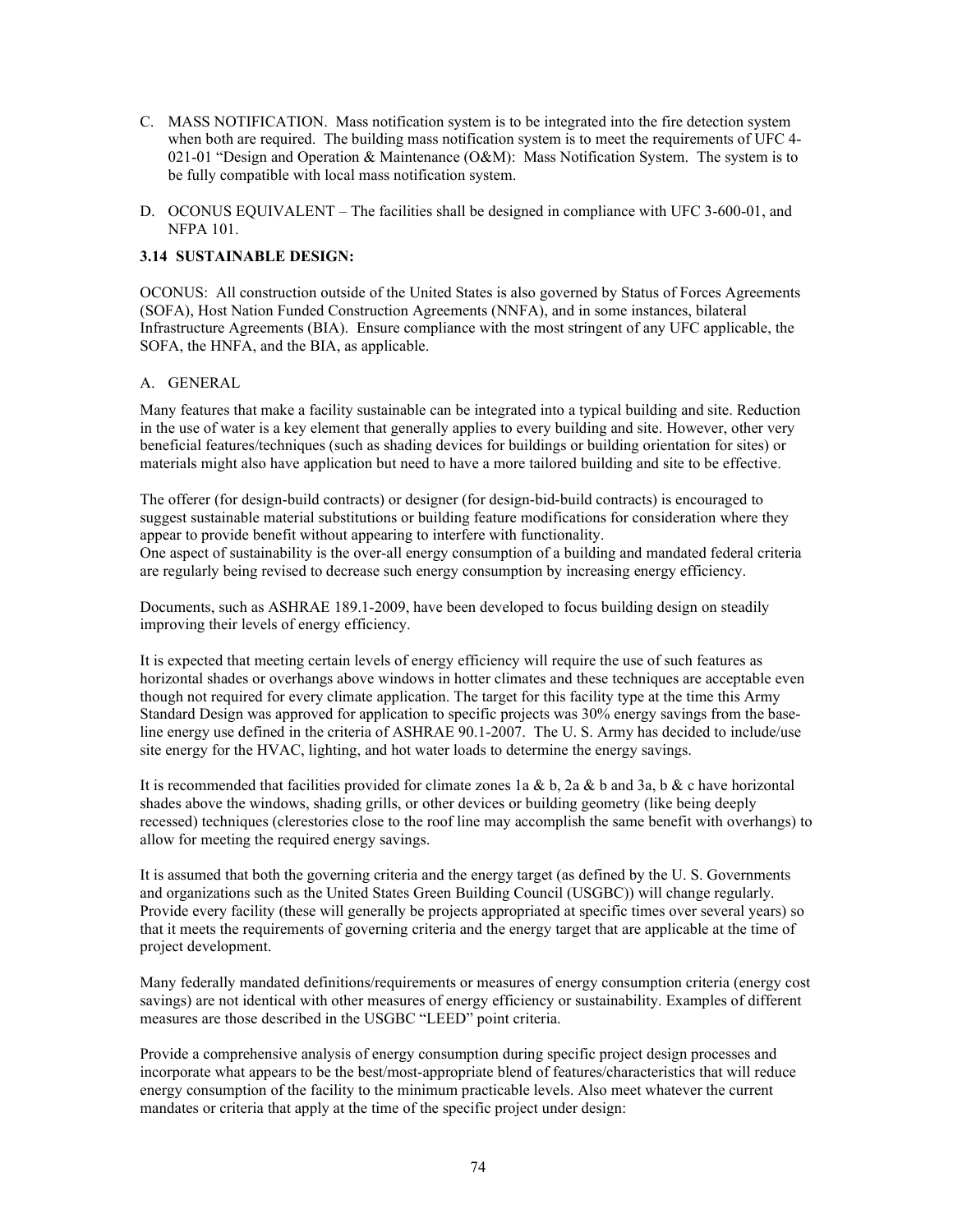C. MASS NOTIFICATION. Mass notification system is to be integrated into the fire detection system when both are required. The building mass notification system is to meet the requirements of UFC 4-021-01 "Design and Operation & Maintenance (O&M): Mass Notification System. The system is to be fully compatible with local mass notification system.

D. OCONUS EQUIVALENT – The facilities shall be designed in compliance with UFC 3-600-01, and NFPA 101.

### 3.14 SUSTAINABLE DESIGN:

OCONUS: All construction outside of the United States is also governed by Status of Forces Agreements (SOFA), Host Nation Funded Construction Agreements (NNFA), and in some instances, bilateral Infrastructure Agreements (BIA). Ensure compliance with the most stringent of any UFC applicable, the SOFA, the HNFA, and the BIA, as applicable.

A. GENERAL

Many features that make a facility sustainable can be integrated into a typical building and site. Reduction in the use of water is a key element that generally applies to every building and site. However, other very beneficial features/techniques (such as shading devices for buildings or building orientation for sites) or materials might also have application but need to have a more tailored building and site to be effective.

The offerer (for design-build contracts) or designer (for design-bid-build contracts) is encouraged to suggest sustainable material substitutions or building feature modifications for consideration where they appear to provide benefit without appearing to interfere with functionality.
One aspect of sustainability is the over-all energy consumption of a building and mandated federal criteria are regularly being revised to decrease such energy consumption by increasing energy efficiency.

Documents, such as ASHRAE 189.1-2009, have been developed to focus building design on steadily improving their levels of energy efficiency.

It is expected that meeting certain levels of energy efficiency will require the use of such features as horizontal shades or overhangs above windows in hotter climates and these techniques are acceptable even though not required for every climate application. The target for this facility type at the time this Army Standard Design was approved for application to specific projects was 30% energy savings from the base-line energy use defined in the criteria of ASHRAE 90.1-2007. The U. S. Army has decided to include/use site energy for the HVAC, lighting, and hot water loads to determine the energy savings.

It is recommended that facilities provided for climate zones 1a & b, 2a & b and 3a, b & c have horizontal shades above the windows, shading grills, or other devices or building geometry (like being deeply recessed) techniques (clerestories close to the roof line may accomplish the same benefit with overhangs) to allow for meeting the required energy savings.

It is assumed that both the governing criteria and the energy target (as defined by the U. S. Governments and organizations such as the United States Green Building Council (USGBC)) will change regularly. Provide every facility (these will generally be projects appropriated at specific times over several years) so that it meets the requirements of governing criteria and the energy target that are applicable at the time of project development.

Many federally mandated definitions/requirements or measures of energy consumption criteria (energy cost savings) are not identical with other measures of energy efficiency or sustainability. Examples of different measures are those described in the USGBC "LEED" point criteria.

Provide a comprehensive analysis of energy consumption during specific project design processes and incorporate what appears to be the best/most-appropriate blend of features/characteristics that will reduce energy consumption of the facility to the minimum practicable levels. Also meet whatever the current mandates or criteria that apply at the time of the specific project under design: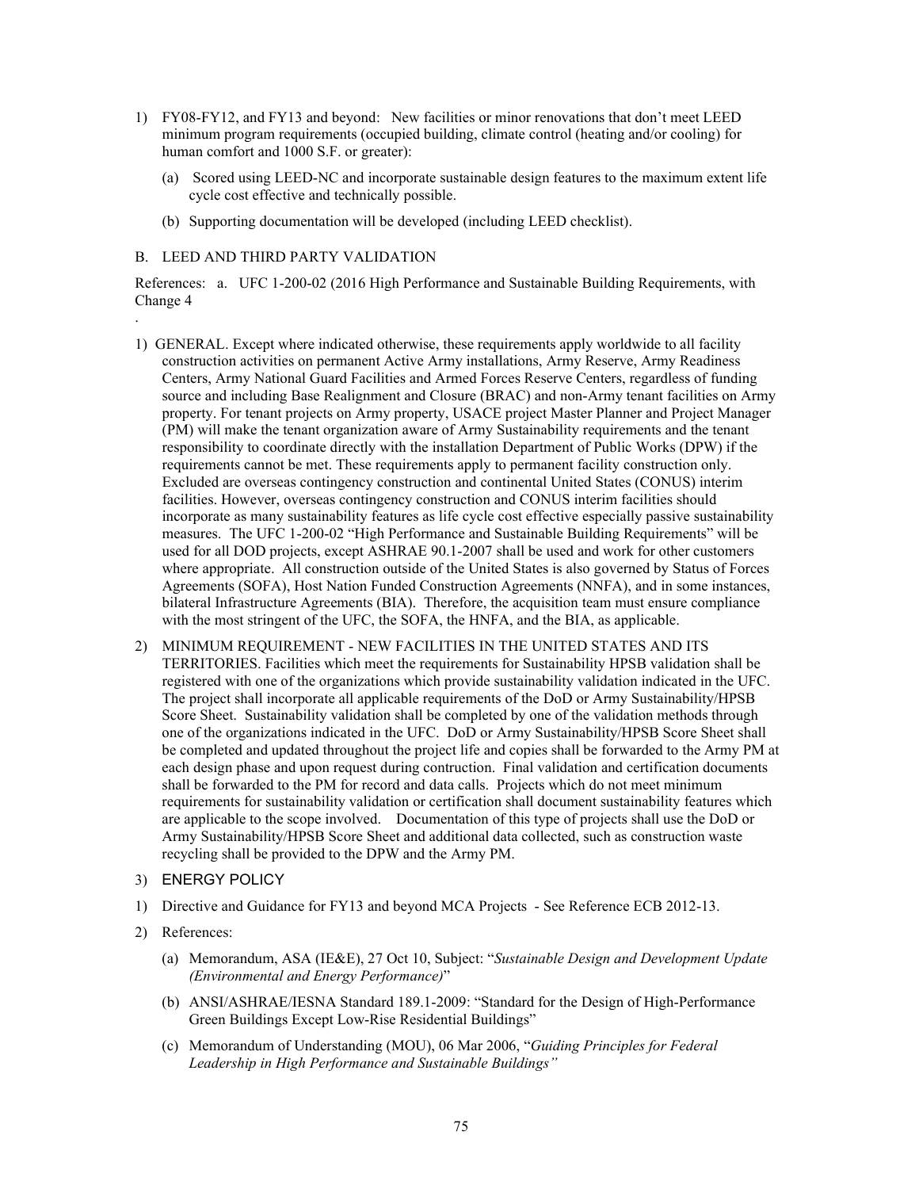1) FY08-FY12, and FY13 and beyond: New facilities or minor renovations that don't meet LEED minimum program requirements (occupied building, climate control (heating and/or cooling) for human comfort and 1000 S.F. or greater):

   (a) Scored using LEED-NC and incorporate sustainable design features to the maximum extent life cycle cost effective and technically possible.

   (b) Supporting documentation will be developed (including LEED checklist).

B. LEED AND THIRD PARTY VALIDATION

References: a. UFC 1-200-02 (2016 High Performance and Sustainable Building Requirements, with Change 4

.

1) GENERAL. Except where indicated otherwise, these requirements apply worldwide to all facility construction activities on permanent Active Army installations, Army Reserve, Army Readiness Centers, Army National Guard Facilities and Armed Forces Reserve Centers, regardless of funding source and including Base Realignment and Closure (BRAC) and non-Army tenant facilities on Army property. For tenant projects on Army property, USACE project Master Planner and Project Manager (PM) will make the tenant organization aware of Army Sustainability requirements and the tenant responsibility to coordinate directly with the installation Department of Public Works (DPW) if the requirements cannot be met. These requirements apply to permanent facility construction only. Excluded are overseas contingency construction and continental United States (CONUS) interim facilities. However, overseas contingency construction and CONUS interim facilities should incorporate as many sustainability features as life cycle cost effective especially passive sustainability measures. The UFC 1-200-02 "High Performance and Sustainable Building Requirements" will be used for all DOD projects, except ASHRAE 90.1-2007 shall be used and work for other customers where appropriate. All construction outside of the United States is also governed by Status of Forces Agreements (SOFA), Host Nation Funded Construction Agreements (NNFA), and in some instances, bilateral Infrastructure Agreements (BIA). Therefore, the acquisition team must ensure compliance with the most stringent of the UFC, the SOFA, the HNFA, and the BIA, as applicable.

2) MINIMUM REQUIREMENT - NEW FACILITIES IN THE UNITED STATES AND ITS TERRITORIES. Facilities which meet the requirements for Sustainability HPSB validation shall be registered with one of the organizations which provide sustainability validation indicated in the UFC. The project shall incorporate all applicable requirements of the DoD or Army Sustainability/HPSB Score Sheet. Sustainability validation shall be completed by one of the validation methods through one of the organizations indicated in the UFC. DoD or Army Sustainability/HPSB Score Sheet shall be completed and updated throughout the project life and copies shall be forwarded to the Army PM at each design phase and upon request during contruction. Final validation and certification documents shall be forwarded to the PM for record and data calls. Projects which do not meet minimum requirements for sustainability validation or certification shall document sustainability features which are applicable to the scope involved. Documentation of this type of projects shall use the DoD or Army Sustainability/HPSB Score Sheet and additional data collected, such as construction waste recycling shall be provided to the DPW and the Army PM.

3) ENERGY POLICY

1) Directive and Guidance for FY13 and beyond MCA Projects - See Reference ECB 2012-13.

2) References:

   (a) Memorandum, ASA (IE&E), 27 Oct 10, Subject: "*Sustainable Design and Development Update (Environmental and Energy Performance)*"

   (b) ANSI/ASHRAE/IESNA Standard 189.1-2009: "Standard for the Design of High-Performance Green Buildings Except Low-Rise Residential Buildings"

   (c) Memorandum of Understanding (MOU), 06 Mar 2006, "*Guiding Principles for Federal Leadership in High Performance and Sustainable Buildings"*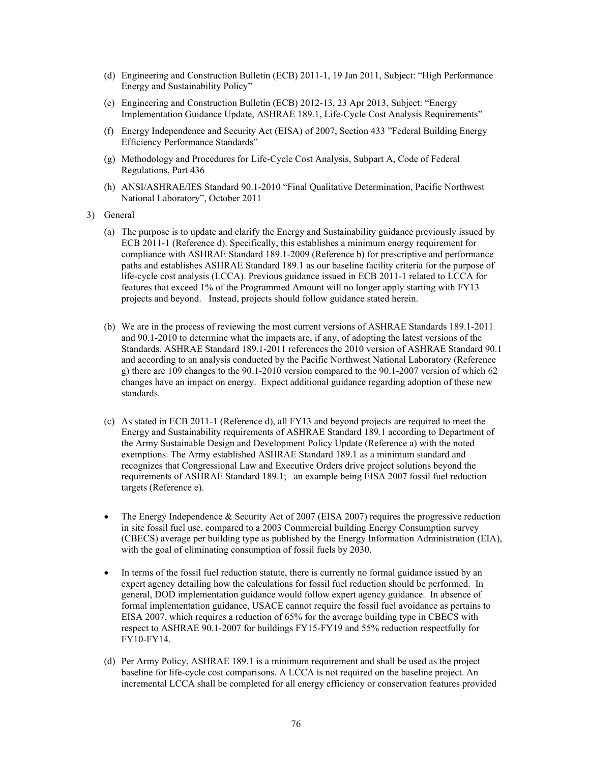(d) Engineering and Construction Bulletin (ECB) 2011-1, 19 Jan 2011, Subject: "High Performance Energy and Sustainability Policy"

(e) Engineering and Construction Bulletin (ECB) 2012-13, 23 Apr 2013, Subject: "Energy Implementation Guidance Update, ASHRAE 189.1, Life-Cycle Cost Analysis Requirements"

(f) Energy Independence and Security Act (EISA) of 2007, Section 433 "Federal Building Energy Efficiency Performance Standards"

(g) Methodology and Procedures for Life-Cycle Cost Analysis, Subpart A, Code of Federal Regulations, Part 436

(h) ANSI/ASHRAE/IES Standard 90.1-2010 "Final Qualitative Determination, Pacific Northwest National Laboratory", October 2011

3) General

(a) The purpose is to update and clarify the Energy and Sustainability guidance previously issued by ECB 2011-1 (Reference d). Specifically, this establishes a minimum energy requirement for compliance with ASHRAE Standard 189.1-2009 (Reference b) for prescriptive and performance paths and establishes ASHRAE Standard 189.1 as our baseline facility criteria for the purpose of life-cycle cost analysis (LCCA). Previous guidance issued in ECB 2011-1 related to LCCA for features that exceed 1% of the Programmed Amount will no longer apply starting with FY13 projects and beyond. Instead, projects should follow guidance stated herein.

(b) We are in the process of reviewing the most current versions of ASHRAE Standards 189.1-2011 and 90.1-2010 to determine what the impacts are, if any, of adopting the latest versions of the Standards. ASHRAE Standard 189.1-2011 references the 2010 version of ASHRAE Standard 90.1 and according to an analysis conducted by the Pacific Northwest National Laboratory (Reference g) there are 109 changes to the 90.1-2010 version compared to the 90.1-2007 version of which 62 changes have an impact on energy. Expect additional guidance regarding adoption of these new standards.

(c) As stated in ECB 2011-1 (Reference d), all FY13 and beyond projects are required to meet the Energy and Sustainability requirements of ASHRAE Standard 189.1 according to Department of the Army Sustainable Design and Development Policy Update (Reference a) with the noted exemptions. The Army established ASHRAE Standard 189.1 as a minimum standard and recognizes that Congressional Law and Executive Orders drive project solutions beyond the requirements of ASHRAE Standard 189.1; an example being EISA 2007 fossil fuel reduction targets (Reference e).

- The Energy Independence & Security Act of 2007 (EISA 2007) requires the progressive reduction in site fossil fuel use, compared to a 2003 Commercial building Energy Consumption survey (CBECS) average per building type as published by the Energy Information Administration (EIA), with the goal of eliminating consumption of fossil fuels by 2030.

- In terms of the fossil fuel reduction statute, there is currently no formal guidance issued by an expert agency detailing how the calculations for fossil fuel reduction should be performed. In general, DOD implementation guidance would follow expert agency guidance. In absence of formal implementation guidance, USACE cannot require the fossil fuel avoidance as pertains to EISA 2007, which requires a reduction of 65% for the average building type in CBECS with respect to ASHRAE 90.1-2007 for buildings FY15-FY19 and 55% reduction respectfully for FY10-FY14.

(d) Per Army Policy, ASHRAE 189.1 is a minimum requirement and shall be used as the project baseline for life-cycle cost comparisons. A LCCA is not required on the baseline project. An incremental LCCA shall be completed for all energy efficiency or conservation features provided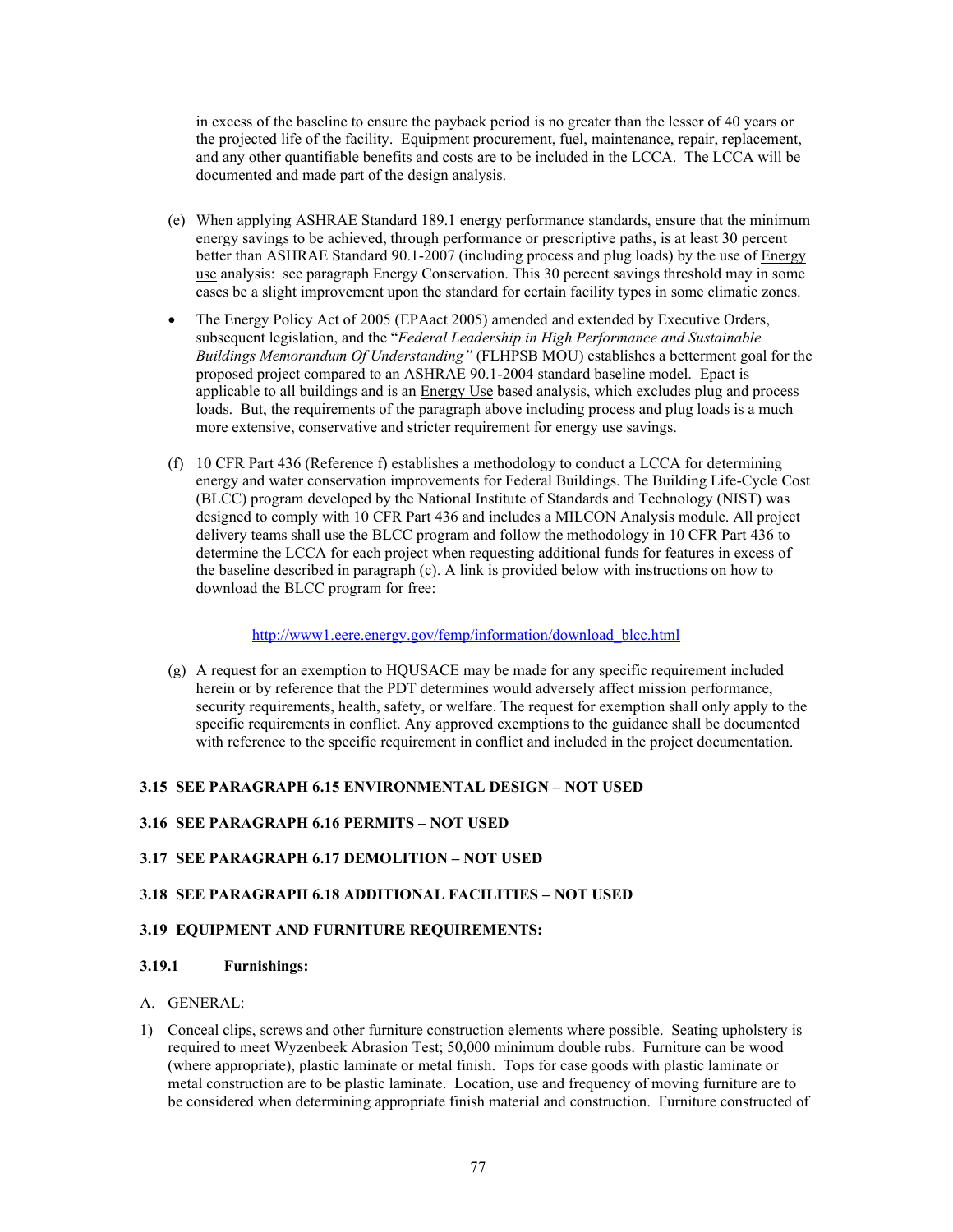in excess of the baseline to ensure the payback period is no greater than the lesser of 40 years or the projected life of the facility. Equipment procurement, fuel, maintenance, repair, replacement, and any other quantifiable benefits and costs are to be included in the LCCA. The LCCA will be documented and made part of the design analysis.

(e) When applying ASHRAE Standard 189.1 energy performance standards, ensure that the minimum energy savings to be achieved, through performance or prescriptive paths, is at least 30 percent better than ASHRAE Standard 90.1-2007 (including process and plug loads) by the use of <u>Energy use</u> analysis: see paragraph Energy Conservation. This 30 percent savings threshold may in some cases be a slight improvement upon the standard for certain facility types in some climatic zones.

- The Energy Policy Act of 2005 (EPAact 2005) amended and extended by Executive Orders, subsequent legislation, and the "*Federal Leadership in High Performance and Sustainable Buildings Memorandum Of Understanding"* (FLHPSB MOU) establishes a betterment goal for the proposed project compared to an ASHRAE 90.1-2004 standard baseline model. Epact is applicable to all buildings and is an <u>Energy Use</u> based analysis, which excludes plug and process loads. But, the requirements of the paragraph above including process and plug loads is a much more extensive, conservative and stricter requirement for energy use savings.

(f) 10 CFR Part 436 (Reference f) establishes a methodology to conduct a LCCA for determining energy and water conservation improvements for Federal Buildings. The Building Life-Cycle Cost (BLCC) program developed by the National Institute of Standards and Technology (NIST) was designed to comply with 10 CFR Part 436 and includes a MILCON Analysis module. All project delivery teams shall use the BLCC program and follow the methodology in 10 CFR Part 436 to determine the LCCA for each project when requesting additional funds for features in excess of the baseline described in paragraph (c). A link is provided below with instructions on how to download the BLCC program for free:

http://www1.eere.energy.gov/femp/information/download_blcc.html

(g) A request for an exemption to HQUSACE may be made for any specific requirement included herein or by reference that the PDT determines would adversely affect mission performance, security requirements, health, safety, or welfare. The request for exemption shall only apply to the specific requirements in conflict. Any approved exemptions to the guidance shall be documented with reference to the specific requirement in conflict and included in the project documentation.

### 3.15 SEE PARAGRAPH 6.15 ENVIRONMENTAL DESIGN – NOT USED

### 3.16 SEE PARAGRAPH 6.16 PERMITS – NOT USED

### 3.17 SEE PARAGRAPH 6.17 DEMOLITION – NOT USED

### 3.18 SEE PARAGRAPH 6.18 ADDITIONAL FACILITIES – NOT USED

### 3.19 EQUIPMENT AND FURNITURE REQUIREMENTS:

#### 3.19.1 Furnishings:

A. GENERAL:

1) Conceal clips, screws and other furniture construction elements where possible. Seating upholstery is required to meet Wyzenbeek Abrasion Test; 50,000 minimum double rubs. Furniture can be wood (where appropriate), plastic laminate or metal finish. Tops for case goods with plastic laminate or metal construction are to be plastic laminate. Location, use and frequency of moving furniture are to be considered when determining appropriate finish material and construction. Furniture constructed of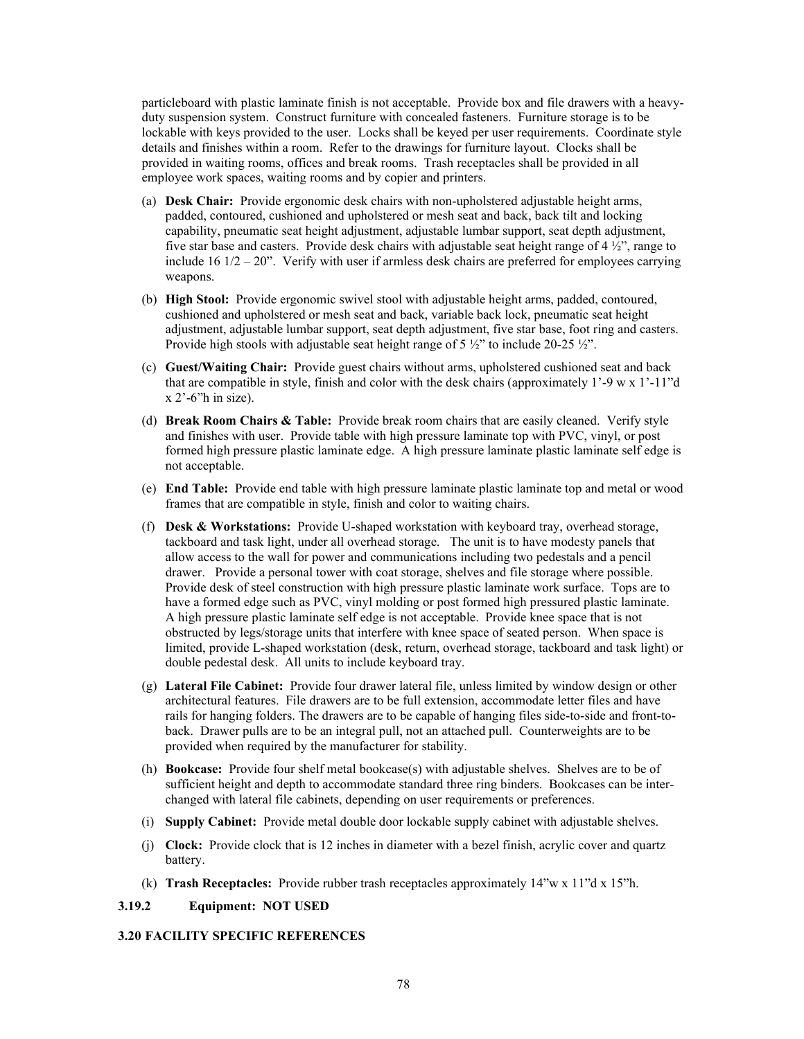particleboard with plastic laminate finish is not acceptable. Provide box and file drawers with a heavy-duty suspension system. Construct furniture with concealed fasteners. Furniture storage is to be lockable with keys provided to the user. Locks shall be keyed per user requirements. Coordinate style details and finishes within a room. Refer to the drawings for furniture layout. Clocks shall be provided in waiting rooms, offices and break rooms. Trash receptacles shall be provided in all employee work spaces, waiting rooms and by copier and printers.

(a) **Desk Chair:** Provide ergonomic desk chairs with non-upholstered adjustable height arms, padded, contoured, cushioned and upholstered or mesh seat and back, back tilt and locking capability, pneumatic seat height adjustment, adjustable lumbar support, seat depth adjustment, five star base and casters. Provide desk chairs with adjustable seat height range of 4 ½", range to include 16 1/2 – 20". Verify with user if armless desk chairs are preferred for employees carrying weapons.

(b) **High Stool:** Provide ergonomic swivel stool with adjustable height arms, padded, contoured, cushioned and upholstered or mesh seat and back, variable back lock, pneumatic seat height adjustment, adjustable lumbar support, seat depth adjustment, five star base, foot ring and casters. Provide high stools with adjustable seat height range of 5 ½" to include 20-25 ½".

(c) **Guest/Waiting Chair:** Provide guest chairs without arms, upholstered cushioned seat and back that are compatible in style, finish and color with the desk chairs (approximately 1'-9 w x 1'-11"d x 2'-6"h in size).

(d) **Break Room Chairs & Table:** Provide break room chairs that are easily cleaned. Verify style and finishes with user. Provide table with high pressure laminate top with PVC, vinyl, or post formed high pressure plastic laminate edge. A high pressure laminate plastic laminate self edge is not acceptable.

(e) **End Table:** Provide end table with high pressure laminate plastic laminate top and metal or wood frames that are compatible in style, finish and color to waiting chairs.

(f) **Desk & Workstations:** Provide U-shaped workstation with keyboard tray, overhead storage, tackboard and task light, under all overhead storage. The unit is to have modesty panels that allow access to the wall for power and communications including two pedestals and a pencil drawer. Provide a personal tower with coat storage, shelves and file storage where possible. Provide desk of steel construction with high pressure plastic laminate work surface. Tops are to have a formed edge such as PVC, vinyl molding or post formed high pressured plastic laminate. A high pressure plastic laminate self edge is not acceptable. Provide knee space that is not obstructed by legs/storage units that interfere with knee space of seated person. When space is limited, provide L-shaped workstation (desk, return, overhead storage, tackboard and task light) or double pedestal desk. All units to include keyboard tray.

(g) **Lateral File Cabinet:** Provide four drawer lateral file, unless limited by window design or other architectural features. File drawers are to be full extension, accommodate letter files and have rails for hanging folders. The drawers are to be capable of hanging files side-to-side and front-to-back. Drawer pulls are to be an integral pull, not an attached pull. Counterweights are to be provided when required by the manufacturer for stability.

(h) **Bookcase:** Provide four shelf metal bookcase(s) with adjustable shelves. Shelves are to be of sufficient height and depth to accommodate standard three ring binders. Bookcases can be inter-changed with lateral file cabinets, depending on user requirements or preferences.

(i) **Supply Cabinet:** Provide metal double door lockable supply cabinet with adjustable shelves.

(j) **Clock:** Provide clock that is 12 inches in diameter with a bezel finish, acrylic cover and quartz battery.

(k) **Trash Receptacles:** Provide rubber trash receptacles approximately 14"w x 11"d x 15"h.

**3.19.2 Equipment: NOT USED**

**3.20 FACILITY SPECIFIC REFERENCES**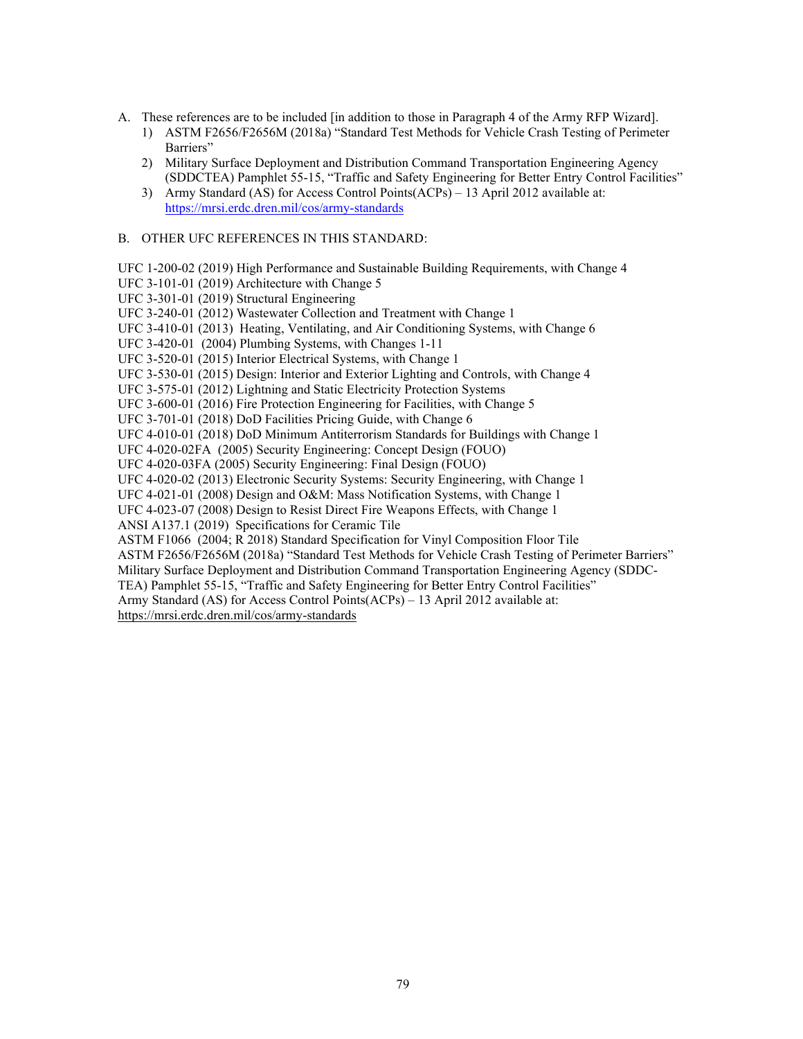A. These references are to be included [in addition to those in Paragraph 4 of the Army RFP Wizard].
   1) ASTM F2656/F2656M (2018a) "Standard Test Methods for Vehicle Crash Testing of Perimeter Barriers"
   2) Military Surface Deployment and Distribution Command Transportation Engineering Agency (SDDCTEA) Pamphlet 55-15, "Traffic and Safety Engineering for Better Entry Control Facilities"
   3) Army Standard (AS) for Access Control Points(ACPs) – 13 April 2012 available at: https://mrsi.erdc.dren.mil/cos/army-standards

B. OTHER UFC REFERENCES IN THIS STANDARD:

UFC 1-200-02 (2019) High Performance and Sustainable Building Requirements, with Change 4
UFC 3-101-01 (2019) Architecture with Change 5
UFC 3-301-01 (2019) Structural Engineering
UFC 3-240-01 (2012) Wastewater Collection and Treatment with Change 1
UFC 3-410-01 (2013) Heating, Ventilating, and Air Conditioning Systems, with Change 6
UFC 3-420-01 (2004) Plumbing Systems, with Changes 1-11
UFC 3-520-01 (2015) Interior Electrical Systems, with Change 1
UFC 3-530-01 (2015) Design: Interior and Exterior Lighting and Controls, with Change 4
UFC 3-575-01 (2012) Lightning and Static Electricity Protection Systems
UFC 3-600-01 (2016) Fire Protection Engineering for Facilities, with Change 5
UFC 3-701-01 (2018) DoD Facilities Pricing Guide, with Change 6
UFC 4-010-01 (2018) DoD Minimum Antiterrorism Standards for Buildings with Change 1
UFC 4-020-02FA (2005) Security Engineering: Concept Design (FOUO)
UFC 4-020-03FA (2005) Security Engineering: Final Design (FOUO)
UFC 4-020-02 (2013) Electronic Security Systems: Security Engineering, with Change 1
UFC 4-021-01 (2008) Design and O&M: Mass Notification Systems, with Change 1
UFC 4-023-07 (2008) Design to Resist Direct Fire Weapons Effects, with Change 1
ANSI A137.1 (2019) Specifications for Ceramic Tile
ASTM F1066 (2004; R 2018) Standard Specification for Vinyl Composition Floor Tile
ASTM F2656/F2656M (2018a) "Standard Test Methods for Vehicle Crash Testing of Perimeter Barriers"
Military Surface Deployment and Distribution Command Transportation Engineering Agency (SDDC-TEA) Pamphlet 55-15, "Traffic and Safety Engineering for Better Entry Control Facilities"
Army Standard (AS) for Access Control Points(ACPs) – 13 April 2012 available at: https://mrsi.erdc.dren.mil/cos/army-standards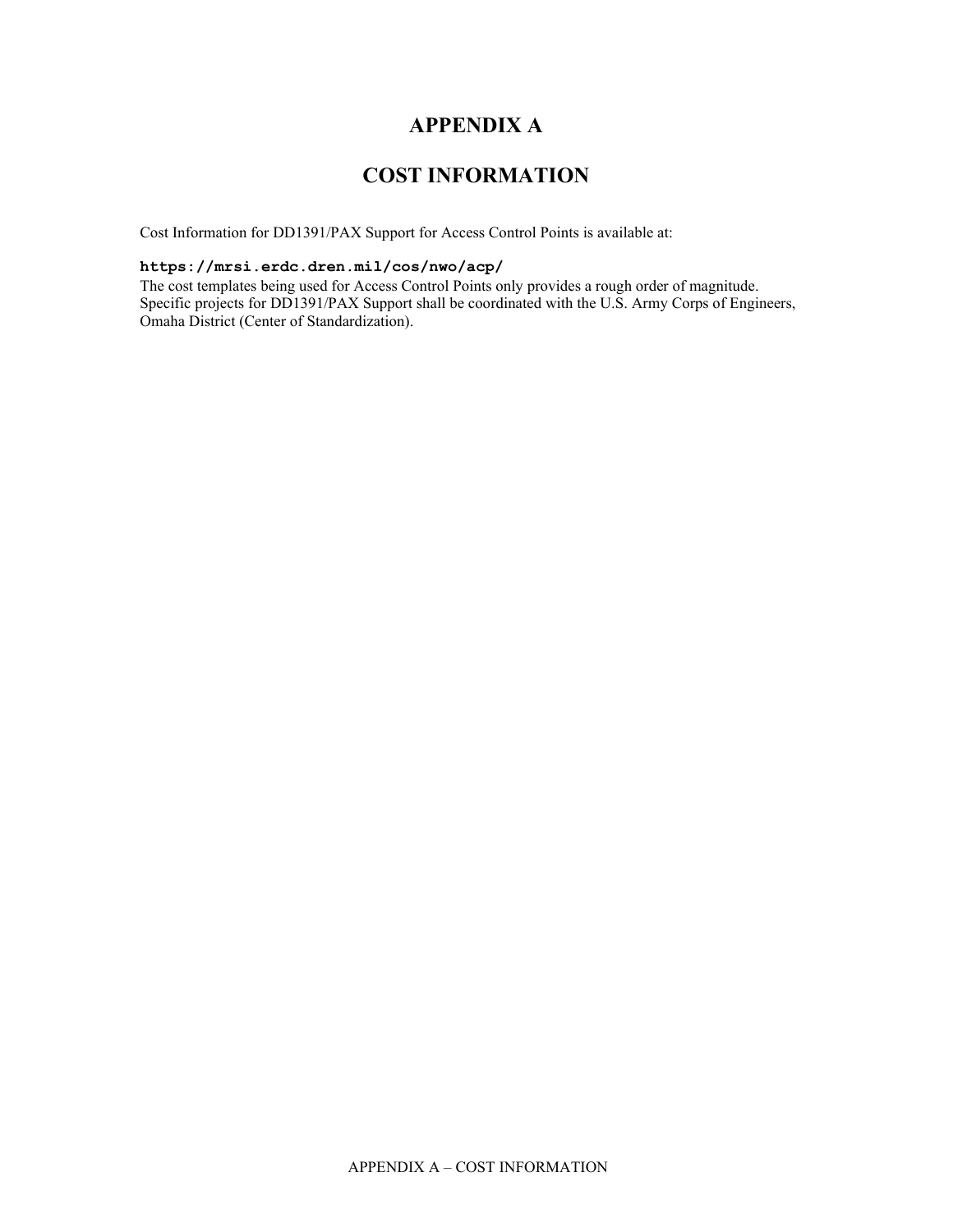# APPENDIX A

# COST INFORMATION

Cost Information for DD1391/PAX Support for Access Control Points is available at:

**`https://mrsi.erdc.dren.mil/cos/nwo/acp/`**

The cost templates being used for Access Control Points only provides a rough order of magnitude. Specific projects for DD1391/PAX Support shall be coordinated with the U.S. Army Corps of Engineers, Omaha District (Center of Standardization).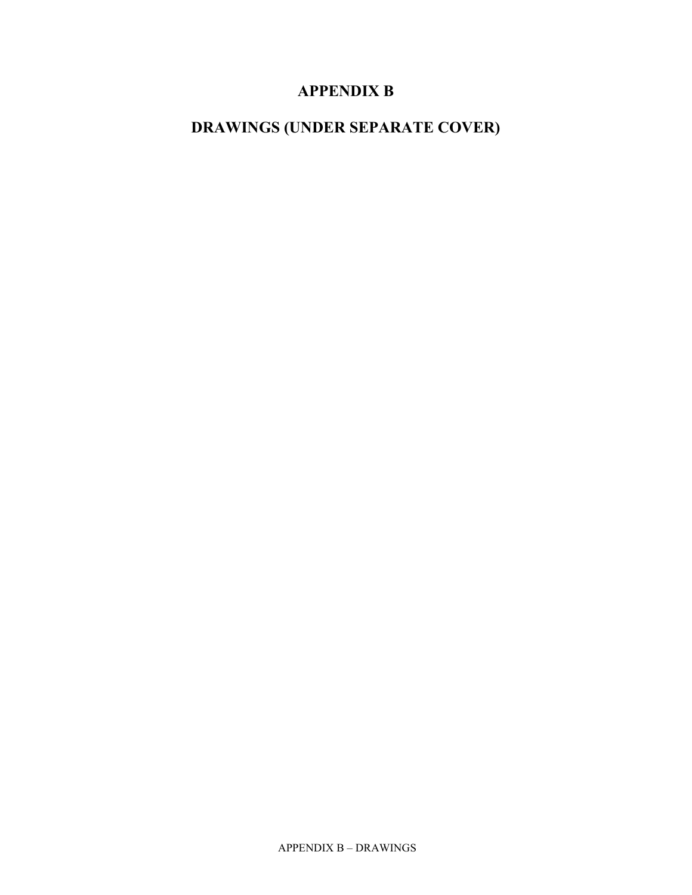# APPENDIX B

# DRAWINGS (UNDER SEPARATE COVER)